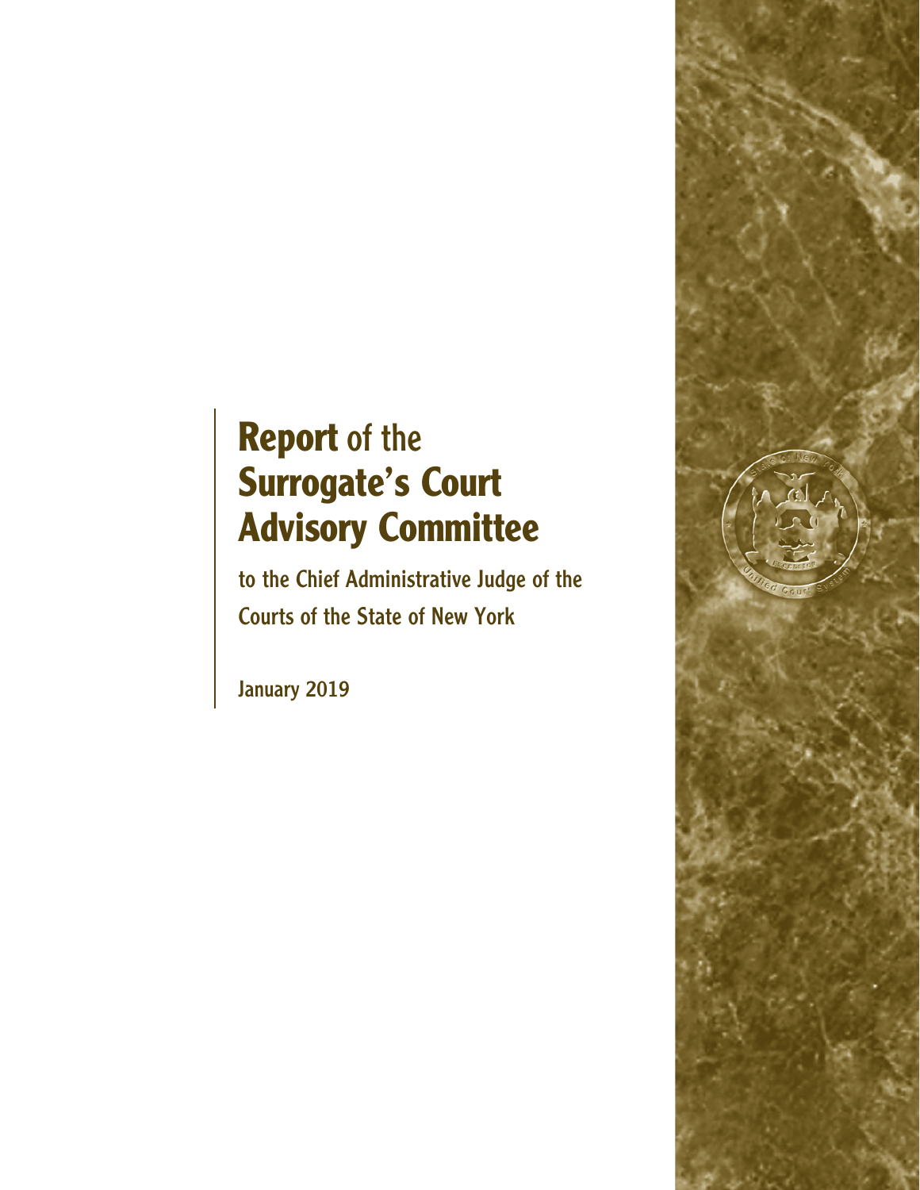# **Report** of the **Surrogate's Court Advisory Committee**

**to the Chief Administrative Judge of the Courts of the State of New York**

**January 2019**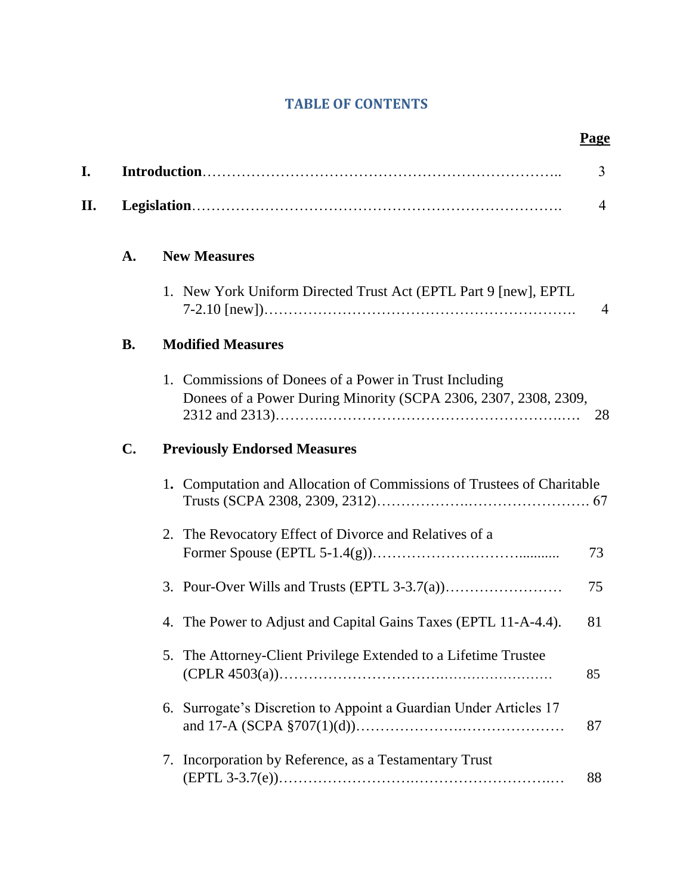# TABLE OF CONTENTS

**Page**

**I. Introduction** …… 3

**II. Legislation** …… 4

**A. New Measures**

1. New York Uniform Directed Trust Act (EPTL Part 9 [new], EPTL 7-2.10 [new]) …… 4

**B. Modified Measures**

1. Commissions of Donees of a Power in Trust Including Donees of a Power During Minority (SCPA 2306, 2307, 2308, 2309, 2312 and 2313) …… 28

**C. Previously Endorsed Measures**

1. Computation and Allocation of Commissions of Trustees of Charitable Trusts (SCPA 2308, 2309, 2312) …… 67
2. The Revocatory Effect of Divorce and Relatives of a Former Spouse (EPTL 5-1.4(g)) …… 73
3. Pour-Over Wills and Trusts (EPTL 3-3.7(a)) …… 75
4. The Power to Adjust and Capital Gains Taxes (EPTL 11-A-4.4). …… 81
5. The Attorney-Client Privilege Extended to a Lifetime Trustee (CPLR 4503(a)) …… 85
6. Surrogate's Discretion to Appoint a Guardian Under Articles 17 and 17-A (SCPA §707(1)(d)) …… 87
7. Incorporation by Reference, as a Testamentary Trust (EPTL 3-3.7(e)) …… 88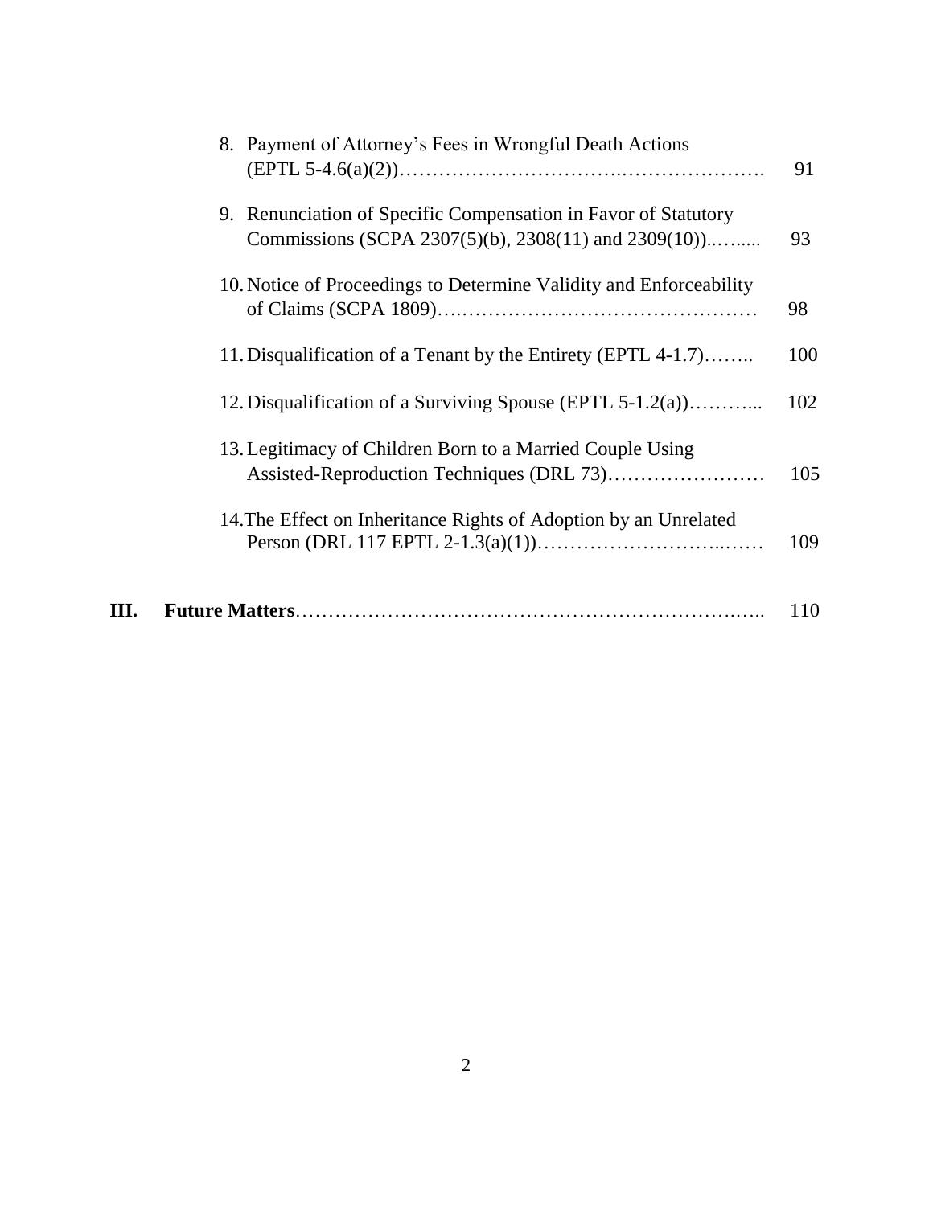8. Payment of Attorney's Fees in Wrongful Death Actions (EPTL 5-4.6(a)(2))……………………………….…………………. 91

9. Renunciation of Specific Compensation in Favor of Statutory Commissions (SCPA 2307(5)(b), 2308(11) and 2309(10))..…..... 93

10. Notice of Proceedings to Determine Validity and Enforceability of Claims (SCPA 1809)….……………………………………… 98

11. Disqualification of a Tenant by the Entirety (EPTL 4-1.7)…….. 100

12. Disqualification of a Surviving Spouse (EPTL 5-1.2(a))………... 102

13. Legitimacy of Children Born to a Married Couple Using Assisted-Reproduction Techniques (DRL 73)…………………… 105

14. The Effect on Inheritance Rights of Adoption by an Unrelated Person (DRL 117 EPTL 2-1.3(a)(1))…………………………..…… 109

**III. Future Matters**……………………………………………………….….. 110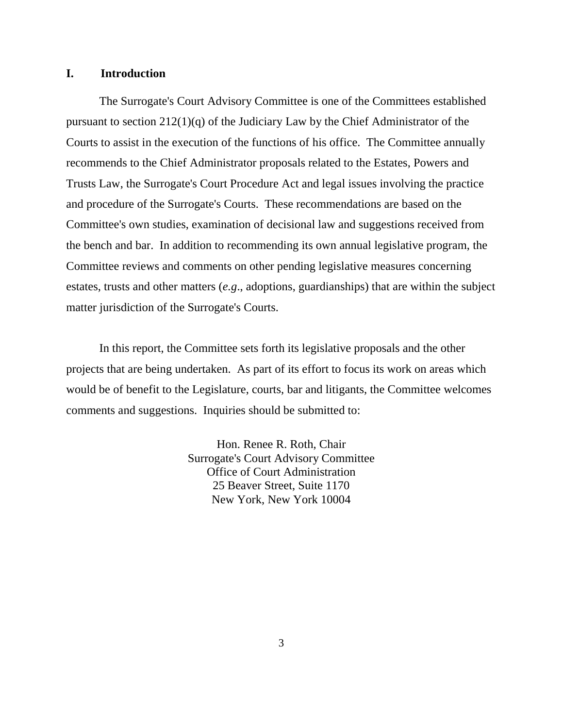## I. Introduction

The Surrogate's Court Advisory Committee is one of the Committees established pursuant to section 212(1)(q) of the Judiciary Law by the Chief Administrator of the Courts to assist in the execution of the functions of his office. The Committee annually recommends to the Chief Administrator proposals related to the Estates, Powers and Trusts Law, the Surrogate's Court Procedure Act and legal issues involving the practice and procedure of the Surrogate's Courts. These recommendations are based on the Committee's own studies, examination of decisional law and suggestions received from the bench and bar. In addition to recommending its own annual legislative program, the Committee reviews and comments on other pending legislative measures concerning estates, trusts and other matters (*e.g*., adoptions, guardianships) that are within the subject matter jurisdiction of the Surrogate's Courts.

In this report, the Committee sets forth its legislative proposals and the other projects that are being undertaken. As part of its effort to focus its work on areas which would be of benefit to the Legislature, courts, bar and litigants, the Committee welcomes comments and suggestions. Inquiries should be submitted to:

Hon. Renee R. Roth, Chair
Surrogate's Court Advisory Committee
Office of Court Administration
25 Beaver Street, Suite 1170
New York, New York 10004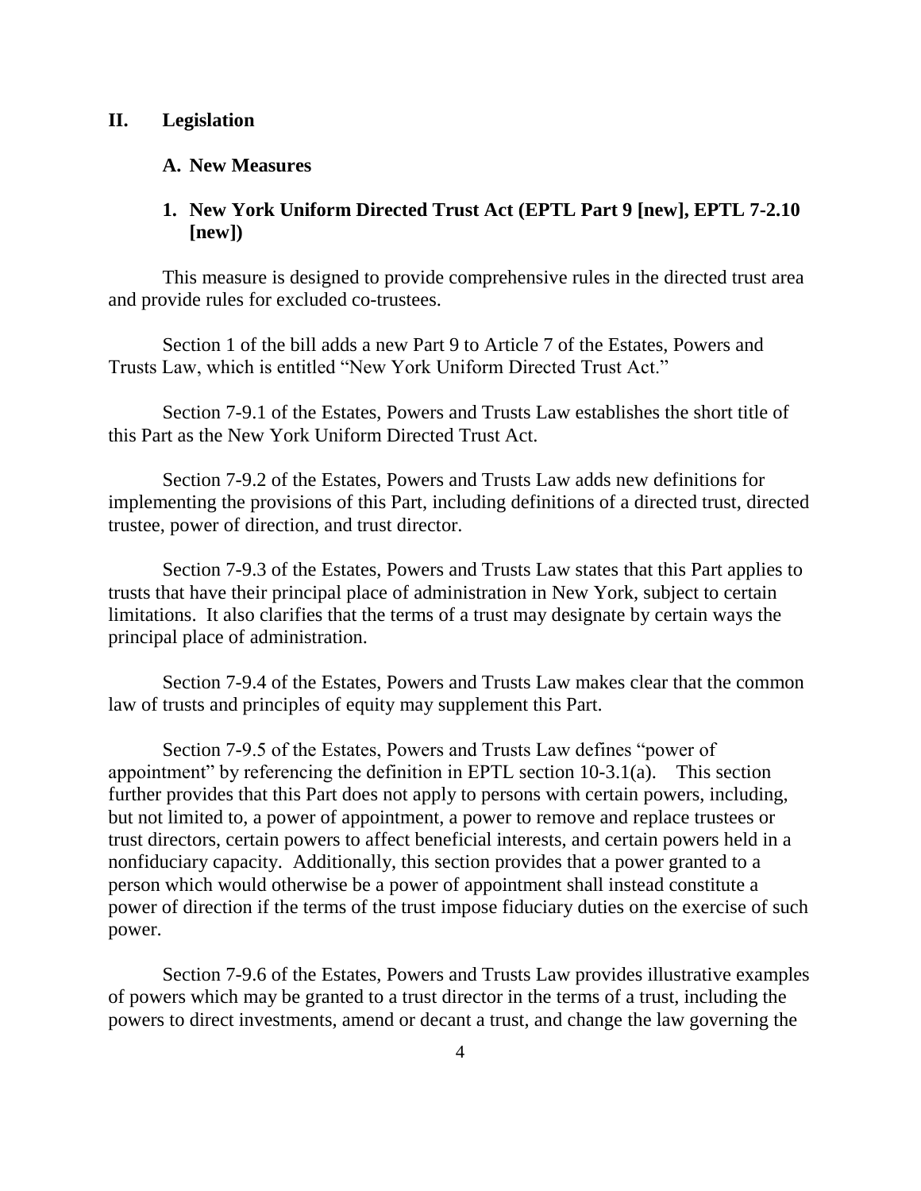## II. Legislation

### A. New Measures

#### 1. New York Uniform Directed Trust Act (EPTL Part 9 [new], EPTL 7-2.10 [new])

This measure is designed to provide comprehensive rules in the directed trust area and provide rules for excluded co-trustees.

Section 1 of the bill adds a new Part 9 to Article 7 of the Estates, Powers and Trusts Law, which is entitled "New York Uniform Directed Trust Act."

Section 7-9.1 of the Estates, Powers and Trusts Law establishes the short title of this Part as the New York Uniform Directed Trust Act.

Section 7-9.2 of the Estates, Powers and Trusts Law adds new definitions for implementing the provisions of this Part, including definitions of a directed trust, directed trustee, power of direction, and trust director.

Section 7-9.3 of the Estates, Powers and Trusts Law states that this Part applies to trusts that have their principal place of administration in New York, subject to certain limitations. It also clarifies that the terms of a trust may designate by certain ways the principal place of administration.

Section 7-9.4 of the Estates, Powers and Trusts Law makes clear that the common law of trusts and principles of equity may supplement this Part.

Section 7-9.5 of the Estates, Powers and Trusts Law defines "power of appointment" by referencing the definition in EPTL section 10-3.1(a). This section further provides that this Part does not apply to persons with certain powers, including, but not limited to, a power of appointment, a power to remove and replace trustees or trust directors, certain powers to affect beneficial interests, and certain powers held in a nonfiduciary capacity. Additionally, this section provides that a power granted to a person which would otherwise be a power of appointment shall instead constitute a power of direction if the terms of the trust impose fiduciary duties on the exercise of such power.

Section 7-9.6 of the Estates, Powers and Trusts Law provides illustrative examples of powers which may be granted to a trust director in the terms of a trust, including the powers to direct investments, amend or decant a trust, and change the law governing the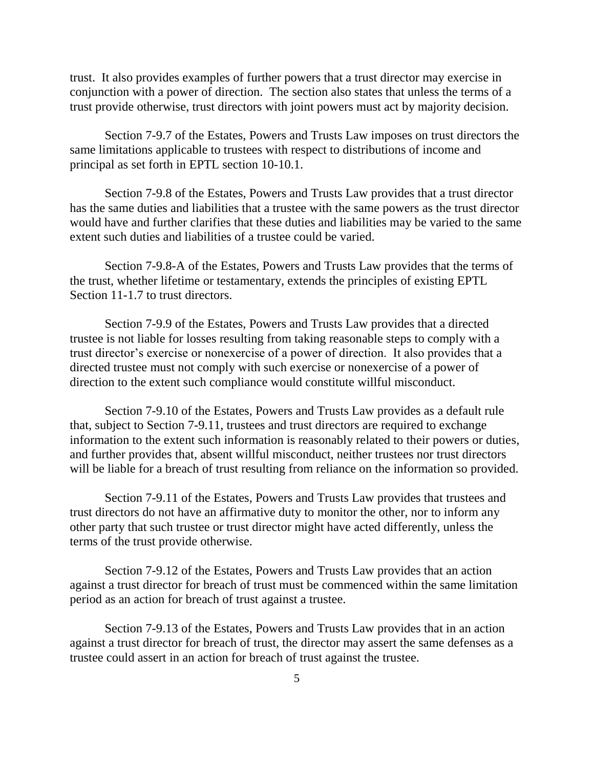trust. It also provides examples of further powers that a trust director may exercise in conjunction with a power of direction. The section also states that unless the terms of a trust provide otherwise, trust directors with joint powers must act by majority decision.

Section 7-9.7 of the Estates, Powers and Trusts Law imposes on trust directors the same limitations applicable to trustees with respect to distributions of income and principal as set forth in EPTL section 10-10.1.

Section 7-9.8 of the Estates, Powers and Trusts Law provides that a trust director has the same duties and liabilities that a trustee with the same powers as the trust director would have and further clarifies that these duties and liabilities may be varied to the same extent such duties and liabilities of a trustee could be varied.

Section 7-9.8-A of the Estates, Powers and Trusts Law provides that the terms of the trust, whether lifetime or testamentary, extends the principles of existing EPTL Section 11-1.7 to trust directors.

Section 7-9.9 of the Estates, Powers and Trusts Law provides that a directed trustee is not liable for losses resulting from taking reasonable steps to comply with a trust director's exercise or nonexercise of a power of direction. It also provides that a directed trustee must not comply with such exercise or nonexercise of a power of direction to the extent such compliance would constitute willful misconduct.

Section 7-9.10 of the Estates, Powers and Trusts Law provides as a default rule that, subject to Section 7-9.11, trustees and trust directors are required to exchange information to the extent such information is reasonably related to their powers or duties, and further provides that, absent willful misconduct, neither trustees nor trust directors will be liable for a breach of trust resulting from reliance on the information so provided.

Section 7-9.11 of the Estates, Powers and Trusts Law provides that trustees and trust directors do not have an affirmative duty to monitor the other, nor to inform any other party that such trustee or trust director might have acted differently, unless the terms of the trust provide otherwise.

Section 7-9.12 of the Estates, Powers and Trusts Law provides that an action against a trust director for breach of trust must be commenced within the same limitation period as an action for breach of trust against a trustee.

Section 7-9.13 of the Estates, Powers and Trusts Law provides that in an action against a trust director for breach of trust, the director may assert the same defenses as a trustee could assert in an action for breach of trust against the trustee.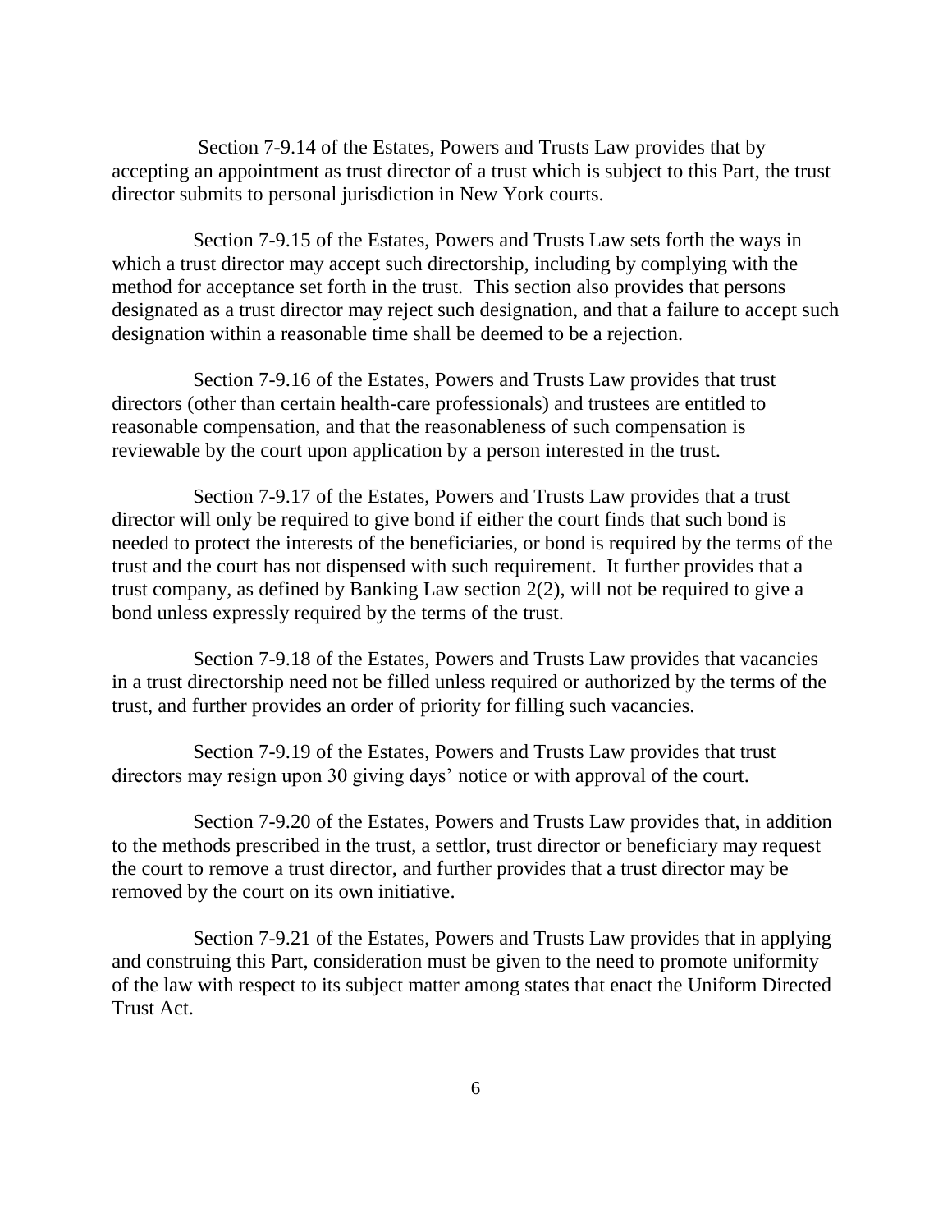Section 7-9.14 of the Estates, Powers and Trusts Law provides that by accepting an appointment as trust director of a trust which is subject to this Part, the trust director submits to personal jurisdiction in New York courts.

Section 7-9.15 of the Estates, Powers and Trusts Law sets forth the ways in which a trust director may accept such directorship, including by complying with the method for acceptance set forth in the trust. This section also provides that persons designated as a trust director may reject such designation, and that a failure to accept such designation within a reasonable time shall be deemed to be a rejection.

Section 7-9.16 of the Estates, Powers and Trusts Law provides that trust directors (other than certain health-care professionals) and trustees are entitled to reasonable compensation, and that the reasonableness of such compensation is reviewable by the court upon application by a person interested in the trust.

Section 7-9.17 of the Estates, Powers and Trusts Law provides that a trust director will only be required to give bond if either the court finds that such bond is needed to protect the interests of the beneficiaries, or bond is required by the terms of the trust and the court has not dispensed with such requirement. It further provides that a trust company, as defined by Banking Law section 2(2), will not be required to give a bond unless expressly required by the terms of the trust.

Section 7-9.18 of the Estates, Powers and Trusts Law provides that vacancies in a trust directorship need not be filled unless required or authorized by the terms of the trust, and further provides an order of priority for filling such vacancies.

Section 7-9.19 of the Estates, Powers and Trusts Law provides that trust directors may resign upon 30 giving days' notice or with approval of the court.

Section 7-9.20 of the Estates, Powers and Trusts Law provides that, in addition to the methods prescribed in the trust, a settlor, trust director or beneficiary may request the court to remove a trust director, and further provides that a trust director may be removed by the court on its own initiative.

Section 7-9.21 of the Estates, Powers and Trusts Law provides that in applying and construing this Part, consideration must be given to the need to promote uniformity of the law with respect to its subject matter among states that enact the Uniform Directed Trust Act.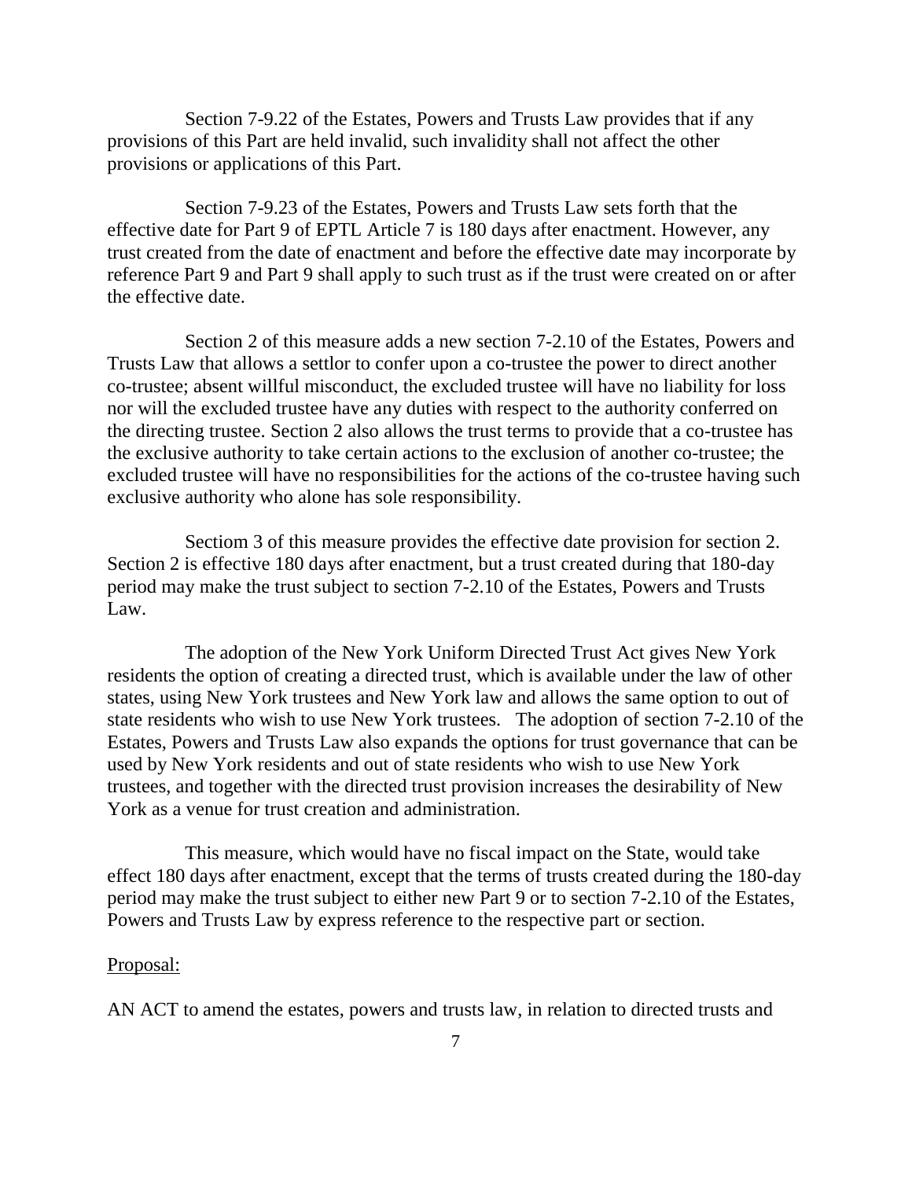Section 7-9.22 of the Estates, Powers and Trusts Law provides that if any provisions of this Part are held invalid, such invalidity shall not affect the other provisions or applications of this Part.

Section 7-9.23 of the Estates, Powers and Trusts Law sets forth that the effective date for Part 9 of EPTL Article 7 is 180 days after enactment. However, any trust created from the date of enactment and before the effective date may incorporate by reference Part 9 and Part 9 shall apply to such trust as if the trust were created on or after the effective date.

Section 2 of this measure adds a new section 7-2.10 of the Estates, Powers and Trusts Law that allows a settlor to confer upon a co-trustee the power to direct another co-trustee; absent willful misconduct, the excluded trustee will have no liability for loss nor will the excluded trustee have any duties with respect to the authority conferred on the directing trustee. Section 2 also allows the trust terms to provide that a co-trustee has the exclusive authority to take certain actions to the exclusion of another co-trustee; the excluded trustee will have no responsibilities for the actions of the co-trustee having such exclusive authority who alone has sole responsibility.

Sectiom 3 of this measure provides the effective date provision for section 2. Section 2 is effective 180 days after enactment, but a trust created during that 180-day period may make the trust subject to section 7-2.10 of the Estates, Powers and Trusts Law.

The adoption of the New York Uniform Directed Trust Act gives New York residents the option of creating a directed trust, which is available under the law of other states, using New York trustees and New York law and allows the same option to out of state residents who wish to use New York trustees. The adoption of section 7-2.10 of the Estates, Powers and Trusts Law also expands the options for trust governance that can be used by New York residents and out of state residents who wish to use New York trustees, and together with the directed trust provision increases the desirability of New York as a venue for trust creation and administration.

This measure, which would have no fiscal impact on the State, would take effect 180 days after enactment, except that the terms of trusts created during the 180-day period may make the trust subject to either new Part 9 or to section 7-2.10 of the Estates, Powers and Trusts Law by express reference to the respective part or section.

Proposal:

AN ACT to amend the estates, powers and trusts law, in relation to directed trusts and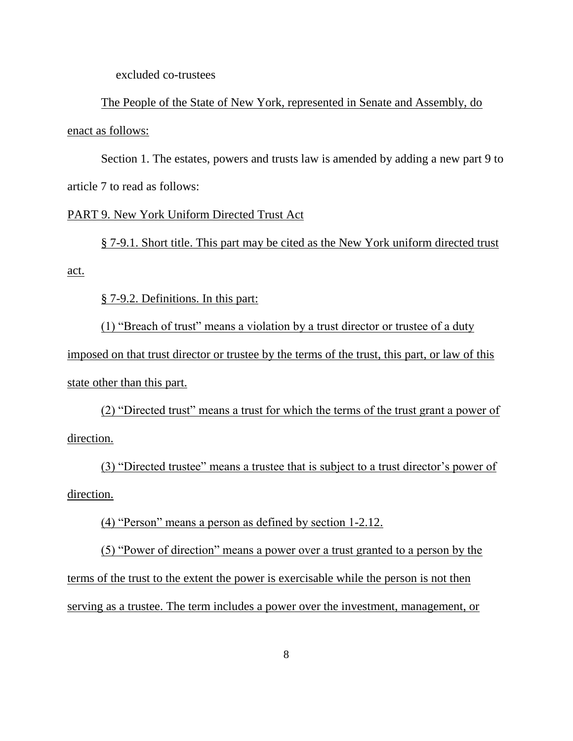excluded co-trustees

The People of the State of New York, represented in Senate and Assembly, do enact as follows:

Section 1. The estates, powers and trusts law is amended by adding a new part 9 to article 7 to read as follows:

PART 9. New York Uniform Directed Trust Act

§ 7-9.1. Short title. This part may be cited as the New York uniform directed trust act.

§ 7-9.2. Definitions. In this part:

(1) "Breach of trust" means a violation by a trust director or trustee of a duty imposed on that trust director or trustee by the terms of the trust, this part, or law of this state other than this part.

(2) "Directed trust" means a trust for which the terms of the trust grant a power of direction.

(3) "Directed trustee" means a trustee that is subject to a trust director's power of direction.

(4) "Person" means a person as defined by section 1-2.12.

(5) "Power of direction" means a power over a trust granted to a person by the terms of the trust to the extent the power is exercisable while the person is not then serving as a trustee. The term includes a power over the investment, management, or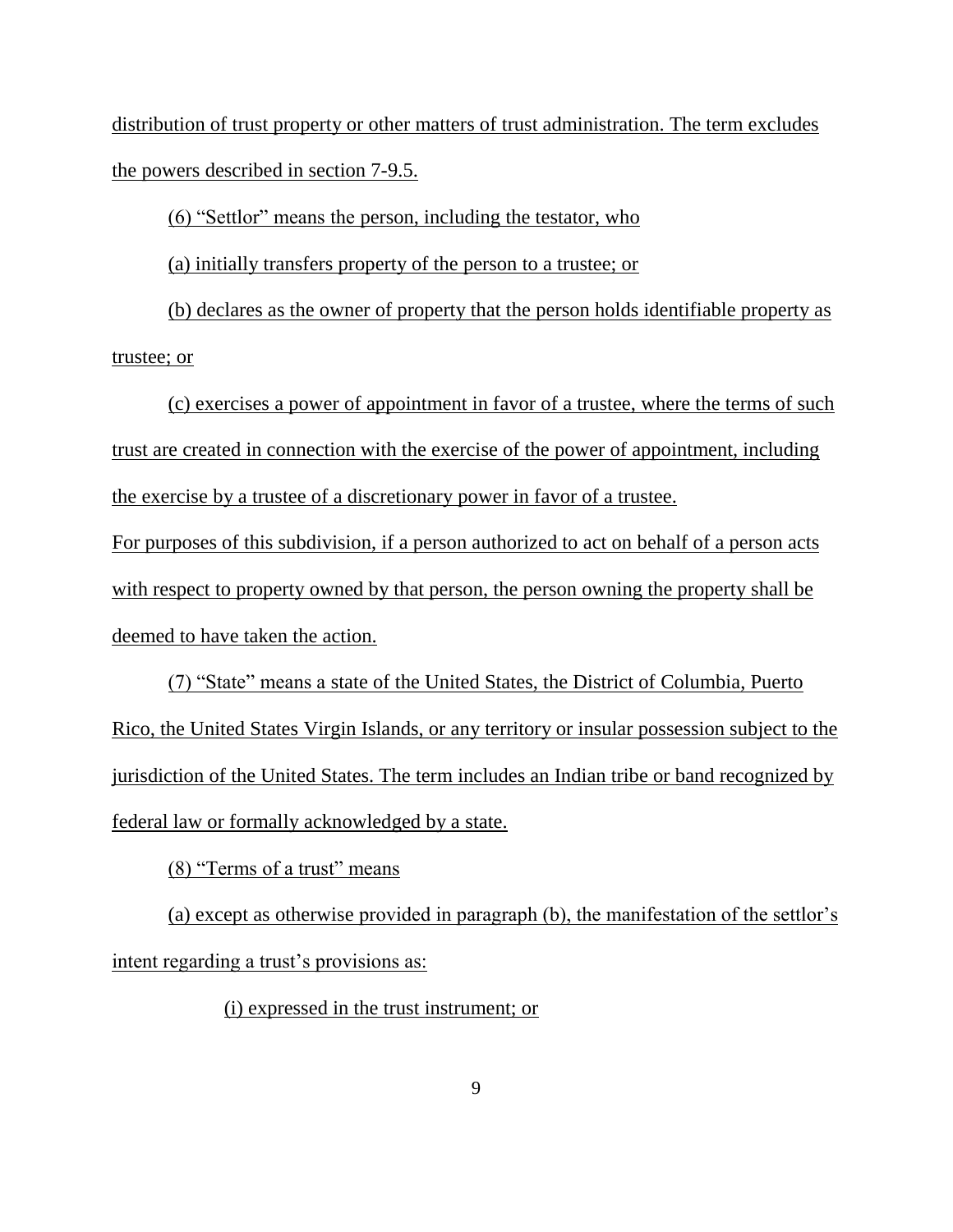distribution of trust property or other matters of trust administration. The term excludes the powers described in section 7-9.5.

(6) "Settlor" means the person, including the testator, who

(a) initially transfers property of the person to a trustee; or

(b) declares as the owner of property that the person holds identifiable property as trustee; or

(c) exercises a power of appointment in favor of a trustee, where the terms of such trust are created in connection with the exercise of the power of appointment, including the exercise by a trustee of a discretionary power in favor of a trustee.

For purposes of this subdivision, if a person authorized to act on behalf of a person acts with respect to property owned by that person, the person owning the property shall be deemed to have taken the action.

(7) "State" means a state of the United States, the District of Columbia, Puerto Rico, the United States Virgin Islands, or any territory or insular possession subject to the jurisdiction of the United States. The term includes an Indian tribe or band recognized by federal law or formally acknowledged by a state.

(8) "Terms of a trust" means

(a) except as otherwise provided in paragraph (b), the manifestation of the settlor's intent regarding a trust's provisions as:

(i) expressed in the trust instrument; or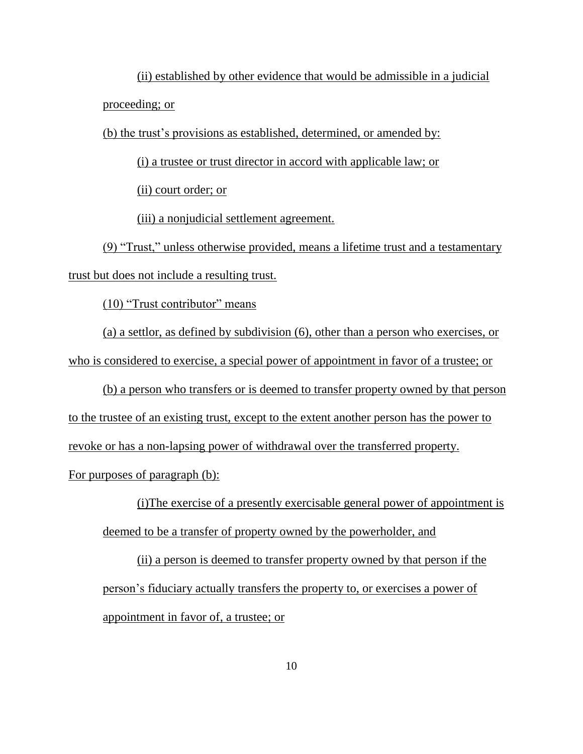(ii) established by other evidence that would be admissible in a judicial proceeding; or

(b) the trust's provisions as established, determined, or amended by:

(i) a trustee or trust director in accord with applicable law; or

(ii) court order; or

(iii) a nonjudicial settlement agreement.

(9) "Trust," unless otherwise provided, means a lifetime trust and a testamentary trust but does not include a resulting trust.

(10) "Trust contributor" means

(a) a settlor, as defined by subdivision (6), other than a person who exercises, or who is considered to exercise, a special power of appointment in favor of a trustee; or

(b) a person who transfers or is deemed to transfer property owned by that person to the trustee of an existing trust, except to the extent another person has the power to revoke or has a non-lapsing power of withdrawal over the transferred property.

For purposes of paragraph (b):

(i)The exercise of a presently exercisable general power of appointment is deemed to be a transfer of property owned by the powerholder, and

(ii) a person is deemed to transfer property owned by that person if the person's fiduciary actually transfers the property to, or exercises a power of appointment in favor of, a trustee; or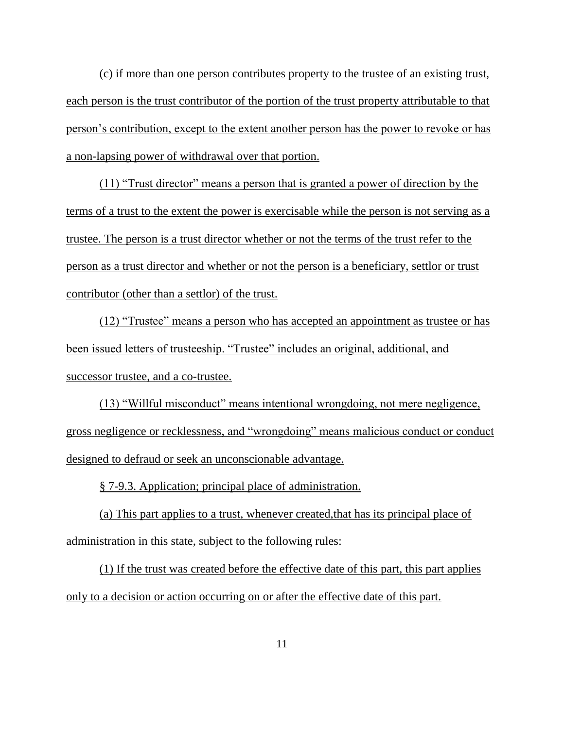(c) if more than one person contributes property to the trustee of an existing trust, each person is the trust contributor of the portion of the trust property attributable to that person's contribution, except to the extent another person has the power to revoke or has a non-lapsing power of withdrawal over that portion.

(11) "Trust director" means a person that is granted a power of direction by the terms of a trust to the extent the power is exercisable while the person is not serving as a trustee. The person is a trust director whether or not the terms of the trust refer to the person as a trust director and whether or not the person is a beneficiary, settlor or trust contributor (other than a settlor) of the trust.

(12) "Trustee" means a person who has accepted an appointment as trustee or has been issued letters of trusteeship. "Trustee" includes an original, additional, and successor trustee, and a co-trustee.

(13) "Willful misconduct" means intentional wrongdoing, not mere negligence, gross negligence or recklessness, and "wrongdoing" means malicious conduct or conduct designed to defraud or seek an unconscionable advantage.

§ 7-9.3. Application; principal place of administration.

(a) This part applies to a trust, whenever created,that has its principal place of administration in this state, subject to the following rules:

(1) If the trust was created before the effective date of this part, this part applies only to a decision or action occurring on or after the effective date of this part.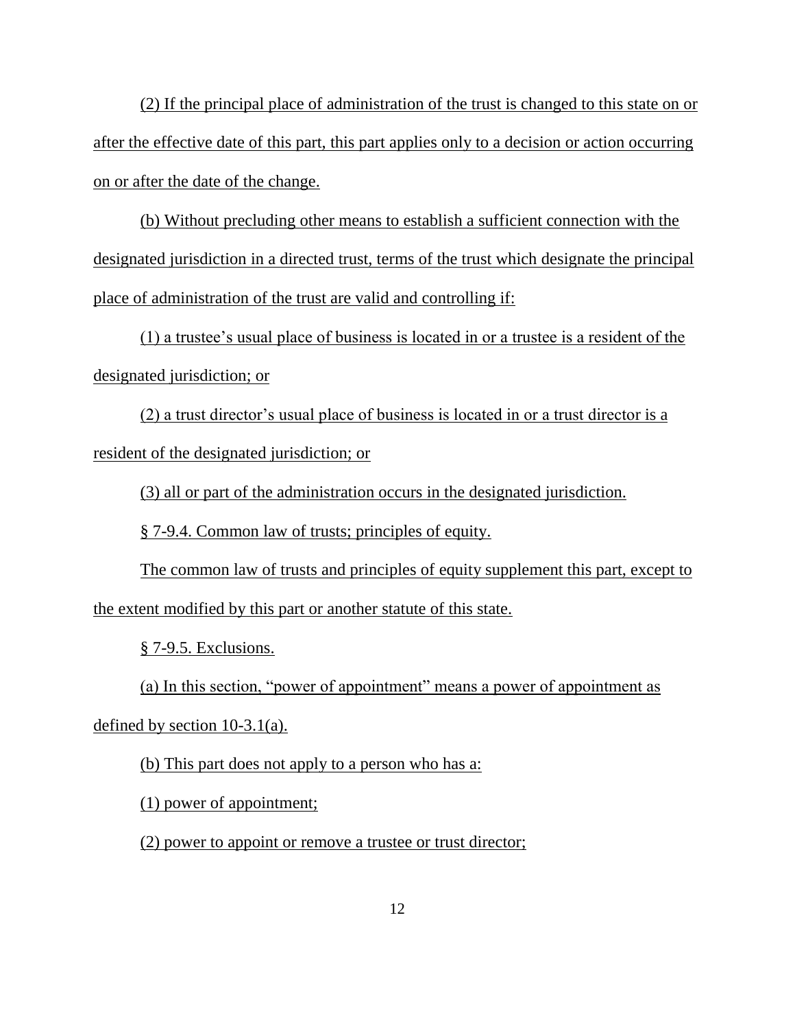(2) If the principal place of administration of the trust is changed to this state on or after the effective date of this part, this part applies only to a decision or action occurring on or after the date of the change.

(b) Without precluding other means to establish a sufficient connection with the designated jurisdiction in a directed trust, terms of the trust which designate the principal place of administration of the trust are valid and controlling if:

(1) a trustee's usual place of business is located in or a trustee is a resident of the designated jurisdiction; or

(2) a trust director's usual place of business is located in or a trust director is a resident of the designated jurisdiction; or

(3) all or part of the administration occurs in the designated jurisdiction.

§ 7-9.4. Common law of trusts; principles of equity.

The common law of trusts and principles of equity supplement this part, except to the extent modified by this part or another statute of this state.

§ 7-9.5. Exclusions.

(a) In this section, "power of appointment" means a power of appointment as defined by section 10-3.1(a).

(b) This part does not apply to a person who has a:

(1) power of appointment;

(2) power to appoint or remove a trustee or trust director;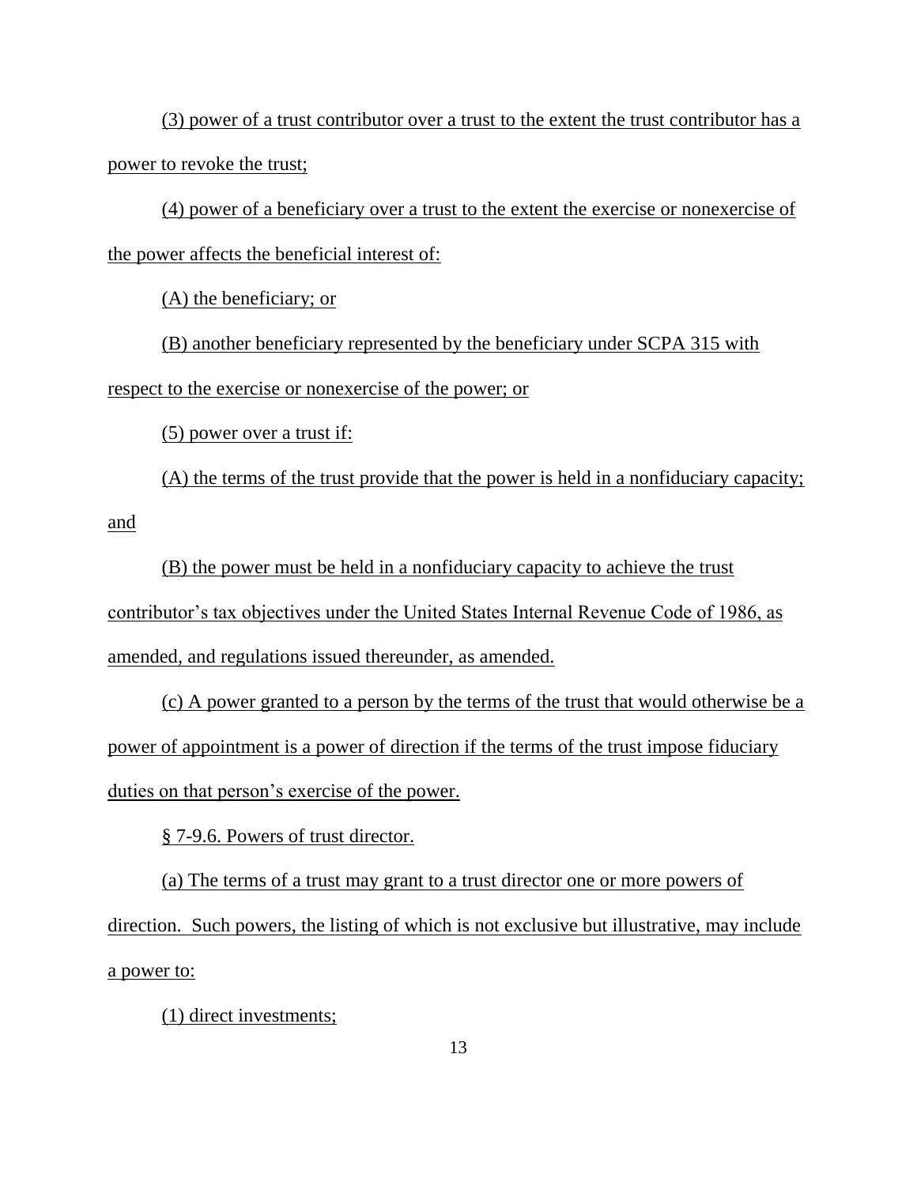(3) power of a trust contributor over a trust to the extent the trust contributor has a power to revoke the trust;

(4) power of a beneficiary over a trust to the extent the exercise or nonexercise of the power affects the beneficial interest of:

(A) the beneficiary; or

(B) another beneficiary represented by the beneficiary under SCPA 315 with respect to the exercise or nonexercise of the power; or

(5) power over a trust if:

(A) the terms of the trust provide that the power is held in a nonfiduciary capacity; and

(B) the power must be held in a nonfiduciary capacity to achieve the trust contributor's tax objectives under the United States Internal Revenue Code of 1986, as amended, and regulations issued thereunder, as amended.

(c) A power granted to a person by the terms of the trust that would otherwise be a power of appointment is a power of direction if the terms of the trust impose fiduciary duties on that person's exercise of the power.

§ 7-9.6. Powers of trust director.

(a) The terms of a trust may grant to a trust director one or more powers of direction. Such powers, the listing of which is not exclusive but illustrative, may include a power to:

(1) direct investments;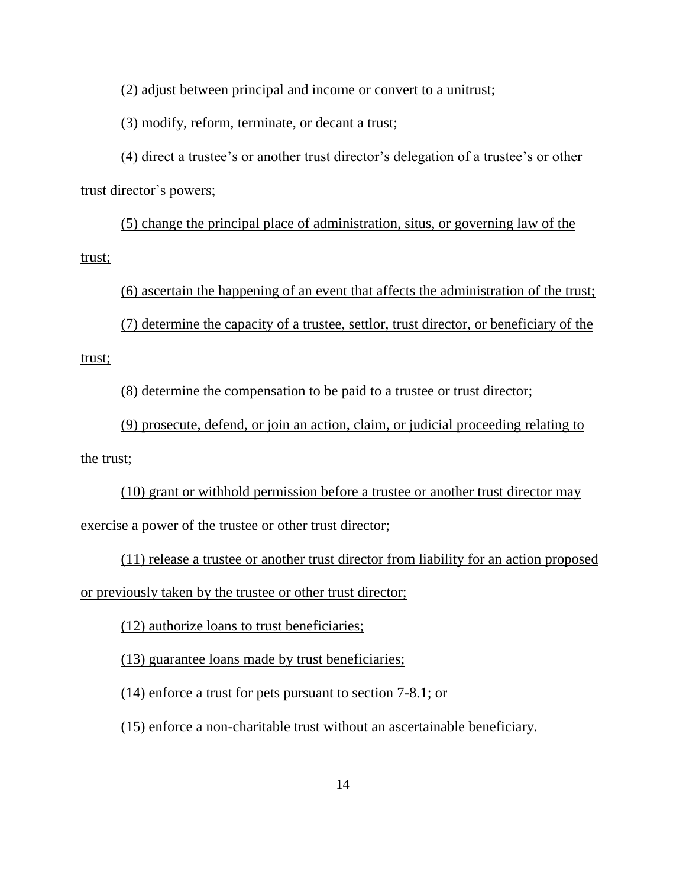(2) adjust between principal and income or convert to a unitrust;

(3) modify, reform, terminate, or decant a trust;

(4) direct a trustee's or another trust director's delegation of a trustee's or other trust director's powers;

(5) change the principal place of administration, situs, or governing law of the trust;

(6) ascertain the happening of an event that affects the administration of the trust;

(7) determine the capacity of a trustee, settlor, trust director, or beneficiary of the trust;

(8) determine the compensation to be paid to a trustee or trust director;

(9) prosecute, defend, or join an action, claim, or judicial proceeding relating to the trust;

(10) grant or withhold permission before a trustee or another trust director may exercise a power of the trustee or other trust director;

(11) release a trustee or another trust director from liability for an action proposed or previously taken by the trustee or other trust director;

(12) authorize loans to trust beneficiaries;

(13) guarantee loans made by trust beneficiaries;

(14) enforce a trust for pets pursuant to section 7-8.1; or

(15) enforce a non-charitable trust without an ascertainable beneficiary.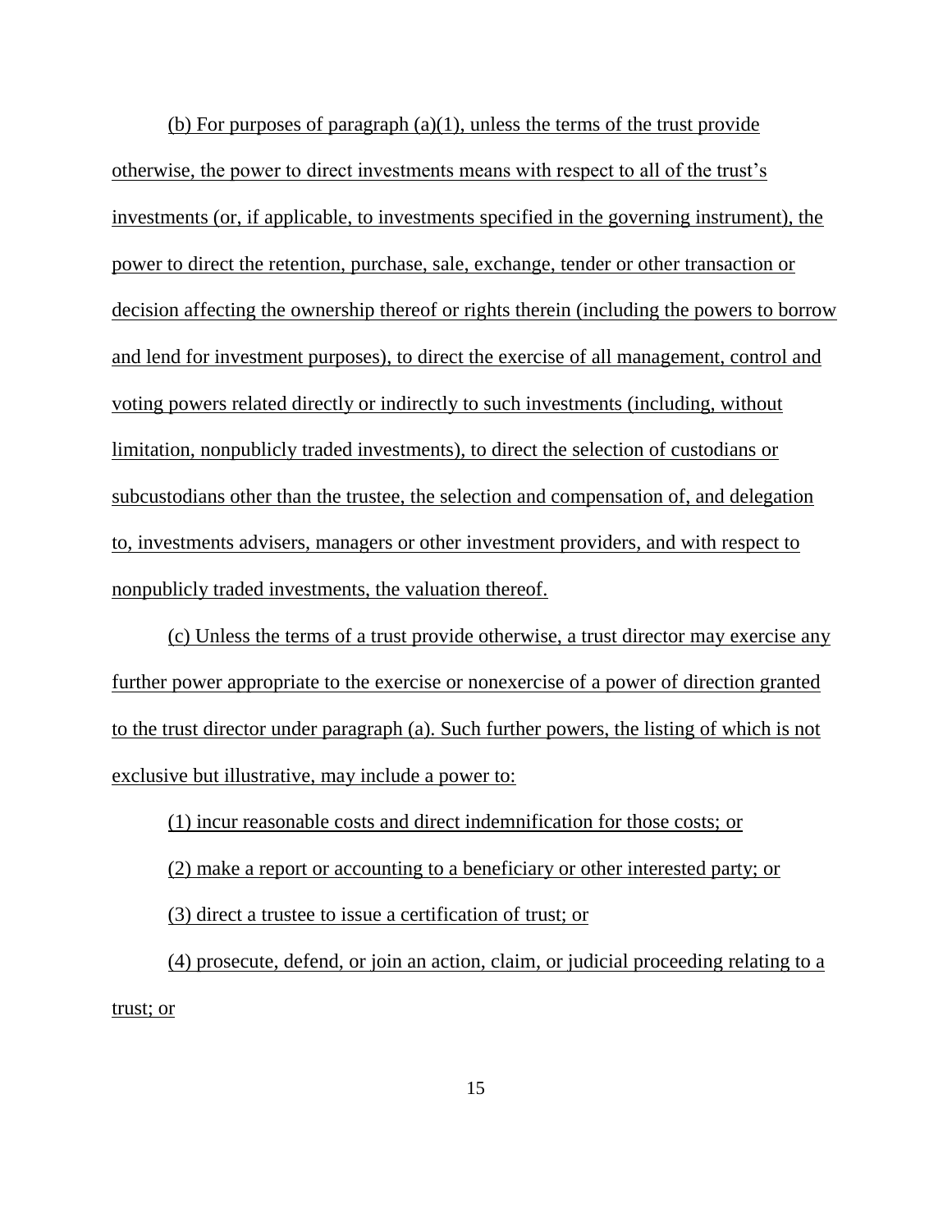(b) For purposes of paragraph (a)(1), unless the terms of the trust provide otherwise, the power to direct investments means with respect to all of the trust's investments (or, if applicable, to investments specified in the governing instrument), the power to direct the retention, purchase, sale, exchange, tender or other transaction or decision affecting the ownership thereof or rights therein (including the powers to borrow and lend for investment purposes), to direct the exercise of all management, control and voting powers related directly or indirectly to such investments (including, without limitation, nonpublicly traded investments), to direct the selection of custodians or subcustodians other than the trustee, the selection and compensation of, and delegation to, investments advisers, managers or other investment providers, and with respect to nonpublicly traded investments, the valuation thereof.

(c) Unless the terms of a trust provide otherwise, a trust director may exercise any further power appropriate to the exercise or nonexercise of a power of direction granted to the trust director under paragraph (a). Such further powers, the listing of which is not exclusive but illustrative, may include a power to:

(1) incur reasonable costs and direct indemnification for those costs; or

(2) make a report or accounting to a beneficiary or other interested party; or

(3) direct a trustee to issue a certification of trust; or

(4) prosecute, defend, or join an action, claim, or judicial proceeding relating to a trust; or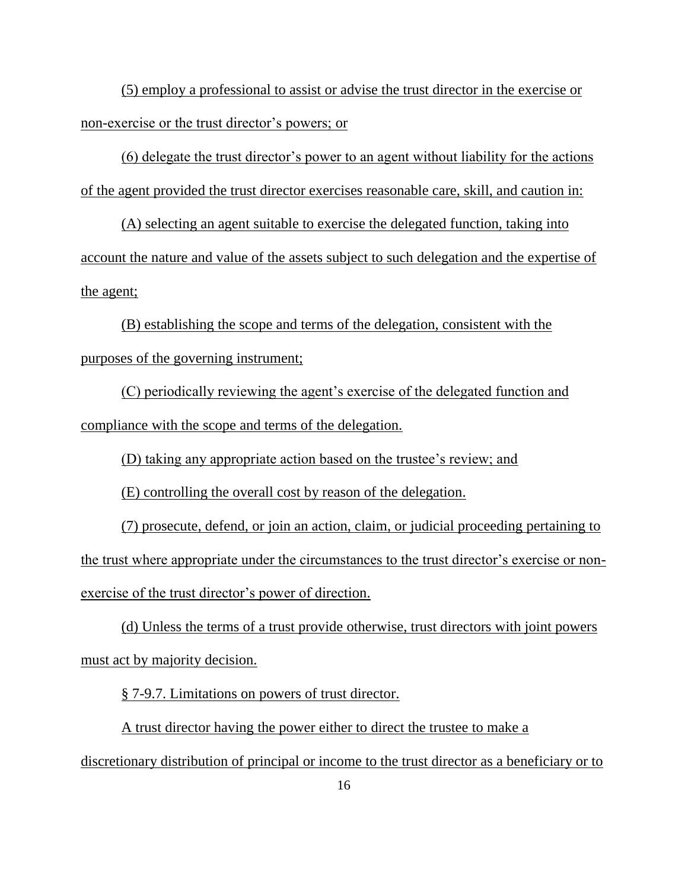(5) employ a professional to assist or advise the trust director in the exercise or non-exercise or the trust director's powers; or

(6) delegate the trust director's power to an agent without liability for the actions of the agent provided the trust director exercises reasonable care, skill, and caution in:

(A) selecting an agent suitable to exercise the delegated function, taking into account the nature and value of the assets subject to such delegation and the expertise of the agent;

(B) establishing the scope and terms of the delegation, consistent with the purposes of the governing instrument;

(C) periodically reviewing the agent's exercise of the delegated function and compliance with the scope and terms of the delegation.

(D) taking any appropriate action based on the trustee's review; and

(E) controlling the overall cost by reason of the delegation.

(7) prosecute, defend, or join an action, claim, or judicial proceeding pertaining to the trust where appropriate under the circumstances to the trust director's exercise or non-exercise of the trust director's power of direction.

(d) Unless the terms of a trust provide otherwise, trust directors with joint powers must act by majority decision.

§ 7-9.7. Limitations on powers of trust director.

A trust director having the power either to direct the trustee to make a discretionary distribution of principal or income to the trust director as a beneficiary or to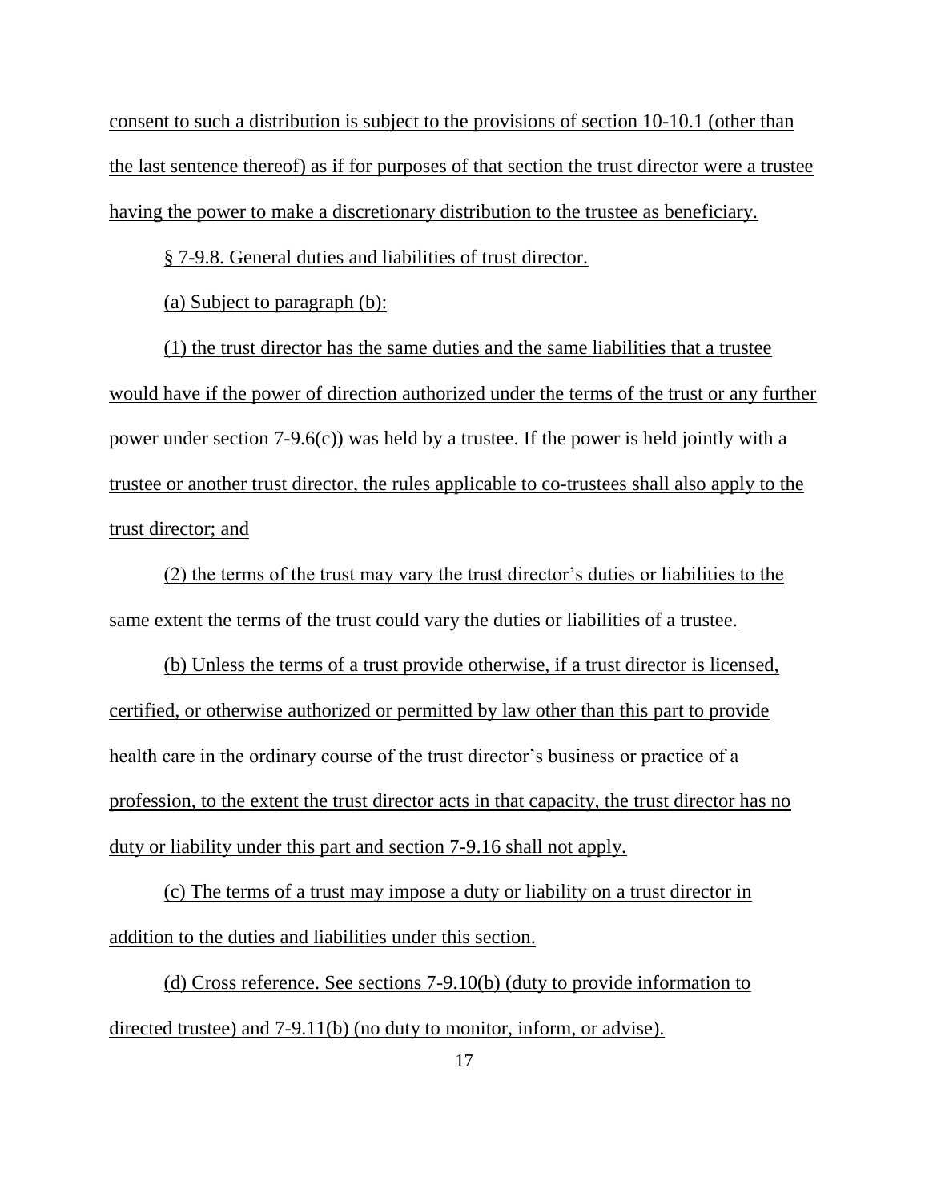consent to such a distribution is subject to the provisions of section 10-10.1 (other than the last sentence thereof) as if for purposes of that section the trust director were a trustee having the power to make a discretionary distribution to the trustee as beneficiary.

§ 7-9.8. General duties and liabilities of trust director.

(a) Subject to paragraph (b):

(1) the trust director has the same duties and the same liabilities that a trustee would have if the power of direction authorized under the terms of the trust or any further power under section 7-9.6(c)) was held by a trustee. If the power is held jointly with a trustee or another trust director, the rules applicable to co-trustees shall also apply to the trust director; and

(2) the terms of the trust may vary the trust director's duties or liabilities to the same extent the terms of the trust could vary the duties or liabilities of a trustee.

(b) Unless the terms of a trust provide otherwise, if a trust director is licensed, certified, or otherwise authorized or permitted by law other than this part to provide health care in the ordinary course of the trust director's business or practice of a profession, to the extent the trust director acts in that capacity, the trust director has no duty or liability under this part and section 7-9.16 shall not apply.

(c) The terms of a trust may impose a duty or liability on a trust director in addition to the duties and liabilities under this section.

(d) Cross reference. See sections 7-9.10(b) (duty to provide information to directed trustee) and 7-9.11(b) (no duty to monitor, inform, or advise).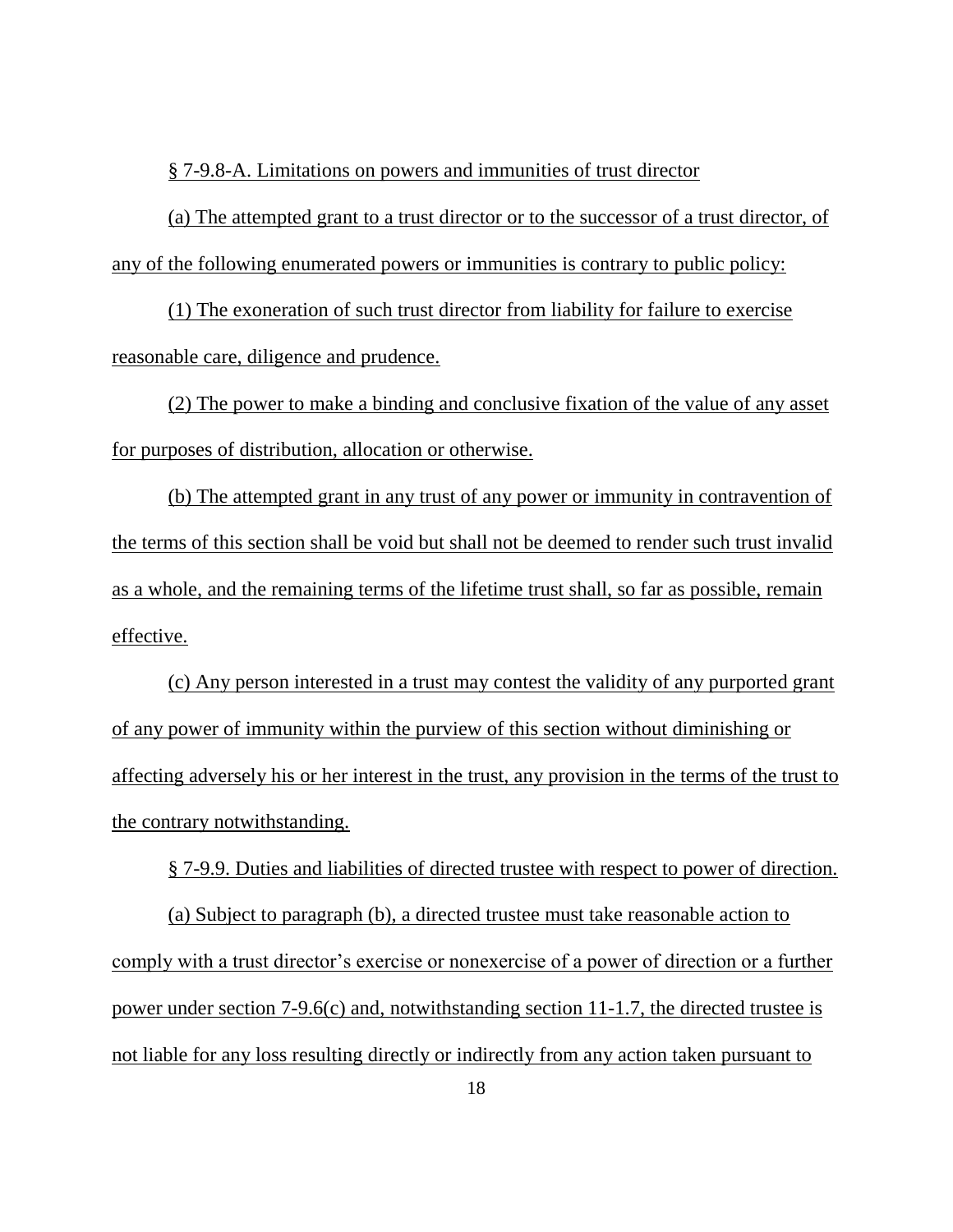§ 7-9.8-A. Limitations on powers and immunities of trust director

(a) The attempted grant to a trust director or to the successor of a trust director, of any of the following enumerated powers or immunities is contrary to public policy:

(1) The exoneration of such trust director from liability for failure to exercise reasonable care, diligence and prudence.

(2) The power to make a binding and conclusive fixation of the value of any asset for purposes of distribution, allocation or otherwise.

(b) The attempted grant in any trust of any power or immunity in contravention of the terms of this section shall be void but shall not be deemed to render such trust invalid as a whole, and the remaining terms of the lifetime trust shall, so far as possible, remain effective.

(c) Any person interested in a trust may contest the validity of any purported grant of any power of immunity within the purview of this section without diminishing or affecting adversely his or her interest in the trust, any provision in the terms of the trust to the contrary notwithstanding.

§ 7-9.9. Duties and liabilities of directed trustee with respect to power of direction.

(a) Subject to paragraph (b), a directed trustee must take reasonable action to comply with a trust director's exercise or nonexercise of a power of direction or a further power under section 7-9.6(c) and, notwithstanding section 11-1.7, the directed trustee is not liable for any loss resulting directly or indirectly from any action taken pursuant to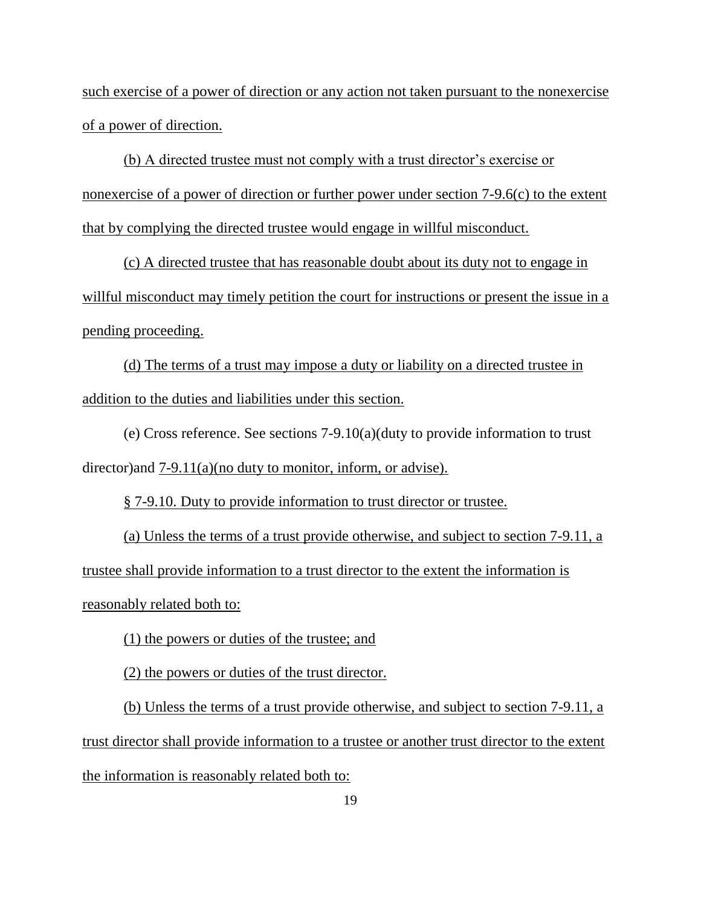such exercise of a power of direction or any action not taken pursuant to the nonexercise of a power of direction.

(b) A directed trustee must not comply with a trust director's exercise or nonexercise of a power of direction or further power under section 7-9.6(c) to the extent that by complying the directed trustee would engage in willful misconduct.

(c) A directed trustee that has reasonable doubt about its duty not to engage in willful misconduct may timely petition the court for instructions or present the issue in a pending proceeding.

(d) The terms of a trust may impose a duty or liability on a directed trustee in addition to the duties and liabilities under this section.

(e) Cross reference. See sections 7-9.10(a)(duty to provide information to trust director)and 7-9.11(a)(no duty to monitor, inform, or advise).

§ 7-9.10. Duty to provide information to trust director or trustee.

(a) Unless the terms of a trust provide otherwise, and subject to section 7-9.11, a trustee shall provide information to a trust director to the extent the information is reasonably related both to:

(1) the powers or duties of the trustee; and

(2) the powers or duties of the trust director.

(b) Unless the terms of a trust provide otherwise, and subject to section 7-9.11, a trust director shall provide information to a trustee or another trust director to the extent the information is reasonably related both to: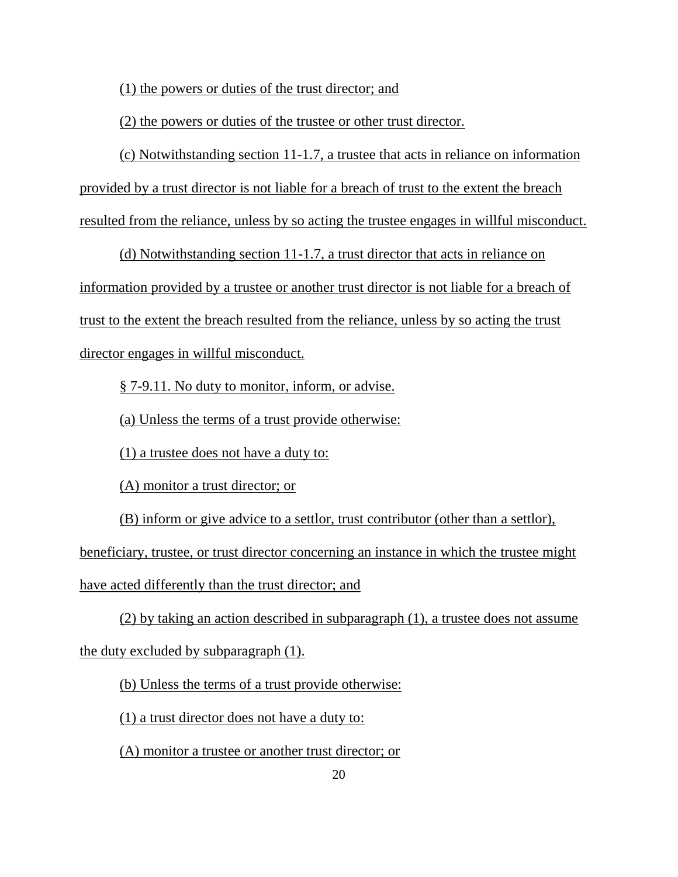(1) the powers or duties of the trust director; and

(2) the powers or duties of the trustee or other trust director.

(c) Notwithstanding section 11-1.7, a trustee that acts in reliance on information provided by a trust director is not liable for a breach of trust to the extent the breach resulted from the reliance, unless by so acting the trustee engages in willful misconduct.

(d) Notwithstanding section 11-1.7, a trust director that acts in reliance on information provided by a trustee or another trust director is not liable for a breach of trust to the extent the breach resulted from the reliance, unless by so acting the trust director engages in willful misconduct.

§ 7-9.11. No duty to monitor, inform, or advise.

(a) Unless the terms of a trust provide otherwise:

(1) a trustee does not have a duty to:

(A) monitor a trust director; or

(B) inform or give advice to a settlor, trust contributor (other than a settlor), beneficiary, trustee, or trust director concerning an instance in which the trustee might have acted differently than the trust director; and

(2) by taking an action described in subparagraph (1), a trustee does not assume the duty excluded by subparagraph (1).

(b) Unless the terms of a trust provide otherwise:

(1) a trust director does not have a duty to:

(A) monitor a trustee or another trust director; or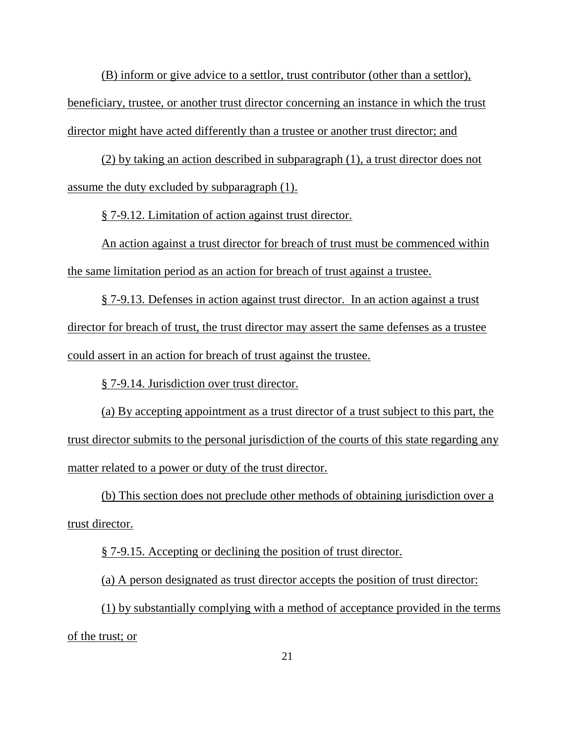(B) inform or give advice to a settlor, trust contributor (other than a settlor), beneficiary, trustee, or another trust director concerning an instance in which the trust director might have acted differently than a trustee or another trust director; and

(2) by taking an action described in subparagraph (1), a trust director does not assume the duty excluded by subparagraph (1).

§ 7-9.12. Limitation of action against trust director.

An action against a trust director for breach of trust must be commenced within the same limitation period as an action for breach of trust against a trustee.

§ 7-9.13. Defenses in action against trust director. In an action against a trust director for breach of trust, the trust director may assert the same defenses as a trustee could assert in an action for breach of trust against the trustee.

§ 7-9.14. Jurisdiction over trust director.

(a) By accepting appointment as a trust director of a trust subject to this part, the trust director submits to the personal jurisdiction of the courts of this state regarding any matter related to a power or duty of the trust director.

(b) This section does not preclude other methods of obtaining jurisdiction over a trust director.

§ 7-9.15. Accepting or declining the position of trust director.

(a) A person designated as trust director accepts the position of trust director:

(1) by substantially complying with a method of acceptance provided in the terms of the trust; or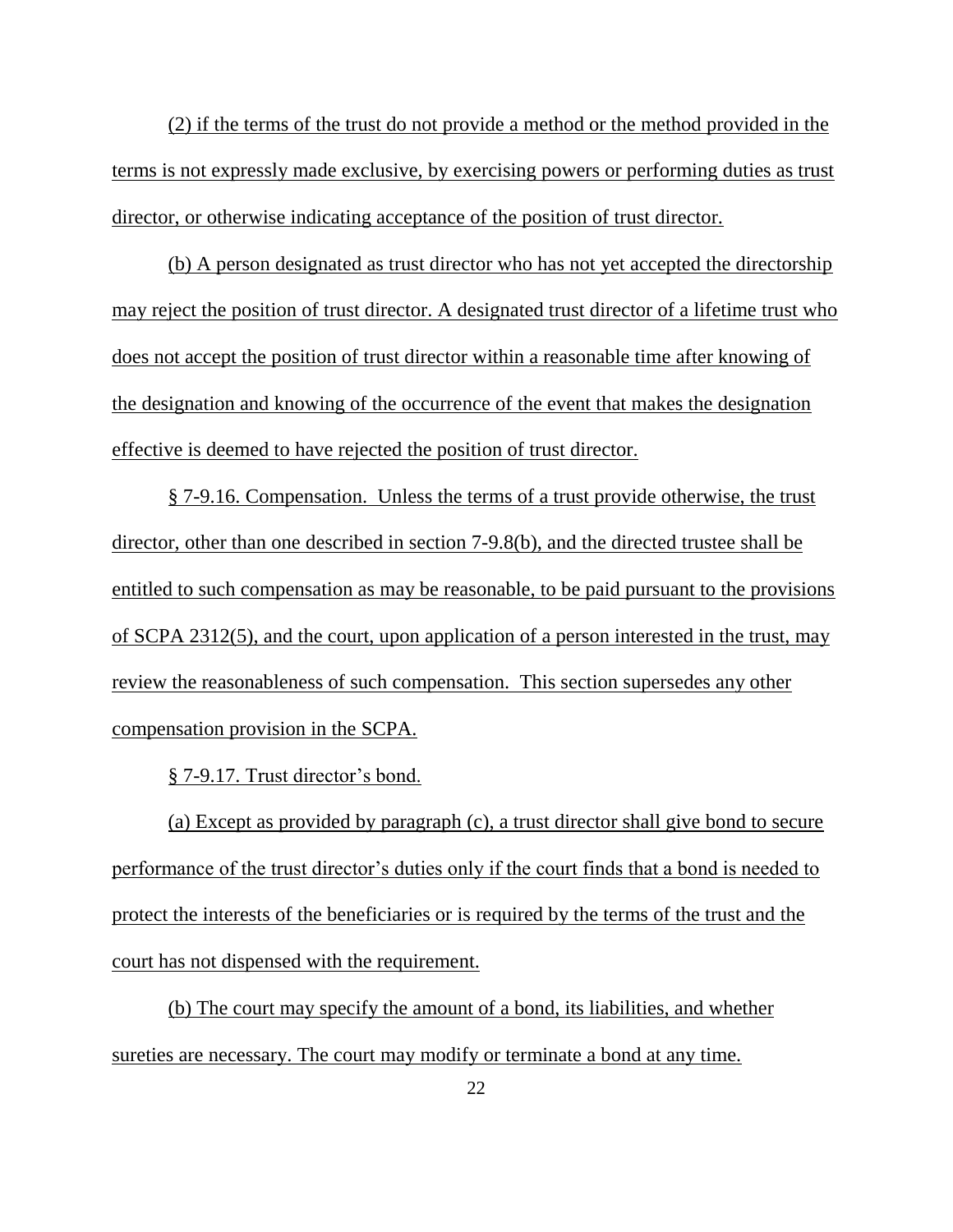(2) if the terms of the trust do not provide a method or the method provided in the terms is not expressly made exclusive, by exercising powers or performing duties as trust director, or otherwise indicating acceptance of the position of trust director.

(b) A person designated as trust director who has not yet accepted the directorship may reject the position of trust director. A designated trust director of a lifetime trust who does not accept the position of trust director within a reasonable time after knowing of the designation and knowing of the occurrence of the event that makes the designation effective is deemed to have rejected the position of trust director.

§ 7-9.16. Compensation. Unless the terms of a trust provide otherwise, the trust director, other than one described in section 7-9.8(b), and the directed trustee shall be entitled to such compensation as may be reasonable, to be paid pursuant to the provisions of SCPA 2312(5), and the court, upon application of a person interested in the trust, may review the reasonableness of such compensation. This section supersedes any other compensation provision in the SCPA.

§ 7-9.17. Trust director's bond.

(a) Except as provided by paragraph (c), a trust director shall give bond to secure performance of the trust director's duties only if the court finds that a bond is needed to protect the interests of the beneficiaries or is required by the terms of the trust and the court has not dispensed with the requirement.

(b) The court may specify the amount of a bond, its liabilities, and whether sureties are necessary. The court may modify or terminate a bond at any time.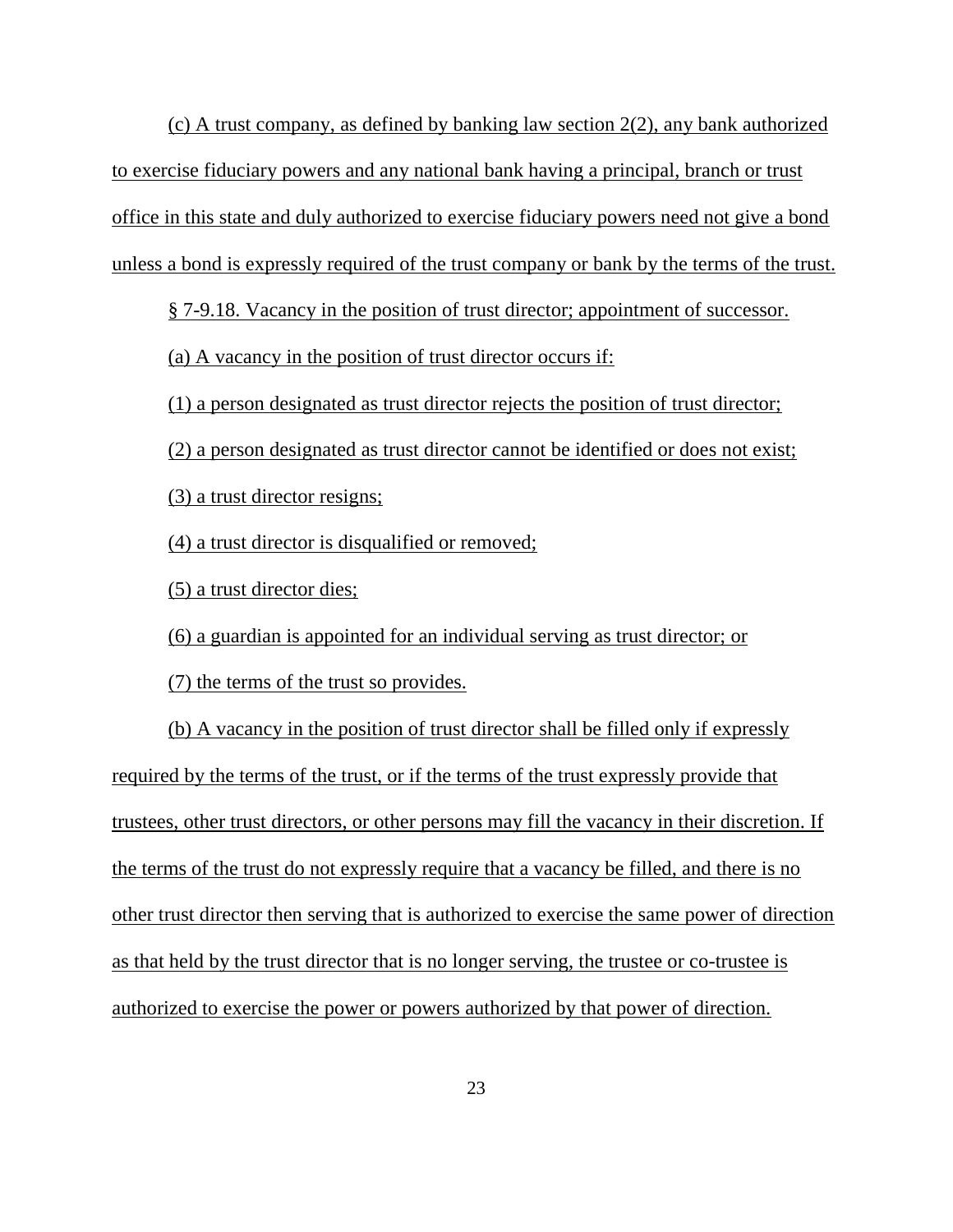(c) A trust company, as defined by banking law section 2(2), any bank authorized to exercise fiduciary powers and any national bank having a principal, branch or trust office in this state and duly authorized to exercise fiduciary powers need not give a bond unless a bond is expressly required of the trust company or bank by the terms of the trust.

§ 7-9.18. Vacancy in the position of trust director; appointment of successor.

(a) A vacancy in the position of trust director occurs if:

(1) a person designated as trust director rejects the position of trust director;

(2) a person designated as trust director cannot be identified or does not exist;

(3) a trust director resigns;

(4) a trust director is disqualified or removed;

(5) a trust director dies;

(6) a guardian is appointed for an individual serving as trust director; or

(7) the terms of the trust so provides.

(b) A vacancy in the position of trust director shall be filled only if expressly required by the terms of the trust, or if the terms of the trust expressly provide that trustees, other trust directors, or other persons may fill the vacancy in their discretion. If the terms of the trust do not expressly require that a vacancy be filled, and there is no other trust director then serving that is authorized to exercise the same power of direction as that held by the trust director that is no longer serving, the trustee or co-trustee is authorized to exercise the power or powers authorized by that power of direction.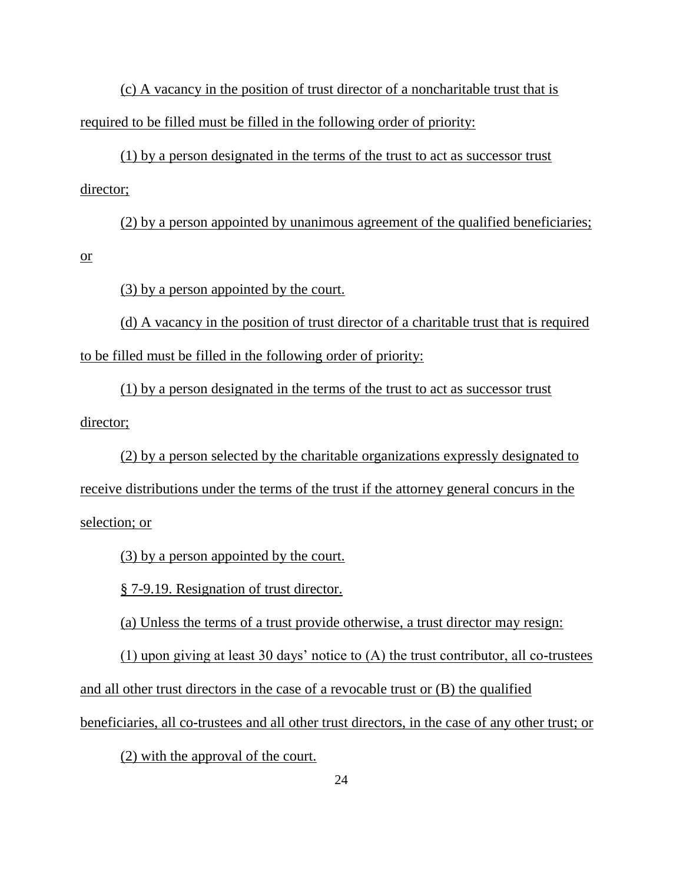(c) A vacancy in the position of trust director of a noncharitable trust that is required to be filled must be filled in the following order of priority:

(1) by a person designated in the terms of the trust to act as successor trust director;

(2) by a person appointed by unanimous agreement of the qualified beneficiaries; or

(3) by a person appointed by the court.

(d) A vacancy in the position of trust director of a charitable trust that is required to be filled must be filled in the following order of priority:

(1) by a person designated in the terms of the trust to act as successor trust director;

(2) by a person selected by the charitable organizations expressly designated to receive distributions under the terms of the trust if the attorney general concurs in the selection; or

(3) by a person appointed by the court.

§ 7-9.19. Resignation of trust director.

(a) Unless the terms of a trust provide otherwise, a trust director may resign:

(1) upon giving at least 30 days' notice to (A) the trust contributor, all co-trustees and all other trust directors in the case of a revocable trust or (B) the qualified beneficiaries, all co-trustees and all other trust directors, in the case of any other trust; or

(2) with the approval of the court.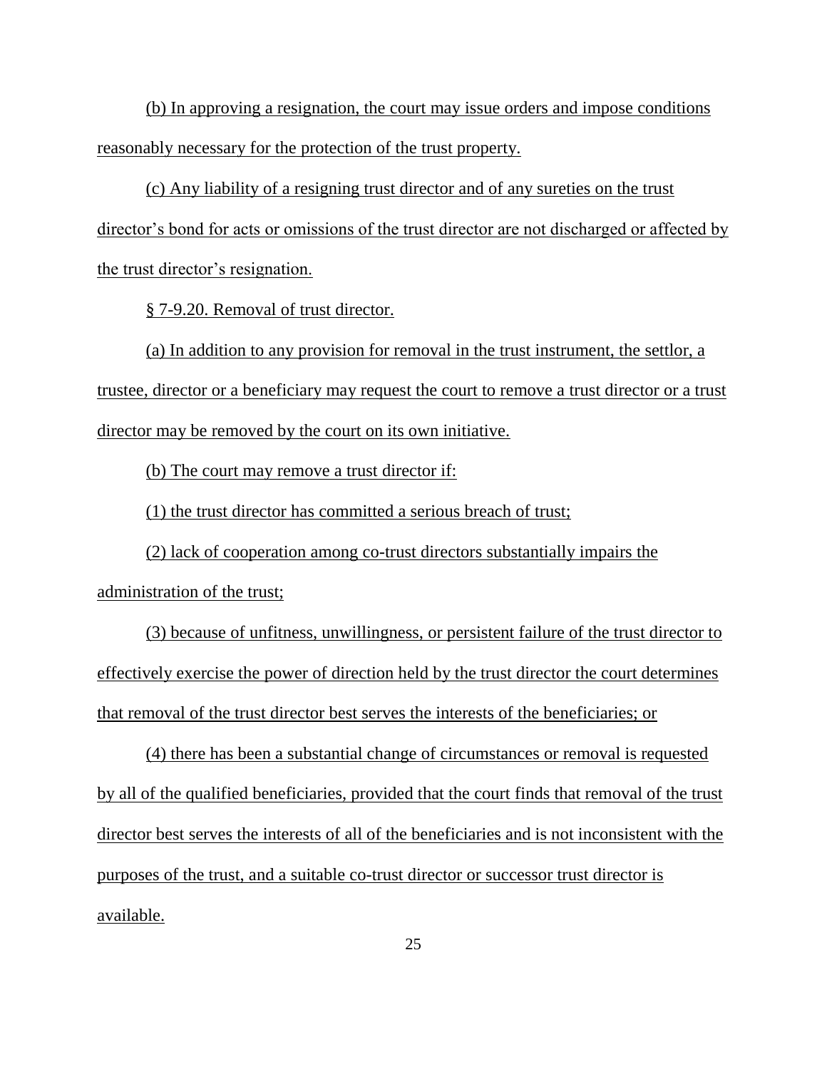(b) In approving a resignation, the court may issue orders and impose conditions reasonably necessary for the protection of the trust property.

(c) Any liability of a resigning trust director and of any sureties on the trust director's bond for acts or omissions of the trust director are not discharged or affected by the trust director's resignation.

§ 7-9.20. Removal of trust director.

(a) In addition to any provision for removal in the trust instrument, the settlor, a trustee, director or a beneficiary may request the court to remove a trust director or a trust director may be removed by the court on its own initiative.

(b) The court may remove a trust director if:

(1) the trust director has committed a serious breach of trust;

(2) lack of cooperation among co-trust directors substantially impairs the administration of the trust;

(3) because of unfitness, unwillingness, or persistent failure of the trust director to effectively exercise the power of direction held by the trust director the court determines that removal of the trust director best serves the interests of the beneficiaries; or

(4) there has been a substantial change of circumstances or removal is requested by all of the qualified beneficiaries, provided that the court finds that removal of the trust director best serves the interests of all of the beneficiaries and is not inconsistent with the purposes of the trust, and a suitable co-trust director or successor trust director is available.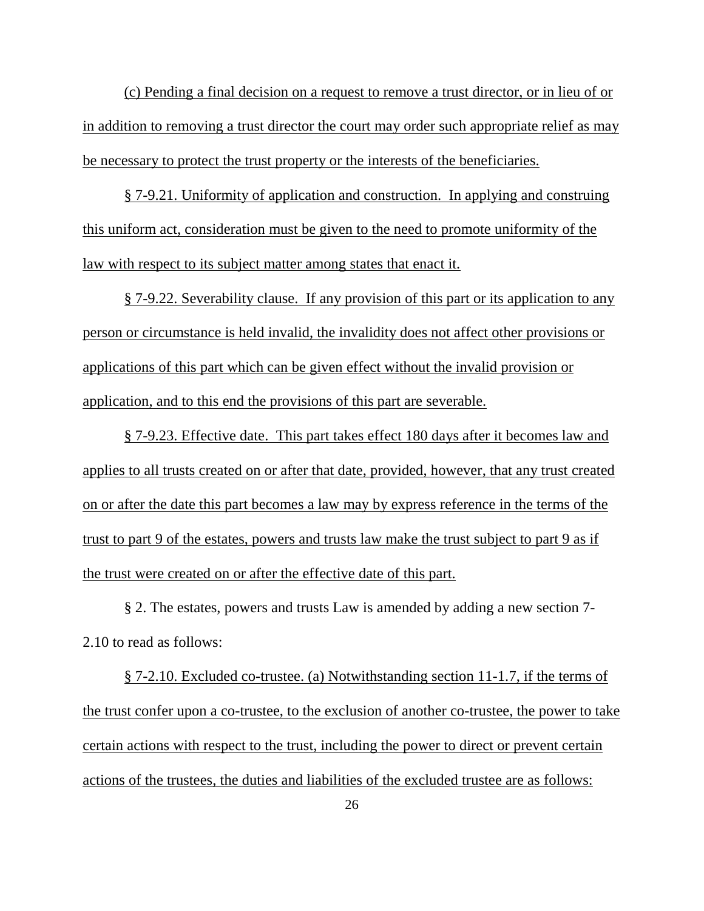(c) Pending a final decision on a request to remove a trust director, or in lieu of or in addition to removing a trust director the court may order such appropriate relief as may be necessary to protect the trust property or the interests of the beneficiaries.

§ 7-9.21. Uniformity of application and construction. In applying and construing this uniform act, consideration must be given to the need to promote uniformity of the law with respect to its subject matter among states that enact it.

§ 7-9.22. Severability clause. If any provision of this part or its application to any person or circumstance is held invalid, the invalidity does not affect other provisions or applications of this part which can be given effect without the invalid provision or application, and to this end the provisions of this part are severable.

§ 7-9.23. Effective date. This part takes effect 180 days after it becomes law and applies to all trusts created on or after that date, provided, however, that any trust created on or after the date this part becomes a law may by express reference in the terms of the trust to part 9 of the estates, powers and trusts law make the trust subject to part 9 as if the trust were created on or after the effective date of this part.

§ 2. The estates, powers and trusts Law is amended by adding a new section 7-2.10 to read as follows:

§ 7-2.10. Excluded co-trustee. (a) Notwithstanding section 11-1.7, if the terms of the trust confer upon a co-trustee, to the exclusion of another co-trustee, the power to take certain actions with respect to the trust, including the power to direct or prevent certain actions of the trustees, the duties and liabilities of the excluded trustee are as follows: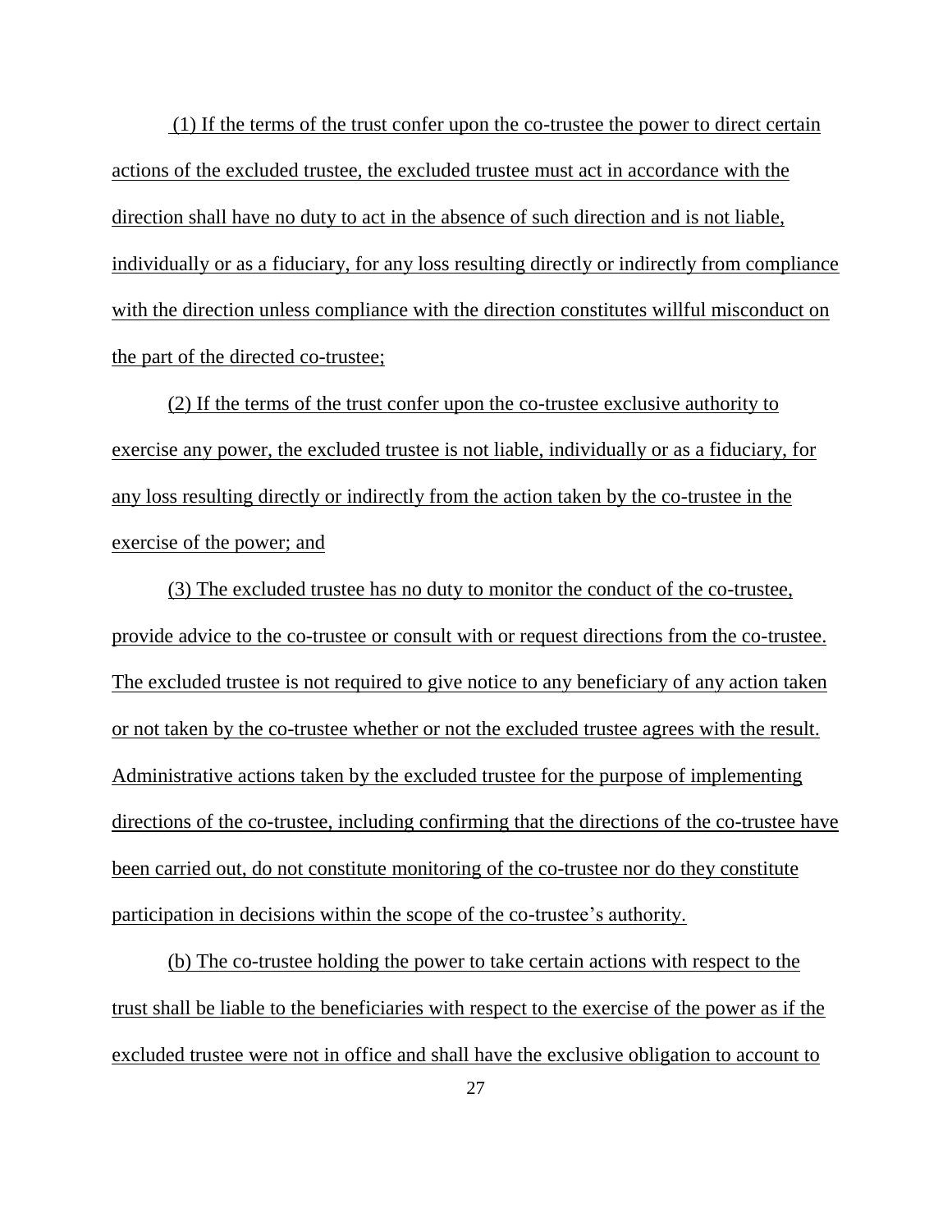(1) If the terms of the trust confer upon the co-trustee the power to direct certain actions of the excluded trustee, the excluded trustee must act in accordance with the direction shall have no duty to act in the absence of such direction and is not liable, individually or as a fiduciary, for any loss resulting directly or indirectly from compliance with the direction unless compliance with the direction constitutes willful misconduct on the part of the directed co-trustee;

(2) If the terms of the trust confer upon the co-trustee exclusive authority to exercise any power, the excluded trustee is not liable, individually or as a fiduciary, for any loss resulting directly or indirectly from the action taken by the co-trustee in the exercise of the power; and

(3) The excluded trustee has no duty to monitor the conduct of the co-trustee, provide advice to the co-trustee or consult with or request directions from the co-trustee. The excluded trustee is not required to give notice to any beneficiary of any action taken or not taken by the co-trustee whether or not the excluded trustee agrees with the result. Administrative actions taken by the excluded trustee for the purpose of implementing directions of the co-trustee, including confirming that the directions of the co-trustee have been carried out, do not constitute monitoring of the co-trustee nor do they constitute participation in decisions within the scope of the co-trustee's authority.

(b) The co-trustee holding the power to take certain actions with respect to the trust shall be liable to the beneficiaries with respect to the exercise of the power as if the excluded trustee were not in office and shall have the exclusive obligation to account to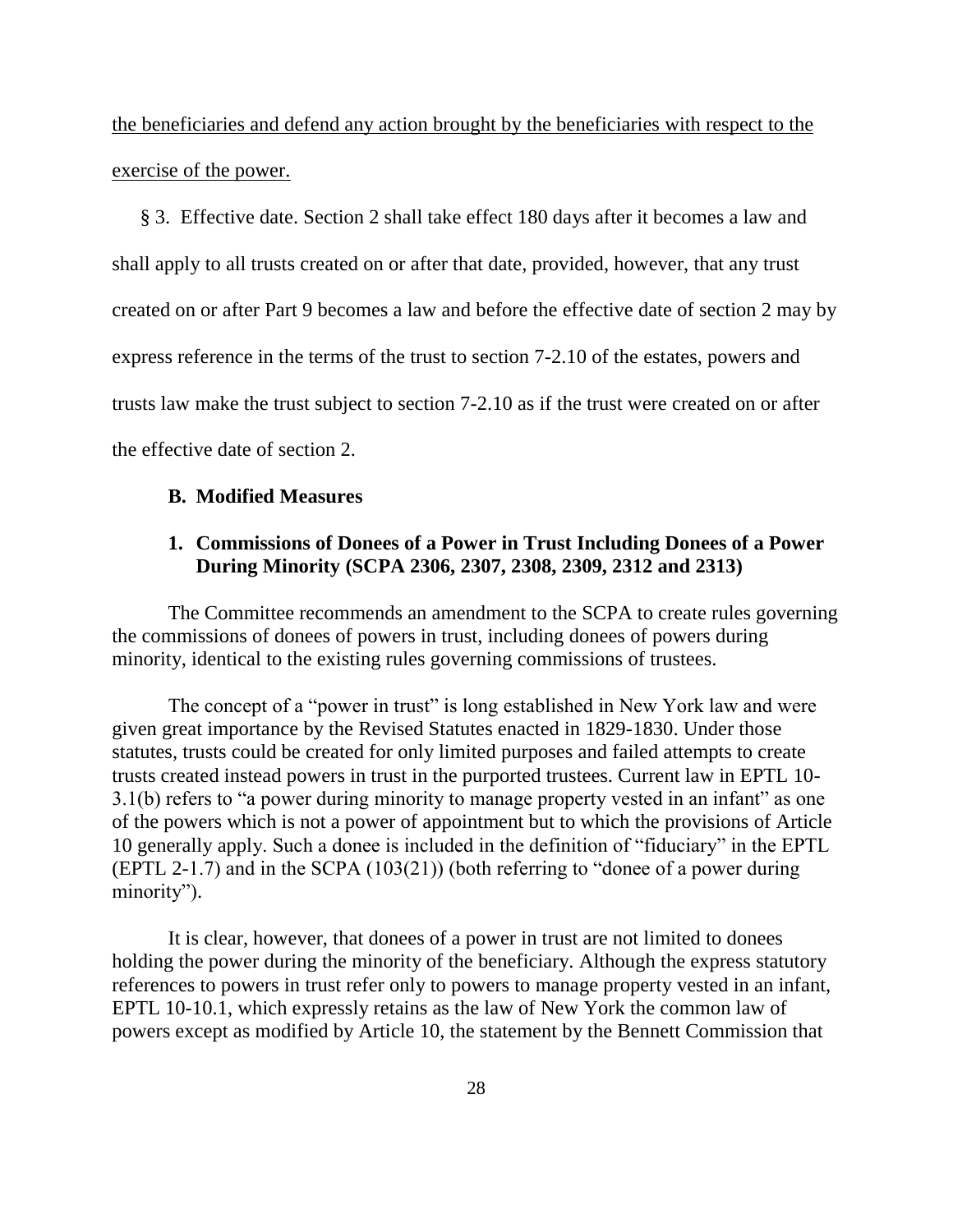<u>the beneficiaries and defend any action brought by the beneficiaries with respect to the exercise of the power.</u>

§ 3. Effective date. Section 2 shall take effect 180 days after it becomes a law and shall apply to all trusts created on or after that date, provided, however, that any trust created on or after Part 9 becomes a law and before the effective date of section 2 may by express reference in the terms of the trust to section 7-2.10 of the estates, powers and trusts law make the trust subject to section 7-2.10 as if the trust were created on or after the effective date of section 2.

### B. Modified Measures

#### 1. Commissions of Donees of a Power in Trust Including Donees of a Power During Minority (SCPA 2306, 2307, 2308, 2309, 2312 and 2313)

The Committee recommends an amendment to the SCPA to create rules governing the commissions of donees of powers in trust, including donees of powers during minority, identical to the existing rules governing commissions of trustees.

The concept of a "power in trust" is long established in New York law and were given great importance by the Revised Statutes enacted in 1829-1830. Under those statutes, trusts could be created for only limited purposes and failed attempts to create trusts created instead powers in trust in the purported trustees. Current law in EPTL 10-3.1(b) refers to "a power during minority to manage property vested in an infant" as one of the powers which is not a power of appointment but to which the provisions of Article 10 generally apply. Such a donee is included in the definition of "fiduciary" in the EPTL (EPTL 2-1.7) and in the SCPA (103(21)) (both referring to "donee of a power during minority").

It is clear, however, that donees of a power in trust are not limited to donees holding the power during the minority of the beneficiary. Although the express statutory references to powers in trust refer only to powers to manage property vested in an infant, EPTL 10-10.1, which expressly retains as the law of New York the common law of powers except as modified by Article 10, the statement by the Bennett Commission that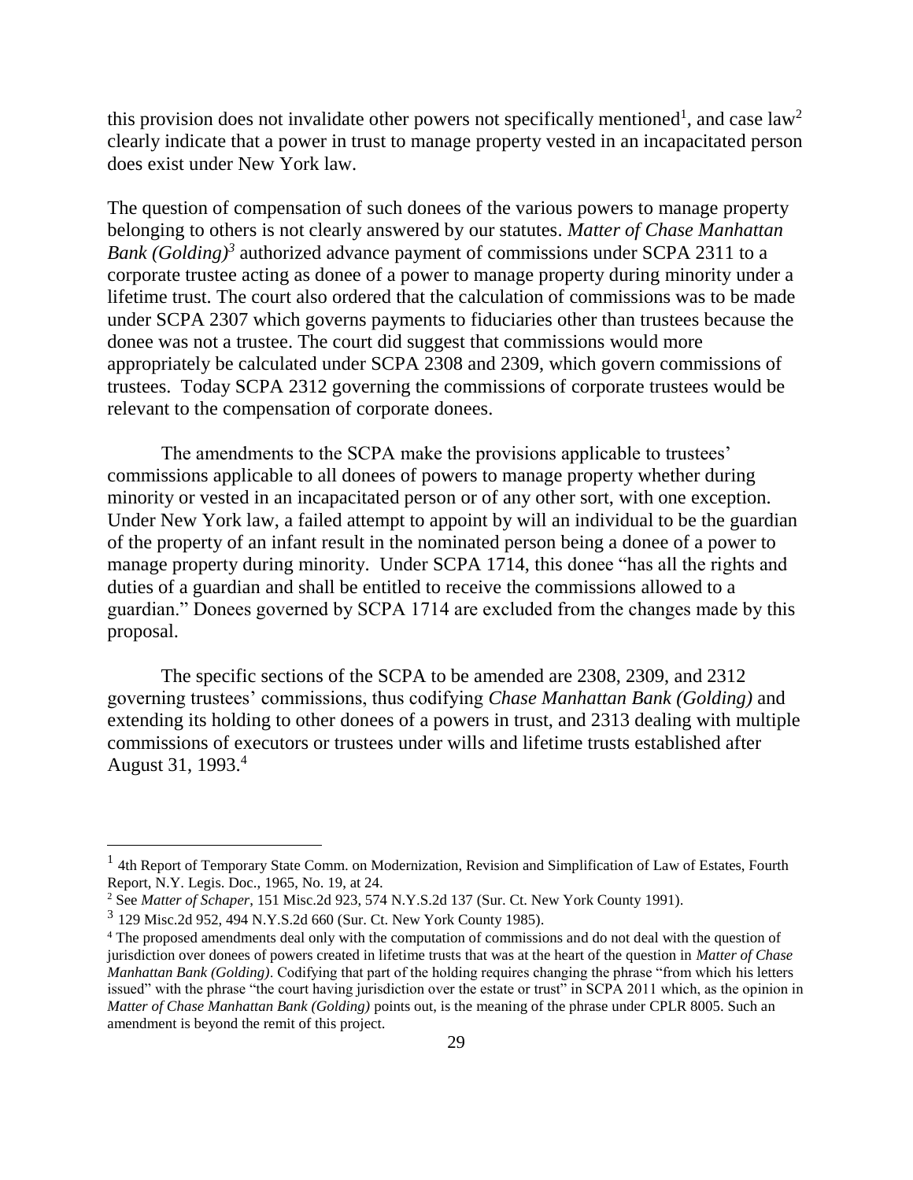this provision does not invalidate other powers not specifically mentioned[1], and case law[2] clearly indicate that a power in trust to manage property vested in an incapacitated person does exist under New York law.

The question of compensation of such donees of the various powers to manage property belonging to others is not clearly answered by our statutes. *Matter of Chase Manhattan Bank (Golding)*[3] authorized advance payment of commissions under SCPA 2311 to a corporate trustee acting as donee of a power to manage property during minority under a lifetime trust. The court also ordered that the calculation of commissions was to be made under SCPA 2307 which governs payments to fiduciaries other than trustees because the donee was not a trustee. The court did suggest that commissions would more appropriately be calculated under SCPA 2308 and 2309, which govern commissions of trustees. Today SCPA 2312 governing the commissions of corporate trustees would be relevant to the compensation of corporate donees.

The amendments to the SCPA make the provisions applicable to trustees' commissions applicable to all donees of powers to manage property whether during minority or vested in an incapacitated person or of any other sort, with one exception. Under New York law, a failed attempt to appoint by will an individual to be the guardian of the property of an infant result in the nominated person being a donee of a power to manage property during minority. Under SCPA 1714, this donee "has all the rights and duties of a guardian and shall be entitled to receive the commissions allowed to a guardian." Donees governed by SCPA 1714 are excluded from the changes made by this proposal.

The specific sections of the SCPA to be amended are 2308, 2309, and 2312 governing trustees' commissions, thus codifying *Chase Manhattan Bank (Golding)* and extending its holding to other donees of a powers in trust, and 2313 dealing with multiple commissions of executors or trustees under wills and lifetime trusts established after August 31, 1993.[4]

---

[1] 4th Report of Temporary State Comm. on Modernization, Revision and Simplification of Law of Estates, Fourth Report, N.Y. Legis. Doc., 1965, No. 19, at 24.

[2] See *Matter of Schaper*, 151 Misc.2d 923, 574 N.Y.S.2d 137 (Sur. Ct. New York County 1991).

[3] 129 Misc.2d 952, 494 N.Y.S.2d 660 (Sur. Ct. New York County 1985).

[4] The proposed amendments deal only with the computation of commissions and do not deal with the question of jurisdiction over donees of powers created in lifetime trusts that was at the heart of the question in *Matter of Chase Manhattan Bank (Golding)*. Codifying that part of the holding requires changing the phrase "from which his letters issued" with the phrase "the court having jurisdiction over the estate or trust" in SCPA 2011 which, as the opinion in *Matter of Chase Manhattan Bank (Golding)* points out, is the meaning of the phrase under CPLR 8005. Such an amendment is beyond the remit of this project.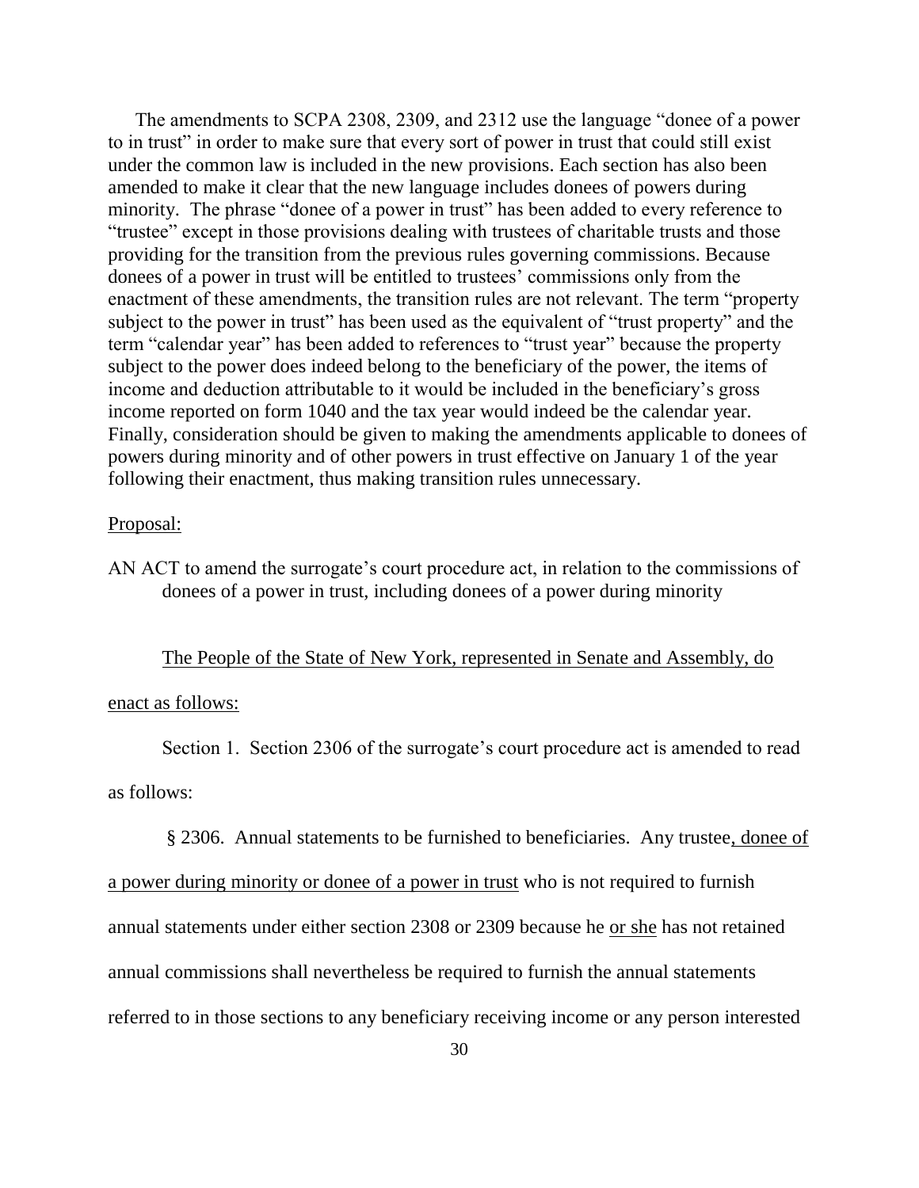The amendments to SCPA 2308, 2309, and 2312 use the language "donee of a power to in trust" in order to make sure that every sort of power in trust that could still exist under the common law is included in the new provisions. Each section has also been amended to make it clear that the new language includes donees of powers during minority. The phrase "donee of a power in trust" has been added to every reference to "trustee" except in those provisions dealing with trustees of charitable trusts and those providing for the transition from the previous rules governing commissions. Because donees of a power in trust will be entitled to trustees' commissions only from the enactment of these amendments, the transition rules are not relevant. The term "property subject to the power in trust" has been used as the equivalent of "trust property" and the term "calendar year" has been added to references to "trust year" because the property subject to the power does indeed belong to the beneficiary of the power, the items of income and deduction attributable to it would be included in the beneficiary's gross income reported on form 1040 and the tax year would indeed be the calendar year. Finally, consideration should be given to making the amendments applicable to donees of powers during minority and of other powers in trust effective on January 1 of the year following their enactment, thus making transition rules unnecessary.

<u>Proposal:</u>

AN ACT to amend the surrogate's court procedure act, in relation to the commissions of donees of a power in trust, including donees of a power during minority

<u>The People of the State of New York, represented in Senate and Assembly, do enact as follows:</u>

Section 1. Section 2306 of the surrogate's court procedure act is amended to read as follows:

§ 2306. Annual statements to be furnished to beneficiaries. Any trustee<u>, donee of a power during minority or donee of a power in trust</u> who is not required to furnish annual statements under either section 2308 or 2309 because he <u>or she</u> has not retained annual commissions shall nevertheless be required to furnish the annual statements referred to in those sections to any beneficiary receiving income or any person interested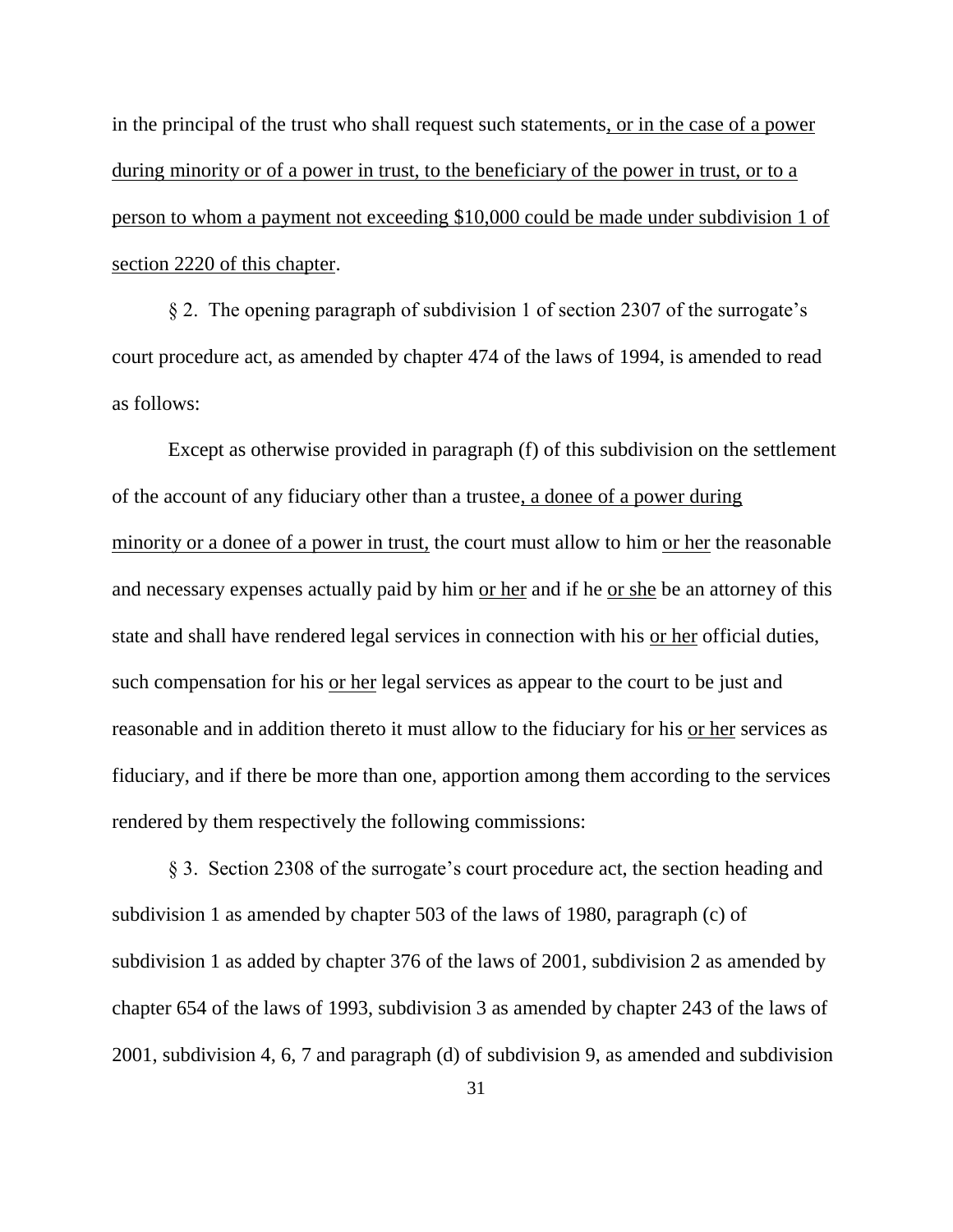in the principal of the trust who shall request such statements<u>, or in the case of a power during minority or of a power in trust, to the beneficiary of the power in trust, or to a person to whom a payment not exceeding $10,000 could be made under subdivision 1 of section 2220 of this chapter</u>.

§ 2. The opening paragraph of subdivision 1 of section 2307 of the surrogate's court procedure act, as amended by chapter 474 of the laws of 1994, is amended to read as follows:

Except as otherwise provided in paragraph (f) of this subdivision on the settlement of the account of any fiduciary other than a trustee<u>, a donee of a power during minority or a donee of a power in trust,</u> the court must allow to him <u>or her</u> the reasonable and necessary expenses actually paid by him <u>or her</u> and if he <u>or she</u> be an attorney of this state and shall have rendered legal services in connection with his <u>or her</u> official duties, such compensation for his <u>or her</u> legal services as appear to the court to be just and reasonable and in addition thereto it must allow to the fiduciary for his <u>or her</u> services as fiduciary, and if there be more than one, apportion among them according to the services rendered by them respectively the following commissions:

§ 3. Section 2308 of the surrogate's court procedure act, the section heading and subdivision 1 as amended by chapter 503 of the laws of 1980, paragraph (c) of subdivision 1 as added by chapter 376 of the laws of 2001, subdivision 2 as amended by chapter 654 of the laws of 1993, subdivision 3 as amended by chapter 243 of the laws of 2001, subdivision 4, 6, 7 and paragraph (d) of subdivision 9, as amended and subdivision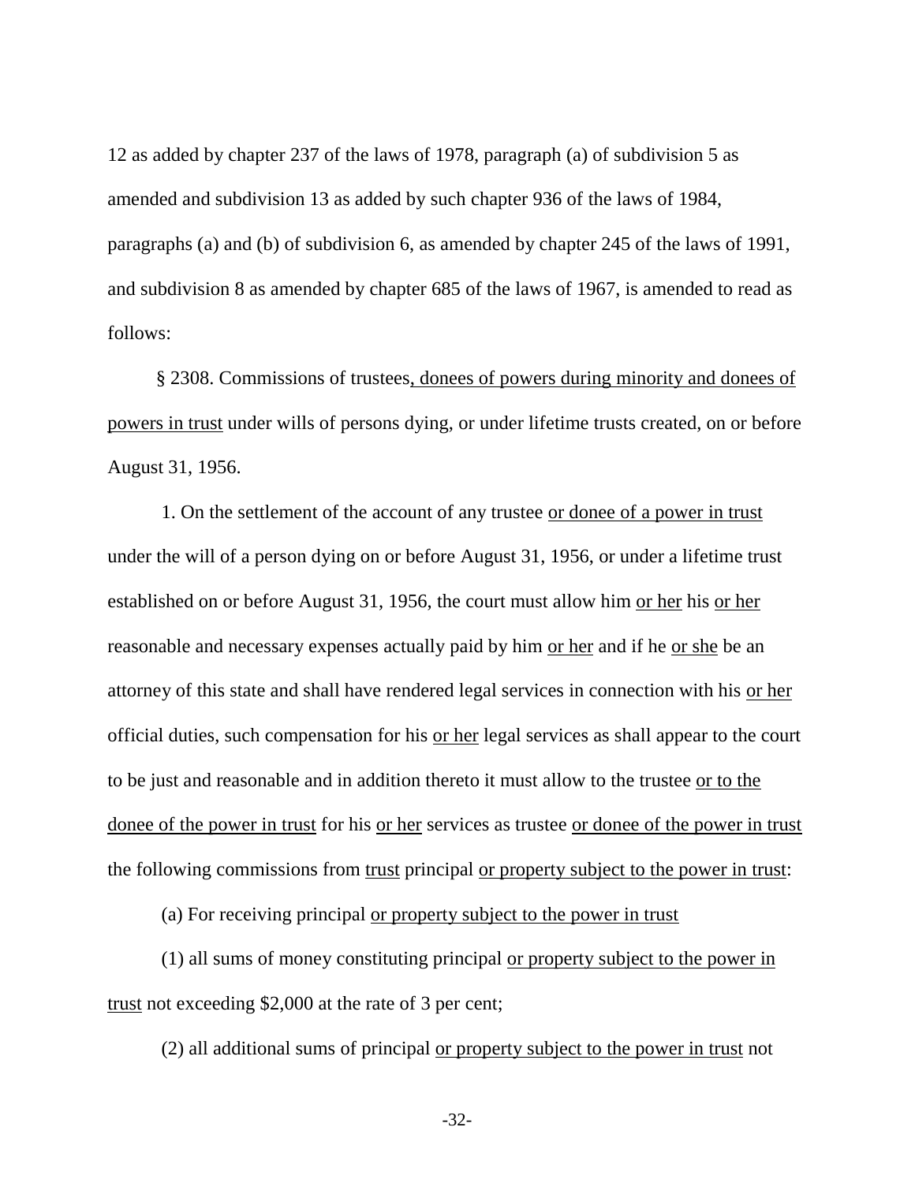12 as added by chapter 237 of the laws of 1978, paragraph (a) of subdivision 5 as amended and subdivision 13 as added by such chapter 936 of the laws of 1984, paragraphs (a) and (b) of subdivision 6, as amended by chapter 245 of the laws of 1991, and subdivision 8 as amended by chapter 685 of the laws of 1967, is amended to read as follows:

§ 2308. Commissions of trustees<u>, donees of powers during minority and donees of powers in trust</u> under wills of persons dying, or under lifetime trusts created, on or before August 31, 1956.

1. On the settlement of the account of any trustee <u>or donee of a power in trust</u> under the will of a person dying on or before August 31, 1956, or under a lifetime trust established on or before August 31, 1956, the court must allow him <u>or her</u> his <u>or her</u> reasonable and necessary expenses actually paid by him <u>or her</u> and if he <u>or she</u> be an attorney of this state and shall have rendered legal services in connection with his <u>or her</u> official duties, such compensation for his <u>or her</u> legal services as shall appear to the court to be just and reasonable and in addition thereto it must allow to the trustee <u>or to the donee of the power in trust</u> for his <u>or her</u> services as trustee <u>or donee of the power in trust</u> the following commissions from <u>trust</u> principal <u>or property subject to the power in trust</u>:

(a) For receiving principal <u>or property subject to the power in trust</u>

(1) all sums of money constituting principal <u>or property subject to the power in trust</u> not exceeding $2,000 at the rate of 3 per cent;

(2) all additional sums of principal <u>or property subject to the power in trust</u> not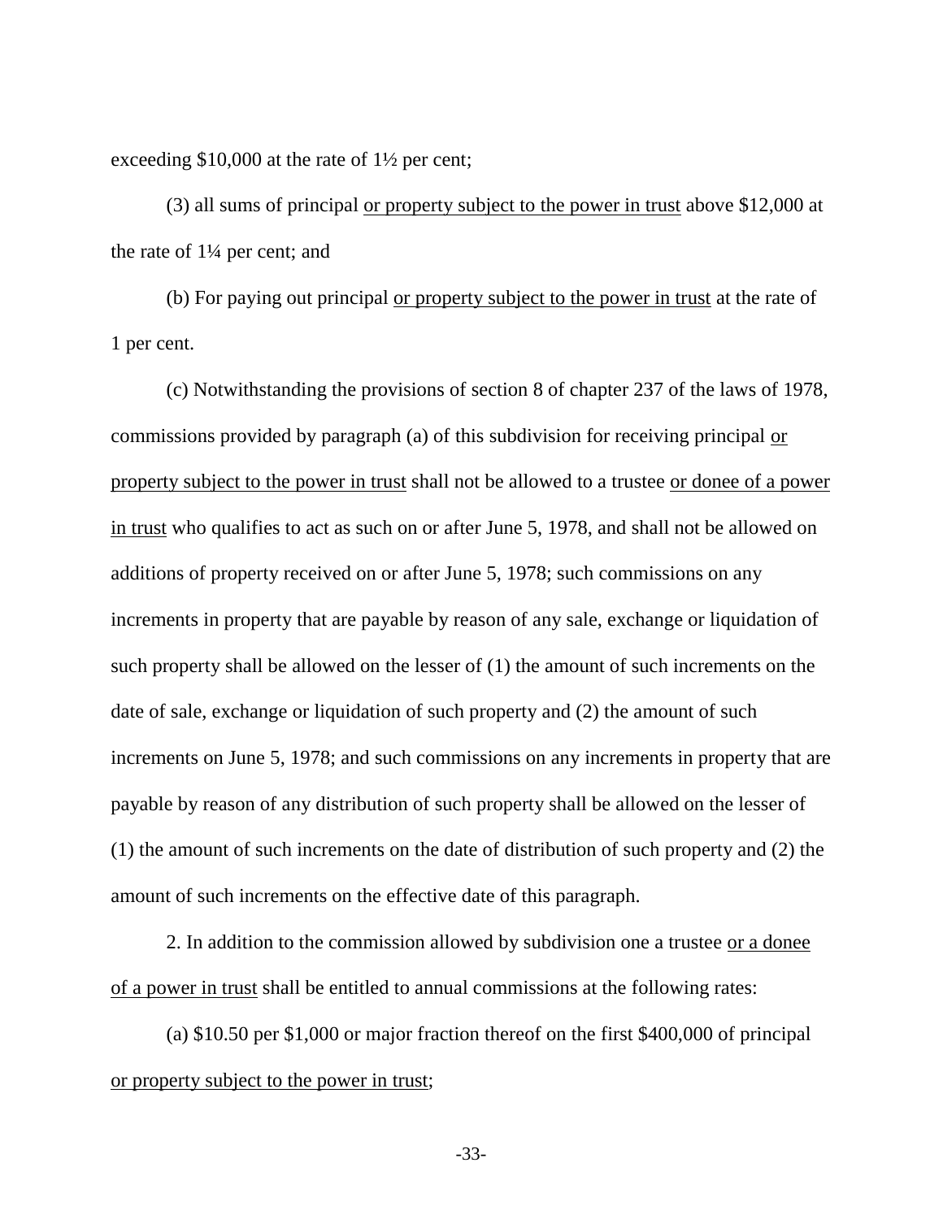exceeding $10,000 at the rate of 1½ per cent;

(3) all sums of principal <u>or property subject to the power in trust</u> above $12,000 at the rate of 1¼ per cent; and

(b) For paying out principal <u>or property subject to the power in trust</u> at the rate of 1 per cent.

(c) Notwithstanding the provisions of section 8 of chapter 237 of the laws of 1978, commissions provided by paragraph (a) of this subdivision for receiving principal <u>or property subject to the power in trust</u> shall not be allowed to a trustee <u>or donee of a power in trust</u> who qualifies to act as such on or after June 5, 1978, and shall not be allowed on additions of property received on or after June 5, 1978; such commissions on any increments in property that are payable by reason of any sale, exchange or liquidation of such property shall be allowed on the lesser of (1) the amount of such increments on the date of sale, exchange or liquidation of such property and (2) the amount of such increments on June 5, 1978; and such commissions on any increments in property that are payable by reason of any distribution of such property shall be allowed on the lesser of (1) the amount of such increments on the date of distribution of such property and (2) the amount of such increments on the effective date of this paragraph.

2. In addition to the commission allowed by subdivision one a trustee <u>or a donee of a power in trust</u> shall be entitled to annual commissions at the following rates:

(a) $10.50 per $1,000 or major fraction thereof on the first $400,000 of principal <u>or property subject to the power in trust</u>;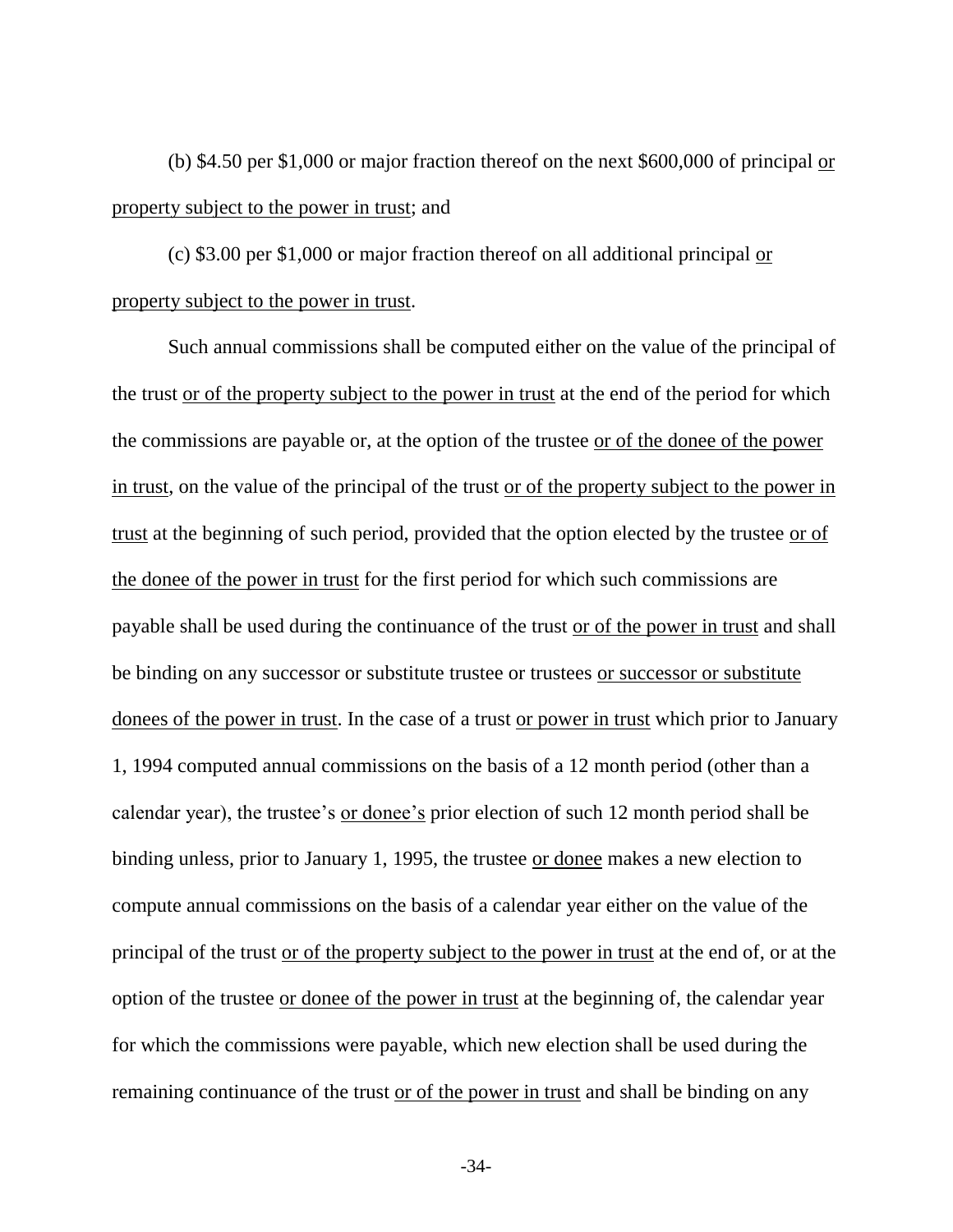(b) $4.50 per $1,000 or major fraction thereof on the next $600,000 of principal <u>or property subject to the power in trust</u>; and

(c) $3.00 per $1,000 or major fraction thereof on all additional principal <u>or property subject to the power in trust</u>.

Such annual commissions shall be computed either on the value of the principal of the trust <u>or of the property subject to the power in trust</u> at the end of the period for which the commissions are payable or, at the option of the trustee <u>or of the donee of the power in trust</u>, on the value of the principal of the trust <u>or of the property subject to the power in trust</u> at the beginning of such period, provided that the option elected by the trustee <u>or of the donee of the power in trust</u> for the first period for which such commissions are payable shall be used during the continuance of the trust <u>or of the power in trust</u> and shall be binding on any successor or substitute trustee or trustees <u>or successor or substitute donees of the power in trust</u>. In the case of a trust <u>or power in trust</u> which prior to January 1, 1994 computed annual commissions on the basis of a 12 month period (other than a calendar year), the trustee's <u>or donee's</u> prior election of such 12 month period shall be binding unless, prior to January 1, 1995, the trustee <u>or donee</u> makes a new election to compute annual commissions on the basis of a calendar year either on the value of the principal of the trust <u>or of the property subject to the power in trust</u> at the end of, or at the option of the trustee <u>or donee of the power in trust</u> at the beginning of, the calendar year for which the commissions were payable, which new election shall be used during the remaining continuance of the trust <u>or of the power in trust</u> and shall be binding on any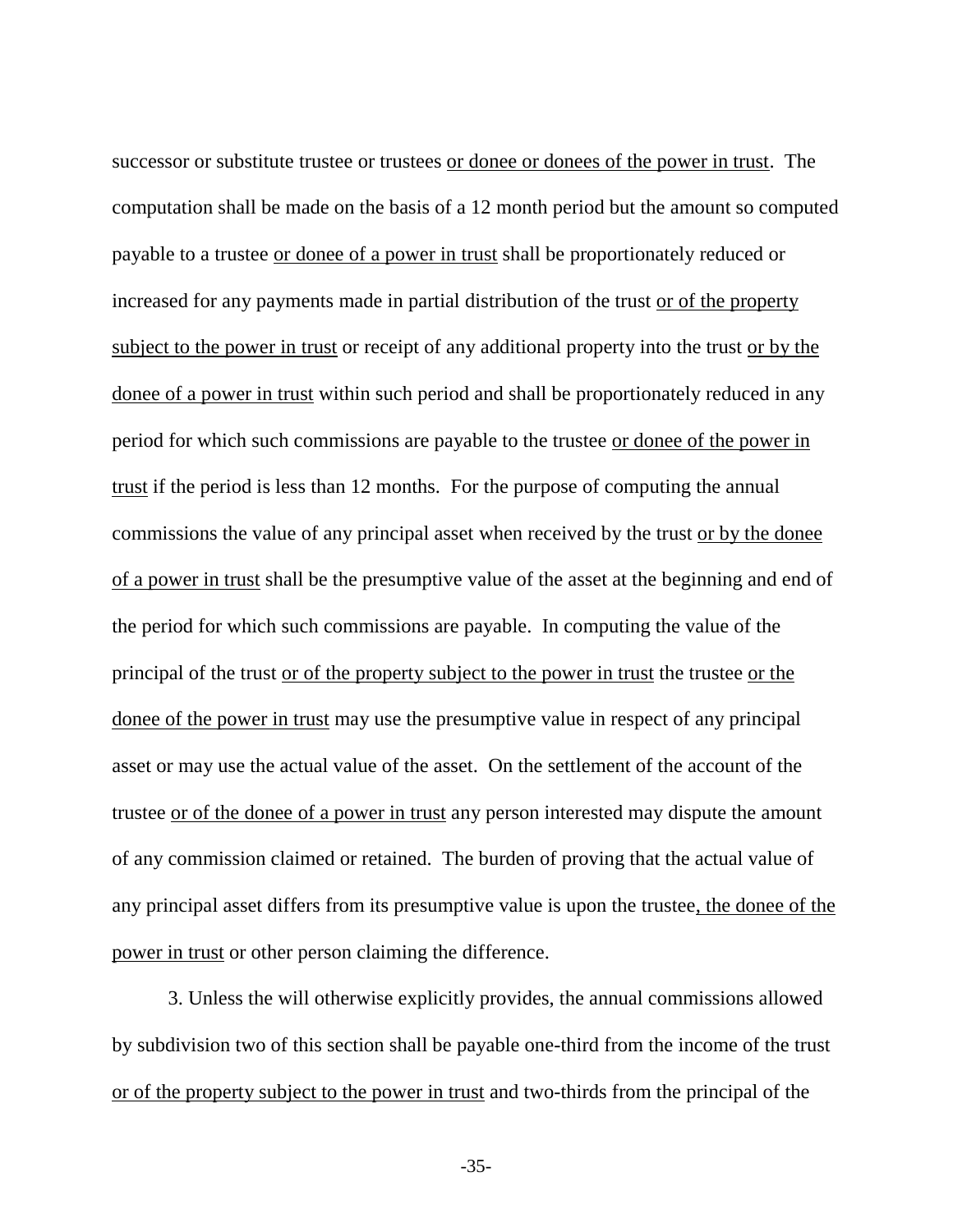successor or substitute trustee or trustees or donee or donees of the power in trust. The computation shall be made on the basis of a 12 month period but the amount so computed payable to a trustee or donee of a power in trust shall be proportionately reduced or increased for any payments made in partial distribution of the trust or of the property subject to the power in trust or receipt of any additional property into the trust or by the donee of a power in trust within such period and shall be proportionately reduced in any period for which such commissions are payable to the trustee or donee of the power in trust if the period is less than 12 months. For the purpose of computing the annual commissions the value of any principal asset when received by the trust or by the donee of a power in trust shall be the presumptive value of the asset at the beginning and end of the period for which such commissions are payable. In computing the value of the principal of the trust or of the property subject to the power in trust the trustee or the donee of the power in trust may use the presumptive value in respect of any principal asset or may use the actual value of the asset. On the settlement of the account of the trustee or of the donee of a power in trust any person interested may dispute the amount of any commission claimed or retained. The burden of proving that the actual value of any principal asset differs from its presumptive value is upon the trustee, the donee of the power in trust or other person claiming the difference.

3. Unless the will otherwise explicitly provides, the annual commissions allowed by subdivision two of this section shall be payable one-third from the income of the trust or of the property subject to the power in trust and two-thirds from the principal of the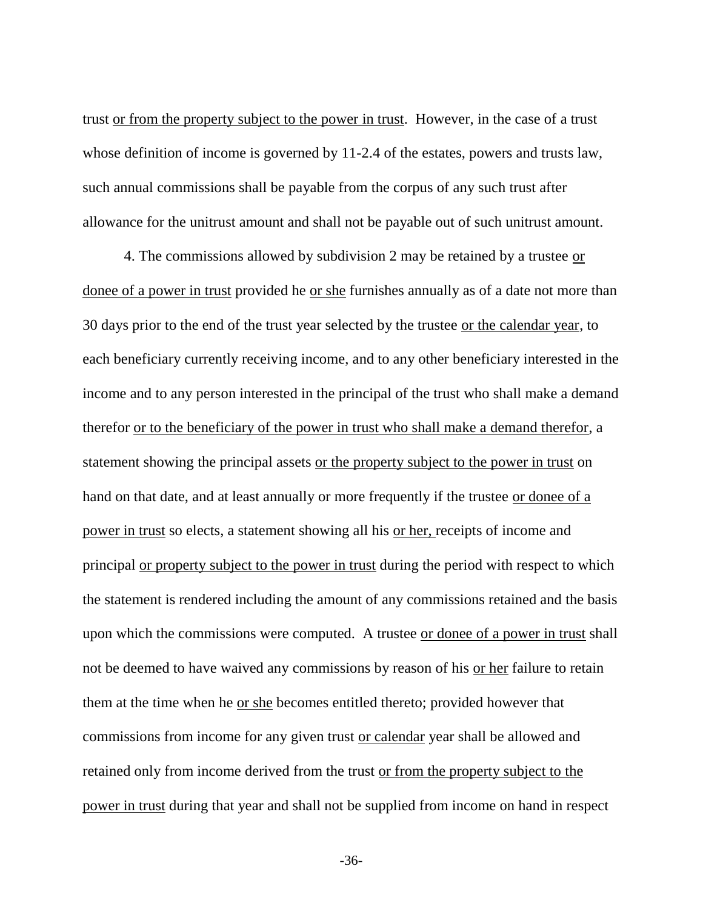trust <u>or from the property subject to the power in trust</u>. However, in the case of a trust whose definition of income is governed by 11-2.4 of the estates, powers and trusts law, such annual commissions shall be payable from the corpus of any such trust after allowance for the unitrust amount and shall not be payable out of such unitrust amount.

4. The commissions allowed by subdivision 2 may be retained by a trustee <u>or donee of a power in trust</u> provided he <u>or she</u> furnishes annually as of a date not more than 30 days prior to the end of the trust year selected by the trustee <u>or the calendar year</u>, to each beneficiary currently receiving income, and to any other beneficiary interested in the income and to any person interested in the principal of the trust who shall make a demand therefor <u>or to the beneficiary of the power in trust who shall make a demand therefor</u>, a statement showing the principal assets <u>or the property subject to the power in trust</u> on hand on that date, and at least annually or more frequently if the trustee <u>or donee of a power in trust</u> so elects, a statement showing all his <u>or her,</u> receipts of income and principal <u>or property subject to the power in trust</u> during the period with respect to which the statement is rendered including the amount of any commissions retained and the basis upon which the commissions were computed. A trustee <u>or donee of a power in trust</u> shall not be deemed to have waived any commissions by reason of his <u>or her</u> failure to retain them at the time when he <u>or she</u> becomes entitled thereto; provided however that commissions from income for any given trust <u>or calendar</u> year shall be allowed and retained only from income derived from the trust <u>or from the property subject to the power in trust</u> during that year and shall not be supplied from income on hand in respect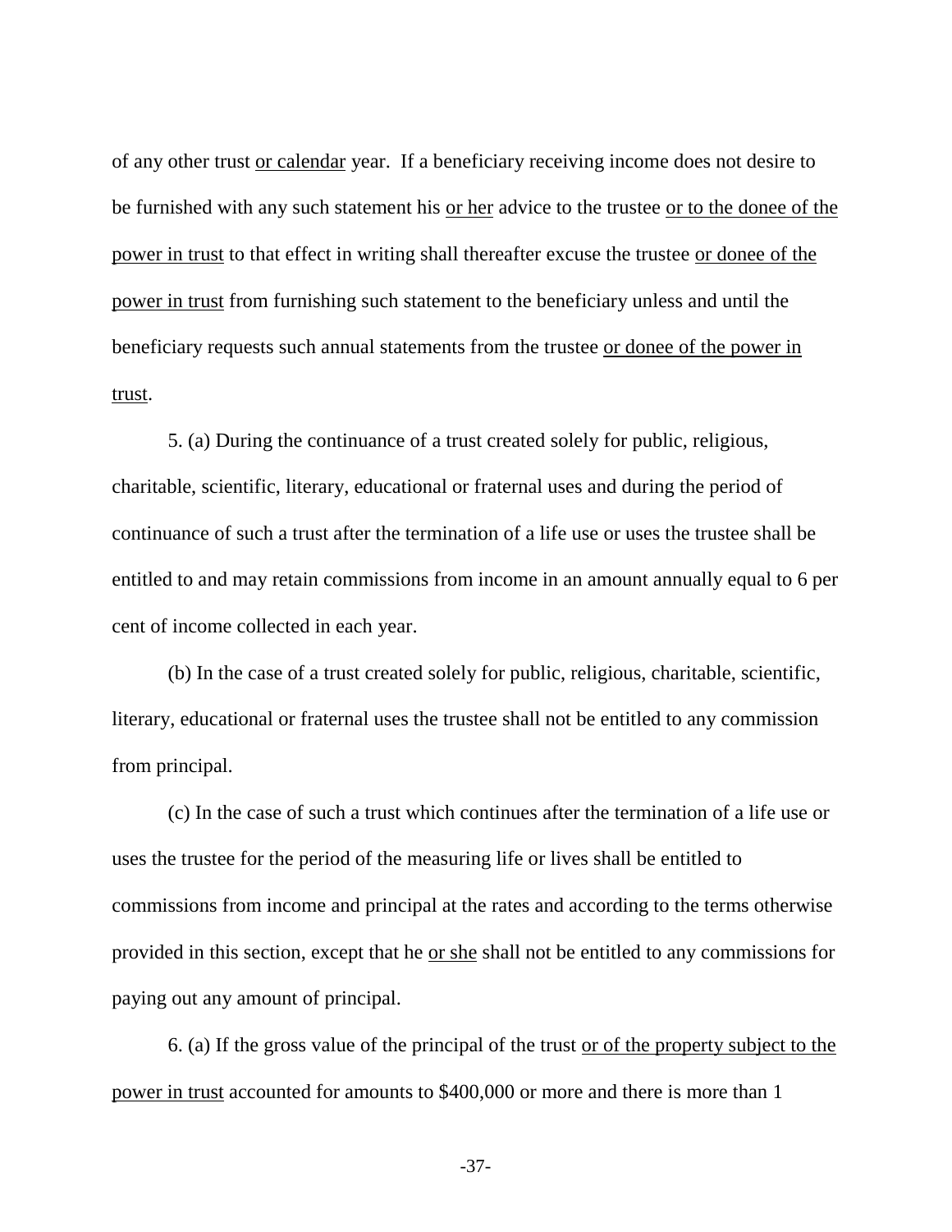of any other trust <u>or calendar</u> year. If a beneficiary receiving income does not desire to be furnished with any such statement his <u>or her</u> advice to the trustee <u>or to the donee of the power in trust</u> to that effect in writing shall thereafter excuse the trustee <u>or donee of the power in trust</u> from furnishing such statement to the beneficiary unless and until the beneficiary requests such annual statements from the trustee <u>or donee of the power in trust</u>.

5. (a) During the continuance of a trust created solely for public, religious, charitable, scientific, literary, educational or fraternal uses and during the period of continuance of such a trust after the termination of a life use or uses the trustee shall be entitled to and may retain commissions from income in an amount annually equal to 6 per cent of income collected in each year.

(b) In the case of a trust created solely for public, religious, charitable, scientific, literary, educational or fraternal uses the trustee shall not be entitled to any commission from principal.

(c) In the case of such a trust which continues after the termination of a life use or uses the trustee for the period of the measuring life or lives shall be entitled to commissions from income and principal at the rates and according to the terms otherwise provided in this section, except that he <u>or she</u> shall not be entitled to any commissions for paying out any amount of principal.

6. (a) If the gross value of the principal of the trust <u>or of the property subject to the power in trust</u> accounted for amounts to $400,000 or more and there is more than 1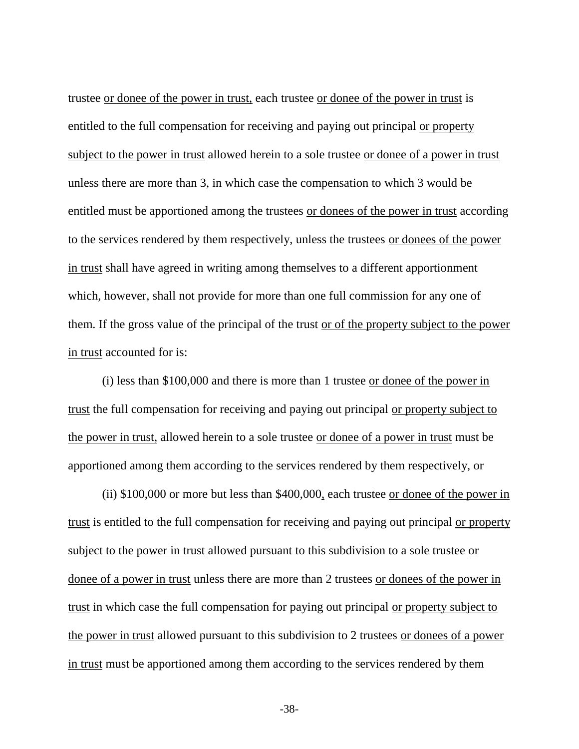trustee <u>or donee of the power in trust,</u> each trustee <u>or donee of the power in trust</u> is entitled to the full compensation for receiving and paying out principal <u>or property subject to the power in trust</u> allowed herein to a sole trustee <u>or donee of a power in trust</u> unless there are more than 3, in which case the compensation to which 3 would be entitled must be apportioned among the trustees <u>or donees of the power in trust</u> according to the services rendered by them respectively, unless the trustees <u>or donees of the power in trust</u> shall have agreed in writing among themselves to a different apportionment which, however, shall not provide for more than one full commission for any one of them. If the gross value of the principal of the trust <u>or of the property subject to the power in trust</u> accounted for is:

(i) less than $100,000 and there is more than 1 trustee <u>or donee of the power in trust</u> the full compensation for receiving and paying out principal <u>or property subject to the power in trust,</u> allowed herein to a sole trustee <u>or donee of a power in trust</u> must be apportioned among them according to the services rendered by them respectively, or

(ii) $100,000 or more but less than $400,000<u>,</u> each trustee <u>or donee of the power in trust</u> is entitled to the full compensation for receiving and paying out principal <u>or property subject to the power in trust</u> allowed pursuant to this subdivision to a sole trustee <u>or donee of a power in trust</u> unless there are more than 2 trustees <u>or donees of the power in trust</u> in which case the full compensation for paying out principal <u>or property subject to the power in trust</u> allowed pursuant to this subdivision to 2 trustees <u>or donees of a power in trust</u> must be apportioned among them according to the services rendered by them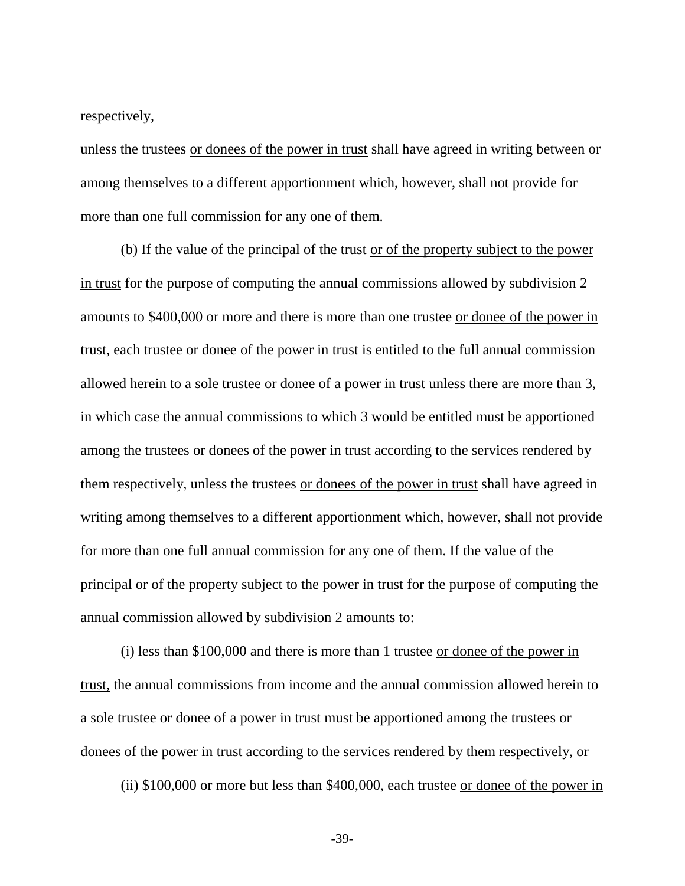respectively,

unless the trustees <u>or donees of the power in trust</u> shall have agreed in writing between or among themselves to a different apportionment which, however, shall not provide for more than one full commission for any one of them.

(b) If the value of the principal of the trust <u>or of the property subject to the power in trust</u> for the purpose of computing the annual commissions allowed by subdivision 2 amounts to $400,000 or more and there is more than one trustee <u>or donee of the power in trust,</u> each trustee <u>or donee of the power in trust</u> is entitled to the full annual commission allowed herein to a sole trustee <u>or donee of a power in trust</u> unless there are more than 3, in which case the annual commissions to which 3 would be entitled must be apportioned among the trustees <u>or donees of the power in trust</u> according to the services rendered by them respectively, unless the trustees <u>or donees of the power in trust</u> shall have agreed in writing among themselves to a different apportionment which, however, shall not provide for more than one full annual commission for any one of them. If the value of the principal <u>or of the property subject to the power in trust</u> for the purpose of computing the annual commission allowed by subdivision 2 amounts to:

(i) less than $100,000 and there is more than 1 trustee <u>or donee of the power in trust,</u> the annual commissions from income and the annual commission allowed herein to a sole trustee <u>or donee of a power in trust</u> must be apportioned among the trustees <u>or donees of the power in trust</u> according to the services rendered by them respectively, or

(ii) $100,000 or more but less than $400,000, each trustee <u>or donee of the power in</u>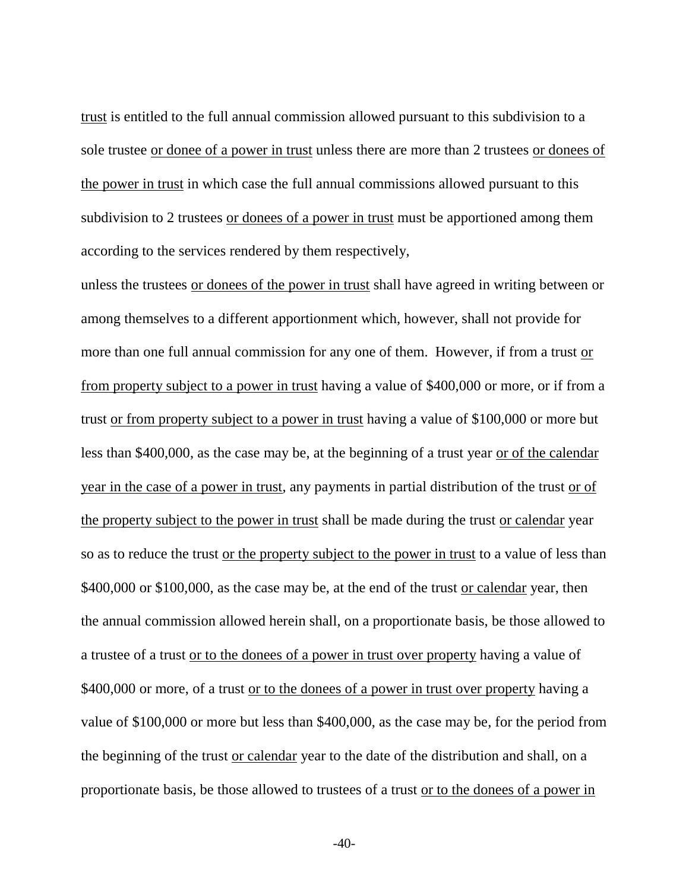trust is entitled to the full annual commission allowed pursuant to this subdivision to a sole trustee <u>or donee of a power in trust</u> unless there are more than 2 trustees <u>or donees of the power in trust</u> in which case the full annual commissions allowed pursuant to this subdivision to 2 trustees <u>or donees of a power in trust</u> must be apportioned among them according to the services rendered by them respectively,

unless the trustees <u>or donees of the power in trust</u> shall have agreed in writing between or among themselves to a different apportionment which, however, shall not provide for more than one full annual commission for any one of them. However, if from a trust <u>or from property subject to a power in trust</u> having a value of $400,000 or more, or if from a trust <u>or from property subject to a power in trust</u> having a value of $100,000 or more but less than $400,000, as the case may be, at the beginning of a trust year <u>or of the calendar year in the case of a power in trust</u>, any payments in partial distribution of the trust <u>or of the property subject to the power in trust</u> shall be made during the trust <u>or calendar</u> year so as to reduce the trust <u>or the property subject to the power in trust</u> to a value of less than $400,000 or $100,000, as the case may be, at the end of the trust <u>or calendar</u> year, then the annual commission allowed herein shall, on a proportionate basis, be those allowed to a trustee of a trust <u>or to the donees of a power in trust over property</u> having a value of $400,000 or more, of a trust <u>or to the donees of a power in trust over property</u> having a value of $100,000 or more but less than $400,000, as the case may be, for the period from the beginning of the trust <u>or calendar</u> year to the date of the distribution and shall, on a proportionate basis, be those allowed to trustees of a trust <u>or to the donees of a power in</u>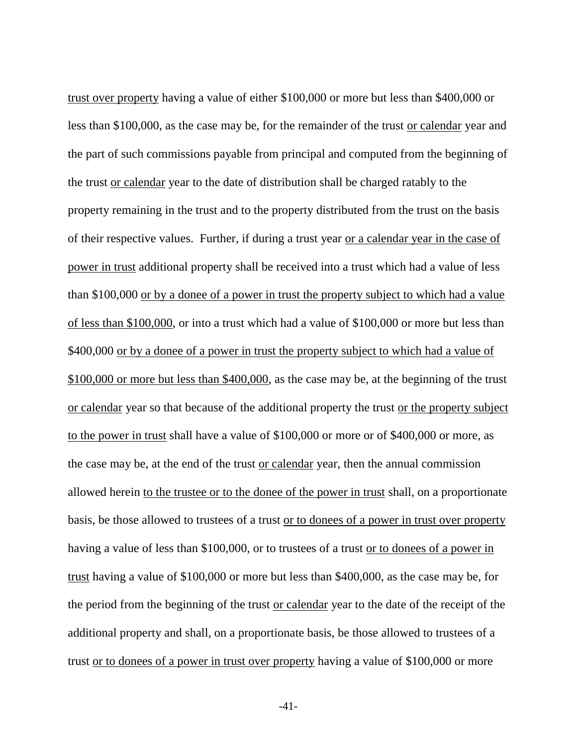trust over property having a value of either $100,000 or more but less than $400,000 or less than $100,000, as the case may be, for the remainder of the trust or calendar year and the part of such commissions payable from principal and computed from the beginning of the trust or calendar year to the date of distribution shall be charged ratably to the property remaining in the trust and to the property distributed from the trust on the basis of their respective values. Further, if during a trust year or a calendar year in the case of power in trust additional property shall be received into a trust which had a value of less than $100,000 or by a donee of a power in trust the property subject to which had a value of less than $100,000, or into a trust which had a value of $100,000 or more but less than $400,000 or by a donee of a power in trust the property subject to which had a value of $100,000 or more but less than $400,000, as the case may be, at the beginning of the trust or calendar year so that because of the additional property the trust or the property subject to the power in trust shall have a value of $100,000 or more or of $400,000 or more, as the case may be, at the end of the trust or calendar year, then the annual commission allowed herein to the trustee or to the donee of the power in trust shall, on a proportionate basis, be those allowed to trustees of a trust or to donees of a power in trust over property having a value of less than $100,000, or to trustees of a trust or to donees of a power in trust having a value of $100,000 or more but less than $400,000, as the case may be, for the period from the beginning of the trust or calendar year to the date of the receipt of the additional property and shall, on a proportionate basis, be those allowed to trustees of a trust or to donees of a power in trust over property having a value of $100,000 or more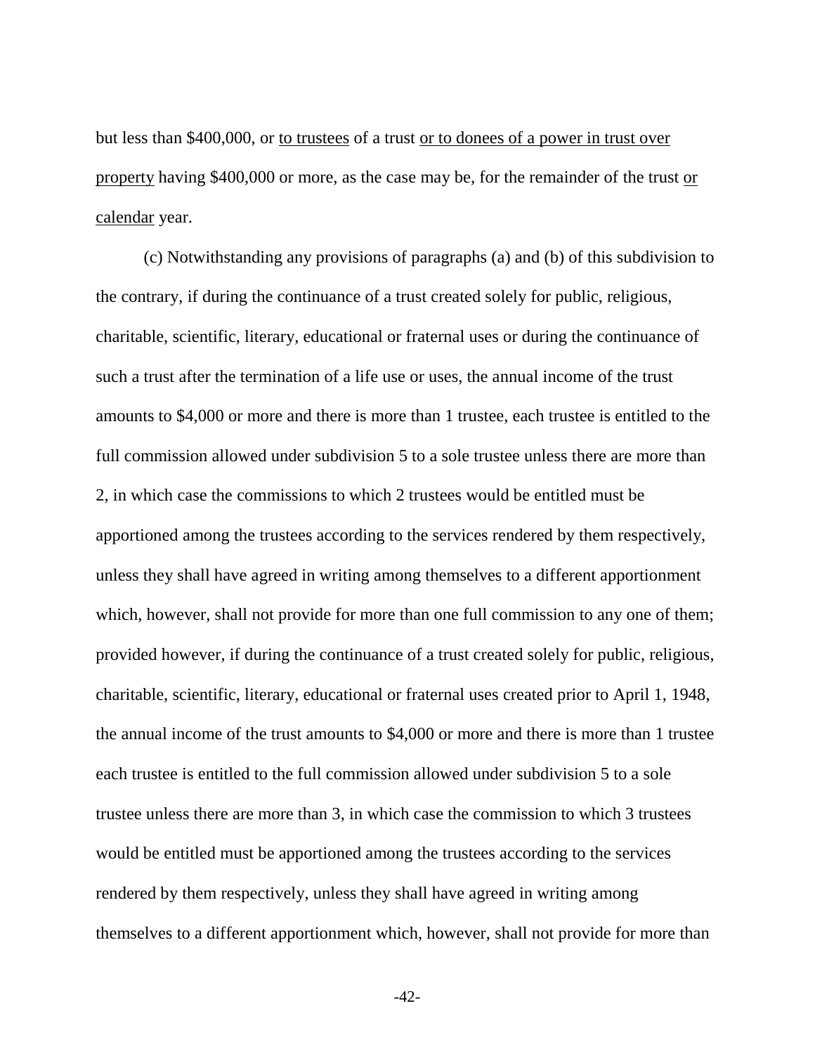but less than $400,000, or <u>to trustees</u> of a trust <u>or to donees of a power in trust over property</u> having $400,000 or more, as the case may be, for the remainder of the trust <u>or calendar</u> year.

(c) Notwithstanding any provisions of paragraphs (a) and (b) of this subdivision to the contrary, if during the continuance of a trust created solely for public, religious, charitable, scientific, literary, educational or fraternal uses or during the continuance of such a trust after the termination of a life use or uses, the annual income of the trust amounts to $4,000 or more and there is more than 1 trustee, each trustee is entitled to the full commission allowed under subdivision 5 to a sole trustee unless there are more than 2, in which case the commissions to which 2 trustees would be entitled must be apportioned among the trustees according to the services rendered by them respectively, unless they shall have agreed in writing among themselves to a different apportionment which, however, shall not provide for more than one full commission to any one of them; provided however, if during the continuance of a trust created solely for public, religious, charitable, scientific, literary, educational or fraternal uses created prior to April 1, 1948, the annual income of the trust amounts to $4,000 or more and there is more than 1 trustee each trustee is entitled to the full commission allowed under subdivision 5 to a sole trustee unless there are more than 3, in which case the commission to which 3 trustees would be entitled must be apportioned among the trustees according to the services rendered by them respectively, unless they shall have agreed in writing among themselves to a different apportionment which, however, shall not provide for more than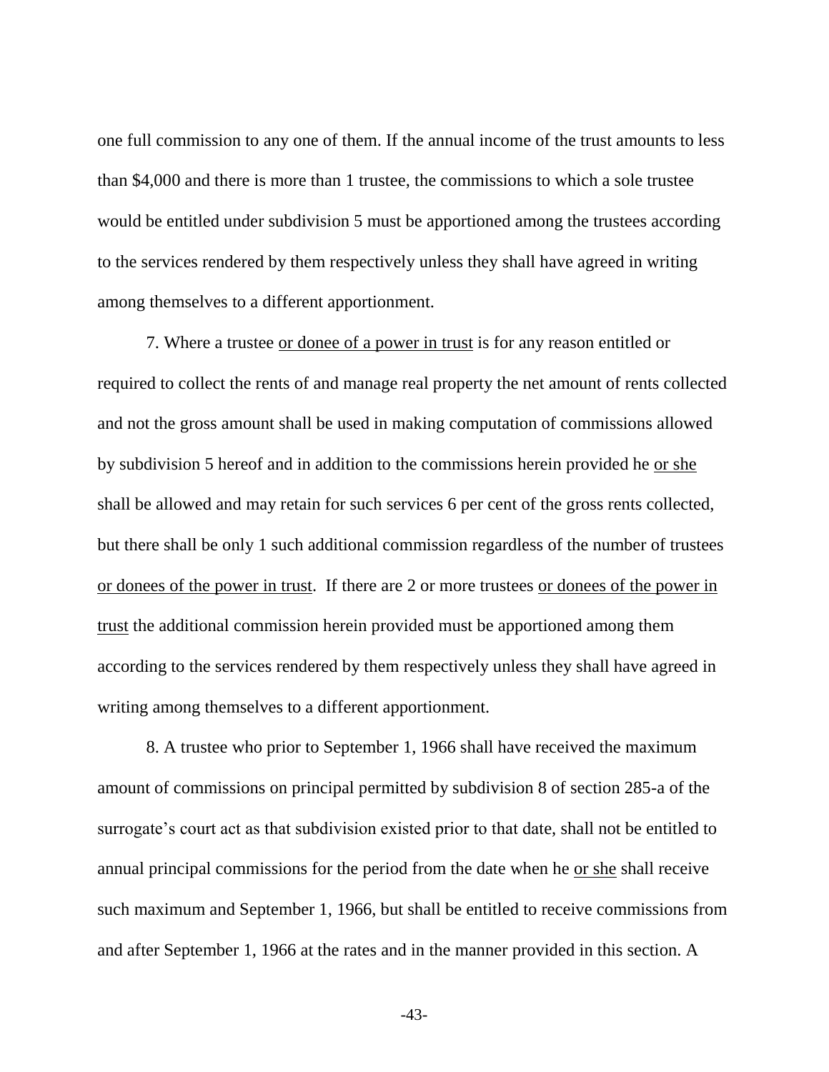one full commission to any one of them. If the annual income of the trust amounts to less than $4,000 and there is more than 1 trustee, the commissions to which a sole trustee would be entitled under subdivision 5 must be apportioned among the trustees according to the services rendered by them respectively unless they shall have agreed in writing among themselves to a different apportionment.

7. Where a trustee <u>or donee of a power in trust</u> is for any reason entitled or required to collect the rents of and manage real property the net amount of rents collected and not the gross amount shall be used in making computation of commissions allowed by subdivision 5 hereof and in addition to the commissions herein provided he <u>or she</u> shall be allowed and may retain for such services 6 per cent of the gross rents collected, but there shall be only 1 such additional commission regardless of the number of trustees <u>or donees of the power in trust</u>. If there are 2 or more trustees <u>or donees of the power in trust</u> the additional commission herein provided must be apportioned among them according to the services rendered by them respectively unless they shall have agreed in writing among themselves to a different apportionment.

8. A trustee who prior to September 1, 1966 shall have received the maximum amount of commissions on principal permitted by subdivision 8 of section 285-a of the surrogate's court act as that subdivision existed prior to that date, shall not be entitled to annual principal commissions for the period from the date when he <u>or she</u> shall receive such maximum and September 1, 1966, but shall be entitled to receive commissions from and after September 1, 1966 at the rates and in the manner provided in this section. A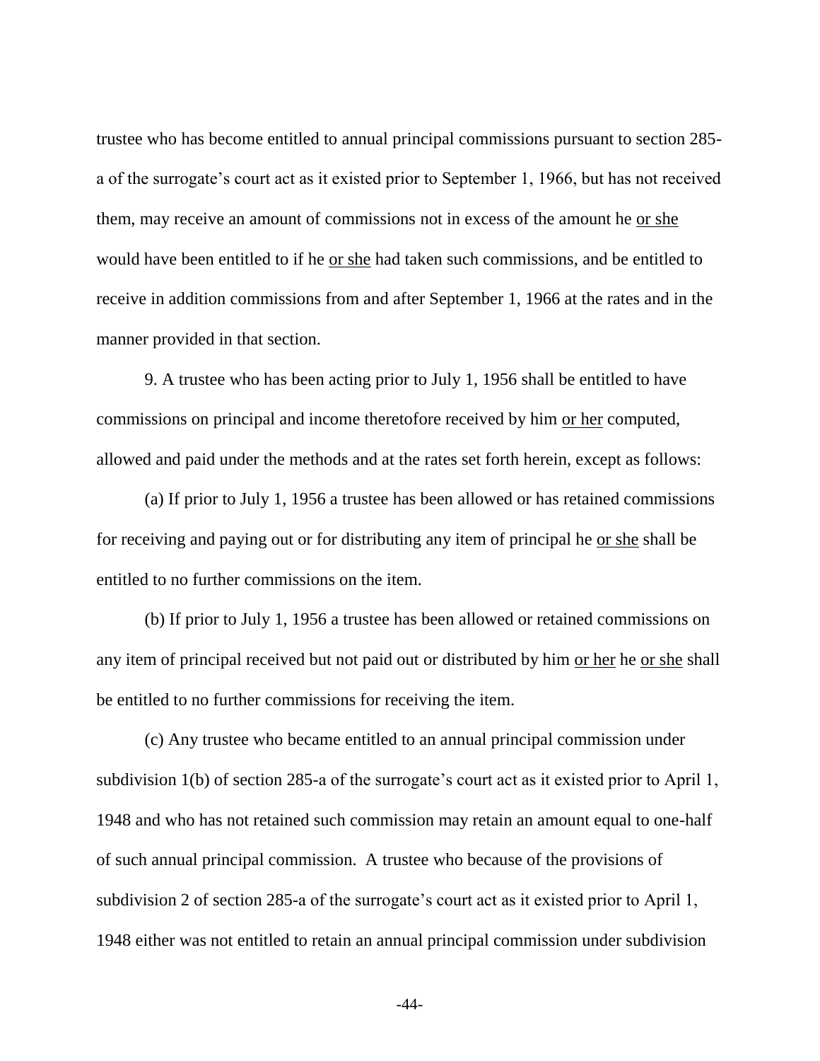trustee who has become entitled to annual principal commissions pursuant to section 285-a of the surrogate's court act as it existed prior to September 1, 1966, but has not received them, may receive an amount of commissions not in excess of the amount he <u>or she</u> would have been entitled to if he <u>or she</u> had taken such commissions, and be entitled to receive in addition commissions from and after September 1, 1966 at the rates and in the manner provided in that section.

9. A trustee who has been acting prior to July 1, 1956 shall be entitled to have commissions on principal and income theretofore received by him <u>or her</u> computed, allowed and paid under the methods and at the rates set forth herein, except as follows:

(a) If prior to July 1, 1956 a trustee has been allowed or has retained commissions for receiving and paying out or for distributing any item of principal he <u>or she</u> shall be entitled to no further commissions on the item.

(b) If prior to July 1, 1956 a trustee has been allowed or retained commissions on any item of principal received but not paid out or distributed by him <u>or her</u> he <u>or she</u> shall be entitled to no further commissions for receiving the item.

(c) Any trustee who became entitled to an annual principal commission under subdivision 1(b) of section 285-a of the surrogate's court act as it existed prior to April 1, 1948 and who has not retained such commission may retain an amount equal to one-half of such annual principal commission. A trustee who because of the provisions of subdivision 2 of section 285-a of the surrogate's court act as it existed prior to April 1, 1948 either was not entitled to retain an annual principal commission under subdivision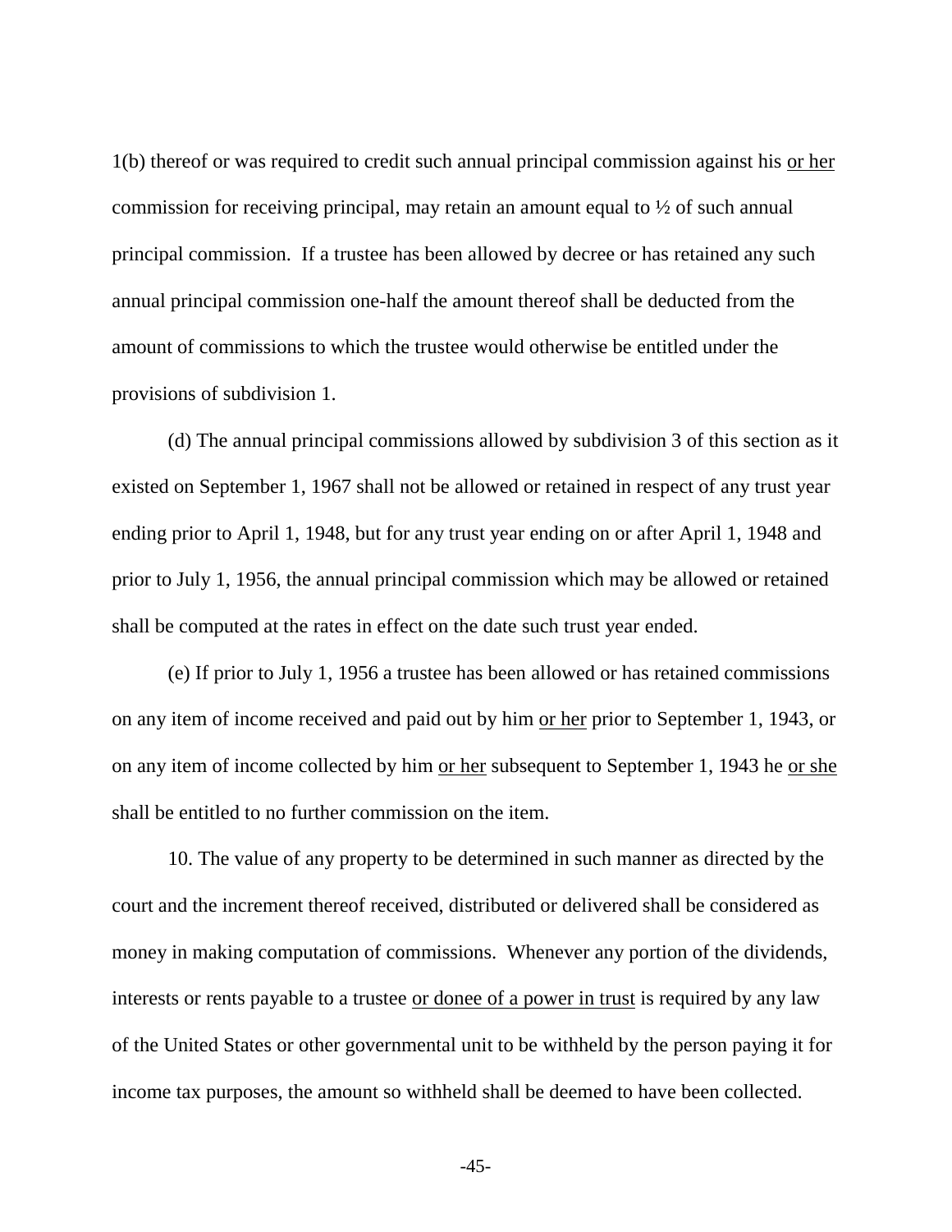1(b) thereof or was required to credit such annual principal commission against his <u>or her</u> commission for receiving principal, may retain an amount equal to ½ of such annual principal commission. If a trustee has been allowed by decree or has retained any such annual principal commission one-half the amount thereof shall be deducted from the amount of commissions to which the trustee would otherwise be entitled under the provisions of subdivision 1.

(d) The annual principal commissions allowed by subdivision 3 of this section as it existed on September 1, 1967 shall not be allowed or retained in respect of any trust year ending prior to April 1, 1948, but for any trust year ending on or after April 1, 1948 and prior to July 1, 1956, the annual principal commission which may be allowed or retained shall be computed at the rates in effect on the date such trust year ended.

(e) If prior to July 1, 1956 a trustee has been allowed or has retained commissions on any item of income received and paid out by him <u>or her</u> prior to September 1, 1943, or on any item of income collected by him <u>or her</u> subsequent to September 1, 1943 he <u>or she</u> shall be entitled to no further commission on the item.

10. The value of any property to be determined in such manner as directed by the court and the increment thereof received, distributed or delivered shall be considered as money in making computation of commissions. Whenever any portion of the dividends, interests or rents payable to a trustee <u>or donee of a power in trust</u> is required by any law of the United States or other governmental unit to be withheld by the person paying it for income tax purposes, the amount so withheld shall be deemed to have been collected.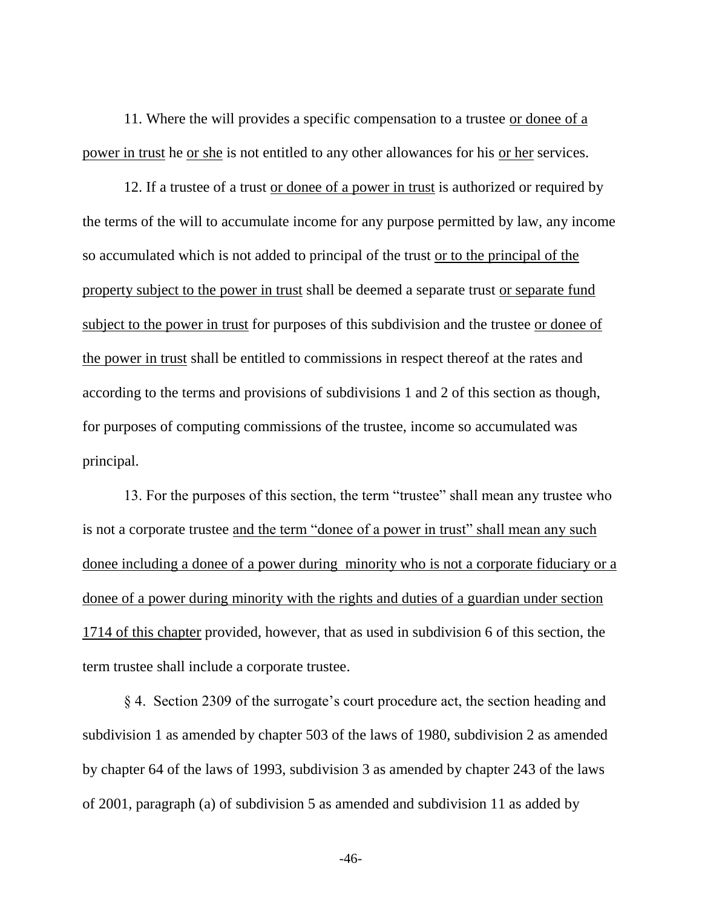11. Where the will provides a specific compensation to a trustee <u>or donee of a power in trust</u> he <u>or she</u> is not entitled to any other allowances for his <u>or her</u> services.

12. If a trustee of a trust <u>or donee of a power in trust</u> is authorized or required by the terms of the will to accumulate income for any purpose permitted by law, any income so accumulated which is not added to principal of the trust <u>or to the principal of the property subject to the power in trust</u> shall be deemed a separate trust <u>or separate fund subject to the power in trust</u> for purposes of this subdivision and the trustee <u>or donee of the power in trust</u> shall be entitled to commissions in respect thereof at the rates and according to the terms and provisions of subdivisions 1 and 2 of this section as though, for purposes of computing commissions of the trustee, income so accumulated was principal.

13. For the purposes of this section, the term "trustee" shall mean any trustee who is not a corporate trustee <u>and the term "donee of a power in trust" shall mean any such donee including a donee of a power during minority who is not a corporate fiduciary or a donee of a power during minority with the rights and duties of a guardian under section 1714 of this chapter</u> provided, however, that as used in subdivision 6 of this section, the term trustee shall include a corporate trustee.

§ 4. Section 2309 of the surrogate's court procedure act, the section heading and subdivision 1 as amended by chapter 503 of the laws of 1980, subdivision 2 as amended by chapter 64 of the laws of 1993, subdivision 3 as amended by chapter 243 of the laws of 2001, paragraph (a) of subdivision 5 as amended and subdivision 11 as added by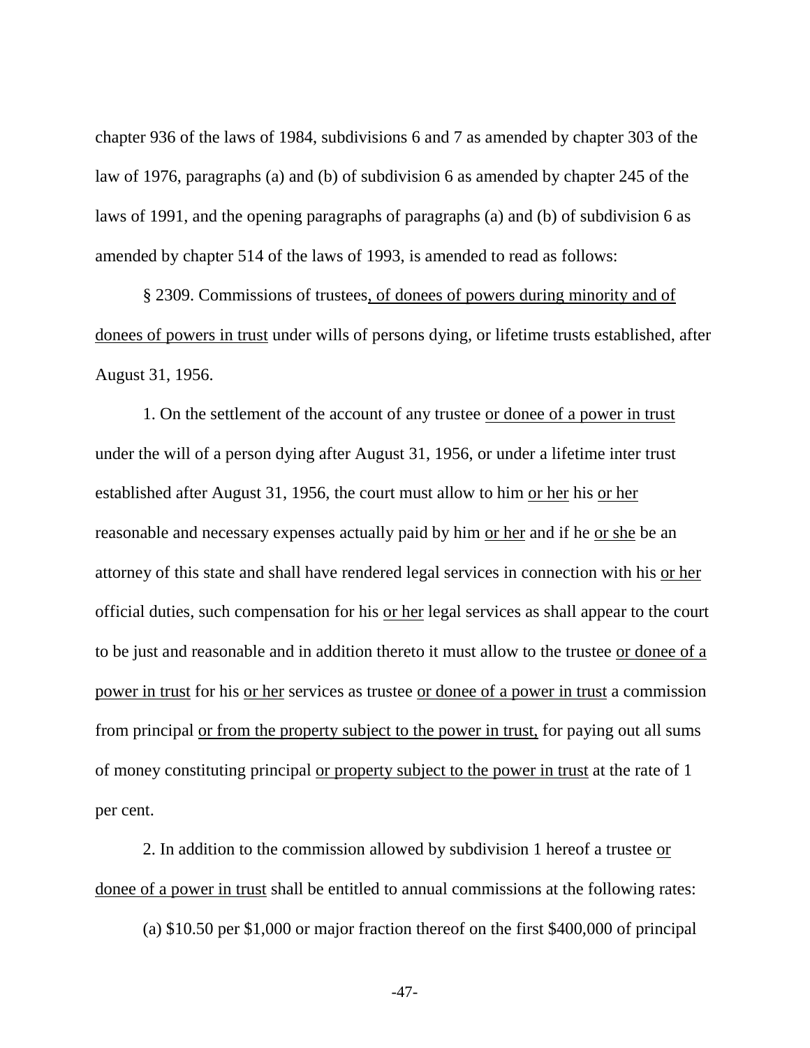chapter 936 of the laws of 1984, subdivisions 6 and 7 as amended by chapter 303 of the law of 1976, paragraphs (a) and (b) of subdivision 6 as amended by chapter 245 of the laws of 1991, and the opening paragraphs of paragraphs (a) and (b) of subdivision 6 as amended by chapter 514 of the laws of 1993, is amended to read as follows:

§ 2309. Commissions of trustees<u>, of donees of powers during minority and of donees of powers in trust</u> under wills of persons dying, or lifetime trusts established, after August 31, 1956.

1. On the settlement of the account of any trustee <u>or donee of a power in trust</u> under the will of a person dying after August 31, 1956, or under a lifetime inter trust established after August 31, 1956, the court must allow to him <u>or her</u> his <u>or her</u> reasonable and necessary expenses actually paid by him <u>or her</u> and if he <u>or she</u> be an attorney of this state and shall have rendered legal services in connection with his <u>or her</u> official duties, such compensation for his <u>or her</u> legal services as shall appear to the court to be just and reasonable and in addition thereto it must allow to the trustee <u>or donee of a power in trust</u> for his <u>or her</u> services as trustee <u>or donee of a power in trust</u> a commission from principal <u>or from the property subject to the power in trust,</u> for paying out all sums of money constituting principal <u>or property subject to the power in trust</u> at the rate of 1 per cent.

2. In addition to the commission allowed by subdivision 1 hereof a trustee <u>or donee of a power in trust</u> shall be entitled to annual commissions at the following rates:

(a) $10.50 per $1,000 or major fraction thereof on the first $400,000 of principal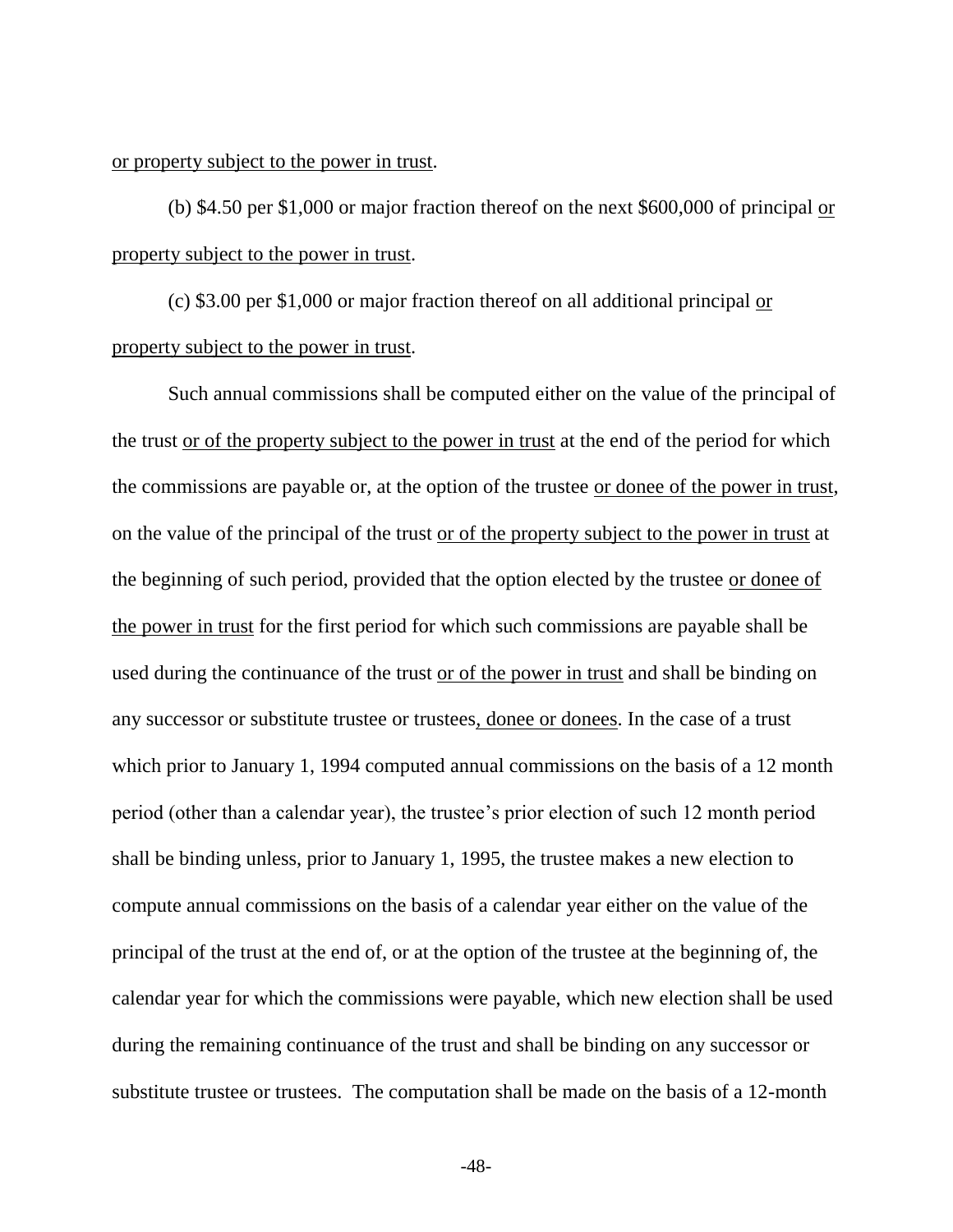<u>or property subject to the power in trust</u>.

(b) $4.50 per $1,000 or major fraction thereof on the next $600,000 of principal <u>or property subject to the power in trust</u>.

(c) $3.00 per $1,000 or major fraction thereof on all additional principal <u>or property subject to the power in trust</u>.

Such annual commissions shall be computed either on the value of the principal of the trust <u>or of the property subject to the power in trust</u> at the end of the period for which the commissions are payable or, at the option of the trustee <u>or donee of the power in trust</u>, on the value of the principal of the trust <u>or of the property subject to the power in trust</u> at the beginning of such period, provided that the option elected by the trustee <u>or donee of the power in trust</u> for the first period for which such commissions are payable shall be used during the continuance of the trust <u>or of the power in trust</u> and shall be binding on any successor or substitute trustee or trustees<u>, donee or donees</u>. In the case of a trust which prior to January 1, 1994 computed annual commissions on the basis of a 12 month period (other than a calendar year), the trustee's prior election of such 12 month period shall be binding unless, prior to January 1, 1995, the trustee makes a new election to compute annual commissions on the basis of a calendar year either on the value of the principal of the trust at the end of, or at the option of the trustee at the beginning of, the calendar year for which the commissions were payable, which new election shall be used during the remaining continuance of the trust and shall be binding on any successor or substitute trustee or trustees. The computation shall be made on the basis of a 12-month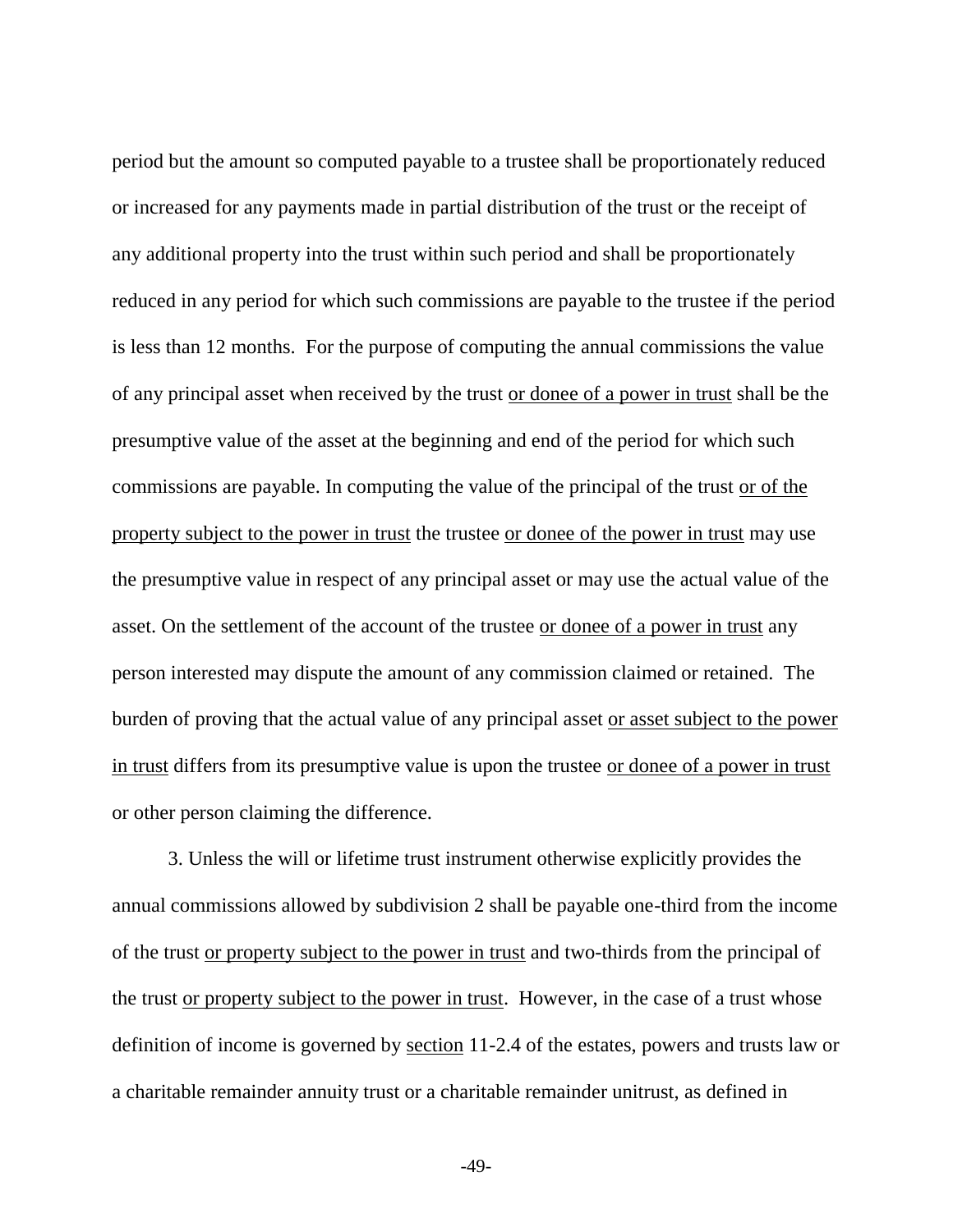period but the amount so computed payable to a trustee shall be proportionately reduced or increased for any payments made in partial distribution of the trust or the receipt of any additional property into the trust within such period and shall be proportionately reduced in any period for which such commissions are payable to the trustee if the period is less than 12 months. For the purpose of computing the annual commissions the value of any principal asset when received by the trust <u>or donee of a power in trust</u> shall be the presumptive value of the asset at the beginning and end of the period for which such commissions are payable. In computing the value of the principal of the trust <u>or of the property subject to the power in trust</u> the trustee <u>or donee of the power in trust</u> may use the presumptive value in respect of any principal asset or may use the actual value of the asset. On the settlement of the account of the trustee <u>or donee of a power in trust</u> any person interested may dispute the amount of any commission claimed or retained. The burden of proving that the actual value of any principal asset <u>or asset subject to the power in trust</u> differs from its presumptive value is upon the trustee <u>or donee of a power in trust</u> or other person claiming the difference.

3. Unless the will or lifetime trust instrument otherwise explicitly provides the annual commissions allowed by subdivision 2 shall be payable one-third from the income of the trust <u>or property subject to the power in trust</u> and two-thirds from the principal of the trust <u>or property subject to the power in trust</u>. However, in the case of a trust whose definition of income is governed by <u>section</u> 11-2.4 of the estates, powers and trusts law or a charitable remainder annuity trust or a charitable remainder unitrust, as defined in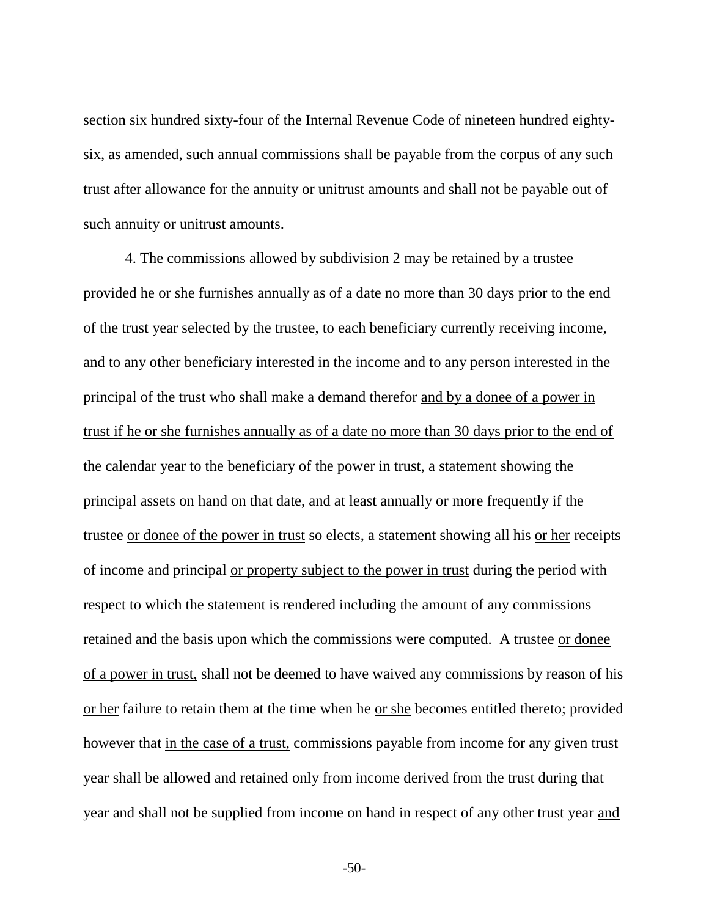section six hundred sixty-four of the Internal Revenue Code of nineteen hundred eighty-six, as amended, such annual commissions shall be payable from the corpus of any such trust after allowance for the annuity or unitrust amounts and shall not be payable out of such annuity or unitrust amounts.

4. The commissions allowed by subdivision 2 may be retained by a trustee provided he <u>or she</u> furnishes annually as of a date no more than 30 days prior to the end of the trust year selected by the trustee, to each beneficiary currently receiving income, and to any other beneficiary interested in the income and to any person interested in the principal of the trust who shall make a demand therefor <u>and by a donee of a power in trust if he or she furnishes annually as of a date no more than 30 days prior to the end of the calendar year to the beneficiary of the power in trust</u>, a statement showing the principal assets on hand on that date, and at least annually or more frequently if the trustee <u>or donee of the power in trust</u> so elects, a statement showing all his <u>or her</u> receipts of income and principal <u>or property subject to the power in trust</u> during the period with respect to which the statement is rendered including the amount of any commissions retained and the basis upon which the commissions were computed. A trustee <u>or donee of a power in trust,</u> shall not be deemed to have waived any commissions by reason of his <u>or her</u> failure to retain them at the time when he <u>or she</u> becomes entitled thereto; provided however that <u>in the case of a trust,</u> commissions payable from income for any given trust year shall be allowed and retained only from income derived from the trust during that year and shall not be supplied from income on hand in respect of any other trust year <u>and</u>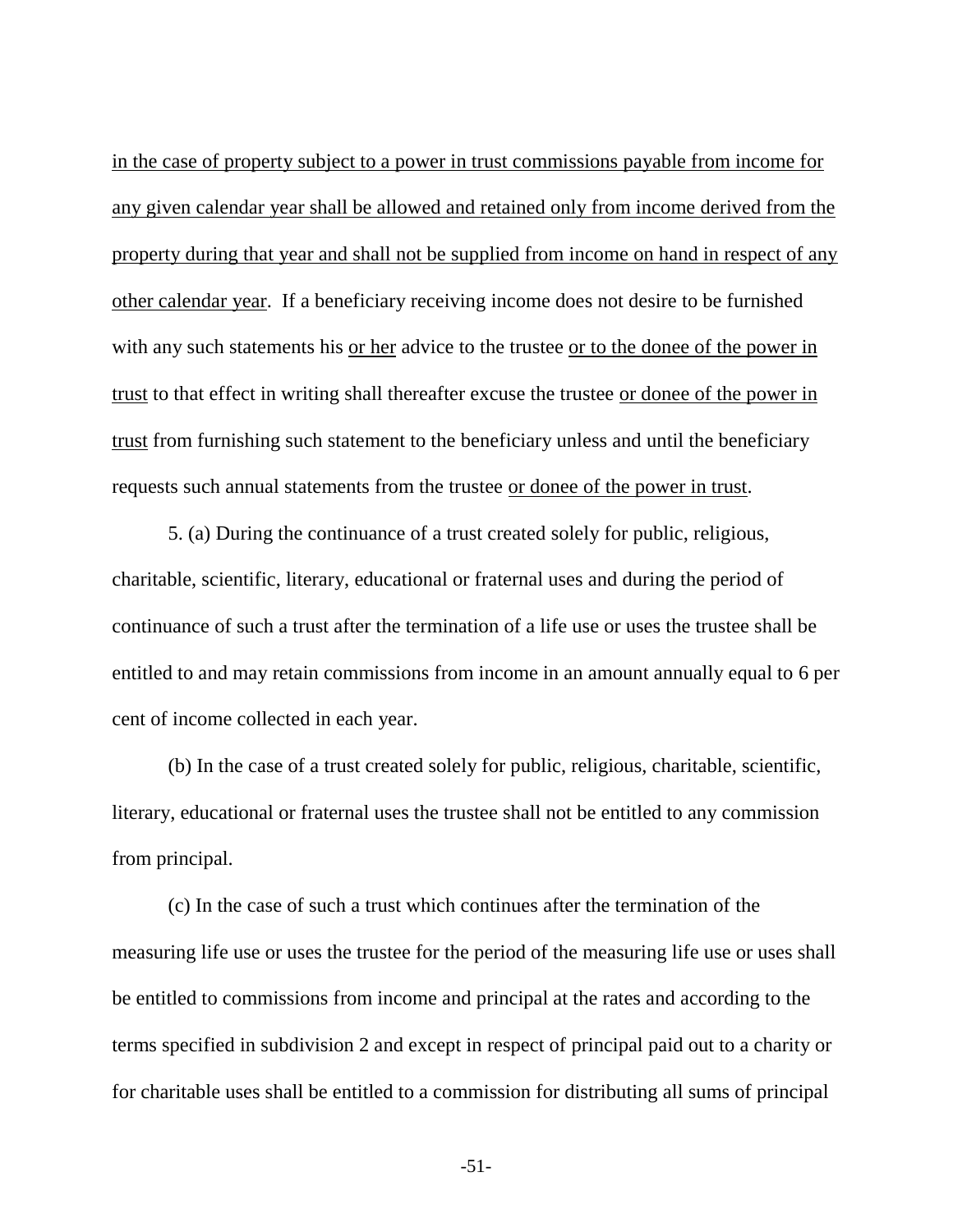<u>in the case of property subject to a power in trust commissions payable from income for any given calendar year shall be allowed and retained only from income derived from the property during that year and shall not be supplied from income on hand in respect of any other calendar year</u>. If a beneficiary receiving income does not desire to be furnished with any such statements his <u>or her</u> advice to the trustee <u>or to the donee of the power in trust</u> to that effect in writing shall thereafter excuse the trustee <u>or donee of the power in trust</u> from furnishing such statement to the beneficiary unless and until the beneficiary requests such annual statements from the trustee <u>or donee of the power in trust</u>.

5. (a) During the continuance of a trust created solely for public, religious, charitable, scientific, literary, educational or fraternal uses and during the period of continuance of such a trust after the termination of a life use or uses the trustee shall be entitled to and may retain commissions from income in an amount annually equal to 6 per cent of income collected in each year.

(b) In the case of a trust created solely for public, religious, charitable, scientific, literary, educational or fraternal uses the trustee shall not be entitled to any commission from principal.

(c) In the case of such a trust which continues after the termination of the measuring life use or uses the trustee for the period of the measuring life use or uses shall be entitled to commissions from income and principal at the rates and according to the terms specified in subdivision 2 and except in respect of principal paid out to a charity or for charitable uses shall be entitled to a commission for distributing all sums of principal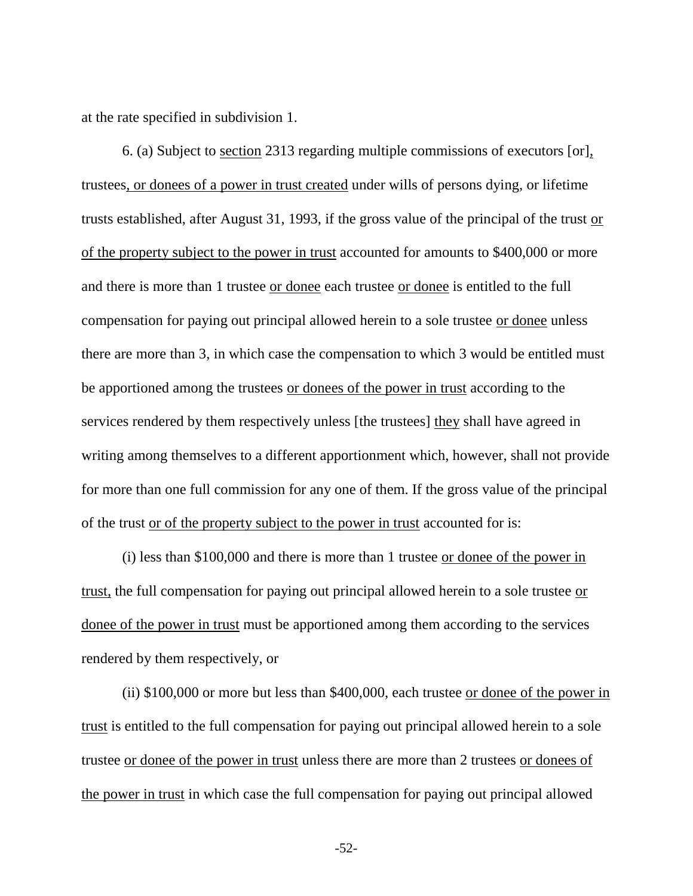at the rate specified in subdivision 1.

6. (a) Subject to section 2313 regarding multiple commissions of executors [or], trustees, or donees of a power in trust created under wills of persons dying, or lifetime trusts established, after August 31, 1993, if the gross value of the principal of the trust or of the property subject to the power in trust accounted for amounts to $400,000 or more and there is more than 1 trustee or donee each trustee or donee is entitled to the full compensation for paying out principal allowed herein to a sole trustee or donee unless there are more than 3, in which case the compensation to which 3 would be entitled must be apportioned among the trustees or donees of the power in trust according to the services rendered by them respectively unless [the trustees] they shall have agreed in writing among themselves to a different apportionment which, however, shall not provide for more than one full commission for any one of them. If the gross value of the principal of the trust or of the property subject to the power in trust accounted for is:

(i) less than $100,000 and there is more than 1 trustee or donee of the power in trust, the full compensation for paying out principal allowed herein to a sole trustee or donee of the power in trust must be apportioned among them according to the services rendered by them respectively, or

(ii) $100,000 or more but less than $400,000, each trustee or donee of the power in trust is entitled to the full compensation for paying out principal allowed herein to a sole trustee or donee of the power in trust unless there are more than 2 trustees or donees of the power in trust in which case the full compensation for paying out principal allowed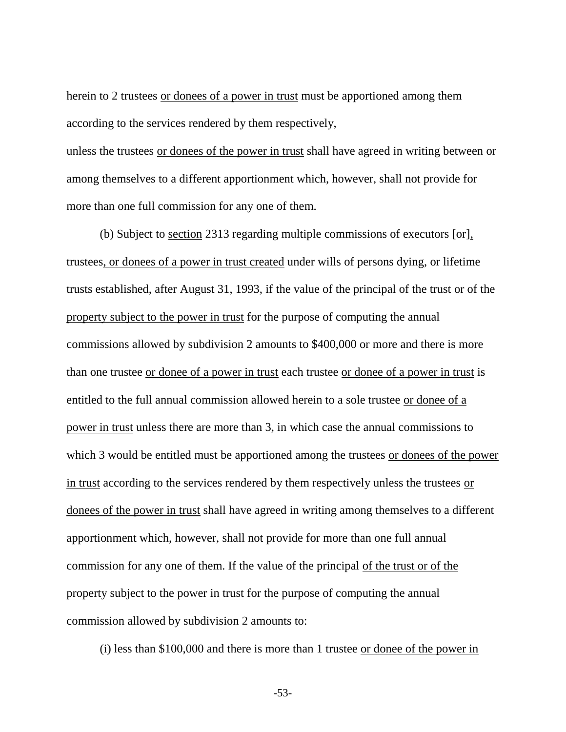herein to 2 trustees <u>or donees of a power in trust</u> must be apportioned among them according to the services rendered by them respectively,

unless the trustees <u>or donees of the power in trust</u> shall have agreed in writing between or among themselves to a different apportionment which, however, shall not provide for more than one full commission for any one of them.

(b) Subject to <u>section</u> 2313 regarding multiple commissions of executors [or]<u>,</u> trustees<u>, or donees of a power in trust created</u> under wills of persons dying, or lifetime trusts established, after August 31, 1993, if the value of the principal of the trust <u>or of the property subject to the power in trust</u> for the purpose of computing the annual commissions allowed by subdivision 2 amounts to $400,000 or more and there is more than one trustee <u>or donee of a power in trust</u> each trustee <u>or donee of a power in trust</u> is entitled to the full annual commission allowed herein to a sole trustee <u>or donee of a power in trust</u> unless there are more than 3, in which case the annual commissions to which 3 would be entitled must be apportioned among the trustees <u>or donees of the power in trust</u> according to the services rendered by them respectively unless the trustees <u>or donees of the power in trust</u> shall have agreed in writing among themselves to a different apportionment which, however, shall not provide for more than one full annual commission for any one of them. If the value of the principal <u>of the trust or of the property subject to the power in trust</u> for the purpose of computing the annual commission allowed by subdivision 2 amounts to:

(i) less than $100,000 and there is more than 1 trustee <u>or donee of the power in</u>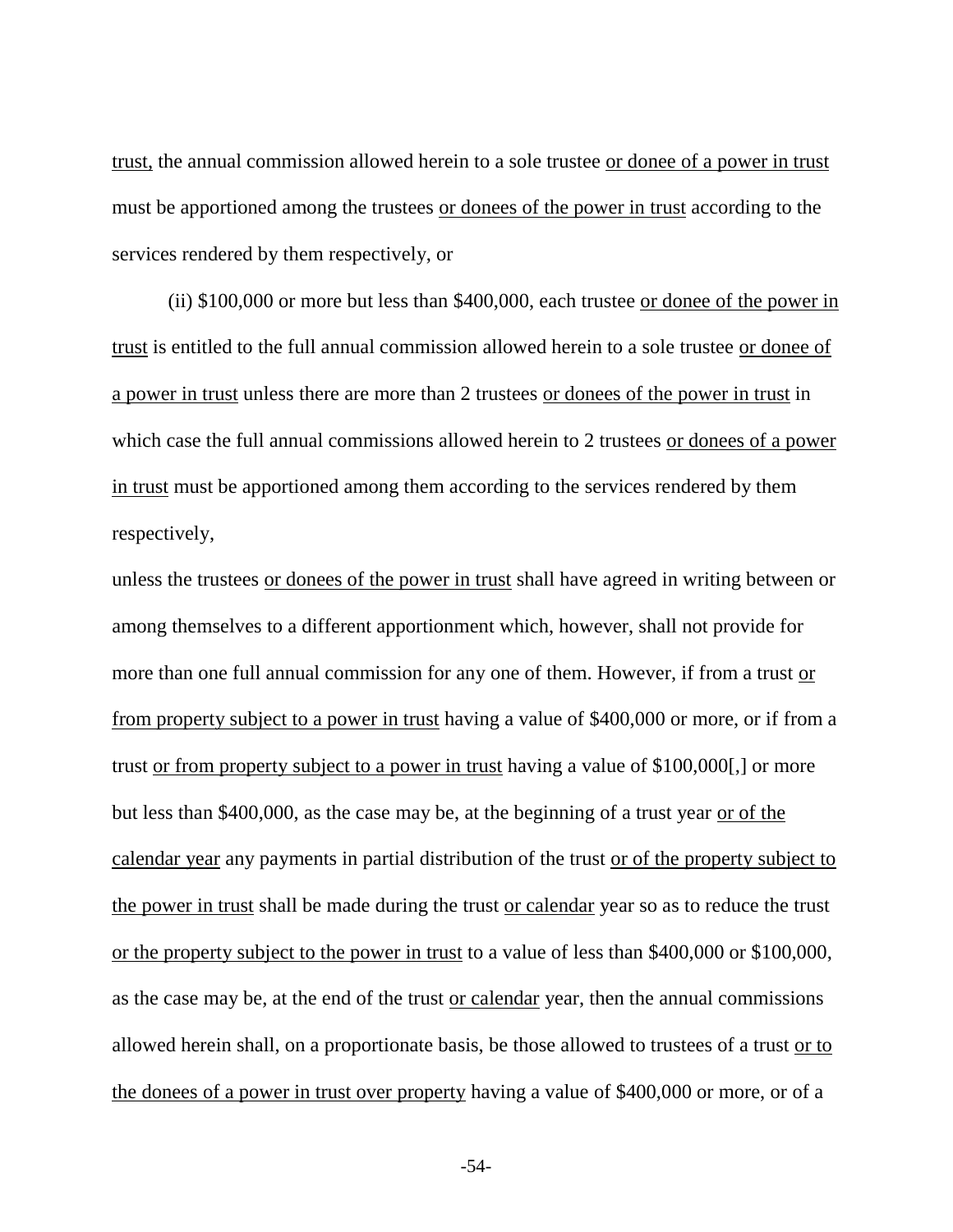trust, the annual commission allowed herein to a sole trustee <u>or donee of a power in trust</u> must be apportioned among the trustees <u>or donees of the power in trust</u> according to the services rendered by them respectively, or

(ii) $100,000 or more but less than $400,000, each trustee <u>or donee of the power in trust</u> is entitled to the full annual commission allowed herein to a sole trustee <u>or donee of a power in trust</u> unless there are more than 2 trustees <u>or donees of the power in trust</u> in which case the full annual commissions allowed herein to 2 trustees <u>or donees of a power in trust</u> must be apportioned among them according to the services rendered by them respectively,

unless the trustees <u>or donees of the power in trust</u> shall have agreed in writing between or among themselves to a different apportionment which, however, shall not provide for more than one full annual commission for any one of them. However, if from a trust <u>or from property subject to a power in trust</u> having a value of $400,000 or more, or if from a trust <u>or from property subject to a power in trust</u> having a value of $100,000[,] or more but less than $400,000, as the case may be, at the beginning of a trust year <u>or of the calendar year</u> any payments in partial distribution of the trust <u>or of the property subject to the power in trust</u> shall be made during the trust <u>or calendar</u> year so as to reduce the trust <u>or the property subject to the power in trust</u> to a value of less than $400,000 or $100,000, as the case may be, at the end of the trust <u>or calendar</u> year, then the annual commissions allowed herein shall, on a proportionate basis, be those allowed to trustees of a trust <u>or to the donees of a power in trust over property</u> having a value of $400,000 or more, or of a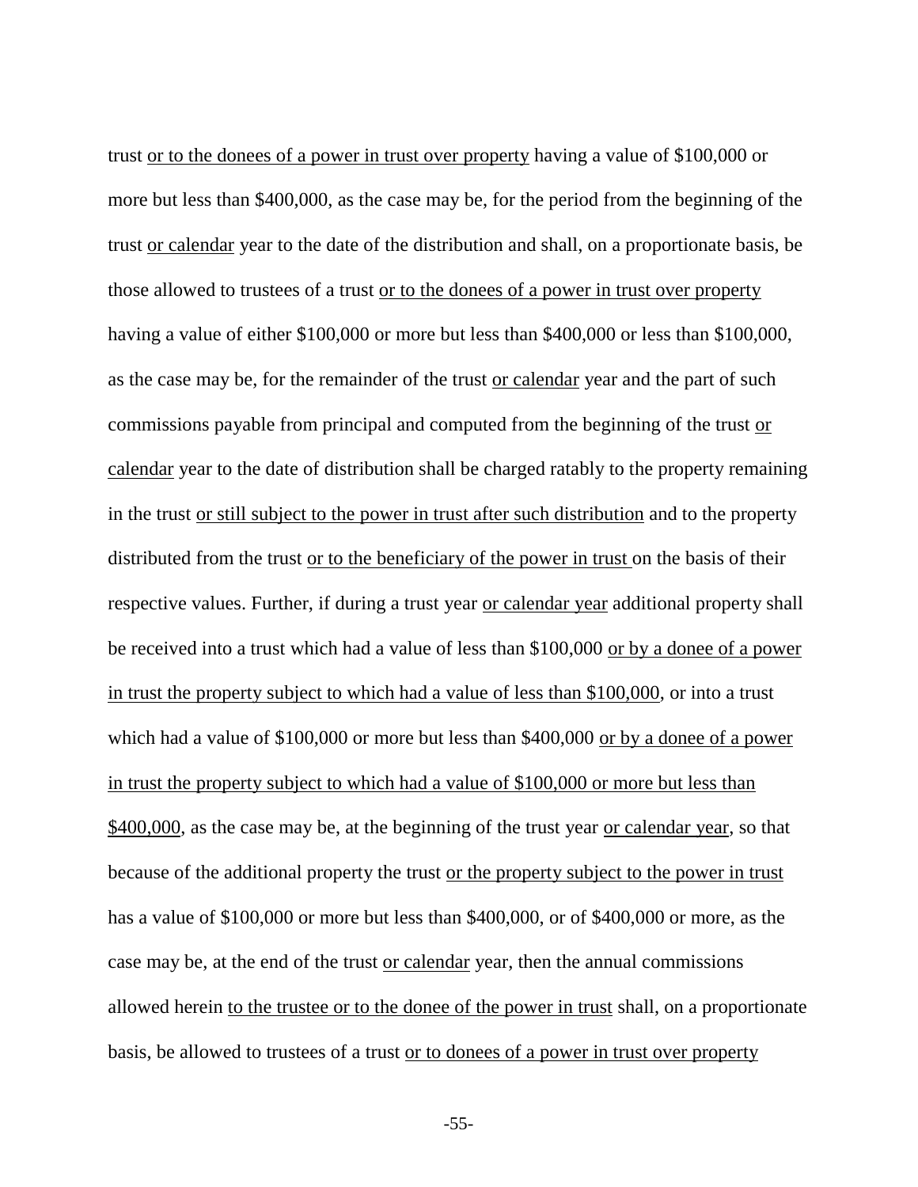trust <u>or to the donees of a power in trust over property</u> having a value of $100,000 or more but less than $400,000, as the case may be, for the period from the beginning of the trust <u>or calendar</u> year to the date of the distribution and shall, on a proportionate basis, be those allowed to trustees of a trust <u>or to the donees of a power in trust over property</u> having a value of either $100,000 or more but less than $400,000 or less than $100,000, as the case may be, for the remainder of the trust <u>or calendar</u> year and the part of such commissions payable from principal and computed from the beginning of the trust <u>or calendar</u> year to the date of distribution shall be charged ratably to the property remaining in the trust <u>or still subject to the power in trust after such distribution</u> and to the property distributed from the trust <u>or to the beneficiary of the power in trust</u> on the basis of their respective values. Further, if during a trust year <u>or calendar year</u> additional property shall be received into a trust which had a value of less than $100,000 <u>or by a donee of a power in trust the property subject to which had a value of less than $100,000</u>, or into a trust which had a value of $100,000 or more but less than $400,000 <u>or by a donee of a power in trust the property subject to which had a value of $100,000 or more but less than $400,000</u>, as the case may be, at the beginning of the trust year <u>or calendar year</u>, so that because of the additional property the trust <u>or the property subject to the power in trust</u> has a value of $100,000 or more but less than $400,000, or of $400,000 or more, as the case may be, at the end of the trust <u>or calendar</u> year, then the annual commissions allowed herein <u>to the trustee or to the donee of the power in trust</u> shall, on a proportionate basis, be allowed to trustees of a trust <u>or to donees of a power in trust over property</u>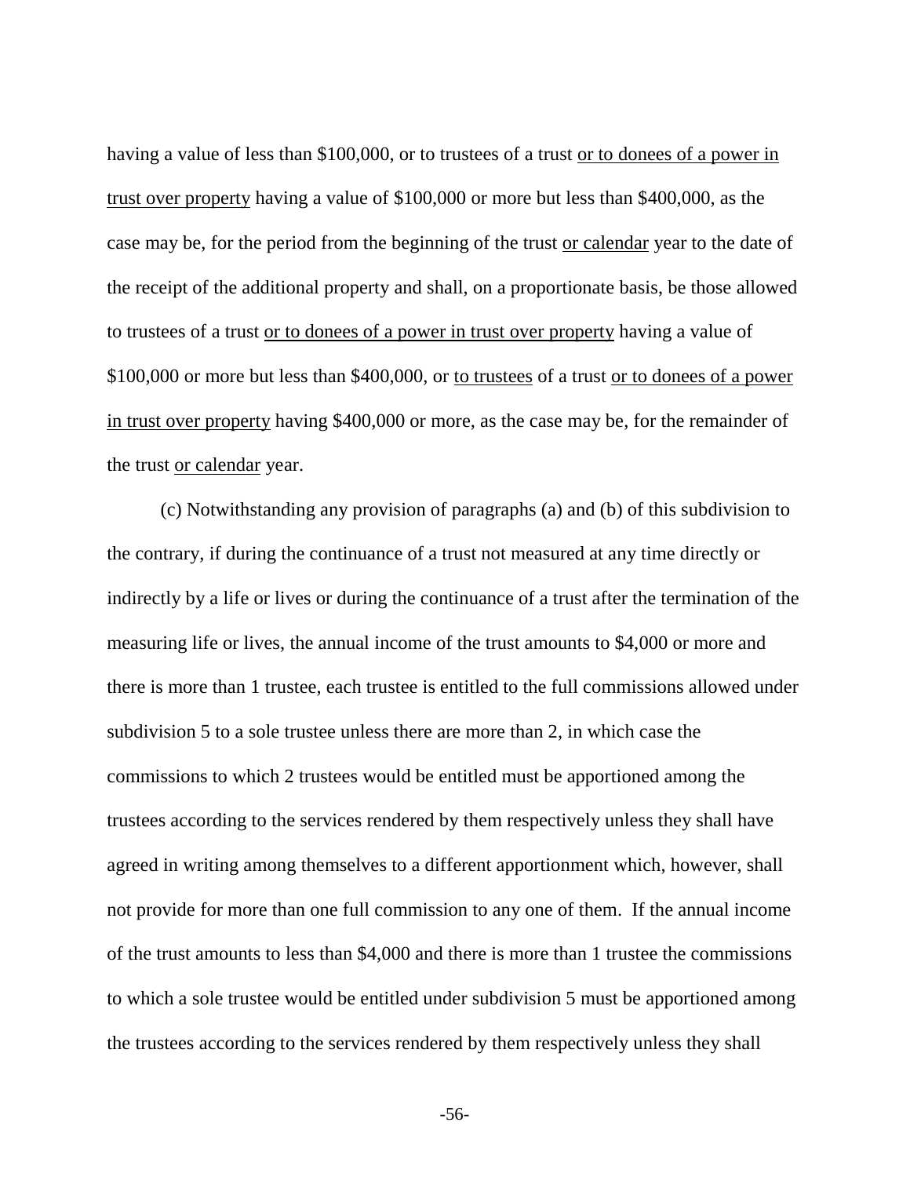having a value of less than $100,000, or to trustees of a trust <u>or to donees of a power in trust over property</u> having a value of $100,000 or more but less than $400,000, as the case may be, for the period from the beginning of the trust <u>or calendar</u> year to the date of the receipt of the additional property and shall, on a proportionate basis, be those allowed to trustees of a trust <u>or to donees of a power in trust over property</u> having a value of $100,000 or more but less than $400,000, or <u>to trustees</u> of a trust <u>or to donees of a power in trust over property</u> having $400,000 or more, as the case may be, for the remainder of the trust <u>or calendar</u> year.

(c) Notwithstanding any provision of paragraphs (a) and (b) of this subdivision to the contrary, if during the continuance of a trust not measured at any time directly or indirectly by a life or lives or during the continuance of a trust after the termination of the measuring life or lives, the annual income of the trust amounts to $4,000 or more and there is more than 1 trustee, each trustee is entitled to the full commissions allowed under subdivision 5 to a sole trustee unless there are more than 2, in which case the commissions to which 2 trustees would be entitled must be apportioned among the trustees according to the services rendered by them respectively unless they shall have agreed in writing among themselves to a different apportionment which, however, shall not provide for more than one full commission to any one of them. If the annual income of the trust amounts to less than $4,000 and there is more than 1 trustee the commissions to which a sole trustee would be entitled under subdivision 5 must be apportioned among the trustees according to the services rendered by them respectively unless they shall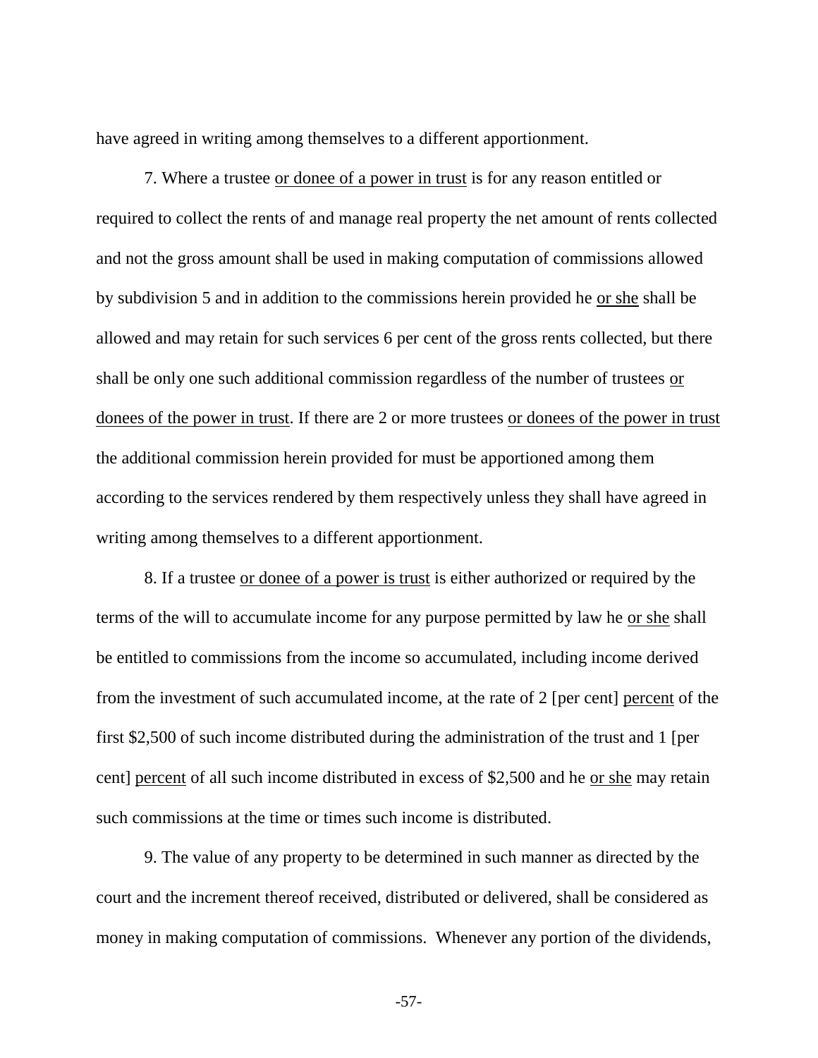have agreed in writing among themselves to a different apportionment.

7. Where a trustee <u>or donee of a power in trust</u> is for any reason entitled or required to collect the rents of and manage real property the net amount of rents collected and not the gross amount shall be used in making computation of commissions allowed by subdivision 5 and in addition to the commissions herein provided he <u>or she</u> shall be allowed and may retain for such services 6 per cent of the gross rents collected, but there shall be only one such additional commission regardless of the number of trustees <u>or donees of the power in trust</u>. If there are 2 or more trustees <u>or donees of the power in trust</u> the additional commission herein provided for must be apportioned among them according to the services rendered by them respectively unless they shall have agreed in writing among themselves to a different apportionment.

8. If a trustee <u>or donee of a power is trust</u> is either authorized or required by the terms of the will to accumulate income for any purpose permitted by law he <u>or she</u> shall be entitled to commissions from the income so accumulated, including income derived from the investment of such accumulated income, at the rate of 2 [per cent] <u>percent</u> of the first $2,500 of such income distributed during the administration of the trust and 1 [per cent] <u>percent</u> of all such income distributed in excess of $2,500 and he <u>or she</u> may retain such commissions at the time or times such income is distributed.

9. The value of any property to be determined in such manner as directed by the court and the increment thereof received, distributed or delivered, shall be considered as money in making computation of commissions. Whenever any portion of the dividends,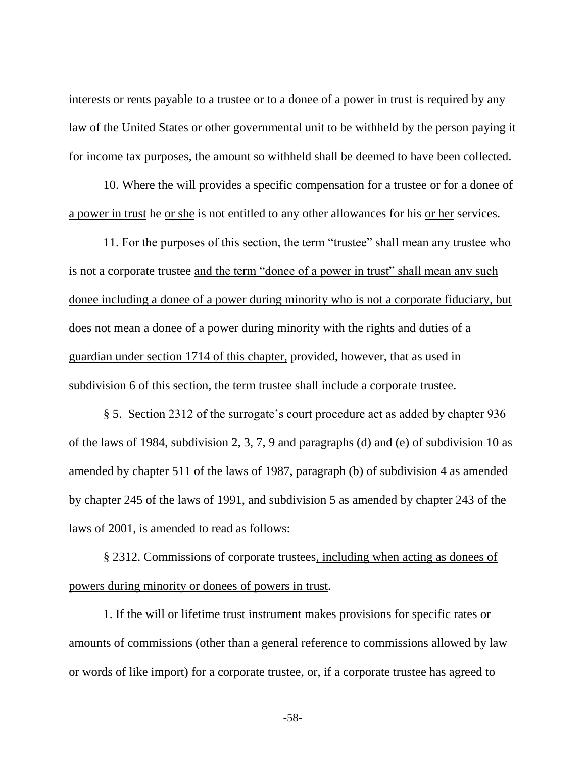interests or rents payable to a trustee <u>or to a donee of a power in trust</u> is required by any law of the United States or other governmental unit to be withheld by the person paying it for income tax purposes, the amount so withheld shall be deemed to have been collected.

10. Where the will provides a specific compensation for a trustee <u>or for a donee of a power in trust</u> he <u>or she</u> is not entitled to any other allowances for his <u>or her</u> services.

11. For the purposes of this section, the term "trustee" shall mean any trustee who is not a corporate trustee <u>and the term "donee of a power in trust" shall mean any such donee including a donee of a power during minority who is not a corporate fiduciary, but does not mean a donee of a power during minority with the rights and duties of a guardian under section 1714 of this chapter,</u> provided, however, that as used in subdivision 6 of this section, the term trustee shall include a corporate trustee.

§ 5. Section 2312 of the surrogate's court procedure act as added by chapter 936 of the laws of 1984, subdivision 2, 3, 7, 9 and paragraphs (d) and (e) of subdivision 10 as amended by chapter 511 of the laws of 1987, paragraph (b) of subdivision 4 as amended by chapter 245 of the laws of 1991, and subdivision 5 as amended by chapter 243 of the laws of 2001, is amended to read as follows:

§ 2312. Commissions of corporate trustees<u>, including when acting as donees of powers during minority or donees of powers in trust</u>.

1. If the will or lifetime trust instrument makes provisions for specific rates or amounts of commissions (other than a general reference to commissions allowed by law or words of like import) for a corporate trustee, or, if a corporate trustee has agreed to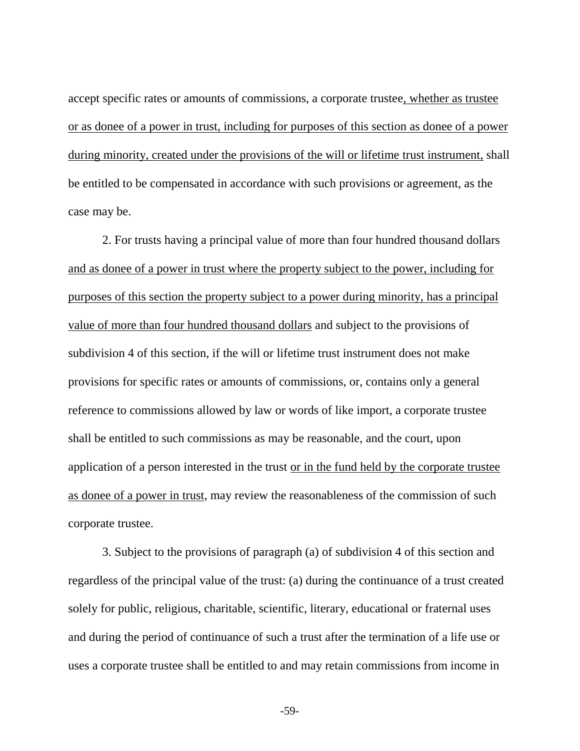accept specific rates or amounts of commissions, a corporate trustee<u>, whether as trustee or as donee of a power in trust, including for purposes of this section as donee of a power during minority, created under the provisions of the will or lifetime trust instrument,</u> shall be entitled to be compensated in accordance with such provisions or agreement, as the case may be.

2. For trusts having a principal value of more than four hundred thousand dollars <u>and as donee of a power in trust where the property subject to the power, including for purposes of this section the property subject to a power during minority, has a principal value of more than four hundred thousand dollars</u> and subject to the provisions of subdivision 4 of this section, if the will or lifetime trust instrument does not make provisions for specific rates or amounts of commissions, or, contains only a general reference to commissions allowed by law or words of like import, a corporate trustee shall be entitled to such commissions as may be reasonable, and the court, upon application of a person interested in the trust <u>or in the fund held by the corporate trustee as donee of a power in trust</u>, may review the reasonableness of the commission of such corporate trustee.

3. Subject to the provisions of paragraph (a) of subdivision 4 of this section and regardless of the principal value of the trust: (a) during the continuance of a trust created solely for public, religious, charitable, scientific, literary, educational or fraternal uses and during the period of continuance of such a trust after the termination of a life use or uses a corporate trustee shall be entitled to and may retain commissions from income in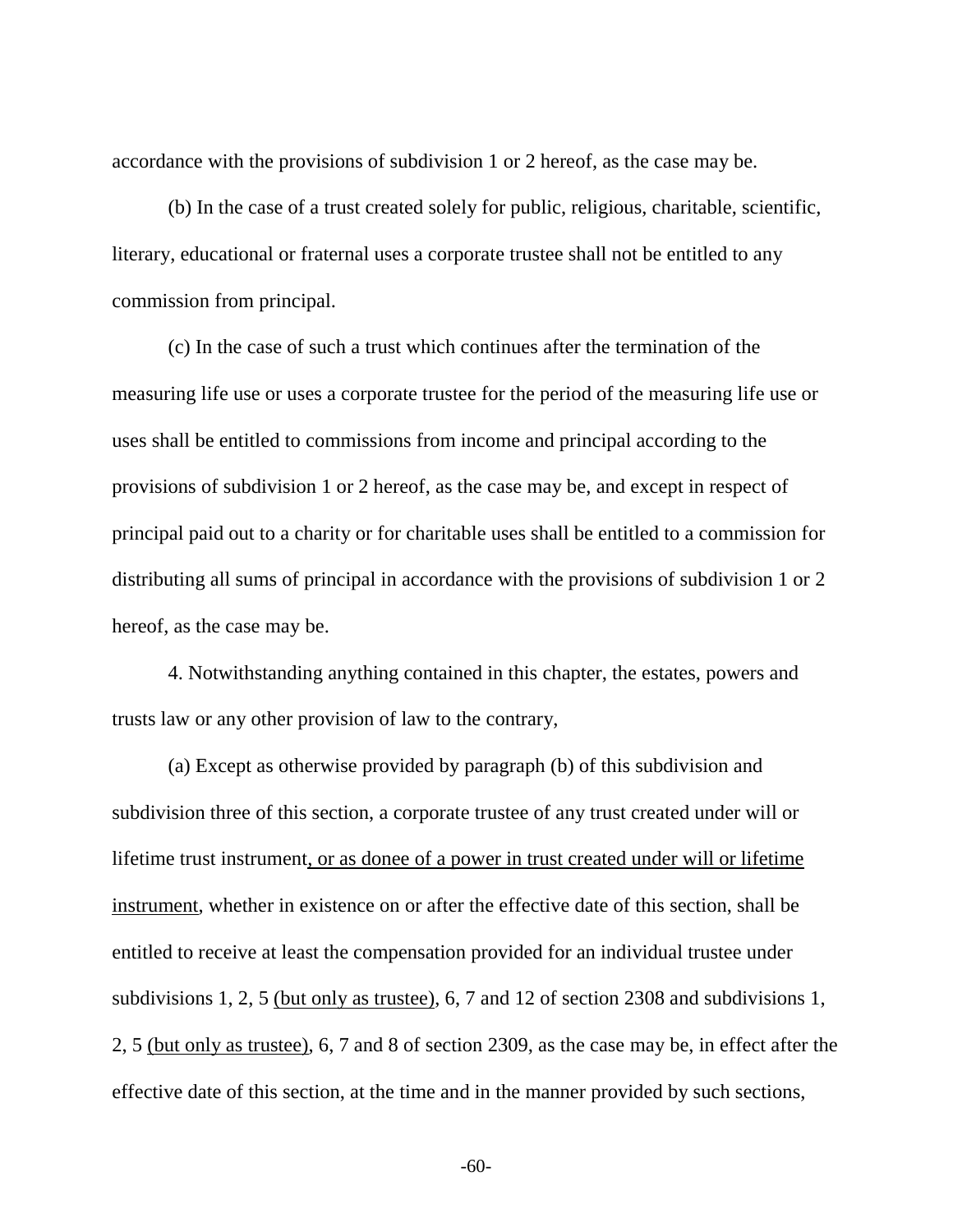accordance with the provisions of subdivision 1 or 2 hereof, as the case may be.

(b) In the case of a trust created solely for public, religious, charitable, scientific, literary, educational or fraternal uses a corporate trustee shall not be entitled to any commission from principal.

(c) In the case of such a trust which continues after the termination of the measuring life use or uses a corporate trustee for the period of the measuring life use or uses shall be entitled to commissions from income and principal according to the provisions of subdivision 1 or 2 hereof, as the case may be, and except in respect of principal paid out to a charity or for charitable uses shall be entitled to a commission for distributing all sums of principal in accordance with the provisions of subdivision 1 or 2 hereof, as the case may be.

4. Notwithstanding anything contained in this chapter, the estates, powers and trusts law or any other provision of law to the contrary,

(a) Except as otherwise provided by paragraph (b) of this subdivision and subdivision three of this section, a corporate trustee of any trust created under will or lifetime trust instrument<u>, or as donee of a power in trust created under will or lifetime instrument</u>, whether in existence on or after the effective date of this section, shall be entitled to receive at least the compensation provided for an individual trustee under subdivisions 1, 2, 5 <u>(but only as trustee)</u>, 6, 7 and 12 of section 2308 and subdivisions 1, 2, 5 <u>(but only as trustee)</u>, 6, 7 and 8 of section 2309, as the case may be, in effect after the effective date of this section, at the time and in the manner provided by such sections,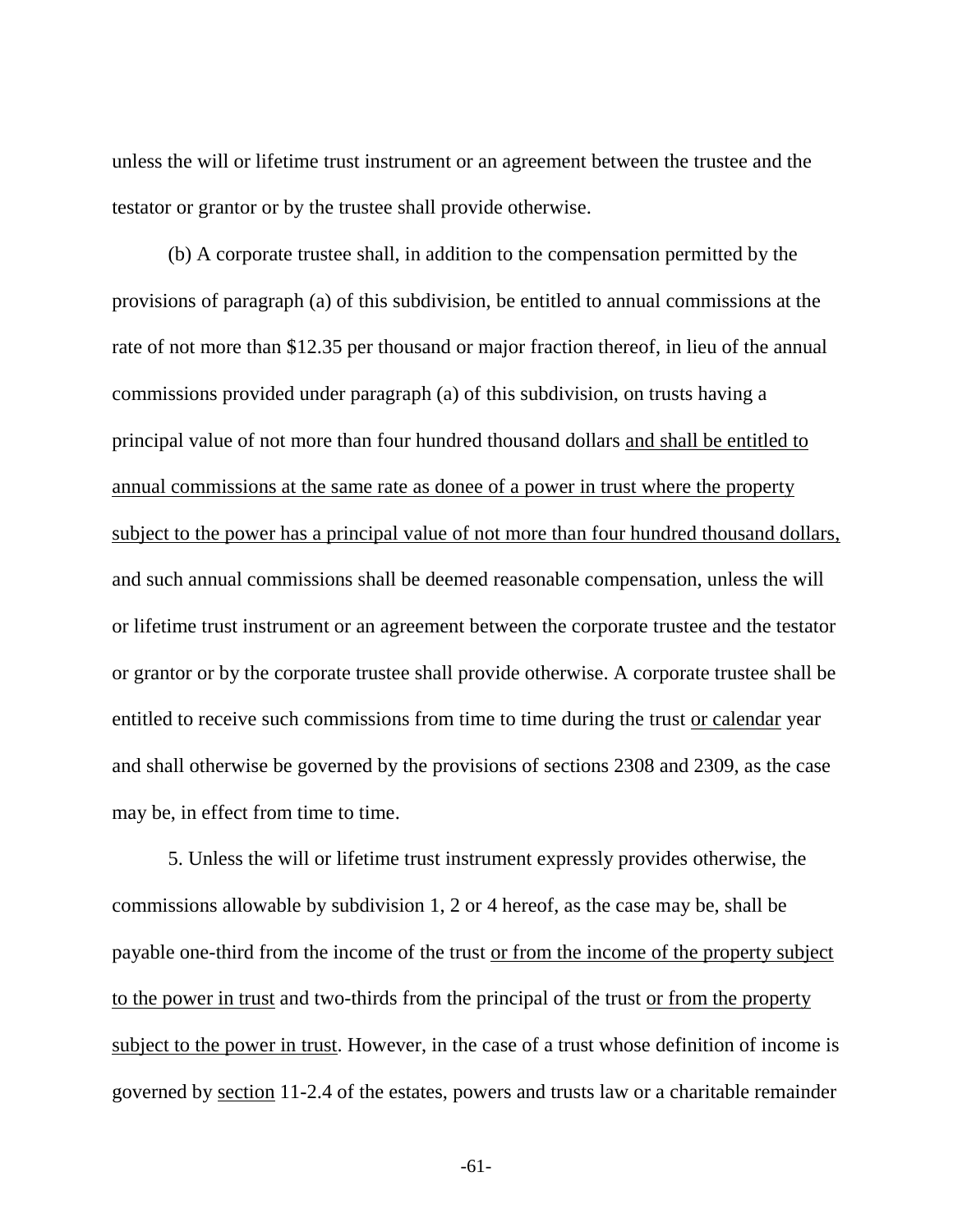unless the will or lifetime trust instrument or an agreement between the trustee and the testator or grantor or by the trustee shall provide otherwise.

(b) A corporate trustee shall, in addition to the compensation permitted by the provisions of paragraph (a) of this subdivision, be entitled to annual commissions at the rate of not more than $12.35 per thousand or major fraction thereof, in lieu of the annual commissions provided under paragraph (a) of this subdivision, on trusts having a principal value of not more than four hundred thousand dollars <u>and shall be entitled to annual commissions at the same rate as donee of a power in trust where the property subject to the power has a principal value of not more than four hundred thousand dollars,</u> and such annual commissions shall be deemed reasonable compensation, unless the will or lifetime trust instrument or an agreement between the corporate trustee and the testator or grantor or by the corporate trustee shall provide otherwise. A corporate trustee shall be entitled to receive such commissions from time to time during the trust <u>or calendar</u> year and shall otherwise be governed by the provisions of sections 2308 and 2309, as the case may be, in effect from time to time.

5. Unless the will or lifetime trust instrument expressly provides otherwise, the commissions allowable by subdivision 1, 2 or 4 hereof, as the case may be, shall be payable one-third from the income of the trust <u>or from the income of the property subject to the power in trust</u> and two-thirds from the principal of the trust <u>or from the property subject to the power in trust</u>. However, in the case of a trust whose definition of income is governed by <u>section</u> 11-2.4 of the estates, powers and trusts law or a charitable remainder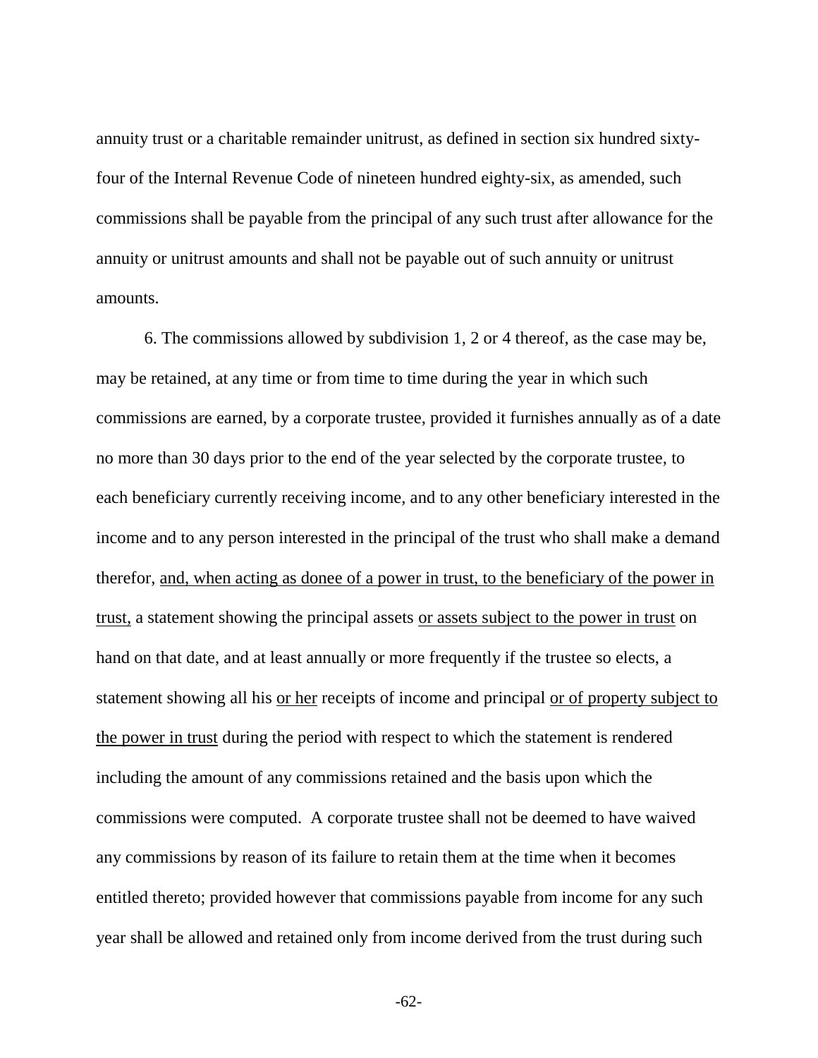annuity trust or a charitable remainder unitrust, as defined in section six hundred sixty-four of the Internal Revenue Code of nineteen hundred eighty-six, as amended, such commissions shall be payable from the principal of any such trust after allowance for the annuity or unitrust amounts and shall not be payable out of such annuity or unitrust amounts.

6. The commissions allowed by subdivision 1, 2 or 4 thereof, as the case may be, may be retained, at any time or from time to time during the year in which such commissions are earned, by a corporate trustee, provided it furnishes annually as of a date no more than 30 days prior to the end of the year selected by the corporate trustee, to each beneficiary currently receiving income, and to any other beneficiary interested in the income and to any person interested in the principal of the trust who shall make a demand therefor, <u>and, when acting as donee of a power in trust, to the beneficiary of the power in trust,</u> a statement showing the principal assets <u>or assets subject to the power in trust</u> on hand on that date, and at least annually or more frequently if the trustee so elects, a statement showing all his <u>or her</u> receipts of income and principal <u>or of property subject to the power in trust</u> during the period with respect to which the statement is rendered including the amount of any commissions retained and the basis upon which the commissions were computed. A corporate trustee shall not be deemed to have waived any commissions by reason of its failure to retain them at the time when it becomes entitled thereto; provided however that commissions payable from income for any such year shall be allowed and retained only from income derived from the trust during such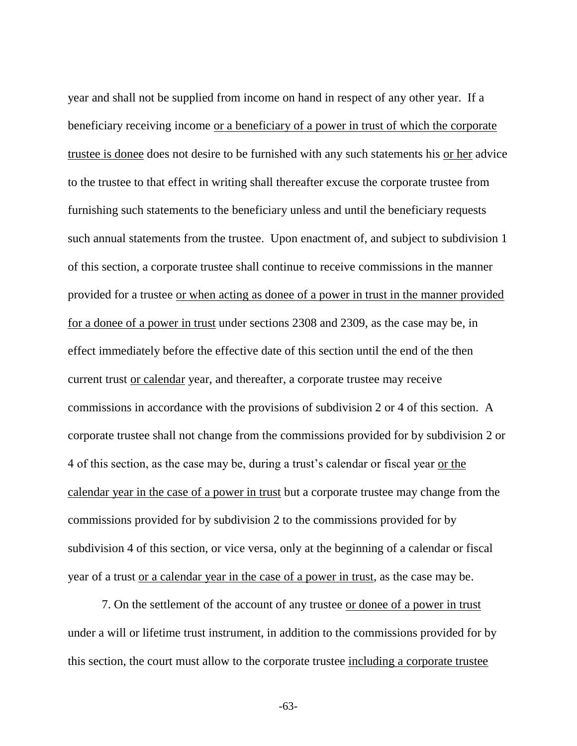year and shall not be supplied from income on hand in respect of any other year. If a beneficiary receiving income <u>or a beneficiary of a power in trust of which the corporate trustee is donee</u> does not desire to be furnished with any such statements his <u>or her</u> advice to the trustee to that effect in writing shall thereafter excuse the corporate trustee from furnishing such statements to the beneficiary unless and until the beneficiary requests such annual statements from the trustee. Upon enactment of, and subject to subdivision 1 of this section, a corporate trustee shall continue to receive commissions in the manner provided for a trustee <u>or when acting as donee of a power in trust in the manner provided for a donee of a power in trust</u> under sections 2308 and 2309, as the case may be, in effect immediately before the effective date of this section until the end of the then current trust <u>or calendar</u> year, and thereafter, a corporate trustee may receive commissions in accordance with the provisions of subdivision 2 or 4 of this section. A corporate trustee shall not change from the commissions provided for by subdivision 2 or 4 of this section, as the case may be, during a trust's calendar or fiscal year <u>or the calendar year in the case of a power in trust</u> but a corporate trustee may change from the commissions provided for by subdivision 2 to the commissions provided for by subdivision 4 of this section, or vice versa, only at the beginning of a calendar or fiscal year of a trust <u>or a calendar year in the case of a power in trust</u>, as the case may be.

7. On the settlement of the account of any trustee <u>or donee of a power in trust</u> under a will or lifetime trust instrument, in addition to the commissions provided for by this section, the court must allow to the corporate trustee <u>including a corporate trustee</u>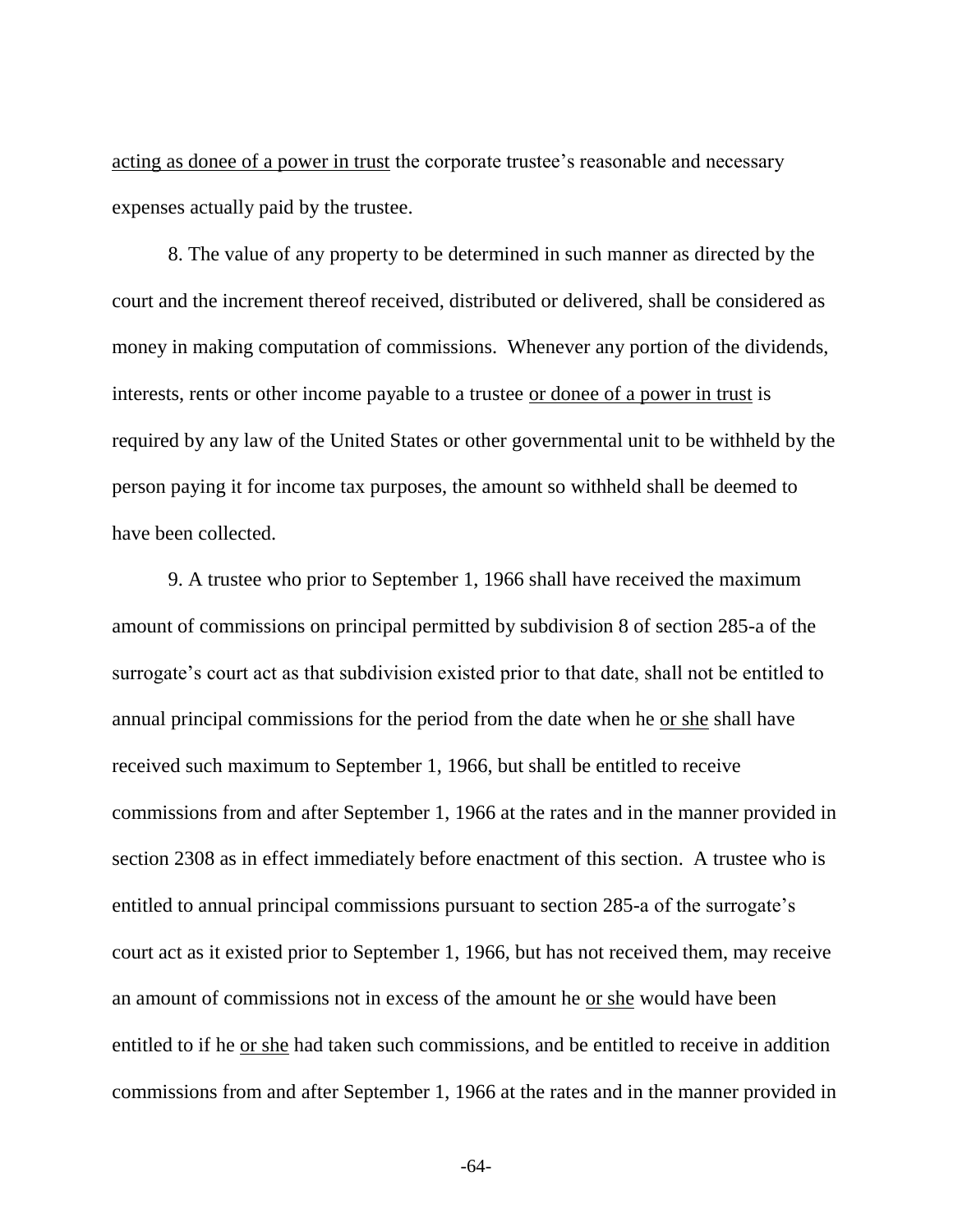<u>acting as donee of a power in trust</u> the corporate trustee's reasonable and necessary expenses actually paid by the trustee.

8. The value of any property to be determined in such manner as directed by the court and the increment thereof received, distributed or delivered, shall be considered as money in making computation of commissions. Whenever any portion of the dividends, interests, rents or other income payable to a trustee <u>or donee of a power in trust</u> is required by any law of the United States or other governmental unit to be withheld by the person paying it for income tax purposes, the amount so withheld shall be deemed to have been collected.

9. A trustee who prior to September 1, 1966 shall have received the maximum amount of commissions on principal permitted by subdivision 8 of section 285-a of the surrogate's court act as that subdivision existed prior to that date, shall not be entitled to annual principal commissions for the period from the date when he <u>or she</u> shall have received such maximum to September 1, 1966, but shall be entitled to receive commissions from and after September 1, 1966 at the rates and in the manner provided in section 2308 as in effect immediately before enactment of this section. A trustee who is entitled to annual principal commissions pursuant to section 285-a of the surrogate's court act as it existed prior to September 1, 1966, but has not received them, may receive an amount of commissions not in excess of the amount he <u>or she</u> would have been entitled to if he <u>or she</u> had taken such commissions, and be entitled to receive in addition commissions from and after September 1, 1966 at the rates and in the manner provided in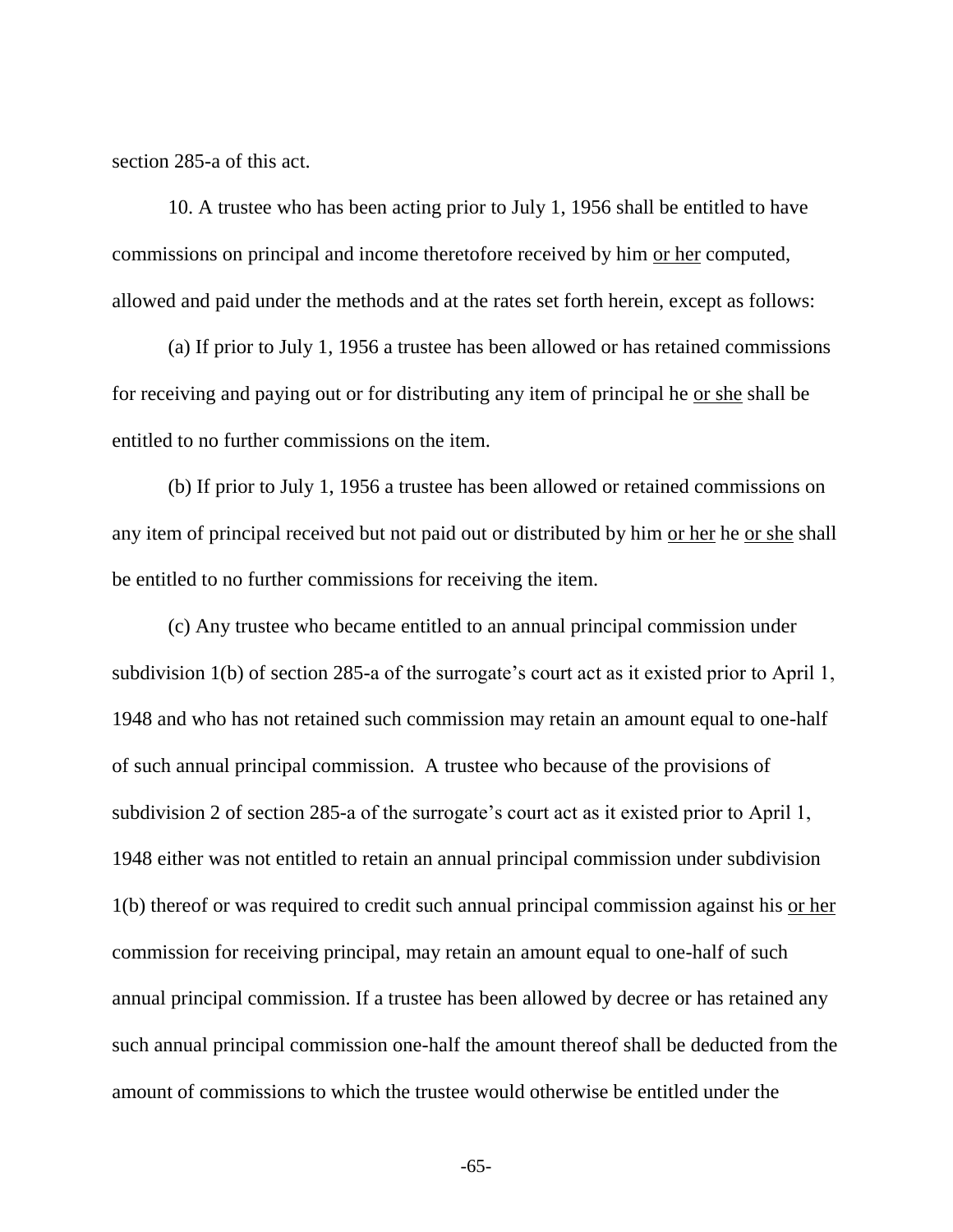section 285-a of this act.

10. A trustee who has been acting prior to July 1, 1956 shall be entitled to have commissions on principal and income theretofore received by him <u>or her</u> computed, allowed and paid under the methods and at the rates set forth herein, except as follows:

(a) If prior to July 1, 1956 a trustee has been allowed or has retained commissions for receiving and paying out or for distributing any item of principal he <u>or she</u> shall be entitled to no further commissions on the item.

(b) If prior to July 1, 1956 a trustee has been allowed or retained commissions on any item of principal received but not paid out or distributed by him <u>or her</u> he <u>or she</u> shall be entitled to no further commissions for receiving the item.

(c) Any trustee who became entitled to an annual principal commission under subdivision 1(b) of section 285-a of the surrogate's court act as it existed prior to April 1, 1948 and who has not retained such commission may retain an amount equal to one-half of such annual principal commission. A trustee who because of the provisions of subdivision 2 of section 285-a of the surrogate's court act as it existed prior to April 1, 1948 either was not entitled to retain an annual principal commission under subdivision 1(b) thereof or was required to credit such annual principal commission against his <u>or her</u> commission for receiving principal, may retain an amount equal to one-half of such annual principal commission. If a trustee has been allowed by decree or has retained any such annual principal commission one-half the amount thereof shall be deducted from the amount of commissions to which the trustee would otherwise be entitled under the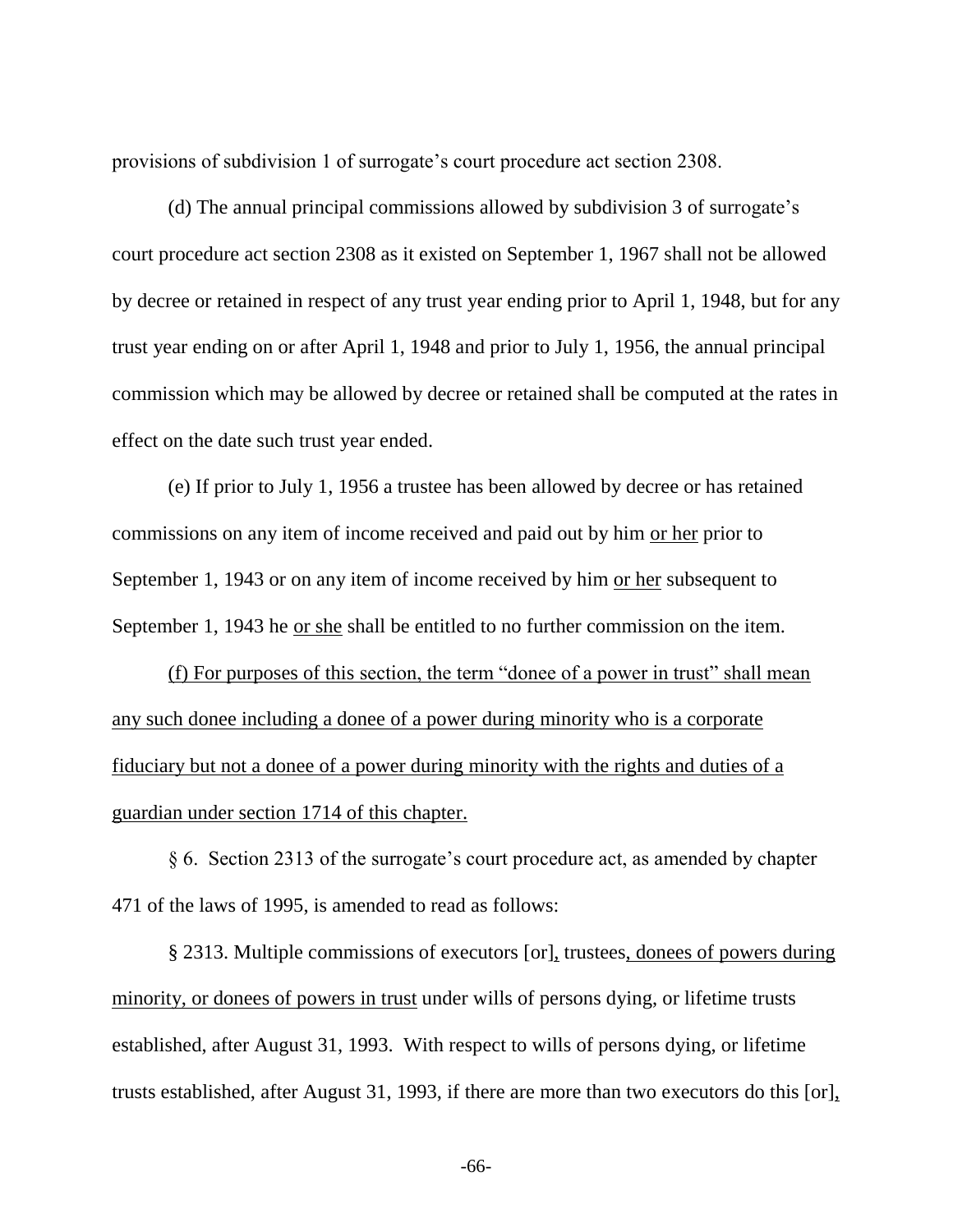provisions of subdivision 1 of surrogate's court procedure act section 2308.

(d) The annual principal commissions allowed by subdivision 3 of surrogate's court procedure act section 2308 as it existed on September 1, 1967 shall not be allowed by decree or retained in respect of any trust year ending prior to April 1, 1948, but for any trust year ending on or after April 1, 1948 and prior to July 1, 1956, the annual principal commission which may be allowed by decree or retained shall be computed at the rates in effect on the date such trust year ended.

(e) If prior to July 1, 1956 a trustee has been allowed by decree or has retained commissions on any item of income received and paid out by him <u>or her</u> prior to September 1, 1943 or on any item of income received by him <u>or her</u> subsequent to September 1, 1943 he <u>or she</u> shall be entitled to no further commission on the item.

<u>(f) For purposes of this section, the term "donee of a power in trust" shall mean any such donee including a donee of a power during minority who is a corporate fiduciary but not a donee of a power during minority with the rights and duties of a guardian under section 1714 of this chapter.</u>

§ 6. Section 2313 of the surrogate's court procedure act, as amended by chapter 471 of the laws of 1995, is amended to read as follows:

§ 2313. Multiple commissions of executors [or]<u>,</u> trustees<u>, donees of powers during minority, or donees of powers in trust</u> under wills of persons dying, or lifetime trusts established, after August 31, 1993. With respect to wills of persons dying, or lifetime trusts established, after August 31, 1993, if there are more than two executors do this [or]<u>,</u>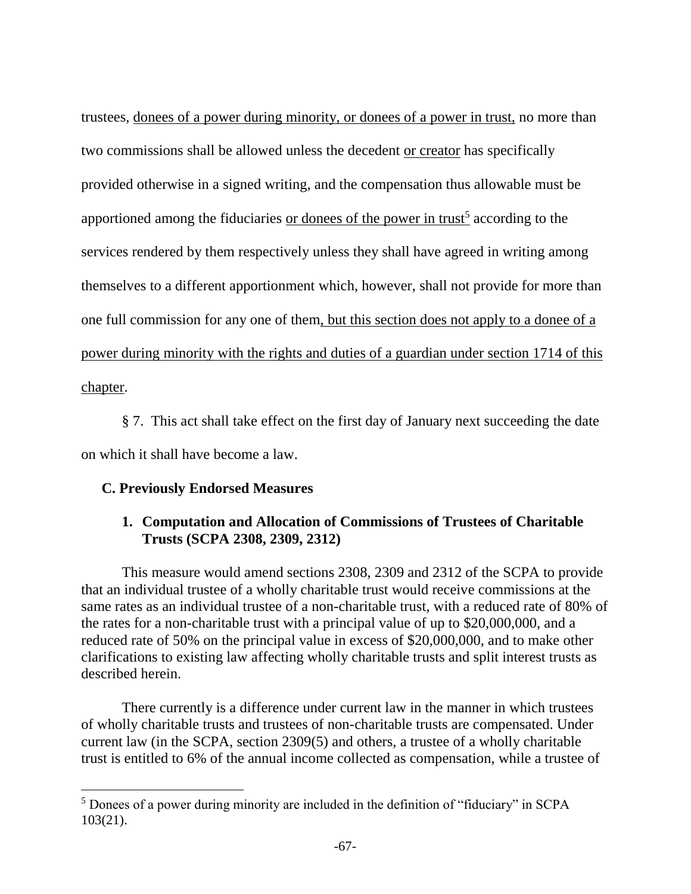trustees, <u>donees of a power during minority, or donees of a power in trust,</u> no more than two commissions shall be allowed unless the decedent <u>or creator</u> has specifically provided otherwise in a signed writing, and the compensation thus allowable must be apportioned among the fiduciaries <u>or donees of the power in trust</u>[5] according to the services rendered by them respectively unless they shall have agreed in writing among themselves to a different apportionment which, however, shall not provide for more than one full commission for any one of them<u>, but this section does not apply to a donee of a power during minority with the rights and duties of a guardian under section 1714 of this chapter</u>.

§ 7. This act shall take effect on the first day of January next succeeding the date on which it shall have become a law.

### C. Previously Endorsed Measures

#### 1. Computation and Allocation of Commissions of Trustees of Charitable Trusts (SCPA 2308, 2309, 2312)

This measure would amend sections 2308, 2309 and 2312 of the SCPA to provide that an individual trustee of a wholly charitable trust would receive commissions at the same rates as an individual trustee of a non-charitable trust, with a reduced rate of 80% of the rates for a non-charitable trust with a principal value of up to $20,000,000, and a reduced rate of 50% on the principal value in excess of $20,000,000, and to make other clarifications to existing law affecting wholly charitable trusts and split interest trusts as described herein.

There currently is a difference under current law in the manner in which trustees of wholly charitable trusts and trustees of non-charitable trusts are compensated. Under current law (in the SCPA, section 2309(5) and others, a trustee of a wholly charitable trust is entitled to 6% of the annual income collected as compensation, while a trustee of

---

[5] Donees of a power during minority are included in the definition of "fiduciary" in SCPA 103(21).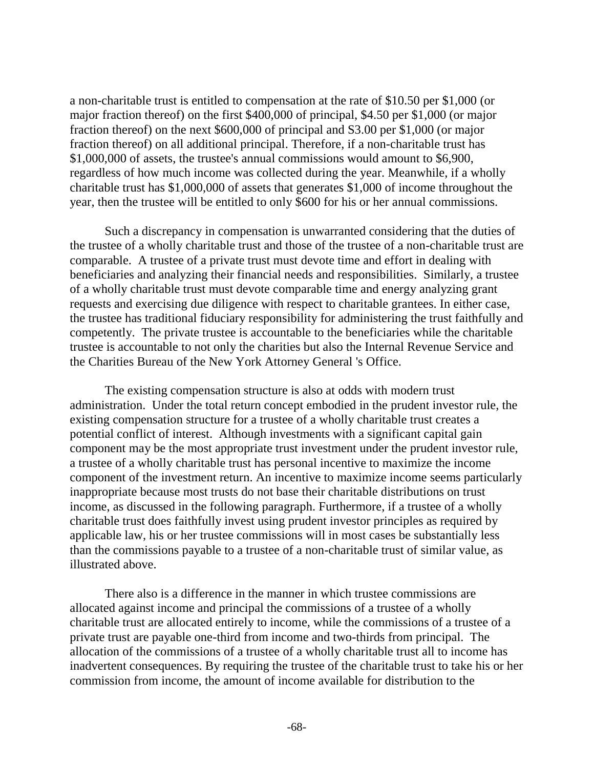a non-charitable trust is entitled to compensation at the rate of $10.50 per $1,000 (or major fraction thereof) on the first $400,000 of principal, $4.50 per $1,000 (or major fraction thereof) on the next $600,000 of principal and S3.00 per $1,000 (or major fraction thereof) on all additional principal. Therefore, if a non-charitable trust has $1,000,000 of assets, the trustee's annual commissions would amount to $6,900, regardless of how much income was collected during the year. Meanwhile, if a wholly charitable trust has $1,000,000 of assets that generates $1,000 of income throughout the year, then the trustee will be entitled to only $600 for his or her annual commissions.

Such a discrepancy in compensation is unwarranted considering that the duties of the trustee of a wholly charitable trust and those of the trustee of a non-charitable trust are comparable. A trustee of a private trust must devote time and effort in dealing with beneficiaries and analyzing their financial needs and responsibilities. Similarly, a trustee of a wholly charitable trust must devote comparable time and energy analyzing grant requests and exercising due diligence with respect to charitable grantees. In either case, the trustee has traditional fiduciary responsibility for administering the trust faithfully and competently. The private trustee is accountable to the beneficiaries while the charitable trustee is accountable to not only the charities but also the Internal Revenue Service and the Charities Bureau of the New York Attorney General 's Office.

The existing compensation structure is also at odds with modern trust administration. Under the total return concept embodied in the prudent investor rule, the existing compensation structure for a trustee of a wholly charitable trust creates a potential conflict of interest. Although investments with a significant capital gain component may be the most appropriate trust investment under the prudent investor rule, a trustee of a wholly charitable trust has personal incentive to maximize the income component of the investment return. An incentive to maximize income seems particularly inappropriate because most trusts do not base their charitable distributions on trust income, as discussed in the following paragraph. Furthermore, if a trustee of a wholly charitable trust does faithfully invest using prudent investor principles as required by applicable law, his or her trustee commissions will in most cases be substantially less than the commissions payable to a trustee of a non-charitable trust of similar value, as illustrated above.

There also is a difference in the manner in which trustee commissions are allocated against income and principal the commissions of a trustee of a wholly charitable trust are allocated entirely to income, while the commissions of a trustee of a private trust are payable one-third from income and two-thirds from principal. The allocation of the commissions of a trustee of a wholly charitable trust all to income has inadvertent consequences. By requiring the trustee of the charitable trust to take his or her commission from income, the amount of income available for distribution to the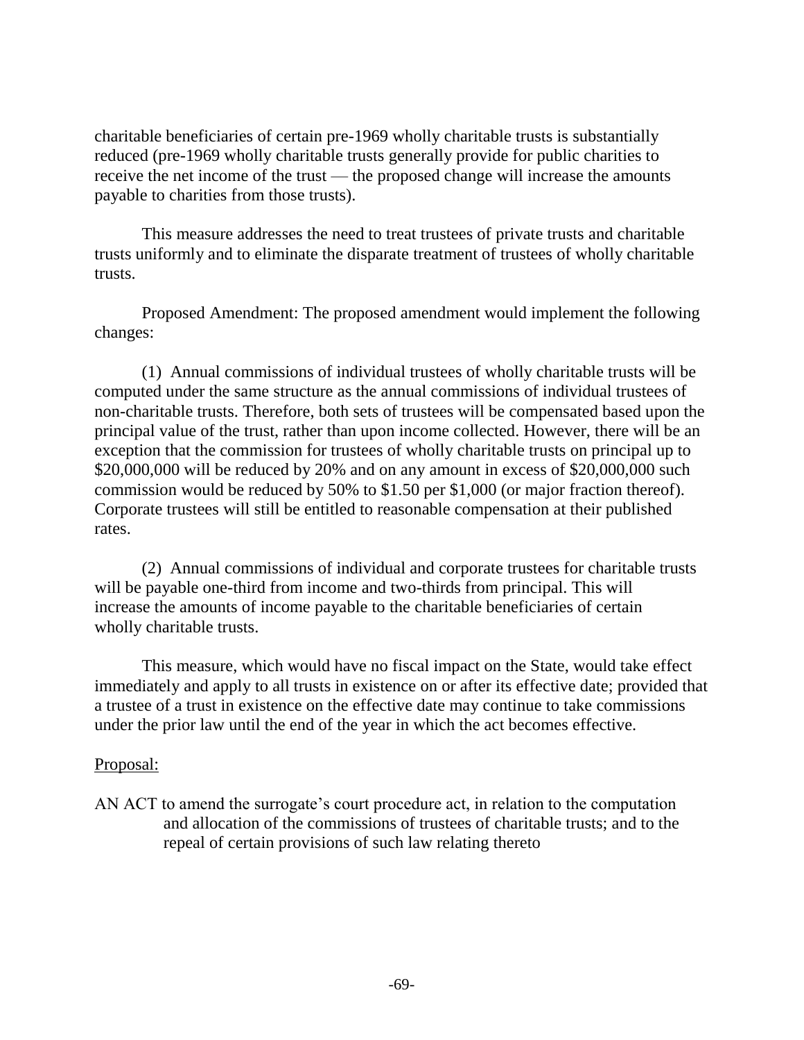charitable beneficiaries of certain pre-1969 wholly charitable trusts is substantially reduced (pre-1969 wholly charitable trusts generally provide for public charities to receive the net income of the trust — the proposed change will increase the amounts payable to charities from those trusts).

This measure addresses the need to treat trustees of private trusts and charitable trusts uniformly and to eliminate the disparate treatment of trustees of wholly charitable trusts.

Proposed Amendment: The proposed amendment would implement the following changes:

(1) Annual commissions of individual trustees of wholly charitable trusts will be computed under the same structure as the annual commissions of individual trustees of non-charitable trusts. Therefore, both sets of trustees will be compensated based upon the principal value of the trust, rather than upon income collected. However, there will be an exception that the commission for trustees of wholly charitable trusts on principal up to $20,000,000 will be reduced by 20% and on any amount in excess of $20,000,000 such commission would be reduced by 50% to $1.50 per $1,000 (or major fraction thereof). Corporate trustees will still be entitled to reasonable compensation at their published rates.

(2) Annual commissions of individual and corporate trustees for charitable trusts will be payable one-third from income and two-thirds from principal. This will increase the amounts of income payable to the charitable beneficiaries of certain wholly charitable trusts.

This measure, which would have no fiscal impact on the State, would take effect immediately and apply to all trusts in existence on or after its effective date; provided that a trustee of a trust in existence on the effective date may continue to take commissions under the prior law until the end of the year in which the act becomes effective.

<u>Proposal:</u>

AN ACT to amend the surrogate's court procedure act, in relation to the computation and allocation of the commissions of trustees of charitable trusts; and to the repeal of certain provisions of such law relating thereto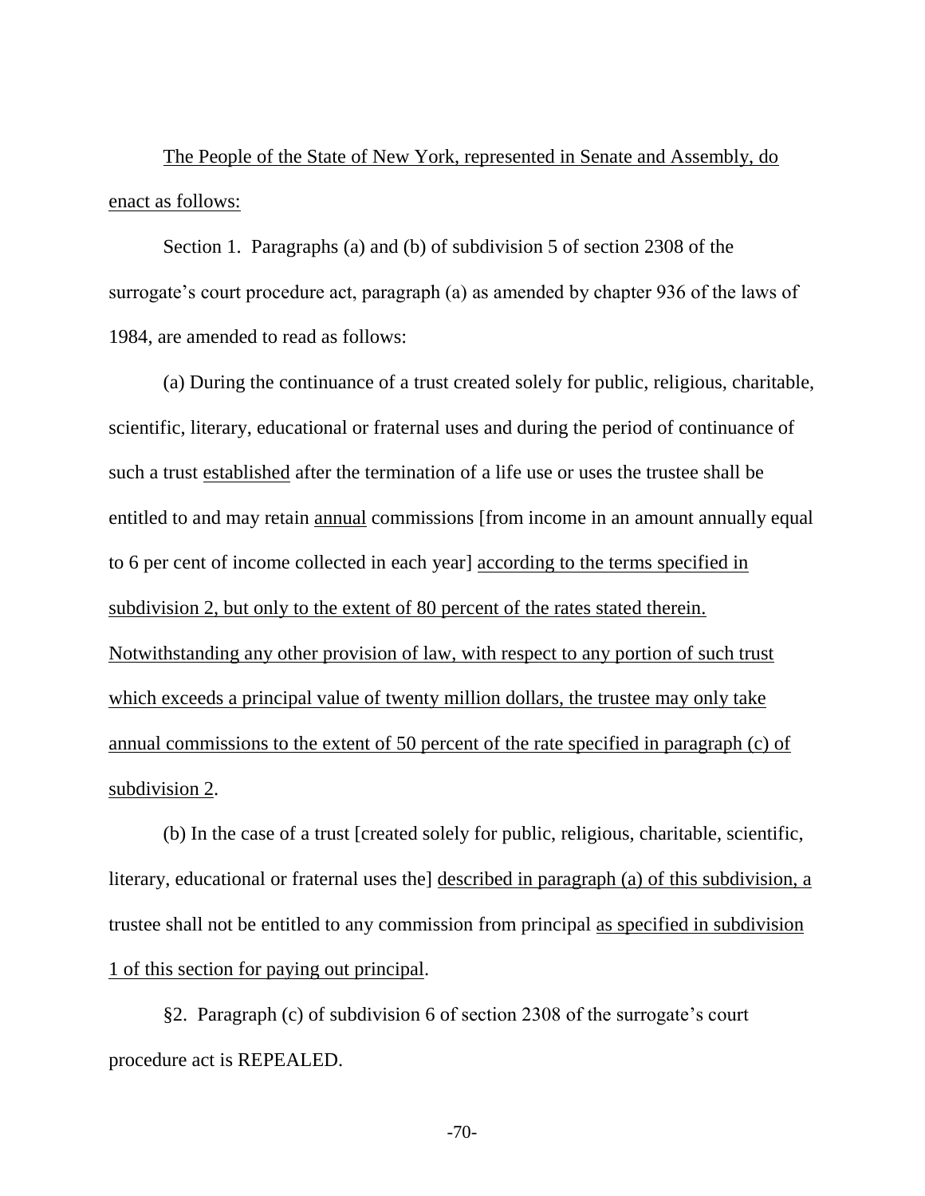The People of the State of New York, represented in Senate and Assembly, do enact as follows:

Section 1. Paragraphs (a) and (b) of subdivision 5 of section 2308 of the surrogate's court procedure act, paragraph (a) as amended by chapter 936 of the laws of 1984, are amended to read as follows:

(a) During the continuance of a trust created solely for public, religious, charitable, scientific, literary, educational or fraternal uses and during the period of continuance of such a trust established after the termination of a life use or uses the trustee shall be entitled to and may retain annual commissions [from income in an amount annually equal to 6 per cent of income collected in each year] according to the terms specified in subdivision 2, but only to the extent of 80 percent of the rates stated therein. Notwithstanding any other provision of law, with respect to any portion of such trust which exceeds a principal value of twenty million dollars, the trustee may only take annual commissions to the extent of 50 percent of the rate specified in paragraph (c) of subdivision 2.

(b) In the case of a trust [created solely for public, religious, charitable, scientific, literary, educational or fraternal uses the] described in paragraph (a) of this subdivision, a trustee shall not be entitled to any commission from principal as specified in subdivision 1 of this section for paying out principal.

§2. Paragraph (c) of subdivision 6 of section 2308 of the surrogate's court procedure act is REPEALED.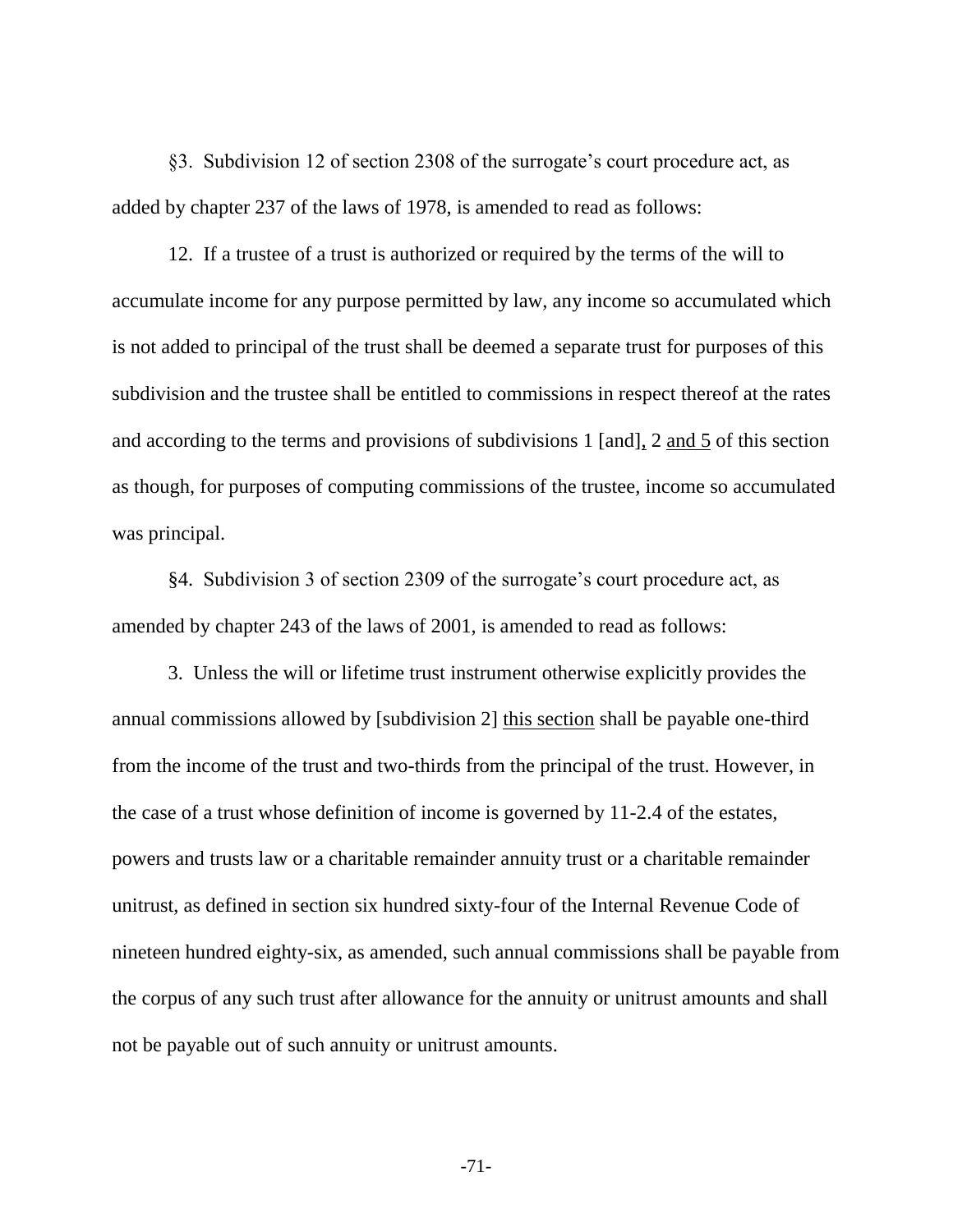§3. Subdivision 12 of section 2308 of the surrogate's court procedure act, as added by chapter 237 of the laws of 1978, is amended to read as follows:

12. If a trustee of a trust is authorized or required by the terms of the will to accumulate income for any purpose permitted by law, any income so accumulated which is not added to principal of the trust shall be deemed a separate trust for purposes of this subdivision and the trustee shall be entitled to commissions in respect thereof at the rates and according to the terms and provisions of subdivisions 1 [and], 2 and 5 of this section as though, for purposes of computing commissions of the trustee, income so accumulated was principal.

§4. Subdivision 3 of section 2309 of the surrogate's court procedure act, as amended by chapter 243 of the laws of 2001, is amended to read as follows:

3. Unless the will or lifetime trust instrument otherwise explicitly provides the annual commissions allowed by [subdivision 2] this section shall be payable one-third from the income of the trust and two-thirds from the principal of the trust. However, in the case of a trust whose definition of income is governed by 11-2.4 of the estates, powers and trusts law or a charitable remainder annuity trust or a charitable remainder unitrust, as defined in section six hundred sixty-four of the Internal Revenue Code of nineteen hundred eighty-six, as amended, such annual commissions shall be payable from the corpus of any such trust after allowance for the annuity or unitrust amounts and shall not be payable out of such annuity or unitrust amounts.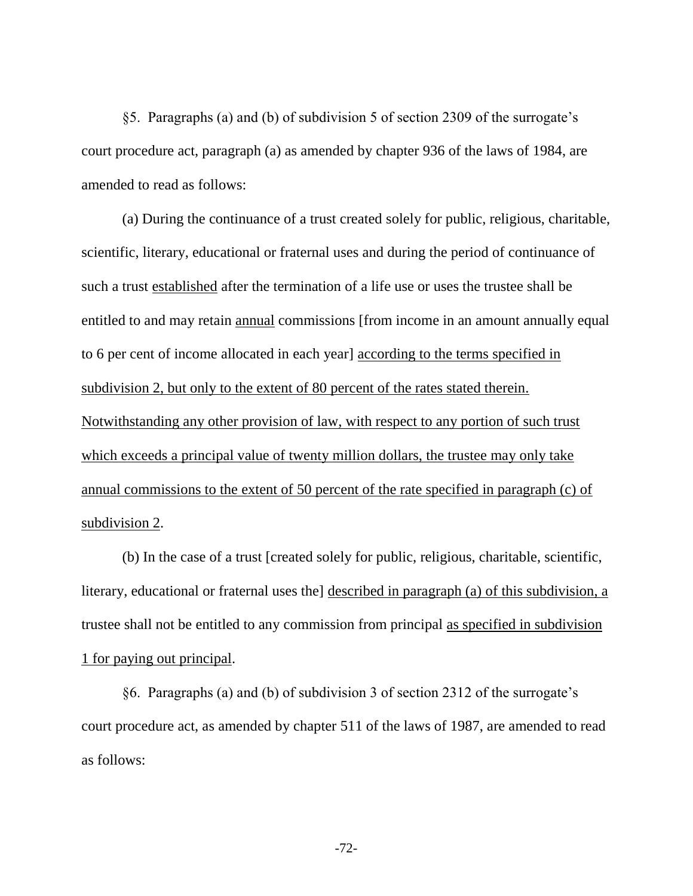§5. Paragraphs (a) and (b) of subdivision 5 of section 2309 of the surrogate's court procedure act, paragraph (a) as amended by chapter 936 of the laws of 1984, are amended to read as follows:

(a) During the continuance of a trust created solely for public, religious, charitable, scientific, literary, educational or fraternal uses and during the period of continuance of such a trust <u>established</u> after the termination of a life use or uses the trustee shall be entitled to and may retain <u>annual</u> commissions [from income in an amount annually equal to 6 per cent of income allocated in each year] <u>according to the terms specified in subdivision 2, but only to the extent of 80 percent of the rates stated therein. Notwithstanding any other provision of law, with respect to any portion of such trust which exceeds a principal value of twenty million dollars, the trustee may only take annual commissions to the extent of 50 percent of the rate specified in paragraph (c) of subdivision 2</u>.

(b) In the case of a trust [created solely for public, religious, charitable, scientific, literary, educational or fraternal uses the] <u>described in paragraph (a) of this subdivision, a</u> trustee shall not be entitled to any commission from principal <u>as specified in subdivision 1 for paying out principal</u>.

§6. Paragraphs (a) and (b) of subdivision 3 of section 2312 of the surrogate's court procedure act, as amended by chapter 511 of the laws of 1987, are amended to read as follows: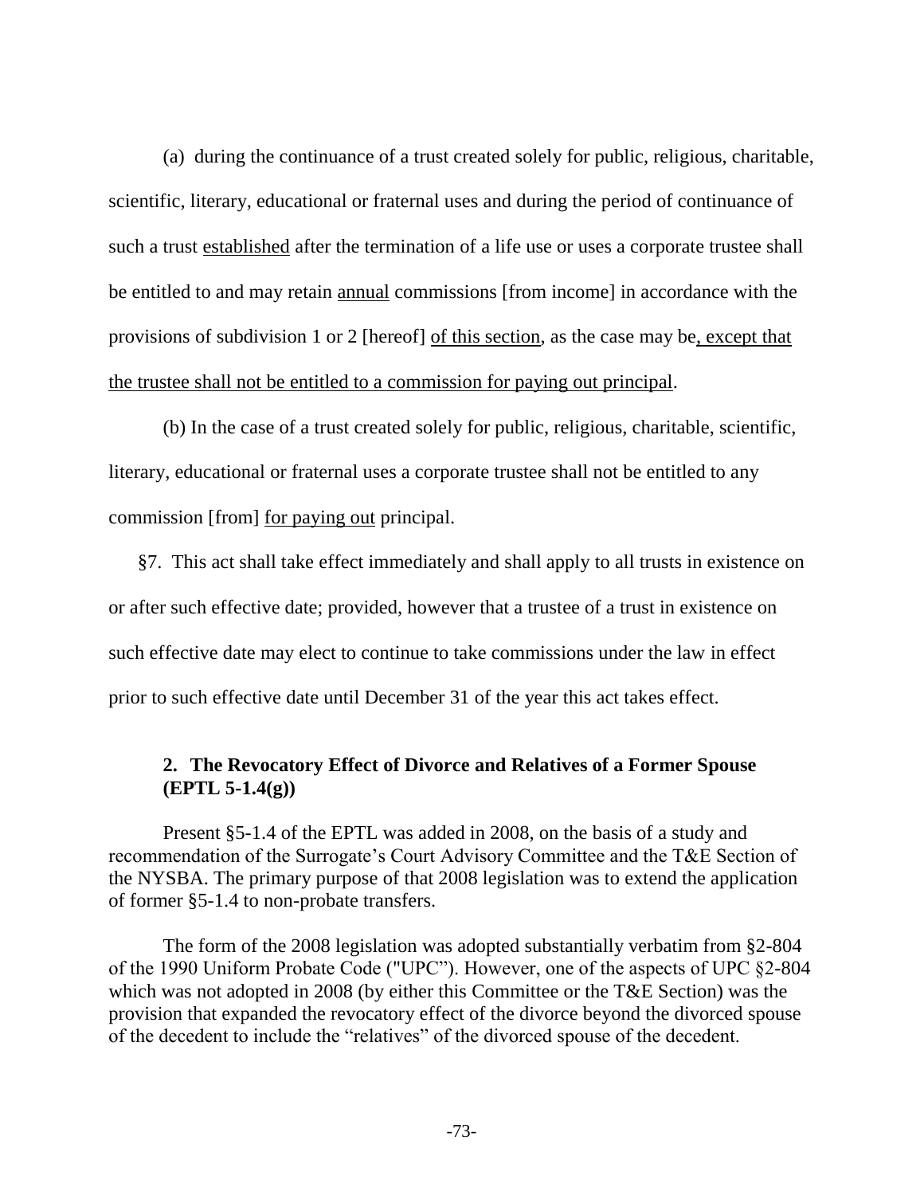(a) during the continuance of a trust created solely for public, religious, charitable, scientific, literary, educational or fraternal uses and during the period of continuance of such a trust <u>established</u> after the termination of a life use or uses a corporate trustee shall be entitled to and may retain <u>annual</u> commissions [from income] in accordance with the provisions of subdivision 1 or 2 [hereof] <u>of this section</u>, as the case may be<u>, except that the trustee shall not be entitled to a commission for paying out principal</u>.

(b) In the case of a trust created solely for public, religious, charitable, scientific, literary, educational or fraternal uses a corporate trustee shall not be entitled to any commission [from] <u>for paying out</u> principal.

§7. This act shall take effect immediately and shall apply to all trusts in existence on or after such effective date; provided, however that a trustee of a trust in existence on such effective date may elect to continue to take commissions under the law in effect prior to such effective date until December 31 of the year this act takes effect.

### 2. The Revocatory Effect of Divorce and Relatives of a Former Spouse (EPTL 5-1.4(g))

Present §5-1.4 of the EPTL was added in 2008, on the basis of a study and recommendation of the Surrogate's Court Advisory Committee and the T&E Section of the NYSBA. The primary purpose of that 2008 legislation was to extend the application of former §5-1.4 to non-probate transfers.

The form of the 2008 legislation was adopted substantially verbatim from §2-804 of the 1990 Uniform Probate Code ("UPC"). However, one of the aspects of UPC §2-804 which was not adopted in 2008 (by either this Committee or the T&E Section) was the provision that expanded the revocatory effect of the divorce beyond the divorced spouse of the decedent to include the "relatives" of the divorced spouse of the decedent.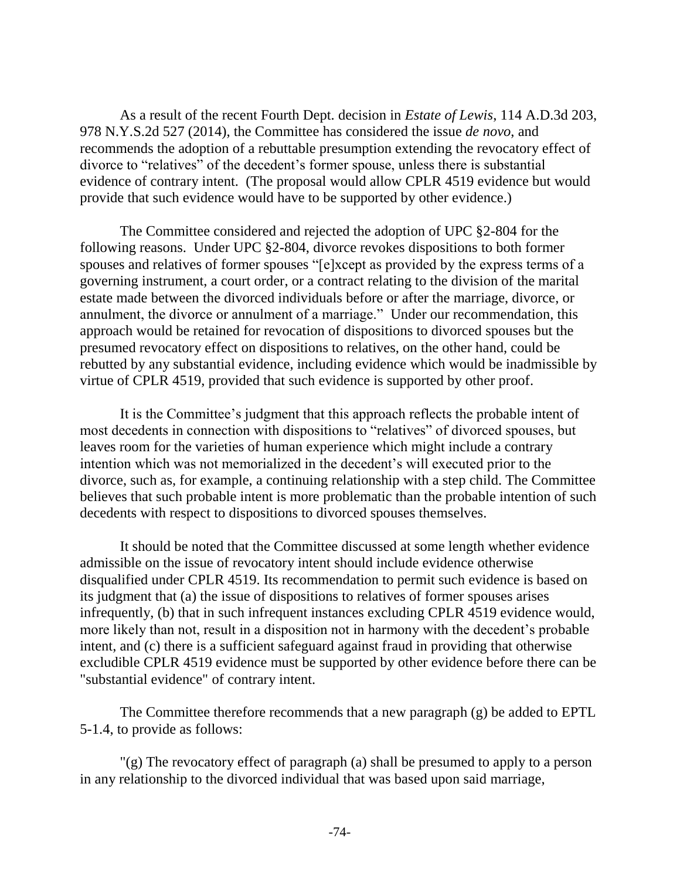As a result of the recent Fourth Dept. decision in *Estate of Lewis*, 114 A.D.3d 203, 978 N.Y.S.2d 527 (2014), the Committee has considered the issue *de novo*, and recommends the adoption of a rebuttable presumption extending the revocatory effect of divorce to "relatives" of the decedent's former spouse, unless there is substantial evidence of contrary intent. (The proposal would allow CPLR 4519 evidence but would provide that such evidence would have to be supported by other evidence.)

The Committee considered and rejected the adoption of UPC §2-804 for the following reasons. Under UPC §2-804, divorce revokes dispositions to both former spouses and relatives of former spouses "[e]xcept as provided by the express terms of a governing instrument, a court order, or a contract relating to the division of the marital estate made between the divorced individuals before or after the marriage, divorce, or annulment, the divorce or annulment of a marriage." Under our recommendation, this approach would be retained for revocation of dispositions to divorced spouses but the presumed revocatory effect on dispositions to relatives, on the other hand, could be rebutted by any substantial evidence, including evidence which would be inadmissible by virtue of CPLR 4519, provided that such evidence is supported by other proof.

It is the Committee's judgment that this approach reflects the probable intent of most decedents in connection with dispositions to "relatives" of divorced spouses, but leaves room for the varieties of human experience which might include a contrary intention which was not memorialized in the decedent's will executed prior to the divorce, such as, for example, a continuing relationship with a step child. The Committee believes that such probable intent is more problematic than the probable intention of such decedents with respect to dispositions to divorced spouses themselves.

It should be noted that the Committee discussed at some length whether evidence admissible on the issue of revocatory intent should include evidence otherwise disqualified under CPLR 4519. Its recommendation to permit such evidence is based on its judgment that (a) the issue of dispositions to relatives of former spouses arises infrequently, (b) that in such infrequent instances excluding CPLR 4519 evidence would, more likely than not, result in a disposition not in harmony with the decedent's probable intent, and (c) there is a sufficient safeguard against fraud in providing that otherwise excludible CPLR 4519 evidence must be supported by other evidence before there can be "substantial evidence" of contrary intent.

The Committee therefore recommends that a new paragraph (g) be added to EPTL 5-1.4, to provide as follows:

"(g) The revocatory effect of paragraph (a) shall be presumed to apply to a person in any relationship to the divorced individual that was based upon said marriage,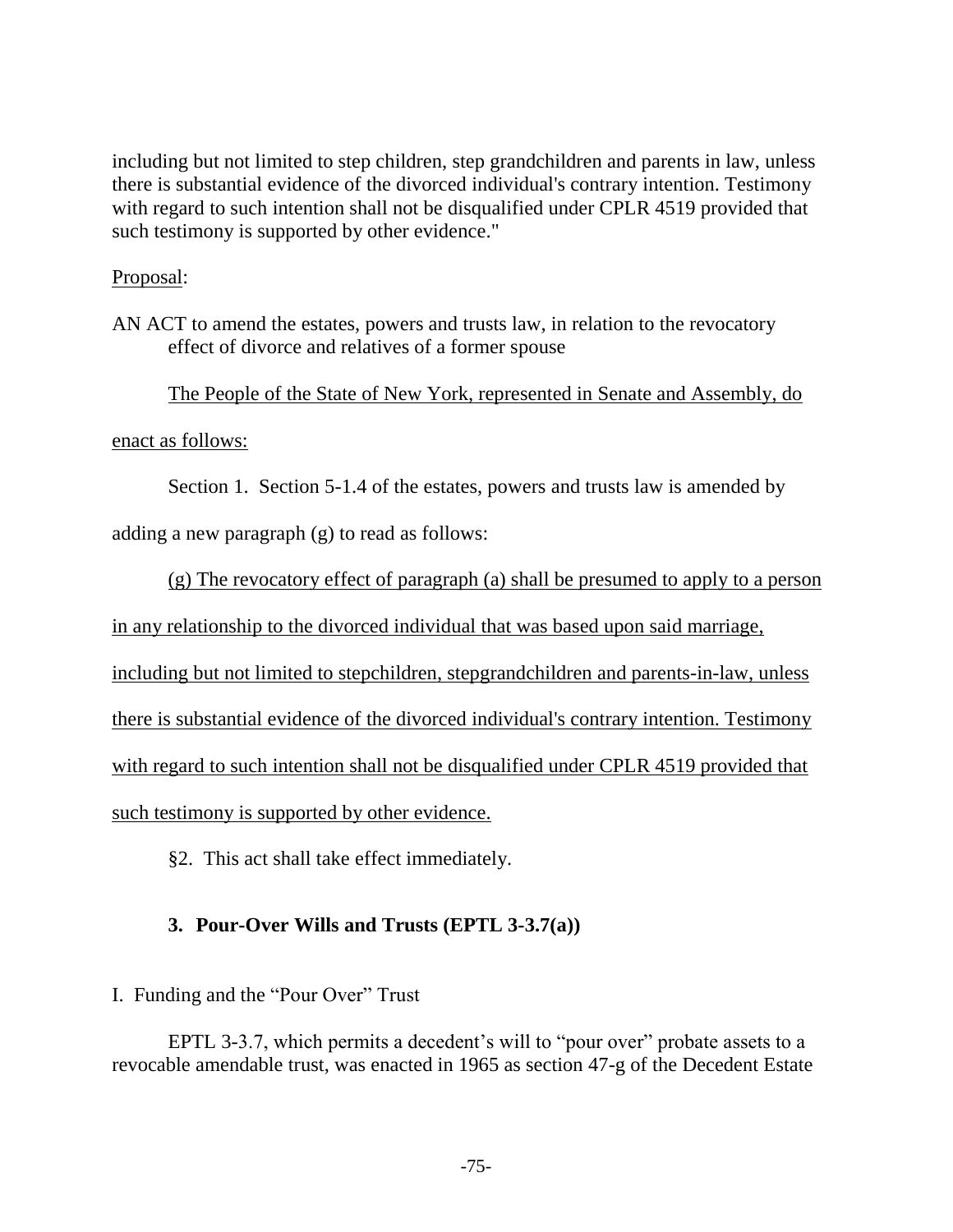including but not limited to step children, step grandchildren and parents in law, unless there is substantial evidence of the divorced individual's contrary intention. Testimony with regard to such intention shall not be disqualified under CPLR 4519 provided that such testimony is supported by other evidence."

Proposal:

AN ACT to amend the estates, powers and trusts law, in relation to the revocatory effect of divorce and relatives of a former spouse

The People of the State of New York, represented in Senate and Assembly, do enact as follows:

Section 1. Section 5-1.4 of the estates, powers and trusts law is amended by adding a new paragraph (g) to read as follows:

(g) The revocatory effect of paragraph (a) shall be presumed to apply to a person in any relationship to the divorced individual that was based upon said marriage, including but not limited to stepchildren, stepgrandchildren and parents-in-law, unless there is substantial evidence of the divorced individual's contrary intention. Testimony with regard to such intention shall not be disqualified under CPLR 4519 provided that such testimony is supported by other evidence.

§2. This act shall take effect immediately.

### 3. Pour-Over Wills and Trusts (EPTL 3-3.7(a))

I. Funding and the "Pour Over" Trust

EPTL 3-3.7, which permits a decedent's will to "pour over" probate assets to a revocable amendable trust, was enacted in 1965 as section 47-g of the Decedent Estate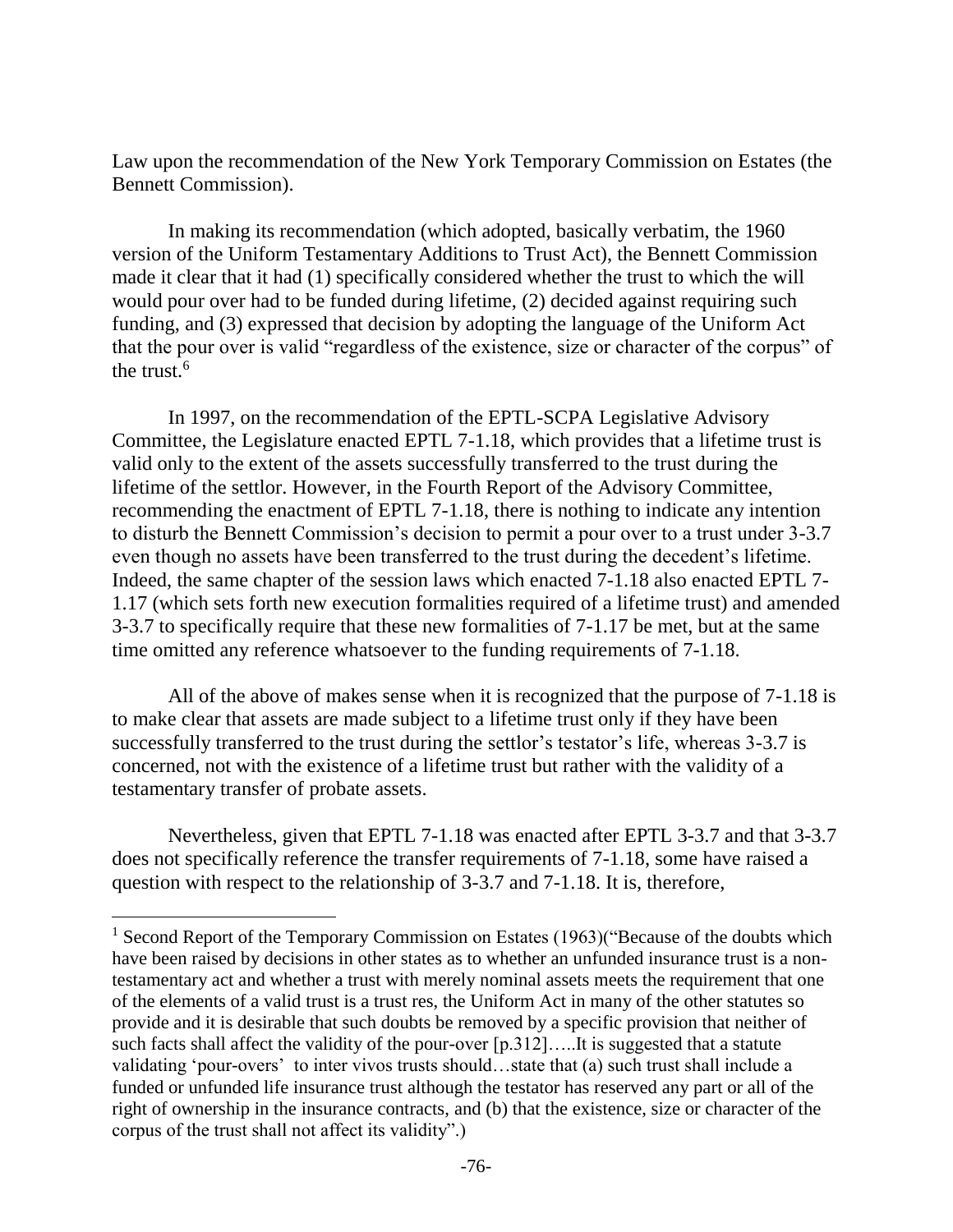Law upon the recommendation of the New York Temporary Commission on Estates (the Bennett Commission).

In making its recommendation (which adopted, basically verbatim, the 1960 version of the Uniform Testamentary Additions to Trust Act), the Bennett Commission made it clear that it had (1) specifically considered whether the trust to which the will would pour over had to be funded during lifetime, (2) decided against requiring such funding, and (3) expressed that decision by adopting the language of the Uniform Act that the pour over is valid "regardless of the existence, size or character of the corpus" of the trust.[6]

In 1997, on the recommendation of the EPTL-SCPA Legislative Advisory Committee, the Legislature enacted EPTL 7-1.18, which provides that a lifetime trust is valid only to the extent of the assets successfully transferred to the trust during the lifetime of the settlor. However, in the Fourth Report of the Advisory Committee, recommending the enactment of EPTL 7-1.18, there is nothing to indicate any intention to disturb the Bennett Commission's decision to permit a pour over to a trust under 3-3.7 even though no assets have been transferred to the trust during the decedent's lifetime. Indeed, the same chapter of the session laws which enacted 7-1.18 also enacted EPTL 7-1.17 (which sets forth new execution formalities required of a lifetime trust) and amended 3-3.7 to specifically require that these new formalities of 7-1.17 be met, but at the same time omitted any reference whatsoever to the funding requirements of 7-1.18.

All of the above of makes sense when it is recognized that the purpose of 7-1.18 is to make clear that assets are made subject to a lifetime trust only if they have been successfully transferred to the trust during the settlor's testator's life, whereas 3-3.7 is concerned, not with the existence of a lifetime trust but rather with the validity of a testamentary transfer of probate assets.

Nevertheless, given that EPTL 7-1.18 was enacted after EPTL 3-3.7 and that 3-3.7 does not specifically reference the transfer requirements of 7-1.18, some have raised a question with respect to the relationship of 3-3.7 and 7-1.18. It is, therefore,

---

[1] Second Report of the Temporary Commission on Estates (1963)("Because of the doubts which have been raised by decisions in other states as to whether an unfunded insurance trust is a non-testamentary act and whether a trust with merely nominal assets meets the requirement that one of the elements of a valid trust is a trust res, the Uniform Act in many of the other statutes so provide and it is desirable that such doubts be removed by a specific provision that neither of such facts shall affect the validity of the pour-over [p.312]…..It is suggested that a statute validating 'pour-overs' to inter vivos trusts should…state that (a) such trust shall include a funded or unfunded life insurance trust although the testator has reserved any part or all of the right of ownership in the insurance contracts, and (b) that the existence, size or character of the corpus of the trust shall not affect its validity".)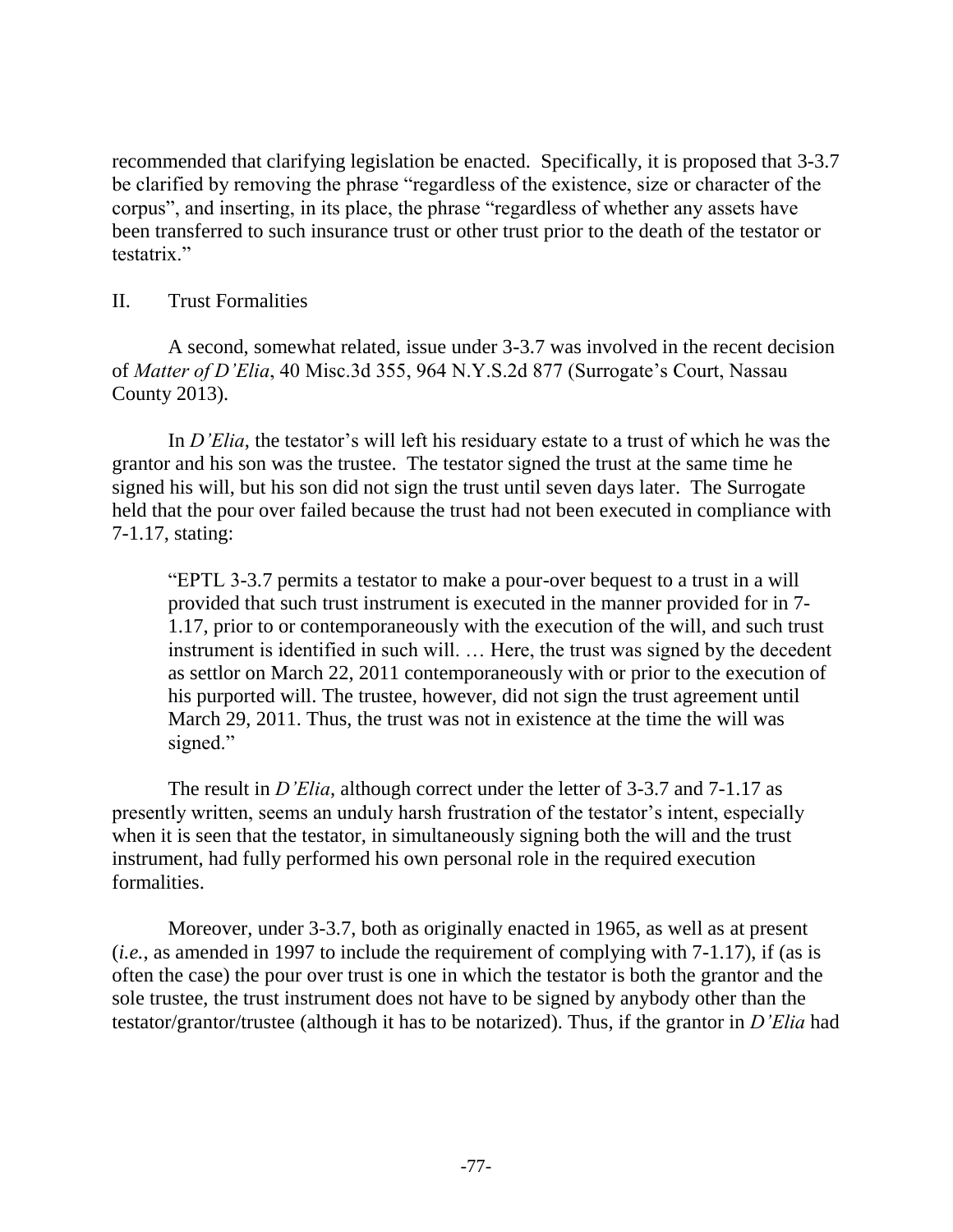recommended that clarifying legislation be enacted. Specifically, it is proposed that 3-3.7 be clarified by removing the phrase "regardless of the existence, size or character of the corpus", and inserting, in its place, the phrase "regardless of whether any assets have been transferred to such insurance trust or other trust prior to the death of the testator or testatrix."

## II. Trust Formalities

A second, somewhat related, issue under 3-3.7 was involved in the recent decision of *Matter of D'Elia*, 40 Misc.3d 355, 964 N.Y.S.2d 877 (Surrogate's Court, Nassau County 2013).

In *D'Elia*, the testator's will left his residuary estate to a trust of which he was the grantor and his son was the trustee. The testator signed the trust at the same time he signed his will, but his son did not sign the trust until seven days later. The Surrogate held that the pour over failed because the trust had not been executed in compliance with 7-1.17, stating:

> "EPTL 3-3.7 permits a testator to make a pour-over bequest to a trust in a will provided that such trust instrument is executed in the manner provided for in 7-1.17, prior to or contemporaneously with the execution of the will, and such trust instrument is identified in such will. … Here, the trust was signed by the decedent as settlor on March 22, 2011 contemporaneously with or prior to the execution of his purported will. The trustee, however, did not sign the trust agreement until March 29, 2011. Thus, the trust was not in existence at the time the will was signed."

The result in *D'Elia*, although correct under the letter of 3-3.7 and 7-1.17 as presently written, seems an unduly harsh frustration of the testator's intent, especially when it is seen that the testator, in simultaneously signing both the will and the trust instrument, had fully performed his own personal role in the required execution formalities.

Moreover, under 3-3.7, both as originally enacted in 1965, as well as at present (*i.e.*, as amended in 1997 to include the requirement of complying with 7-1.17), if (as is often the case) the pour over trust is one in which the testator is both the grantor and the sole trustee, the trust instrument does not have to be signed by anybody other than the testator/grantor/trustee (although it has to be notarized). Thus, if the grantor in *D'Elia* had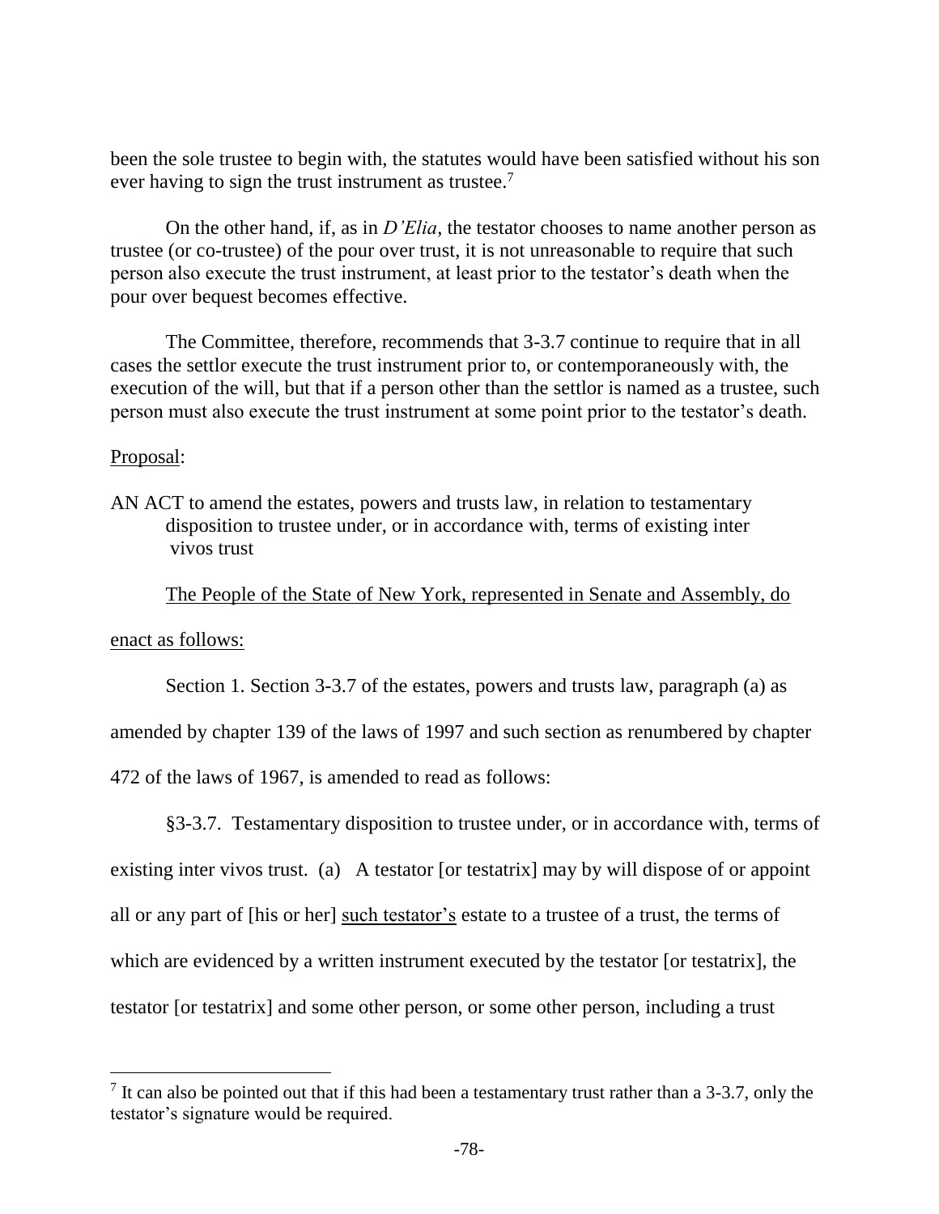been the sole trustee to begin with, the statutes would have been satisfied without his son ever having to sign the trust instrument as trustee.[7]

On the other hand, if, as in *D'Elia*, the testator chooses to name another person as trustee (or co-trustee) of the pour over trust, it is not unreasonable to require that such person also execute the trust instrument, at least prior to the testator's death when the pour over bequest becomes effective.

The Committee, therefore, recommends that 3-3.7 continue to require that in all cases the settlor execute the trust instrument prior to, or contemporaneously with, the execution of the will, but that if a person other than the settlor is named as a trustee, such person must also execute the trust instrument at some point prior to the testator's death.

<u>Proposal</u>:

AN ACT to amend the estates, powers and trusts law, in relation to testamentary disposition to trustee under, or in accordance with, terms of existing inter vivos trust

<u>The People of the State of New York, represented in Senate and Assembly, do enact as follows:</u>

Section 1. Section 3-3.7 of the estates, powers and trusts law, paragraph (a) as amended by chapter 139 of the laws of 1997 and such section as renumbered by chapter 472 of the laws of 1967, is amended to read as follows:

§3-3.7. Testamentary disposition to trustee under, or in accordance with, terms of existing inter vivos trust. (a) A testator [or testatrix] may by will dispose of or appoint all or any part of [his or her] <u>such testator's</u> estate to a trustee of a trust, the terms of which are evidenced by a written instrument executed by the testator [or testatrix], the testator [or testatrix] and some other person, or some other person, including a trust

[7] It can also be pointed out that if this had been a testamentary trust rather than a 3-3.7, only the testator's signature would be required.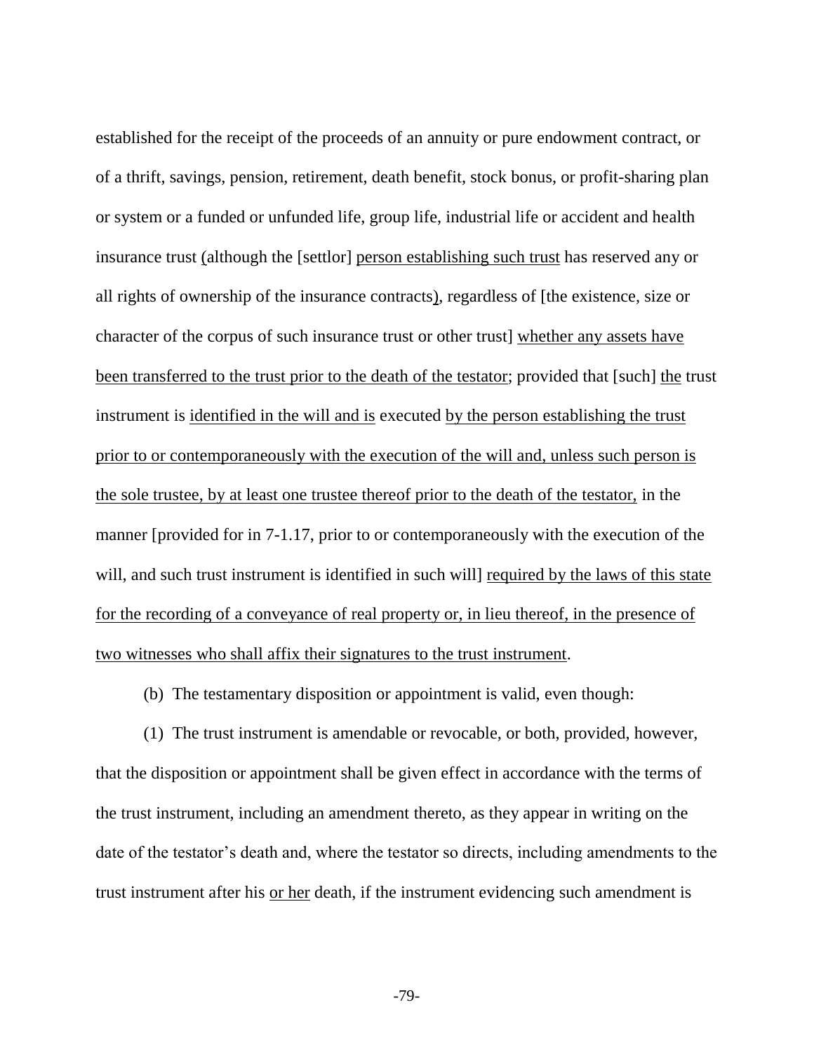established for the receipt of the proceeds of an annuity or pure endowment contract, or of a thrift, savings, pension, retirement, death benefit, stock bonus, or profit-sharing plan or system or a funded or unfunded life, group life, industrial life or accident and health insurance trust <u>(</u>although the [settlor] <u>person establishing such trust</u> has reserved any or all rights of ownership of the insurance contracts<u>)</u>, regardless of [the existence, size or character of the corpus of such insurance trust or other trust] <u>whether any assets have been transferred to the trust prior to the death of the testator</u>; provided that [such] <u>the</u> trust instrument is <u>identified in the will and is</u> executed <u>by the person establishing the trust prior to or contemporaneously with the execution of the will and, unless such person is the sole trustee, by at least one trustee thereof prior to the death of the testator,</u> in the manner [provided for in 7-1.17, prior to or contemporaneously with the execution of the will, and such trust instrument is identified in such will] <u>required by the laws of this state for the recording of a conveyance of real property or, in lieu thereof, in the presence of two witnesses who shall affix their signatures to the trust instrument</u>.

(b) The testamentary disposition or appointment is valid, even though:

(1) The trust instrument is amendable or revocable, or both, provided, however, that the disposition or appointment shall be given effect in accordance with the terms of the trust instrument, including an amendment thereto, as they appear in writing on the date of the testator's death and, where the testator so directs, including amendments to the trust instrument after his <u>or her</u> death, if the instrument evidencing such amendment is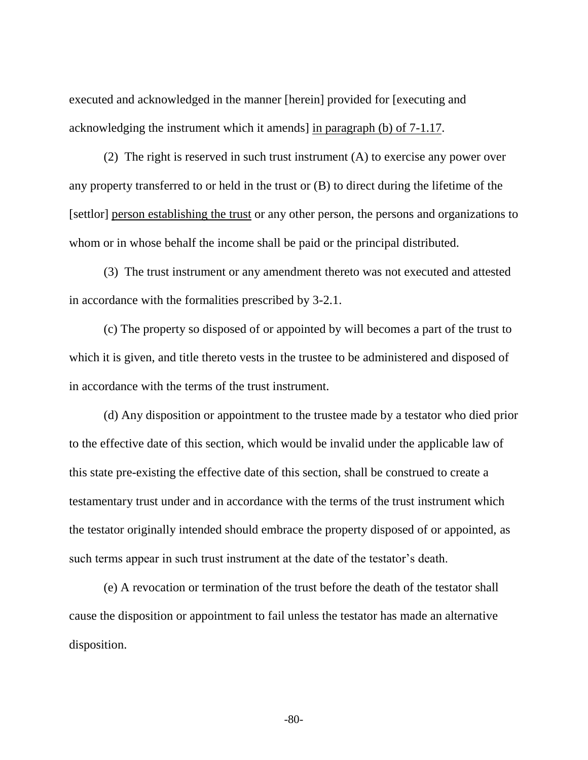executed and acknowledged in the manner [herein] provided for [executing and acknowledging the instrument which it amends] <u>in paragraph (b) of 7-1.17</u>.

(2) The right is reserved in such trust instrument (A) to exercise any power over any property transferred to or held in the trust or (B) to direct during the lifetime of the [settlor] <u>person establishing the trust</u> or any other person, the persons and organizations to whom or in whose behalf the income shall be paid or the principal distributed.

(3) The trust instrument or any amendment thereto was not executed and attested in accordance with the formalities prescribed by 3-2.1.

(c) The property so disposed of or appointed by will becomes a part of the trust to which it is given, and title thereto vests in the trustee to be administered and disposed of in accordance with the terms of the trust instrument.

(d) Any disposition or appointment to the trustee made by a testator who died prior to the effective date of this section, which would be invalid under the applicable law of this state pre-existing the effective date of this section, shall be construed to create a testamentary trust under and in accordance with the terms of the trust instrument which the testator originally intended should embrace the property disposed of or appointed, as such terms appear in such trust instrument at the date of the testator's death.

(e) A revocation or termination of the trust before the death of the testator shall cause the disposition or appointment to fail unless the testator has made an alternative disposition.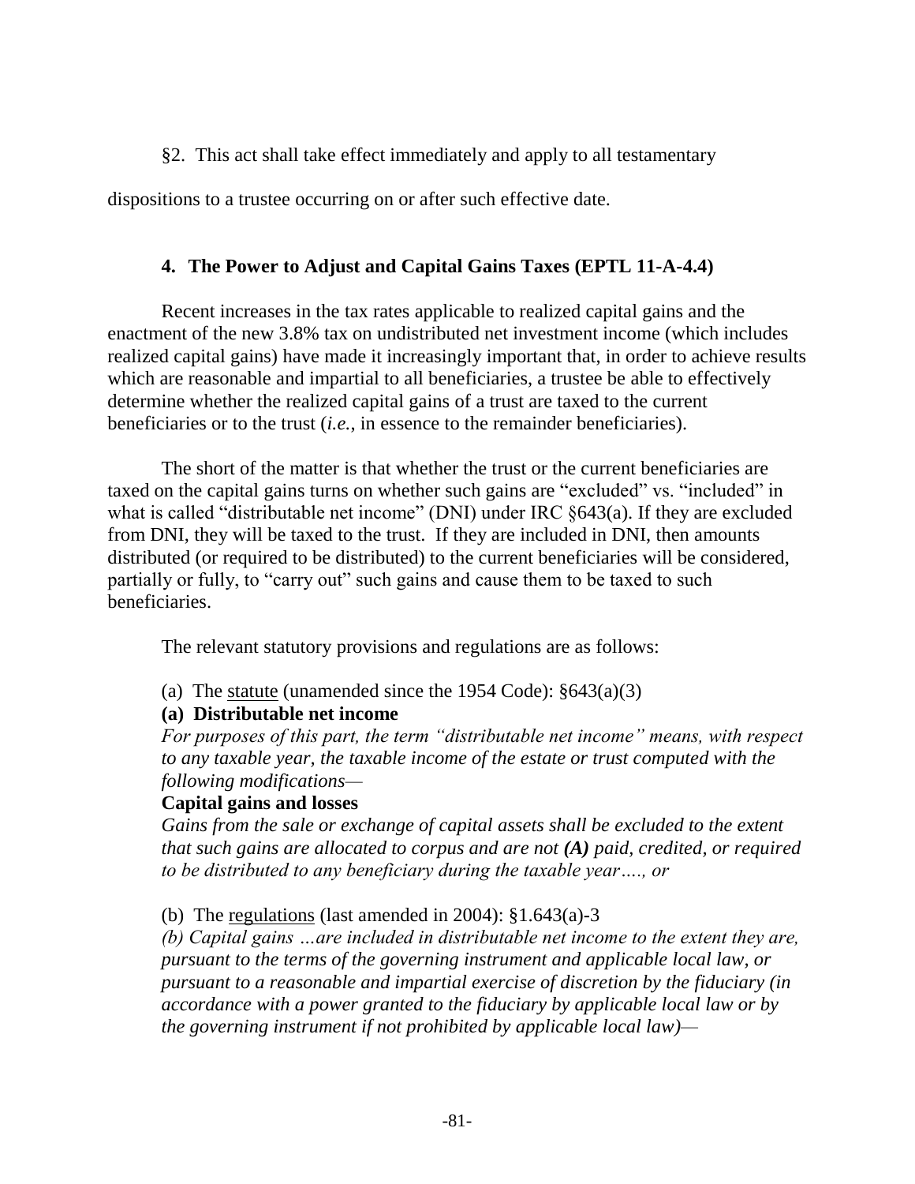§2. This act shall take effect immediately and apply to all testamentary dispositions to a trustee occurring on or after such effective date.

### 4. The Power to Adjust and Capital Gains Taxes (EPTL 11-A-4.4)

Recent increases in the tax rates applicable to realized capital gains and the enactment of the new 3.8% tax on undistributed net investment income (which includes realized capital gains) have made it increasingly important that, in order to achieve results which are reasonable and impartial to all beneficiaries, a trustee be able to effectively determine whether the realized capital gains of a trust are taxed to the current beneficiaries or to the trust (*i.e.*, in essence to the remainder beneficiaries).

The short of the matter is that whether the trust or the current beneficiaries are taxed on the capital gains turns on whether such gains are "excluded" vs. "included" in what is called "distributable net income" (DNI) under IRC §643(a). If they are excluded from DNI, they will be taxed to the trust. If they are included in DNI, then amounts distributed (or required to be distributed) to the current beneficiaries will be considered, partially or fully, to "carry out" such gains and cause them to be taxed to such beneficiaries.

The relevant statutory provisions and regulations are as follows:

(a) The statute (unamended since the 1954 Code): §643(a)(3)

**(a) Distributable net income**

*For purposes of this part, the term "distributable net income" means, with respect to any taxable year, the taxable income of the estate or trust computed with the following modifications—*

**Capital gains and losses**

*Gains from the sale or exchange of capital assets shall be excluded to the extent that such gains are allocated to corpus and are not* ***(A)*** *paid, credited, or required to be distributed to any beneficiary during the taxable year…., or*

(b) The regulations (last amended in 2004): §1.643(a)-3

*(b) Capital gains …are included in distributable net income to the extent they are, pursuant to the terms of the governing instrument and applicable local law, or pursuant to a reasonable and impartial exercise of discretion by the fiduciary (in accordance with a power granted to the fiduciary by applicable local law or by the governing instrument if not prohibited by applicable local law)—*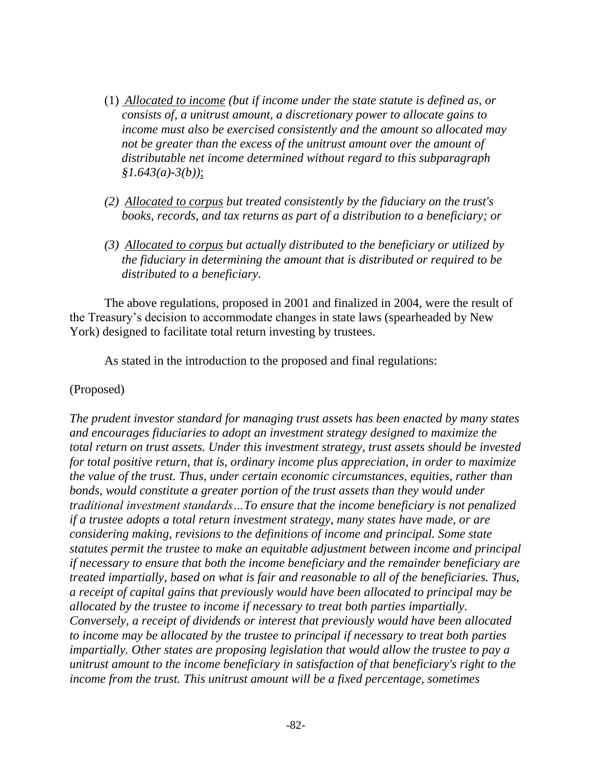(1) *Allocated to income (but if income under the state statute is defined as, or consists of, a unitrust amount, a discretionary power to allocate gains to income must also be exercised consistently and the amount so allocated may not be greater than the excess of the unitrust amount over the amount of distributable net income determined without regard to this subparagraph §1.643(a)-3(b));*

*(2) Allocated to corpus but treated consistently by the fiduciary on the trust's books, records, and tax returns as part of a distribution to a beneficiary; or*

*(3) Allocated to corpus but actually distributed to the beneficiary or utilized by the fiduciary in determining the amount that is distributed or required to be distributed to a beneficiary.*

The above regulations, proposed in 2001 and finalized in 2004, were the result of the Treasury's decision to accommodate changes in state laws (spearheaded by New York) designed to facilitate total return investing by trustees.

As stated in the introduction to the proposed and final regulations:

(Proposed)

*The prudent investor standard for managing trust assets has been enacted by many states and encourages fiduciaries to adopt an investment strategy designed to maximize the total return on trust assets. Under this investment strategy, trust assets should be invested for total positive return, that is, ordinary income plus appreciation, in order to maximize the value of the trust. Thus, under certain economic circumstances, equities, rather than bonds, would constitute a greater portion of the trust assets than they would under traditional investment standards…To ensure that the income beneficiary is not penalized if a trustee adopts a total return investment strategy, many states have made, or are considering making, revisions to the definitions of income and principal. Some state statutes permit the trustee to make an equitable adjustment between income and principal if necessary to ensure that both the income beneficiary and the remainder beneficiary are treated impartially, based on what is fair and reasonable to all of the beneficiaries. Thus, a receipt of capital gains that previously would have been allocated to principal may be allocated by the trustee to income if necessary to treat both parties impartially. Conversely, a receipt of dividends or interest that previously would have been allocated to income may be allocated by the trustee to principal if necessary to treat both parties impartially. Other states are proposing legislation that would allow the trustee to pay a unitrust amount to the income beneficiary in satisfaction of that beneficiary's right to the income from the trust. This unitrust amount will be a fixed percentage, sometimes*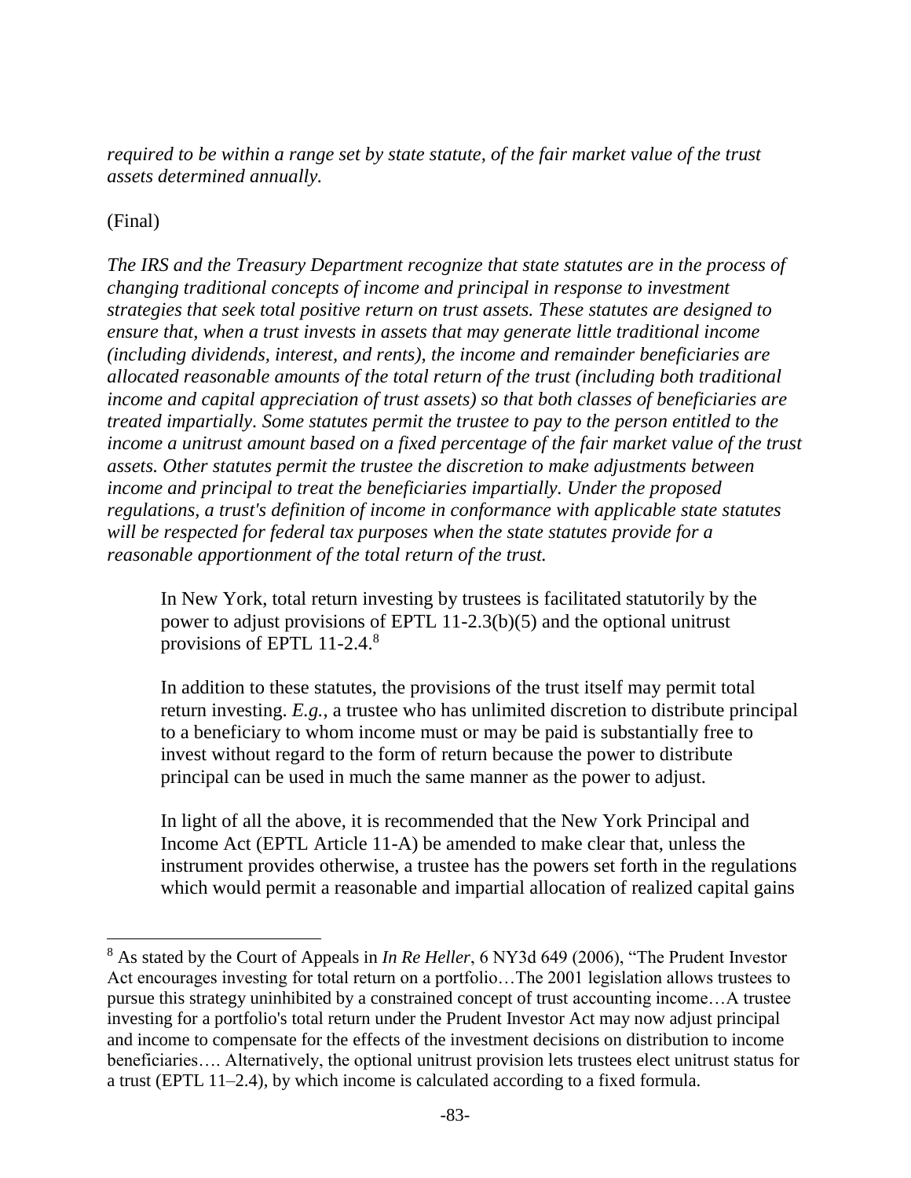*required to be within a range set by state statute, of the fair market value of the trust assets determined annually.*

(Final)

*The IRS and the Treasury Department recognize that state statutes are in the process of changing traditional concepts of income and principal in response to investment strategies that seek total positive return on trust assets. These statutes are designed to ensure that, when a trust invests in assets that may generate little traditional income (including dividends, interest, and rents), the income and remainder beneficiaries are allocated reasonable amounts of the total return of the trust (including both traditional income and capital appreciation of trust assets) so that both classes of beneficiaries are treated impartially. Some statutes permit the trustee to pay to the person entitled to the income a unitrust amount based on a fixed percentage of the fair market value of the trust assets. Other statutes permit the trustee the discretion to make adjustments between income and principal to treat the beneficiaries impartially. Under the proposed regulations, a trust's definition of income in conformance with applicable state statutes will be respected for federal tax purposes when the state statutes provide for a reasonable apportionment of the total return of the trust.*

> In New York, total return investing by trustees is facilitated statutorily by the power to adjust provisions of EPTL 11-2.3(b)(5) and the optional unitrust provisions of EPTL 11-2.4.[8]
>
> In addition to these statutes, the provisions of the trust itself may permit total return investing. *E.g.*, a trustee who has unlimited discretion to distribute principal to a beneficiary to whom income must or may be paid is substantially free to invest without regard to the form of return because the power to distribute principal can be used in much the same manner as the power to adjust.
>
> In light of all the above, it is recommended that the New York Principal and Income Act (EPTL Article 11-A) be amended to make clear that, unless the instrument provides otherwise, a trustee has the powers set forth in the regulations which would permit a reasonable and impartial allocation of realized capital gains

---

[8] As stated by the Court of Appeals in *In Re Heller*, 6 NY3d 649 (2006), "The Prudent Investor Act encourages investing for total return on a portfolio…The 2001 legislation allows trustees to pursue this strategy uninhibited by a constrained concept of trust accounting income…A trustee investing for a portfolio's total return under the Prudent Investor Act may now adjust principal and income to compensate for the effects of the investment decisions on distribution to income beneficiaries…. Alternatively, the optional unitrust provision lets trustees elect unitrust status for a trust (EPTL 11–2.4), by which income is calculated according to a fixed formula.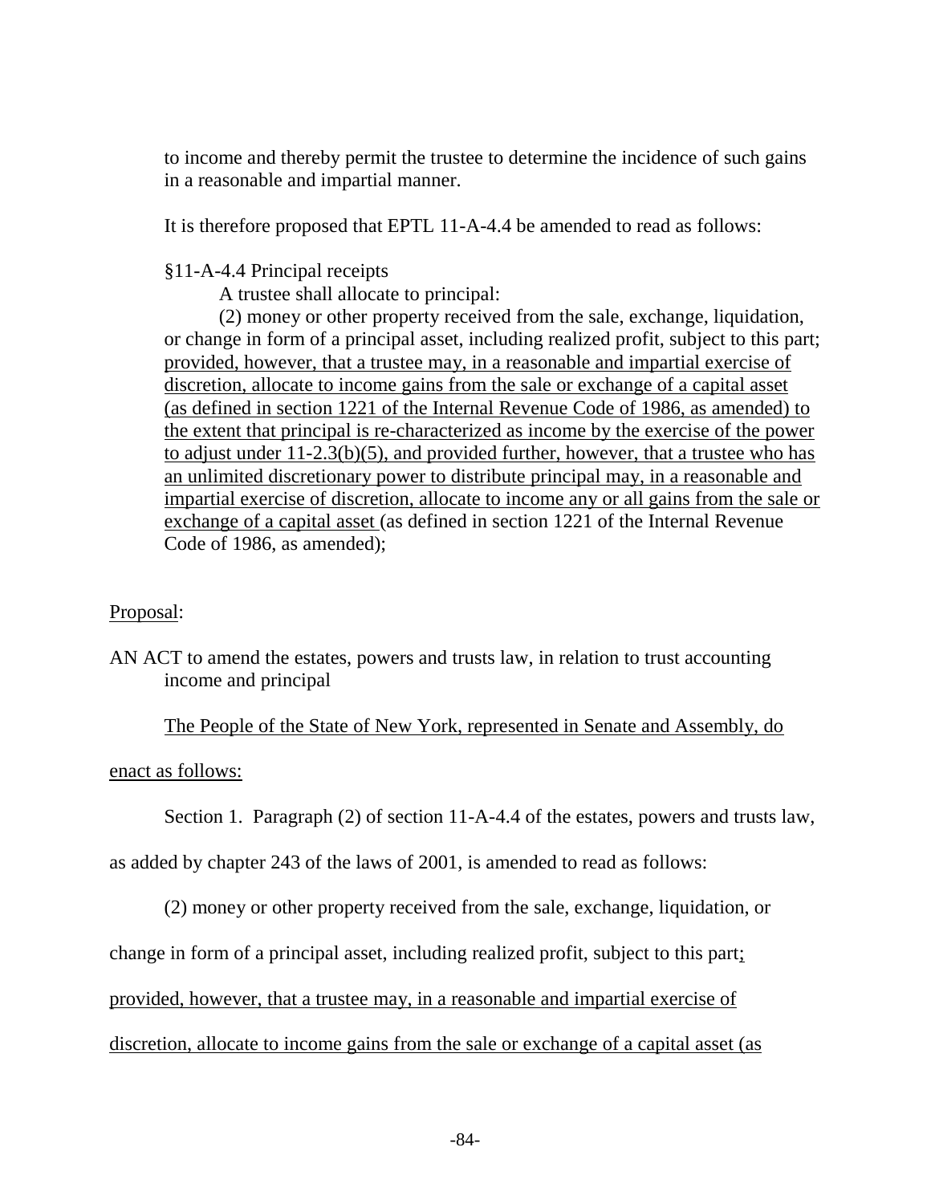to income and thereby permit the trustee to determine the incidence of such gains in a reasonable and impartial manner.

It is therefore proposed that EPTL 11-A-4.4 be amended to read as follows:

§11-A-4.4 Principal receipts

A trustee shall allocate to principal:

(2) money or other property received from the sale, exchange, liquidation, or change in form of a principal asset, including realized profit, subject to this part; <u>provided, however, that a trustee may, in a reasonable and impartial exercise of discretion, allocate to income gains from the sale or exchange of a capital asset (as defined in section 1221 of the Internal Revenue Code of 1986, as amended) to the extent that principal is re-characterized as income by the exercise of the power to adjust under 11-2.3(b)(5), and provided further, however, that a trustee who has an unlimited discretionary power to distribute principal may, in a reasonable and impartial exercise of discretion, allocate to income any or all gains from the sale or exchange of a capital asset</u> (as defined in section 1221 of the Internal Revenue Code of 1986, as amended);

<u>Proposal</u>:

AN ACT to amend the estates, powers and trusts law, in relation to trust accounting income and principal

<u>The People of the State of New York, represented in Senate and Assembly, do enact as follows:</u>

Section 1. Paragraph (2) of section 11-A-4.4 of the estates, powers and trusts law, as added by chapter 243 of the laws of 2001, is amended to read as follows:

(2) money or other property received from the sale, exchange, liquidation, or change in form of a principal asset, including realized profit, subject to this part<u>; provided, however, that a trustee may, in a reasonable and impartial exercise of discretion, allocate to income gains from the sale or exchange of a capital asset (as</u>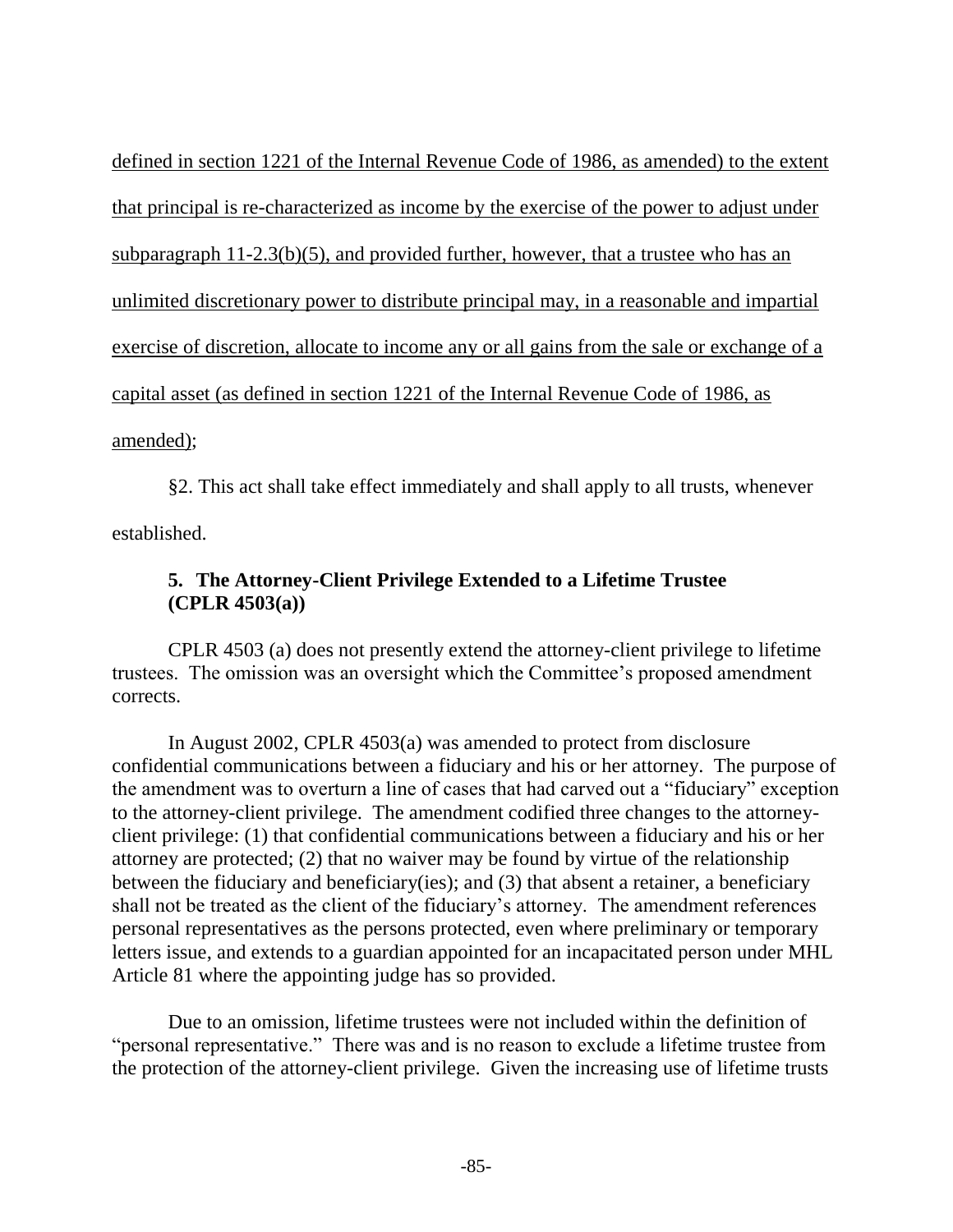<u>defined in section 1221 of the Internal Revenue Code of 1986, as amended) to the extent that principal is re-characterized as income by the exercise of the power to adjust under subparagraph 11-2.3(b)(5), and provided further, however, that a trustee who has an unlimited discretionary power to distribute principal may, in a reasonable and impartial exercise of discretion, allocate to income any or all gains from the sale or exchange of a capital asset (as defined in section 1221 of the Internal Revenue Code of 1986, as amended)</u>;

§2. This act shall take effect immediately and shall apply to all trusts, whenever established.

### 5. The Attorney-Client Privilege Extended to a Lifetime Trustee (CPLR 4503(a))

CPLR 4503 (a) does not presently extend the attorney-client privilege to lifetime trustees. The omission was an oversight which the Committee's proposed amendment corrects.

In August 2002, CPLR 4503(a) was amended to protect from disclosure confidential communications between a fiduciary and his or her attorney. The purpose of the amendment was to overturn a line of cases that had carved out a "fiduciary" exception to the attorney-client privilege. The amendment codified three changes to the attorney-client privilege: (1) that confidential communications between a fiduciary and his or her attorney are protected; (2) that no waiver may be found by virtue of the relationship between the fiduciary and beneficiary(ies); and (3) that absent a retainer, a beneficiary shall not be treated as the client of the fiduciary's attorney. The amendment references personal representatives as the persons protected, even where preliminary or temporary letters issue, and extends to a guardian appointed for an incapacitated person under MHL Article 81 where the appointing judge has so provided.

Due to an omission, lifetime trustees were not included within the definition of "personal representative." There was and is no reason to exclude a lifetime trustee from the protection of the attorney-client privilege. Given the increasing use of lifetime trusts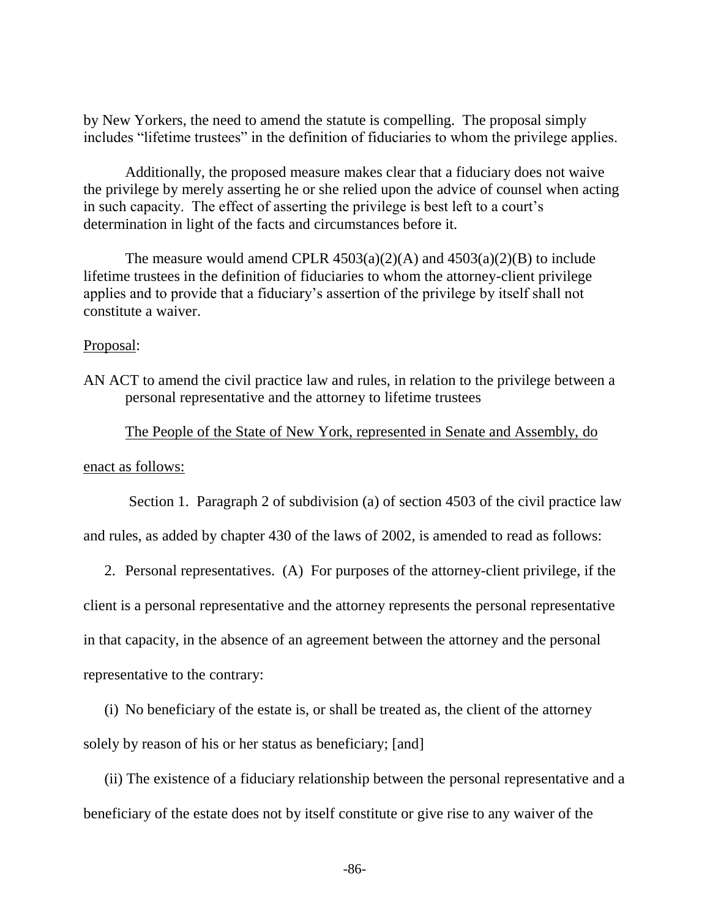by New Yorkers, the need to amend the statute is compelling. The proposal simply includes "lifetime trustees" in the definition of fiduciaries to whom the privilege applies.

Additionally, the proposed measure makes clear that a fiduciary does not waive the privilege by merely asserting he or she relied upon the advice of counsel when acting in such capacity. The effect of asserting the privilege is best left to a court's determination in light of the facts and circumstances before it.

The measure would amend CPLR 4503(a)(2)(A) and 4503(a)(2)(B) to include lifetime trustees in the definition of fiduciaries to whom the attorney-client privilege applies and to provide that a fiduciary's assertion of the privilege by itself shall not constitute a waiver.

<u>Proposal</u>:

AN ACT to amend the civil practice law and rules, in relation to the privilege between a personal representative and the attorney to lifetime trustees

<u>The People of the State of New York, represented in Senate and Assembly, do enact as follows:</u>

Section 1. Paragraph 2 of subdivision (a) of section 4503 of the civil practice law and rules, as added by chapter 430 of the laws of 2002, is amended to read as follows:

2. Personal representatives. (A) For purposes of the attorney-client privilege, if the client is a personal representative and the attorney represents the personal representative in that capacity, in the absence of an agreement between the attorney and the personal representative to the contrary:

(i) No beneficiary of the estate is, or shall be treated as, the client of the attorney solely by reason of his or her status as beneficiary; [and]

(ii) The existence of a fiduciary relationship between the personal representative and a beneficiary of the estate does not by itself constitute or give rise to any waiver of the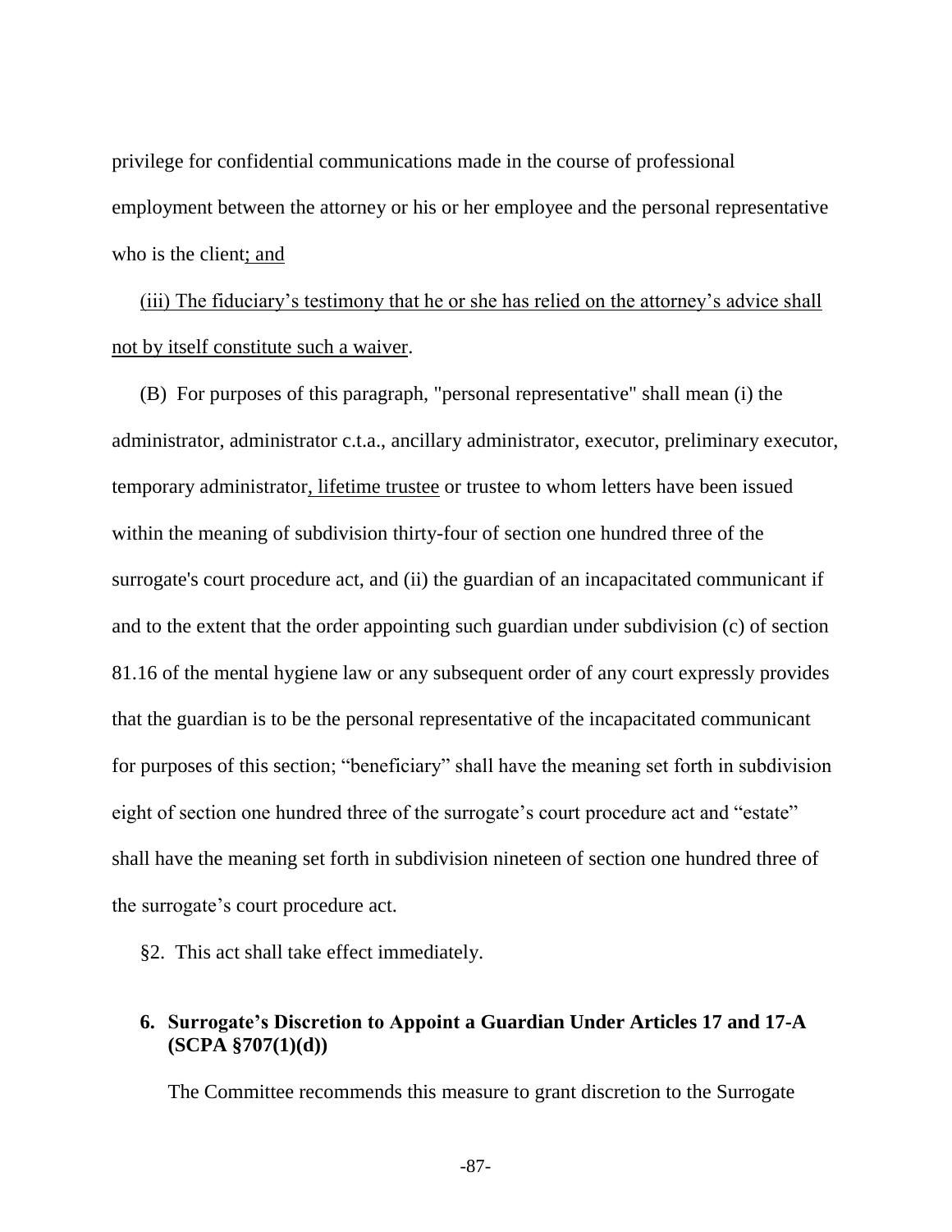privilege for confidential communications made in the course of professional employment between the attorney or his or her employee and the personal representative who is the client<u>; and</u>

<u>(iii) The fiduciary's testimony that he or she has relied on the attorney's advice shall not by itself constitute such a waiver</u>.

(B) For purposes of this paragraph, "personal representative" shall mean (i) the administrator, administrator c.t.a., ancillary administrator, executor, preliminary executor, temporary administrator<u>, lifetime trustee</u> or trustee to whom letters have been issued within the meaning of subdivision thirty-four of section one hundred three of the surrogate's court procedure act, and (ii) the guardian of an incapacitated communicant if and to the extent that the order appointing such guardian under subdivision (c) of section 81.16 of the mental hygiene law or any subsequent order of any court expressly provides that the guardian is to be the personal representative of the incapacitated communicant for purposes of this section; "beneficiary" shall have the meaning set forth in subdivision eight of section one hundred three of the surrogate's court procedure act and "estate" shall have the meaning set forth in subdivision nineteen of section one hundred three of the surrogate's court procedure act.

§2. This act shall take effect immediately.

### 6. Surrogate's Discretion to Appoint a Guardian Under Articles 17 and 17-A (SCPA §707(1)(d))

The Committee recommends this measure to grant discretion to the Surrogate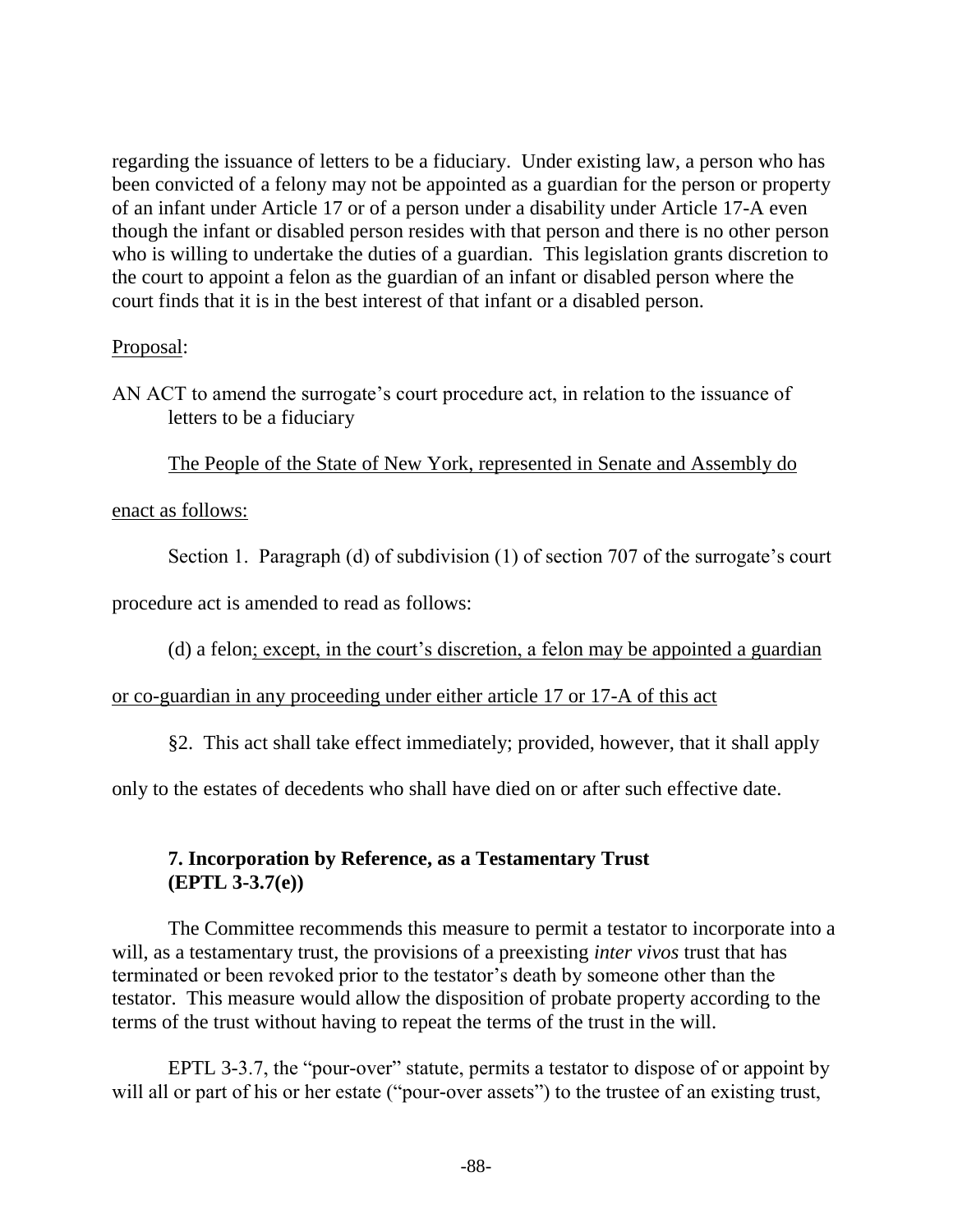regarding the issuance of letters to be a fiduciary. Under existing law, a person who has been convicted of a felony may not be appointed as a guardian for the person or property of an infant under Article 17 or of a person under a disability under Article 17-A even though the infant or disabled person resides with that person and there is no other person who is willing to undertake the duties of a guardian. This legislation grants discretion to the court to appoint a felon as the guardian of an infant or disabled person where the court finds that it is in the best interest of that infant or a disabled person.

Proposal:

AN ACT to amend the surrogate's court procedure act, in relation to the issuance of letters to be a fiduciary

The People of the State of New York, represented in Senate and Assembly do enact as follows:

Section 1. Paragraph (d) of subdivision (1) of section 707 of the surrogate's court procedure act is amended to read as follows:

(d) a felon; except, in the court's discretion, a felon may be appointed a guardian or co-guardian in any proceeding under either article 17 or 17-A of this act

§2. This act shall take effect immediately; provided, however, that it shall apply only to the estates of decedents who shall have died on or after such effective date.

### 7. Incorporation by Reference, as a Testamentary Trust (EPTL 3-3.7(e))

The Committee recommends this measure to permit a testator to incorporate into a will, as a testamentary trust, the provisions of a preexisting *inter vivos* trust that has terminated or been revoked prior to the testator's death by someone other than the testator. This measure would allow the disposition of probate property according to the terms of the trust without having to repeat the terms of the trust in the will.

EPTL 3-3.7, the "pour-over" statute, permits a testator to dispose of or appoint by will all or part of his or her estate ("pour-over assets") to the trustee of an existing trust,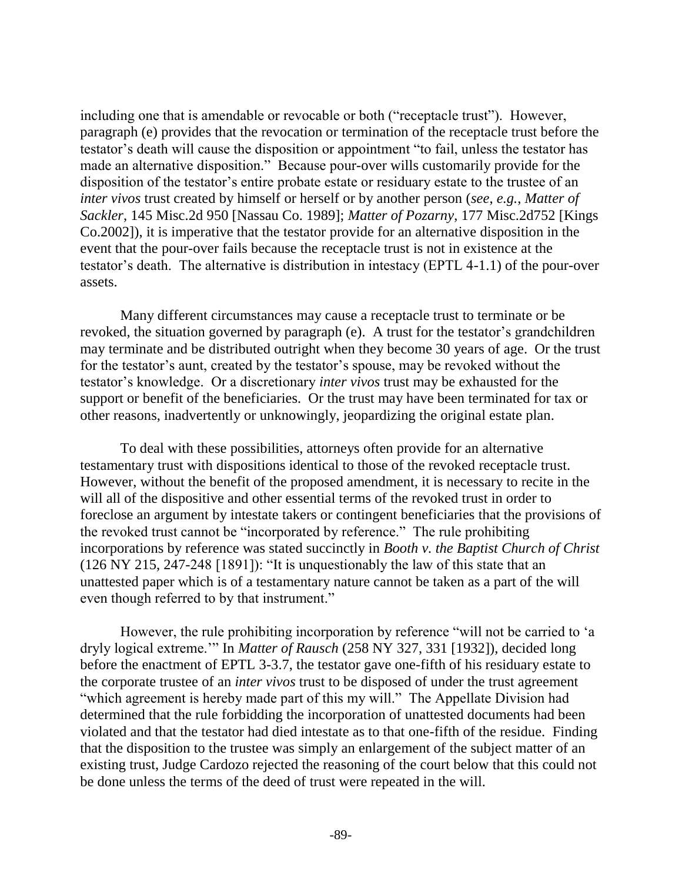including one that is amendable or revocable or both ("receptacle trust"). However, paragraph (e) provides that the revocation or termination of the receptacle trust before the testator's death will cause the disposition or appointment "to fail, unless the testator has made an alternative disposition." Because pour-over wills customarily provide for the disposition of the testator's entire probate estate or residuary estate to the trustee of an *inter vivos* trust created by himself or herself or by another person (*see*, *e.g.*, *Matter of Sackler*, 145 Misc.2d 950 [Nassau Co. 1989]; *Matter of Pozarny*, 177 Misc.2d752 [Kings Co.2002]), it is imperative that the testator provide for an alternative disposition in the event that the pour-over fails because the receptacle trust is not in existence at the testator's death. The alternative is distribution in intestacy (EPTL 4-1.1) of the pour-over assets.

Many different circumstances may cause a receptacle trust to terminate or be revoked, the situation governed by paragraph (e). A trust for the testator's grandchildren may terminate and be distributed outright when they become 30 years of age. Or the trust for the testator's aunt, created by the testator's spouse, may be revoked without the testator's knowledge. Or a discretionary *inter vivos* trust may be exhausted for the support or benefit of the beneficiaries. Or the trust may have been terminated for tax or other reasons, inadvertently or unknowingly, jeopardizing the original estate plan.

To deal with these possibilities, attorneys often provide for an alternative testamentary trust with dispositions identical to those of the revoked receptacle trust. However, without the benefit of the proposed amendment, it is necessary to recite in the will all of the dispositive and other essential terms of the revoked trust in order to foreclose an argument by intestate takers or contingent beneficiaries that the provisions of the revoked trust cannot be "incorporated by reference." The rule prohibiting incorporations by reference was stated succinctly in *Booth v. the Baptist Church of Christ* (126 NY 215, 247-248 [1891]): "It is unquestionably the law of this state that an unattested paper which is of a testamentary nature cannot be taken as a part of the will even though referred to by that instrument."

However, the rule prohibiting incorporation by reference "will not be carried to 'a dryly logical extreme.'" In *Matter of Rausch* (258 NY 327, 331 [1932]), decided long before the enactment of EPTL 3-3.7, the testator gave one-fifth of his residuary estate to the corporate trustee of an *inter vivos* trust to be disposed of under the trust agreement "which agreement is hereby made part of this my will." The Appellate Division had determined that the rule forbidding the incorporation of unattested documents had been violated and that the testator had died intestate as to that one-fifth of the residue. Finding that the disposition to the trustee was simply an enlargement of the subject matter of an existing trust, Judge Cardozo rejected the reasoning of the court below that this could not be done unless the terms of the deed of trust were repeated in the will.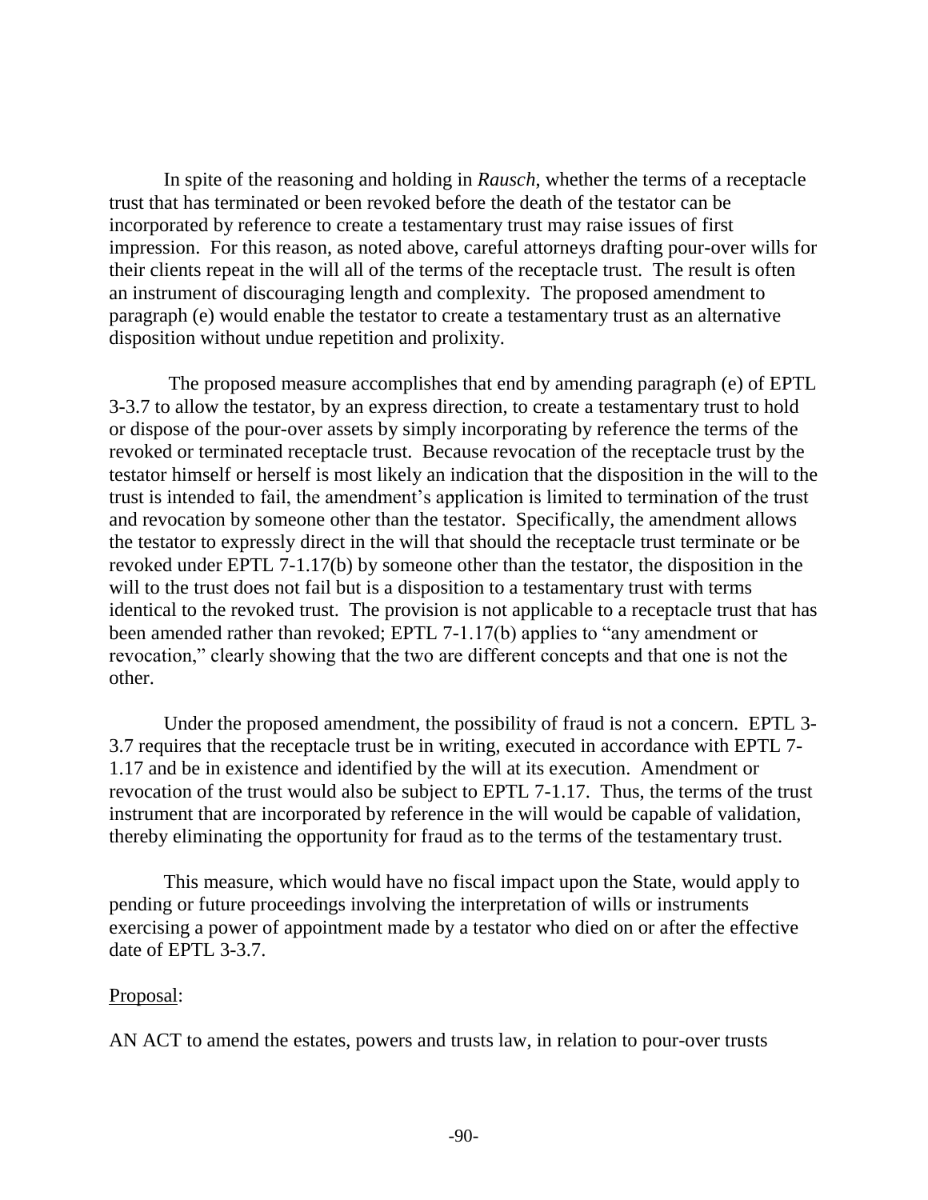In spite of the reasoning and holding in *Rausch*, whether the terms of a receptacle trust that has terminated or been revoked before the death of the testator can be incorporated by reference to create a testamentary trust may raise issues of first impression. For this reason, as noted above, careful attorneys drafting pour-over wills for their clients repeat in the will all of the terms of the receptacle trust. The result is often an instrument of discouraging length and complexity. The proposed amendment to paragraph (e) would enable the testator to create a testamentary trust as an alternative disposition without undue repetition and prolixity.

The proposed measure accomplishes that end by amending paragraph (e) of EPTL 3-3.7 to allow the testator, by an express direction, to create a testamentary trust to hold or dispose of the pour-over assets by simply incorporating by reference the terms of the revoked or terminated receptacle trust. Because revocation of the receptacle trust by the testator himself or herself is most likely an indication that the disposition in the will to the trust is intended to fail, the amendment's application is limited to termination of the trust and revocation by someone other than the testator. Specifically, the amendment allows the testator to expressly direct in the will that should the receptacle trust terminate or be revoked under EPTL 7-1.17(b) by someone other than the testator, the disposition in the will to the trust does not fail but is a disposition to a testamentary trust with terms identical to the revoked trust. The provision is not applicable to a receptacle trust that has been amended rather than revoked; EPTL 7-1.17(b) applies to "any amendment or revocation," clearly showing that the two are different concepts and that one is not the other.

Under the proposed amendment, the possibility of fraud is not a concern. EPTL 3-3.7 requires that the receptacle trust be in writing, executed in accordance with EPTL 7-1.17 and be in existence and identified by the will at its execution. Amendment or revocation of the trust would also be subject to EPTL 7-1.17. Thus, the terms of the trust instrument that are incorporated by reference in the will would be capable of validation, thereby eliminating the opportunity for fraud as to the terms of the testamentary trust.

This measure, which would have no fiscal impact upon the State, would apply to pending or future proceedings involving the interpretation of wills or instruments exercising a power of appointment made by a testator who died on or after the effective date of EPTL 3-3.7.

Proposal:

AN ACT to amend the estates, powers and trusts law, in relation to pour-over trusts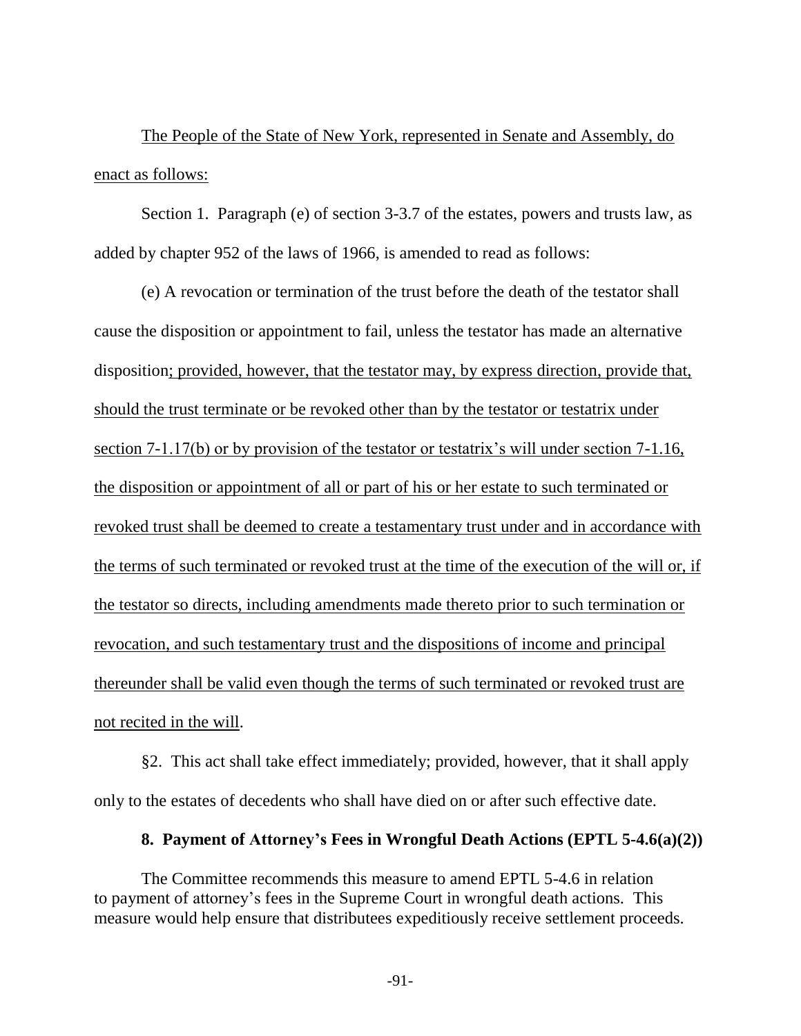The People of the State of New York, represented in Senate and Assembly, do enact as follows:

Section 1. Paragraph (e) of section 3-3.7 of the estates, powers and trusts law, as added by chapter 952 of the laws of 1966, is amended to read as follows:

(e) A revocation or termination of the trust before the death of the testator shall cause the disposition or appointment to fail, unless the testator has made an alternative disposition; provided, however, that the testator may, by express direction, provide that, should the trust terminate or be revoked other than by the testator or testatrix under section 7-1.17(b) or by provision of the testator or testatrix's will under section 7-1.16, the disposition or appointment of all or part of his or her estate to such terminated or revoked trust shall be deemed to create a testamentary trust under and in accordance with the terms of such terminated or revoked trust at the time of the execution of the will or, if the testator so directs, including amendments made thereto prior to such termination or revocation, and such testamentary trust and the dispositions of income and principal thereunder shall be valid even though the terms of such terminated or revoked trust are not recited in the will.

§2. This act shall take effect immediately; provided, however, that it shall apply only to the estates of decedents who shall have died on or after such effective date.

## 8. Payment of Attorney's Fees in Wrongful Death Actions (EPTL 5-4.6(a)(2))

The Committee recommends this measure to amend EPTL 5-4.6 in relation to payment of attorney's fees in the Supreme Court in wrongful death actions. This measure would help ensure that distributees expeditiously receive settlement proceeds.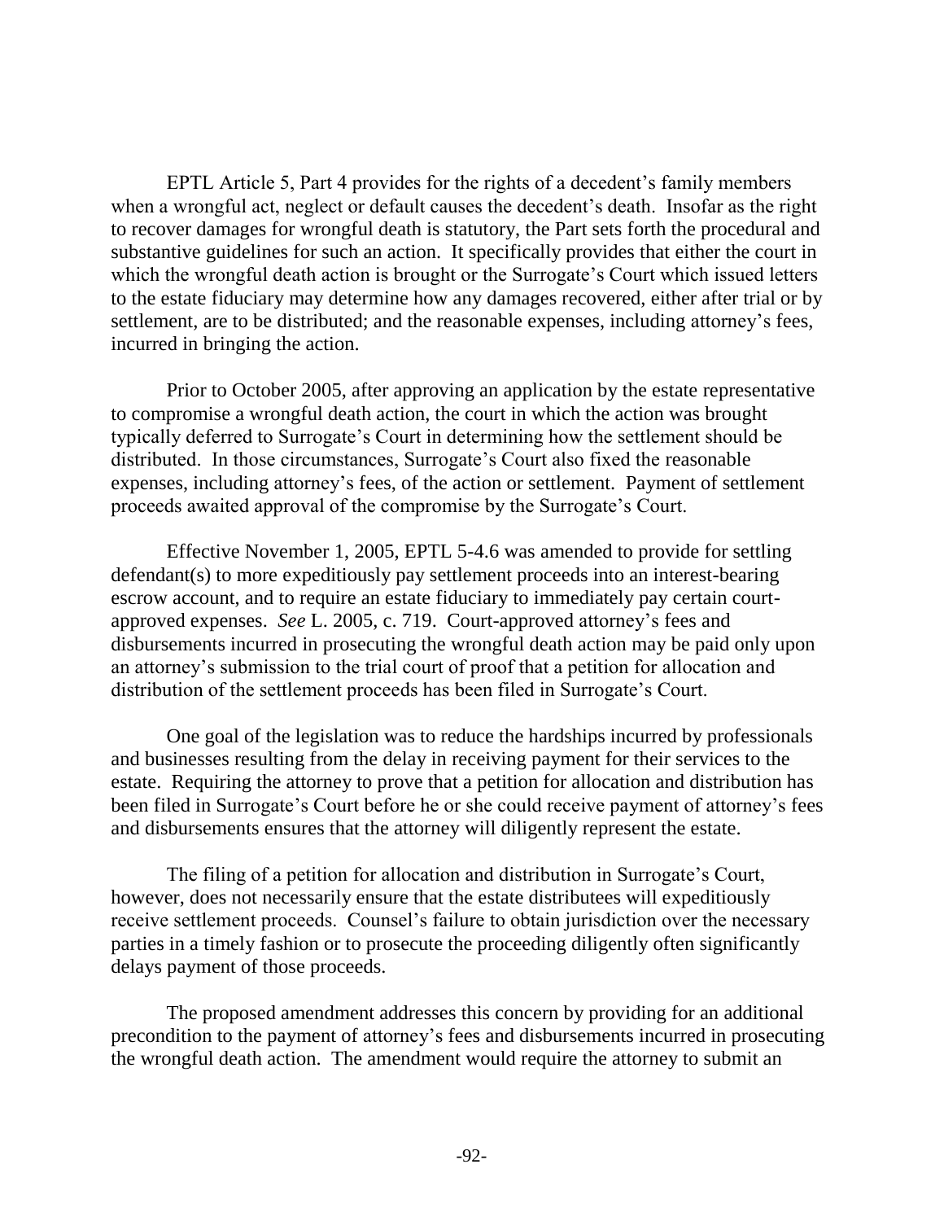EPTL Article 5, Part 4 provides for the rights of a decedent's family members when a wrongful act, neglect or default causes the decedent's death. Insofar as the right to recover damages for wrongful death is statutory, the Part sets forth the procedural and substantive guidelines for such an action. It specifically provides that either the court in which the wrongful death action is brought or the Surrogate's Court which issued letters to the estate fiduciary may determine how any damages recovered, either after trial or by settlement, are to be distributed; and the reasonable expenses, including attorney's fees, incurred in bringing the action.

Prior to October 2005, after approving an application by the estate representative to compromise a wrongful death action, the court in which the action was brought typically deferred to Surrogate's Court in determining how the settlement should be distributed. In those circumstances, Surrogate's Court also fixed the reasonable expenses, including attorney's fees, of the action or settlement. Payment of settlement proceeds awaited approval of the compromise by the Surrogate's Court.

Effective November 1, 2005, EPTL 5-4.6 was amended to provide for settling defendant(s) to more expeditiously pay settlement proceeds into an interest-bearing escrow account, and to require an estate fiduciary to immediately pay certain court-approved expenses. *See* L. 2005, c. 719. Court-approved attorney's fees and disbursements incurred in prosecuting the wrongful death action may be paid only upon an attorney's submission to the trial court of proof that a petition for allocation and distribution of the settlement proceeds has been filed in Surrogate's Court.

One goal of the legislation was to reduce the hardships incurred by professionals and businesses resulting from the delay in receiving payment for their services to the estate. Requiring the attorney to prove that a petition for allocation and distribution has been filed in Surrogate's Court before he or she could receive payment of attorney's fees and disbursements ensures that the attorney will diligently represent the estate.

The filing of a petition for allocation and distribution in Surrogate's Court, however, does not necessarily ensure that the estate distributees will expeditiously receive settlement proceeds. Counsel's failure to obtain jurisdiction over the necessary parties in a timely fashion or to prosecute the proceeding diligently often significantly delays payment of those proceeds.

The proposed amendment addresses this concern by providing for an additional precondition to the payment of attorney's fees and disbursements incurred in prosecuting the wrongful death action. The amendment would require the attorney to submit an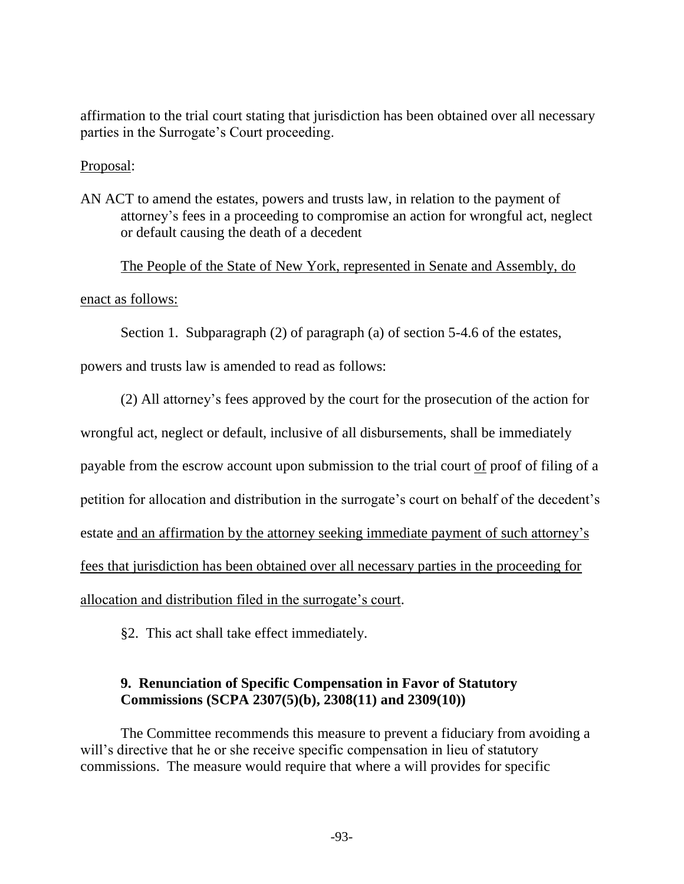affirmation to the trial court stating that jurisdiction has been obtained over all necessary parties in the Surrogate's Court proceeding.

Proposal:

AN ACT to amend the estates, powers and trusts law, in relation to the payment of attorney's fees in a proceeding to compromise an action for wrongful act, neglect or default causing the death of a decedent

The People of the State of New York, represented in Senate and Assembly, do enact as follows:

Section 1. Subparagraph (2) of paragraph (a) of section 5-4.6 of the estates, powers and trusts law is amended to read as follows:

(2) All attorney's fees approved by the court for the prosecution of the action for wrongful act, neglect or default, inclusive of all disbursements, shall be immediately payable from the escrow account upon submission to the trial court of proof of filing of a petition for allocation and distribution in the surrogate's court on behalf of the decedent's estate and an affirmation by the attorney seeking immediate payment of such attorney's fees that jurisdiction has been obtained over all necessary parties in the proceeding for allocation and distribution filed in the surrogate's court.

§2. This act shall take effect immediately.

### 9. Renunciation of Specific Compensation in Favor of Statutory Commissions (SCPA 2307(5)(b), 2308(11) and 2309(10))

The Committee recommends this measure to prevent a fiduciary from avoiding a will's directive that he or she receive specific compensation in lieu of statutory commissions. The measure would require that where a will provides for specific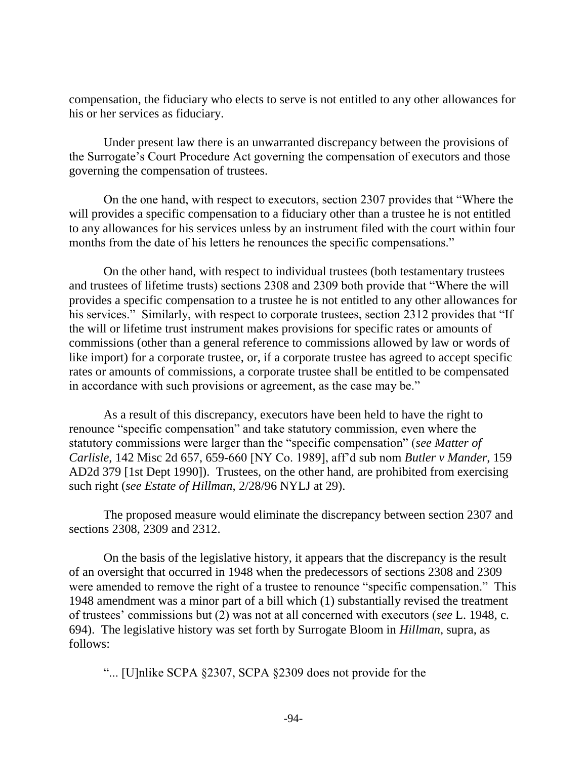compensation, the fiduciary who elects to serve is not entitled to any other allowances for his or her services as fiduciary.

Under present law there is an unwarranted discrepancy between the provisions of the Surrogate's Court Procedure Act governing the compensation of executors and those governing the compensation of trustees.

On the one hand, with respect to executors, section 2307 provides that "Where the will provides a specific compensation to a fiduciary other than a trustee he is not entitled to any allowances for his services unless by an instrument filed with the court within four months from the date of his letters he renounces the specific compensations."

On the other hand, with respect to individual trustees (both testamentary trustees and trustees of lifetime trusts) sections 2308 and 2309 both provide that "Where the will provides a specific compensation to a trustee he is not entitled to any other allowances for his services." Similarly, with respect to corporate trustees, section 2312 provides that "If the will or lifetime trust instrument makes provisions for specific rates or amounts of commissions (other than a general reference to commissions allowed by law or words of like import) for a corporate trustee, or, if a corporate trustee has agreed to accept specific rates or amounts of commissions, a corporate trustee shall be entitled to be compensated in accordance with such provisions or agreement, as the case may be."

As a result of this discrepancy, executors have been held to have the right to renounce "specific compensation" and take statutory commission, even where the statutory commissions were larger than the "specific compensation" (*see Matter of Carlisle*, 142 Misc 2d 657, 659-660 [NY Co. 1989], aff'd sub nom *Butler v Mander*, 159 AD2d 379 [1st Dept 1990]). Trustees, on the other hand, are prohibited from exercising such right (*see Estate of Hillman*, 2/28/96 NYLJ at 29).

The proposed measure would eliminate the discrepancy between section 2307 and sections 2308, 2309 and 2312.

On the basis of the legislative history, it appears that the discrepancy is the result of an oversight that occurred in 1948 when the predecessors of sections 2308 and 2309 were amended to remove the right of a trustee to renounce "specific compensation." This 1948 amendment was a minor part of a bill which (1) substantially revised the treatment of trustees' commissions but (2) was not at all concerned with executors (*see* L. 1948, c. 694). The legislative history was set forth by Surrogate Bloom in *Hillman*, supra, as follows:

"... [U]nlike SCPA §2307, SCPA §2309 does not provide for the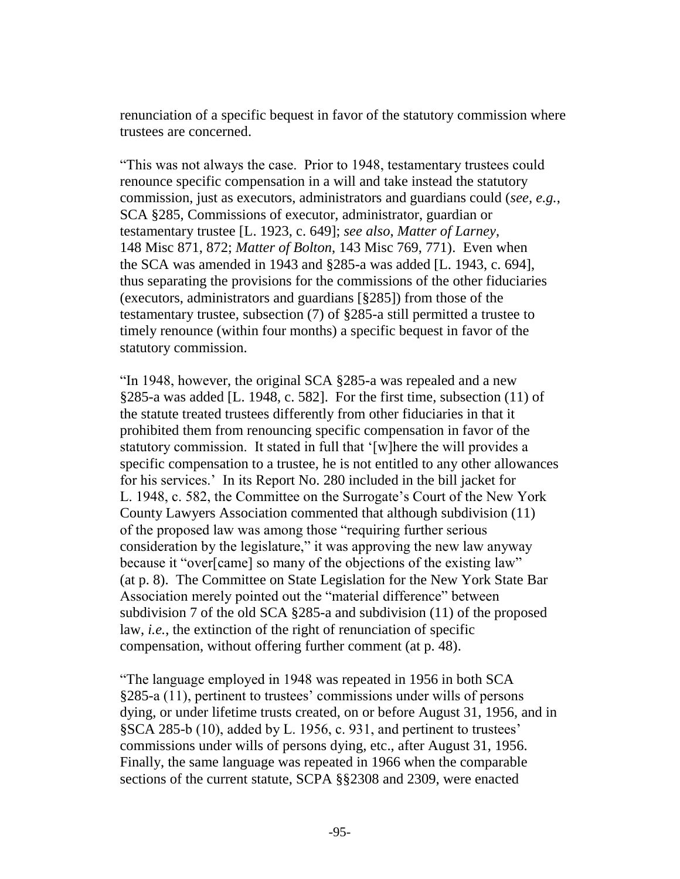renunciation of a specific bequest in favor of the statutory commission where trustees are concerned.

"This was not always the case. Prior to 1948, testamentary trustees could renounce specific compensation in a will and take instead the statutory commission, just as executors, administrators and guardians could (*see, e.g.*, SCA §285, Commissions of executor, administrator, guardian or testamentary trustee [L. 1923, c. 649]; *see also*, *Matter of Larney*, 148 Misc 871, 872; *Matter of Bolton*, 143 Misc 769, 771). Even when the SCA was amended in 1943 and §285-a was added [L. 1943, c. 694], thus separating the provisions for the commissions of the other fiduciaries (executors, administrators and guardians [§285]) from those of the testamentary trustee, subsection (7) of §285-a still permitted a trustee to timely renounce (within four months) a specific bequest in favor of the statutory commission.

"In 1948, however, the original SCA §285-a was repealed and a new §285-a was added [L. 1948, c. 582]. For the first time, subsection (11) of the statute treated trustees differently from other fiduciaries in that it prohibited them from renouncing specific compensation in favor of the statutory commission. It stated in full that '[w]here the will provides a specific compensation to a trustee, he is not entitled to any other allowances for his services.' In its Report No. 280 included in the bill jacket for L. 1948, c. 582, the Committee on the Surrogate's Court of the New York County Lawyers Association commented that although subdivision (11) of the proposed law was among those "requiring further serious consideration by the legislature," it was approving the new law anyway because it "over[came] so many of the objections of the existing law" (at p. 8). The Committee on State Legislation for the New York State Bar Association merely pointed out the "material difference" between subdivision 7 of the old SCA §285-a and subdivision (11) of the proposed law, *i.e.*, the extinction of the right of renunciation of specific compensation, without offering further comment (at p. 48).

"The language employed in 1948 was repeated in 1956 in both SCA §285-a (11), pertinent to trustees' commissions under wills of persons dying, or under lifetime trusts created, on or before August 31, 1956, and in §SCA 285-b (10), added by L. 1956, c. 931, and pertinent to trustees' commissions under wills of persons dying, etc., after August 31, 1956. Finally, the same language was repeated in 1966 when the comparable sections of the current statute, SCPA §§2308 and 2309, were enacted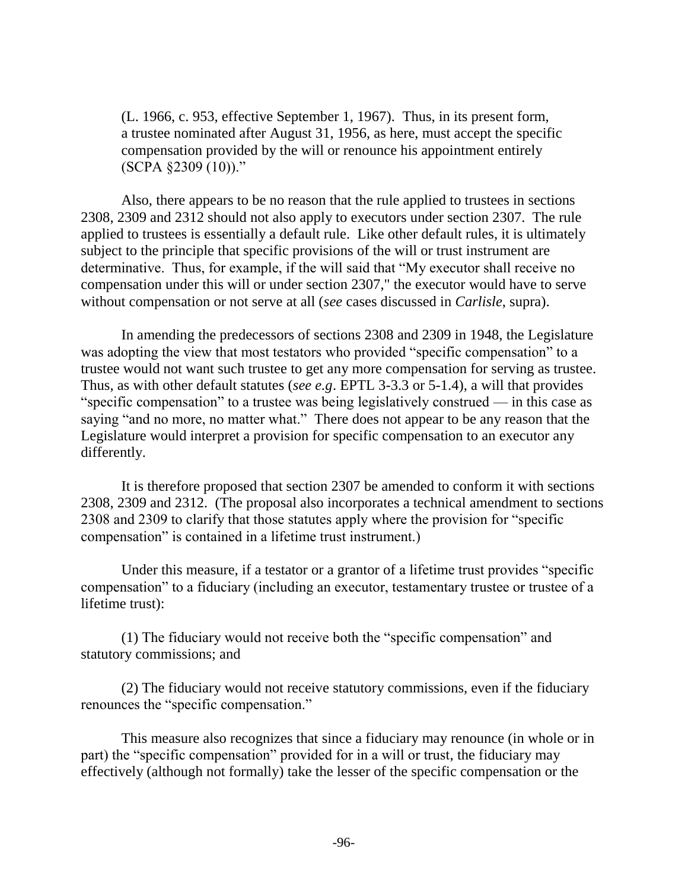> (L. 1966, c. 953, effective September 1, 1967). Thus, in its present form, a trustee nominated after August 31, 1956, as here, must accept the specific compensation provided by the will or renounce his appointment entirely (SCPA §2309 (10))."

Also, there appears to be no reason that the rule applied to trustees in sections 2308, 2309 and 2312 should not also apply to executors under section 2307. The rule applied to trustees is essentially a default rule. Like other default rules, it is ultimately subject to the principle that specific provisions of the will or trust instrument are determinative. Thus, for example, if the will said that "My executor shall receive no compensation under this will or under section 2307," the executor would have to serve without compensation or not serve at all (*see* cases discussed in *Carlisle*, supra).

In amending the predecessors of sections 2308 and 2309 in 1948, the Legislature was adopting the view that most testators who provided "specific compensation" to a trustee would not want such trustee to get any more compensation for serving as trustee. Thus, as with other default statutes (*see e.g*. EPTL 3-3.3 or 5-1.4), a will that provides "specific compensation" to a trustee was being legislatively construed — in this case as saying "and no more, no matter what." There does not appear to be any reason that the Legislature would interpret a provision for specific compensation to an executor any differently.

It is therefore proposed that section 2307 be amended to conform it with sections 2308, 2309 and 2312. (The proposal also incorporates a technical amendment to sections 2308 and 2309 to clarify that those statutes apply where the provision for "specific compensation" is contained in a lifetime trust instrument.)

Under this measure, if a testator or a grantor of a lifetime trust provides "specific compensation" to a fiduciary (including an executor, testamentary trustee or trustee of a lifetime trust):

(1) The fiduciary would not receive both the "specific compensation" and statutory commissions; and

(2) The fiduciary would not receive statutory commissions, even if the fiduciary renounces the "specific compensation."

This measure also recognizes that since a fiduciary may renounce (in whole or in part) the "specific compensation" provided for in a will or trust, the fiduciary may effectively (although not formally) take the lesser of the specific compensation or the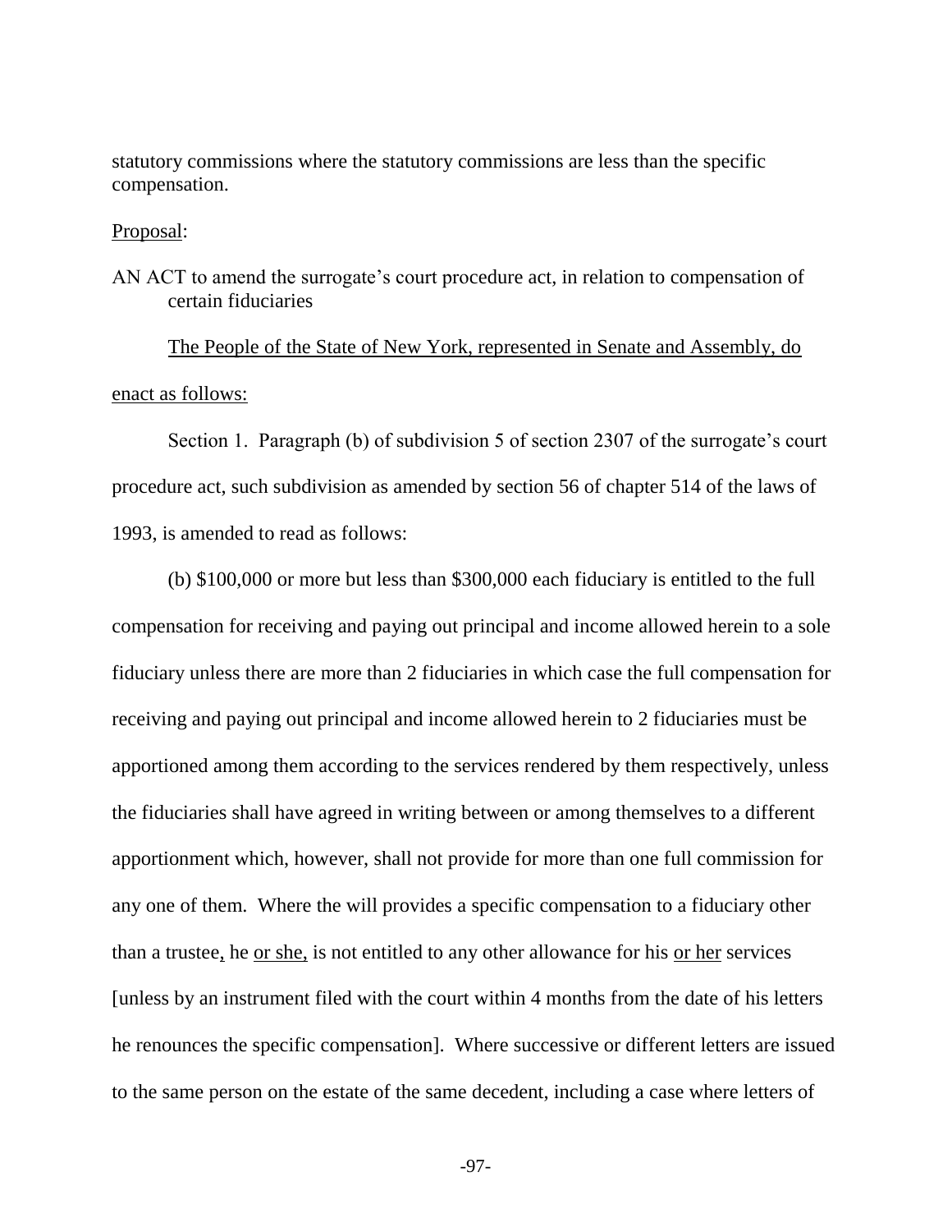statutory commissions where the statutory commissions are less than the specific compensation.

<u>Proposal</u>:

AN ACT to amend the surrogate's court procedure act, in relation to compensation of certain fiduciaries

<u>The People of the State of New York, represented in Senate and Assembly, do enact as follows:</u>

Section 1. Paragraph (b) of subdivision 5 of section 2307 of the surrogate's court procedure act, such subdivision as amended by section 56 of chapter 514 of the laws of 1993, is amended to read as follows:

(b) $100,000 or more but less than $300,000 each fiduciary is entitled to the full compensation for receiving and paying out principal and income allowed herein to a sole fiduciary unless there are more than 2 fiduciaries in which case the full compensation for receiving and paying out principal and income allowed herein to 2 fiduciaries must be apportioned among them according to the services rendered by them respectively, unless the fiduciaries shall have agreed in writing between or among themselves to a different apportionment which, however, shall not provide for more than one full commission for any one of them. Where the will provides a specific compensation to a fiduciary other than a trustee<u>,</u> he <u>or she,</u> is not entitled to any other allowance for his <u>or her</u> services [unless by an instrument filed with the court within 4 months from the date of his letters he renounces the specific compensation]. Where successive or different letters are issued to the same person on the estate of the same decedent, including a case where letters of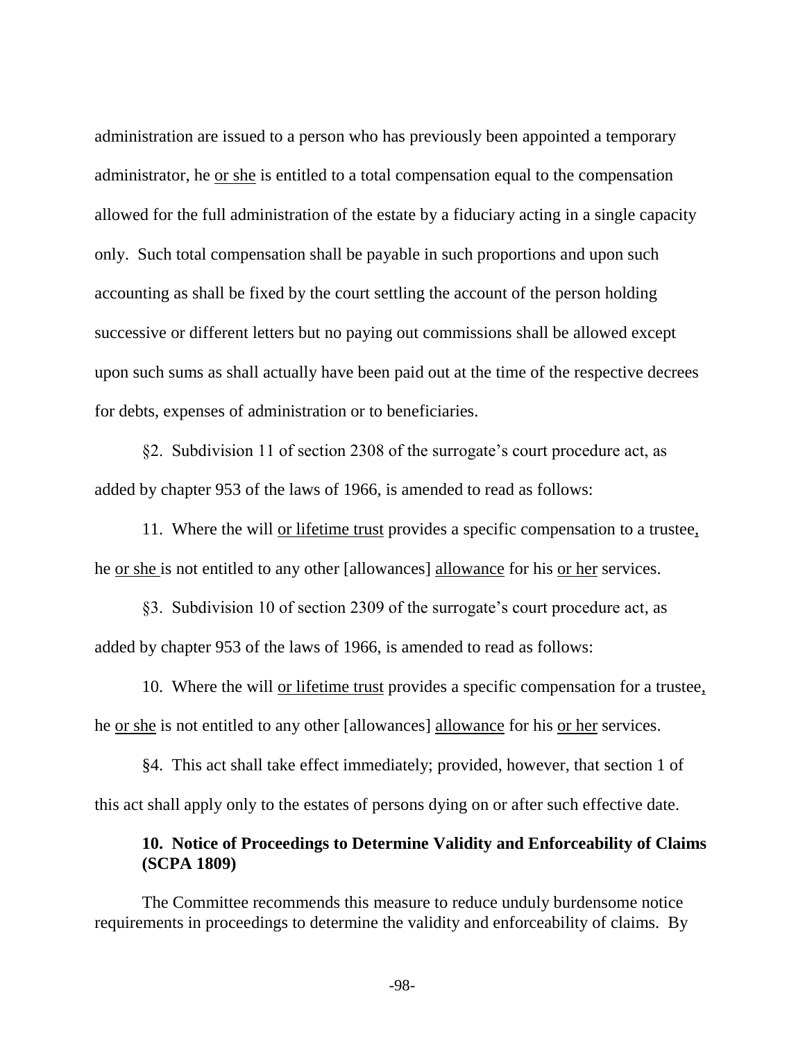administration are issued to a person who has previously been appointed a temporary administrator, he or she is entitled to a total compensation equal to the compensation allowed for the full administration of the estate by a fiduciary acting in a single capacity only. Such total compensation shall be payable in such proportions and upon such accounting as shall be fixed by the court settling the account of the person holding successive or different letters but no paying out commissions shall be allowed except upon such sums as shall actually have been paid out at the time of the respective decrees for debts, expenses of administration or to beneficiaries.

§2. Subdivision 11 of section 2308 of the surrogate's court procedure act, as added by chapter 953 of the laws of 1966, is amended to read as follows:

11. Where the will or lifetime trust provides a specific compensation to a trustee, he or she is not entitled to any other [allowances] allowance for his or her services.

§3. Subdivision 10 of section 2309 of the surrogate's court procedure act, as added by chapter 953 of the laws of 1966, is amended to read as follows:

10. Where the will or lifetime trust provides a specific compensation for a trustee, he or she is not entitled to any other [allowances] allowance for his or her services.

§4. This act shall take effect immediately; provided, however, that section 1 of this act shall apply only to the estates of persons dying on or after such effective date.

### 10. Notice of Proceedings to Determine Validity and Enforceability of Claims (SCPA 1809)

The Committee recommends this measure to reduce unduly burdensome notice requirements in proceedings to determine the validity and enforceability of claims. By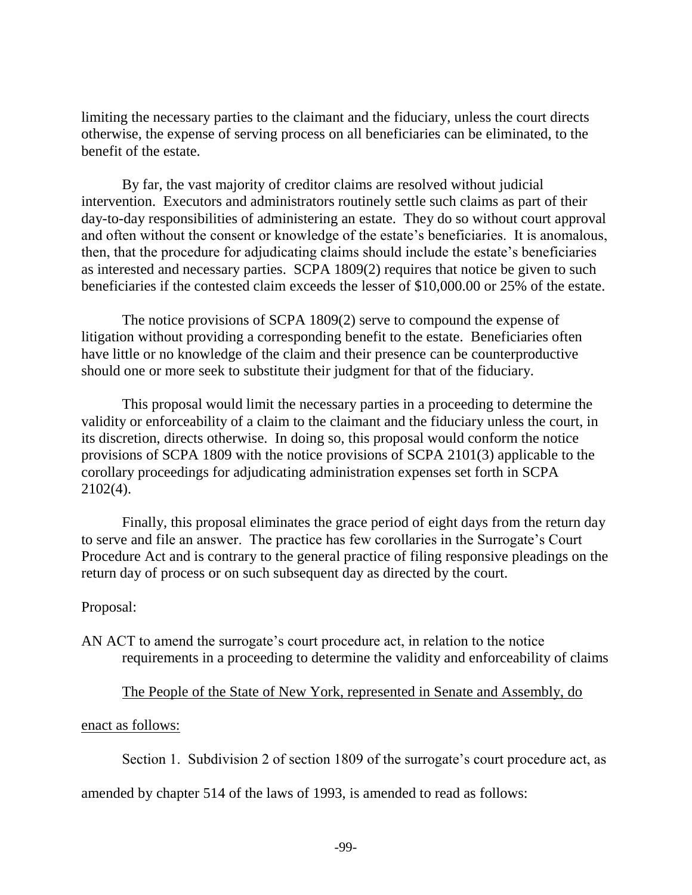limiting the necessary parties to the claimant and the fiduciary, unless the court directs otherwise, the expense of serving process on all beneficiaries can be eliminated, to the benefit of the estate.

By far, the vast majority of creditor claims are resolved without judicial intervention. Executors and administrators routinely settle such claims as part of their day-to-day responsibilities of administering an estate. They do so without court approval and often without the consent or knowledge of the estate's beneficiaries. It is anomalous, then, that the procedure for adjudicating claims should include the estate's beneficiaries as interested and necessary parties. SCPA 1809(2) requires that notice be given to such beneficiaries if the contested claim exceeds the lesser of $10,000.00 or 25% of the estate.

The notice provisions of SCPA 1809(2) serve to compound the expense of litigation without providing a corresponding benefit to the estate. Beneficiaries often have little or no knowledge of the claim and their presence can be counterproductive should one or more seek to substitute their judgment for that of the fiduciary.

This proposal would limit the necessary parties in a proceeding to determine the validity or enforceability of a claim to the claimant and the fiduciary unless the court, in its discretion, directs otherwise. In doing so, this proposal would conform the notice provisions of SCPA 1809 with the notice provisions of SCPA 2101(3) applicable to the corollary proceedings for adjudicating administration expenses set forth in SCPA 2102(4).

Finally, this proposal eliminates the grace period of eight days from the return day to serve and file an answer. The practice has few corollaries in the Surrogate's Court Procedure Act and is contrary to the general practice of filing responsive pleadings on the return day of process or on such subsequent day as directed by the court.

Proposal:

AN ACT to amend the surrogate's court procedure act, in relation to the notice requirements in a proceeding to determine the validity and enforceability of claims

<u>The People of the State of New York, represented in Senate and Assembly, do enact as follows:</u>

Section 1. Subdivision 2 of section 1809 of the surrogate's court procedure act, as amended by chapter 514 of the laws of 1993, is amended to read as follows: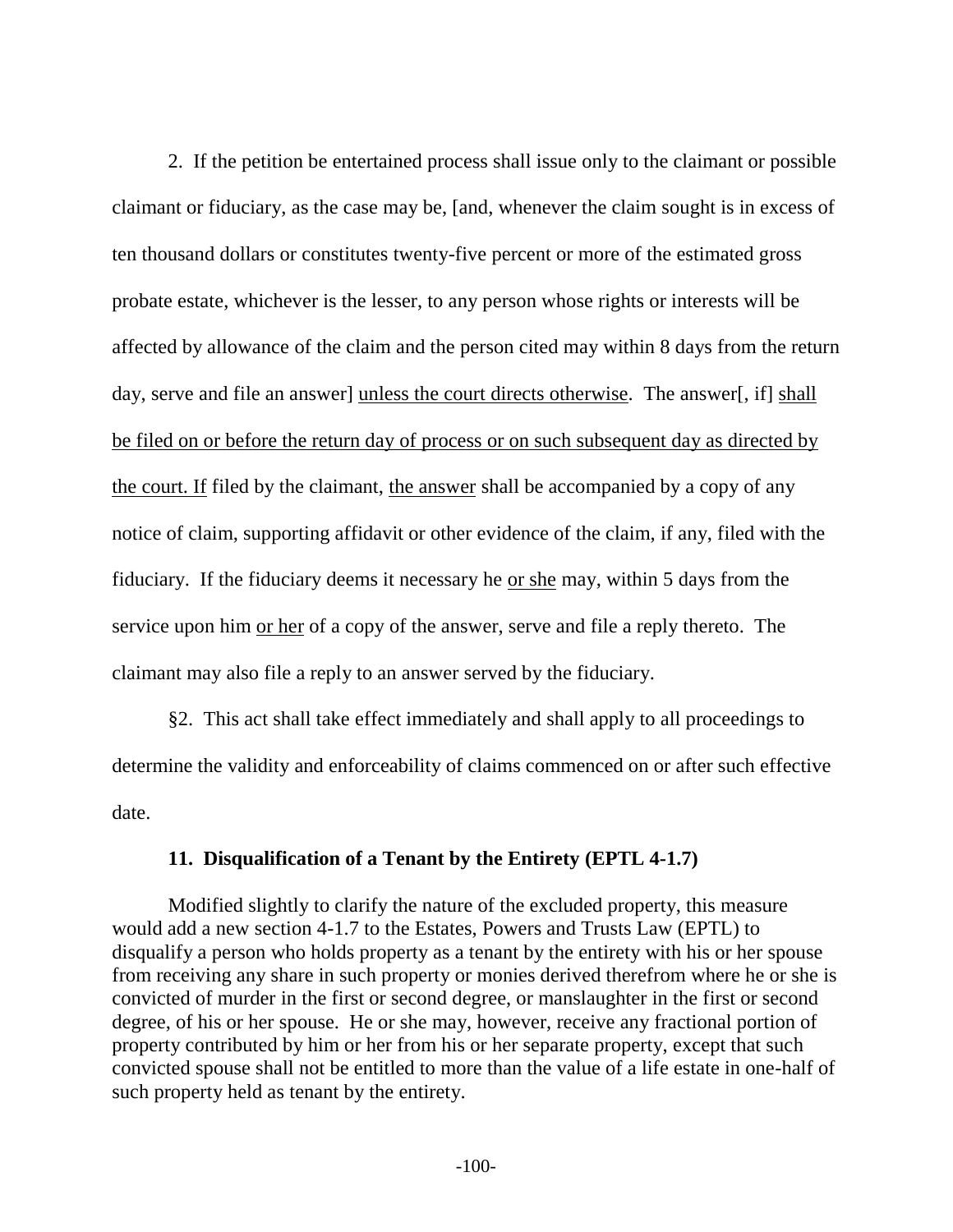2. If the petition be entertained process shall issue only to the claimant or possible claimant or fiduciary, as the case may be, [and, whenever the claim sought is in excess of ten thousand dollars or constitutes twenty-five percent or more of the estimated gross probate estate, whichever is the lesser, to any person whose rights or interests will be affected by allowance of the claim and the person cited may within 8 days from the return day, serve and file an answer] <u>unless the court directs otherwise</u>. The answer[, if] <u>shall be filed on or before the return day of process or on such subsequent day as directed by the court. If</u> filed by the claimant, <u>the answer</u> shall be accompanied by a copy of any notice of claim, supporting affidavit or other evidence of the claim, if any, filed with the fiduciary. If the fiduciary deems it necessary he <u>or she</u> may, within 5 days from the service upon him <u>or her</u> of a copy of the answer, serve and file a reply thereto. The claimant may also file a reply to an answer served by the fiduciary.

§2. This act shall take effect immediately and shall apply to all proceedings to determine the validity and enforceability of claims commenced on or after such effective date.

### 11. Disqualification of a Tenant by the Entirety (EPTL 4-1.7)

Modified slightly to clarify the nature of the excluded property, this measure would add a new section 4-1.7 to the Estates, Powers and Trusts Law (EPTL) to disqualify a person who holds property as a tenant by the entirety with his or her spouse from receiving any share in such property or monies derived therefrom where he or she is convicted of murder in the first or second degree, or manslaughter in the first or second degree, of his or her spouse. He or she may, however, receive any fractional portion of property contributed by him or her from his or her separate property, except that such convicted spouse shall not be entitled to more than the value of a life estate in one-half of such property held as tenant by the entirety.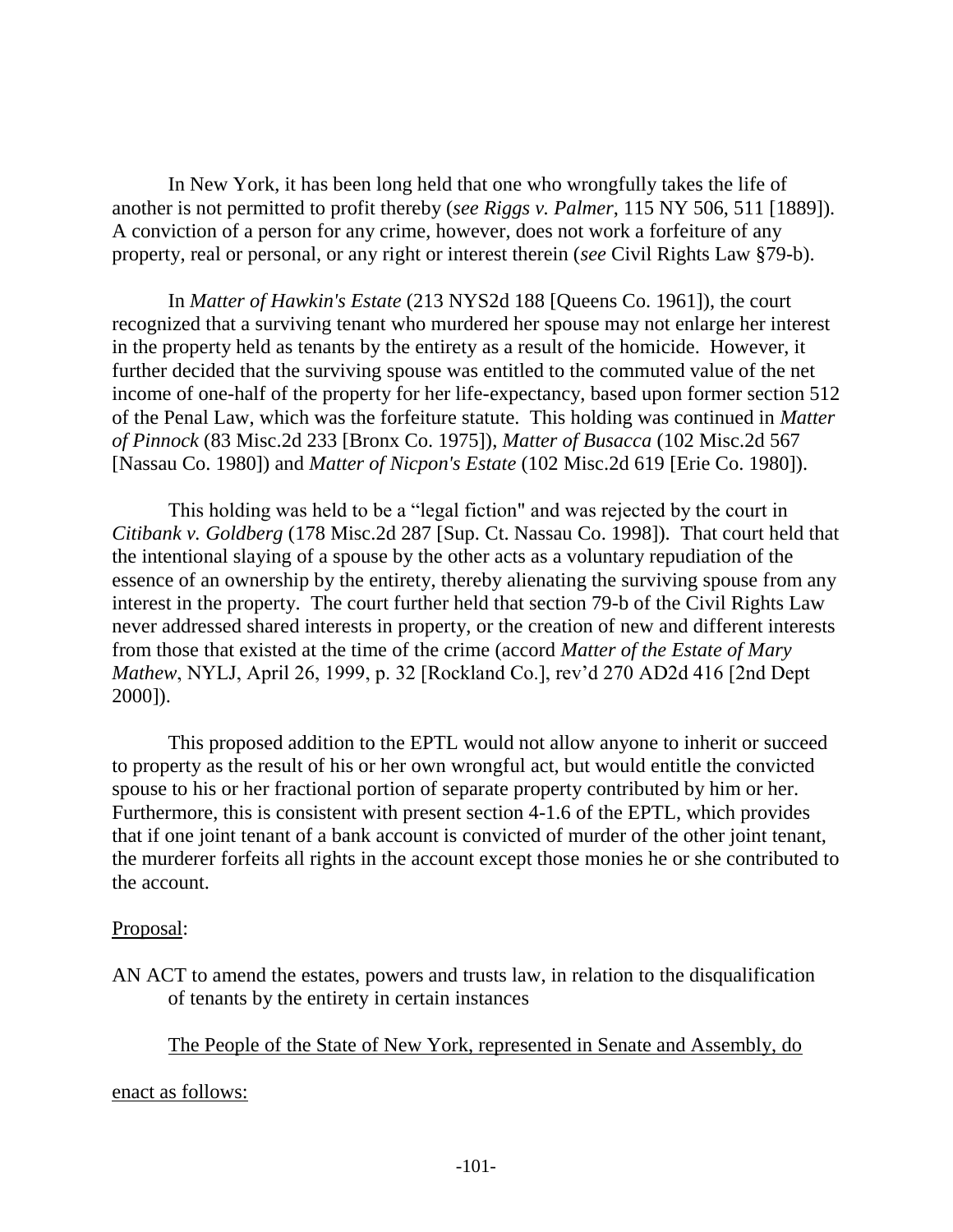In New York, it has been long held that one who wrongfully takes the life of another is not permitted to profit thereby (*see Riggs v. Palmer*, 115 NY 506, 511 [1889]). A conviction of a person for any crime, however, does not work a forfeiture of any property, real or personal, or any right or interest therein (*see* Civil Rights Law §79-b).

In *Matter of Hawkin's Estate* (213 NYS2d 188 [Queens Co. 1961]), the court recognized that a surviving tenant who murdered her spouse may not enlarge her interest in the property held as tenants by the entirety as a result of the homicide. However, it further decided that the surviving spouse was entitled to the commuted value of the net income of one-half of the property for her life-expectancy, based upon former section 512 of the Penal Law, which was the forfeiture statute. This holding was continued in *Matter of Pinnock* (83 Misc.2d 233 [Bronx Co. 1975]), *Matter of Busacca* (102 Misc.2d 567 [Nassau Co. 1980]) and *Matter of Nicpon's Estate* (102 Misc.2d 619 [Erie Co. 1980]).

This holding was held to be a "legal fiction" and was rejected by the court in *Citibank v. Goldberg* (178 Misc.2d 287 [Sup. Ct. Nassau Co. 1998]). That court held that the intentional slaying of a spouse by the other acts as a voluntary repudiation of the essence of an ownership by the entirety, thereby alienating the surviving spouse from any interest in the property. The court further held that section 79-b of the Civil Rights Law never addressed shared interests in property, or the creation of new and different interests from those that existed at the time of the crime (accord *Matter of the Estate of Mary Mathew*, NYLJ, April 26, 1999, p. 32 [Rockland Co.], rev'd 270 AD2d 416 [2nd Dept 2000]).

This proposed addition to the EPTL would not allow anyone to inherit or succeed to property as the result of his or her own wrongful act, but would entitle the convicted spouse to his or her fractional portion of separate property contributed by him or her. Furthermore, this is consistent with present section 4-1.6 of the EPTL, which provides that if one joint tenant of a bank account is convicted of murder of the other joint tenant, the murderer forfeits all rights in the account except those monies he or she contributed to the account.

<u>Proposal</u>:

AN ACT to amend the estates, powers and trusts law, in relation to the disqualification of tenants by the entirety in certain instances

<u>The People of the State of New York, represented in Senate and Assembly, do enact as follows:</u>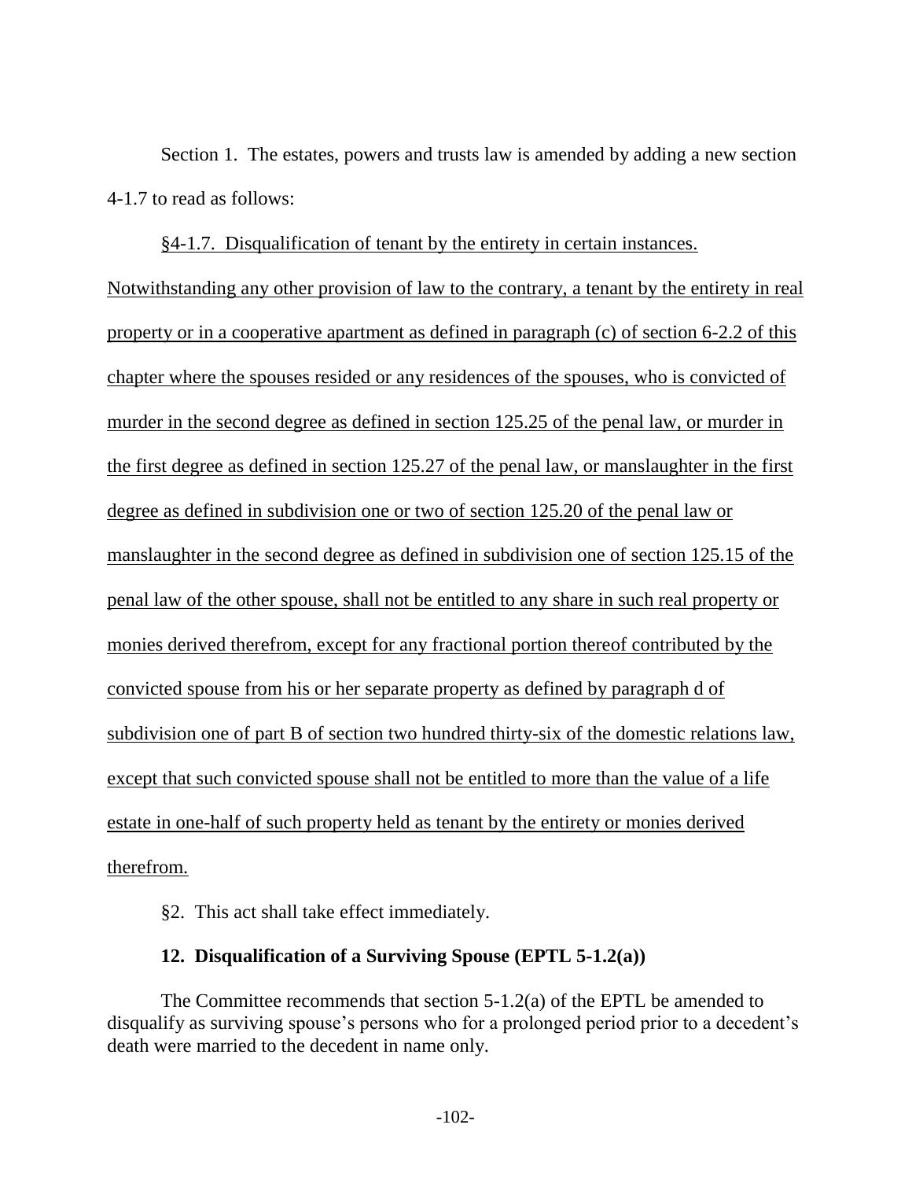Section 1. The estates, powers and trusts law is amended by adding a new section 4-1.7 to read as follows:

<u>§4-1.7. Disqualification of tenant by the entirety in certain instances. Notwithstanding any other provision of law to the contrary, a tenant by the entirety in real property or in a cooperative apartment as defined in paragraph (c) of section 6-2.2 of this chapter where the spouses resided or any residences of the spouses, who is convicted of murder in the second degree as defined in section 125.25 of the penal law, or murder in the first degree as defined in section 125.27 of the penal law, or manslaughter in the first degree as defined in subdivision one or two of section 125.20 of the penal law or manslaughter in the second degree as defined in subdivision one of section 125.15 of the penal law of the other spouse, shall not be entitled to any share in such real property or monies derived therefrom, except for any fractional portion thereof contributed by the convicted spouse from his or her separate property as defined by paragraph d of subdivision one of part B of section two hundred thirty-six of the domestic relations law, except that such convicted spouse shall not be entitled to more than the value of a life estate in one-half of such property held as tenant by the entirety or monies derived therefrom.</u>

§2. This act shall take effect immediately.

### 12. Disqualification of a Surviving Spouse (EPTL 5-1.2(a))

The Committee recommends that section 5-1.2(a) of the EPTL be amended to disqualify as surviving spouse's persons who for a prolonged period prior to a decedent's death were married to the decedent in name only.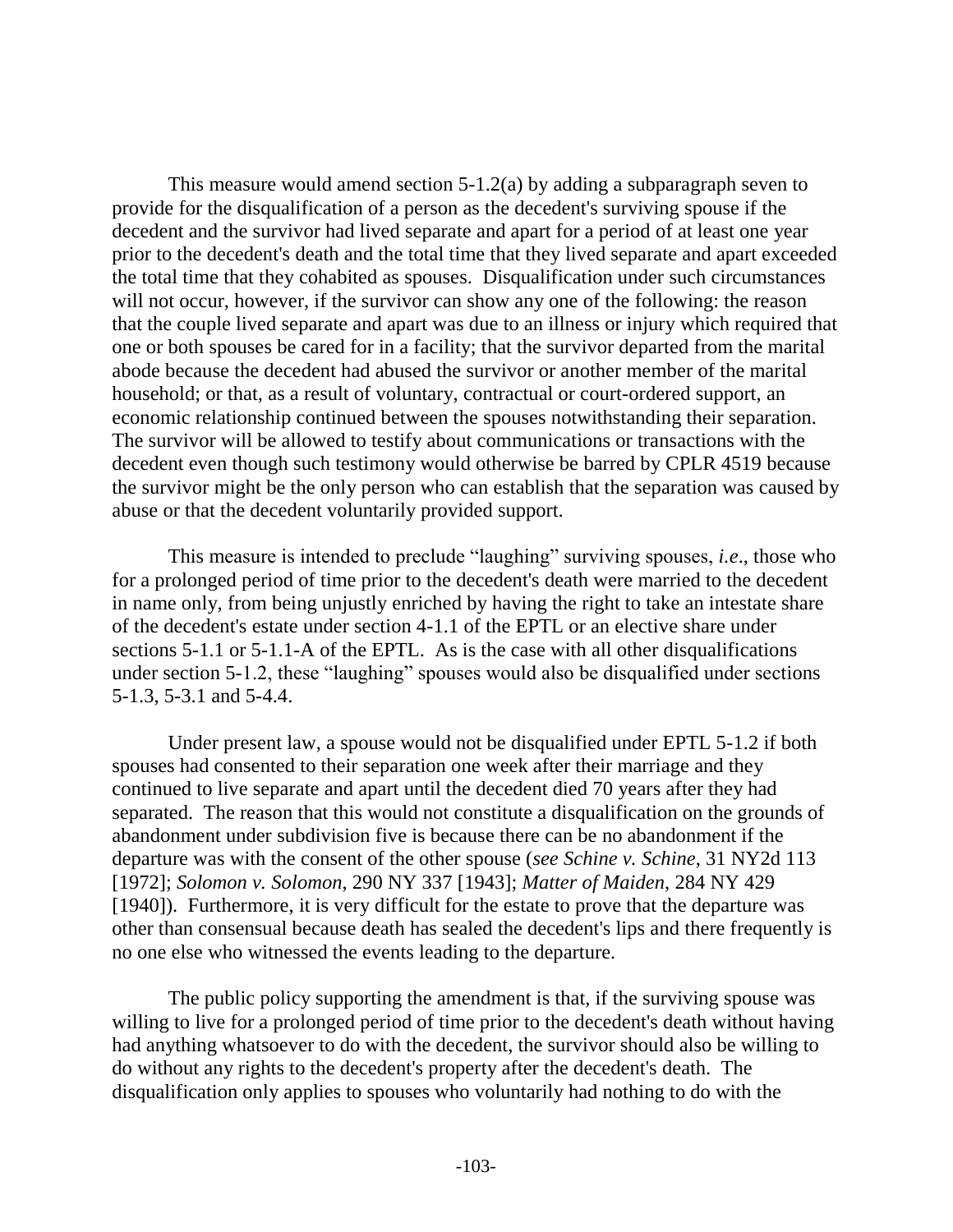This measure would amend section 5-1.2(a) by adding a subparagraph seven to provide for the disqualification of a person as the decedent's surviving spouse if the decedent and the survivor had lived separate and apart for a period of at least one year prior to the decedent's death and the total time that they lived separate and apart exceeded the total time that they cohabited as spouses. Disqualification under such circumstances will not occur, however, if the survivor can show any one of the following: the reason that the couple lived separate and apart was due to an illness or injury which required that one or both spouses be cared for in a facility; that the survivor departed from the marital abode because the decedent had abused the survivor or another member of the marital household; or that, as a result of voluntary, contractual or court-ordered support, an economic relationship continued between the spouses notwithstanding their separation. The survivor will be allowed to testify about communications or transactions with the decedent even though such testimony would otherwise be barred by CPLR 4519 because the survivor might be the only person who can establish that the separation was caused by abuse or that the decedent voluntarily provided support.

This measure is intended to preclude "laughing" surviving spouses, *i.e*., those who for a prolonged period of time prior to the decedent's death were married to the decedent in name only, from being unjustly enriched by having the right to take an intestate share of the decedent's estate under section 4-1.1 of the EPTL or an elective share under sections 5-1.1 or 5-1.1-A of the EPTL. As is the case with all other disqualifications under section 5-1.2, these "laughing" spouses would also be disqualified under sections 5-1.3, 5-3.1 and 5-4.4.

Under present law, a spouse would not be disqualified under EPTL 5-1.2 if both spouses had consented to their separation one week after their marriage and they continued to live separate and apart until the decedent died 70 years after they had separated. The reason that this would not constitute a disqualification on the grounds of abandonment under subdivision five is because there can be no abandonment if the departure was with the consent of the other spouse (*see Schine v. Schine*, 31 NY2d 113 [1972]; *Solomon v. Solomon*, 290 NY 337 [1943]; *Matter of Maiden*, 284 NY 429 [1940]). Furthermore, it is very difficult for the estate to prove that the departure was other than consensual because death has sealed the decedent's lips and there frequently is no one else who witnessed the events leading to the departure.

The public policy supporting the amendment is that, if the surviving spouse was willing to live for a prolonged period of time prior to the decedent's death without having had anything whatsoever to do with the decedent, the survivor should also be willing to do without any rights to the decedent's property after the decedent's death. The disqualification only applies to spouses who voluntarily had nothing to do with the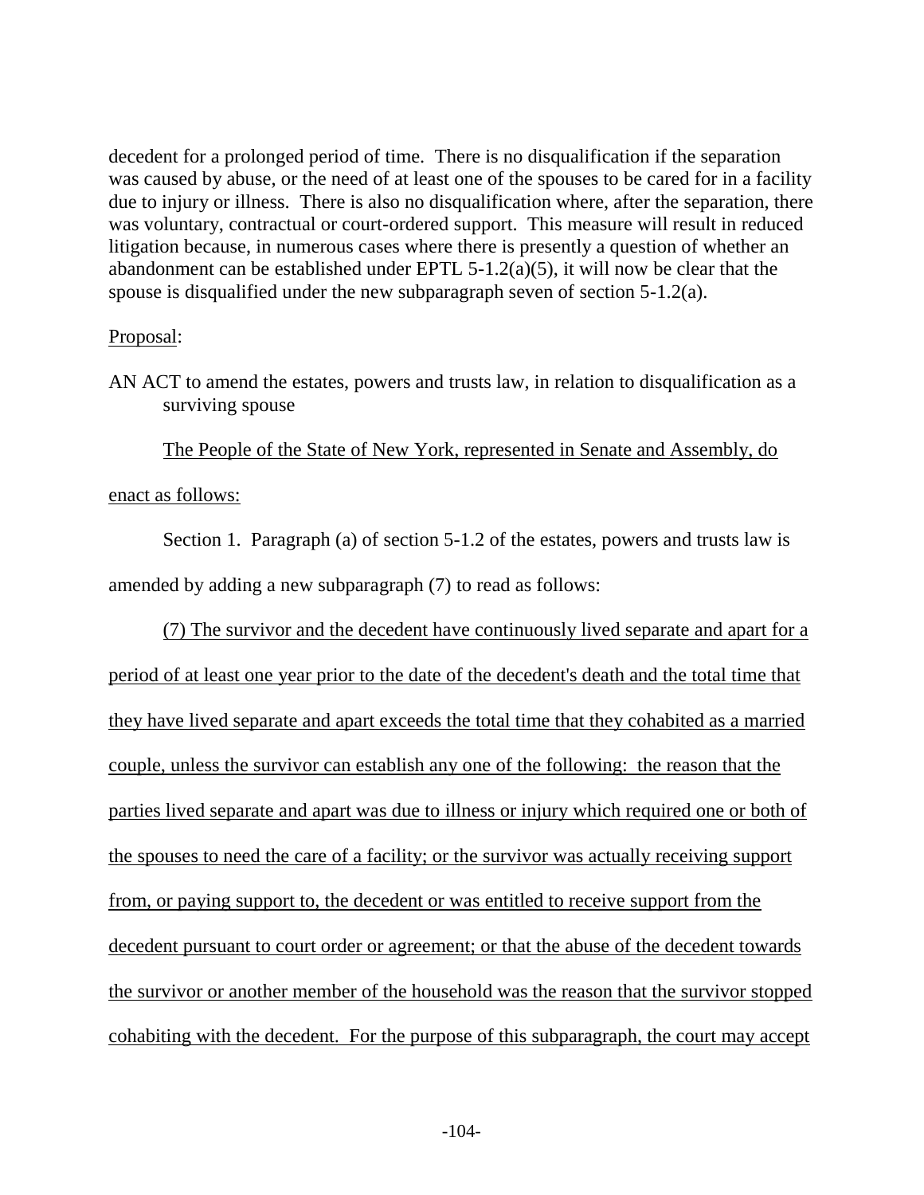decedent for a prolonged period of time. There is no disqualification if the separation was caused by abuse, or the need of at least one of the spouses to be cared for in a facility due to injury or illness. There is also no disqualification where, after the separation, there was voluntary, contractual or court-ordered support. This measure will result in reduced litigation because, in numerous cases where there is presently a question of whether an abandonment can be established under EPTL 5-1.2(a)(5), it will now be clear that the spouse is disqualified under the new subparagraph seven of section 5-1.2(a).

Proposal:

AN ACT to amend the estates, powers and trusts law, in relation to disqualification as a surviving spouse

The People of the State of New York, represented in Senate and Assembly, do enact as follows:

Section 1. Paragraph (a) of section 5-1.2 of the estates, powers and trusts law is amended by adding a new subparagraph (7) to read as follows:

(7) The survivor and the decedent have continuously lived separate and apart for a period of at least one year prior to the date of the decedent's death and the total time that they have lived separate and apart exceeds the total time that they cohabited as a married couple, unless the survivor can establish any one of the following: the reason that the parties lived separate and apart was due to illness or injury which required one or both of the spouses to need the care of a facility; or the survivor was actually receiving support from, or paying support to, the decedent or was entitled to receive support from the decedent pursuant to court order or agreement; or that the abuse of the decedent towards the survivor or another member of the household was the reason that the survivor stopped cohabiting with the decedent. For the purpose of this subparagraph, the court may accept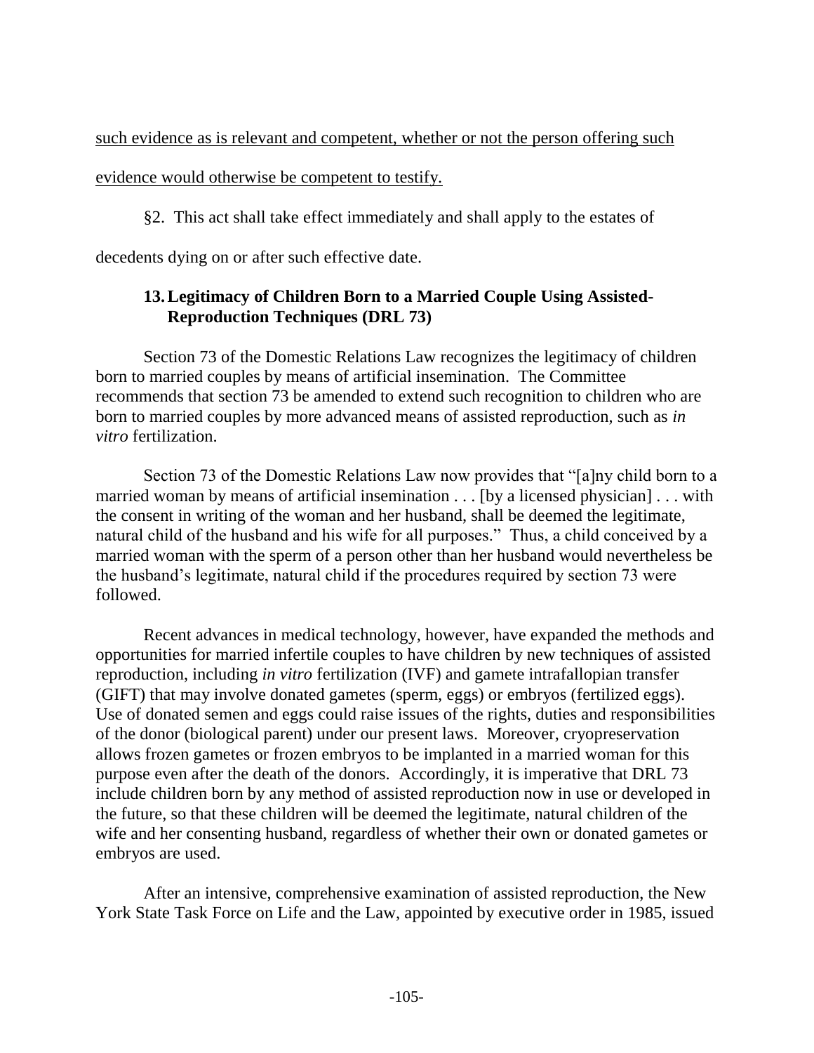<u>such evidence as is relevant and competent, whether or not the person offering such evidence would otherwise be competent to testify.</u>

§2. This act shall take effect immediately and shall apply to the estates of decedents dying on or after such effective date.

### 13. Legitimacy of Children Born to a Married Couple Using Assisted-Reproduction Techniques (DRL 73)

Section 73 of the Domestic Relations Law recognizes the legitimacy of children born to married couples by means of artificial insemination. The Committee recommends that section 73 be amended to extend such recognition to children who are born to married couples by more advanced means of assisted reproduction, such as *in vitro* fertilization.

Section 73 of the Domestic Relations Law now provides that "[a]ny child born to a married woman by means of artificial insemination . . . [by a licensed physician] . . . with the consent in writing of the woman and her husband, shall be deemed the legitimate, natural child of the husband and his wife for all purposes." Thus, a child conceived by a married woman with the sperm of a person other than her husband would nevertheless be the husband's legitimate, natural child if the procedures required by section 73 were followed.

Recent advances in medical technology, however, have expanded the methods and opportunities for married infertile couples to have children by new techniques of assisted reproduction, including *in vitro* fertilization (IVF) and gamete intrafallopian transfer (GIFT) that may involve donated gametes (sperm, eggs) or embryos (fertilized eggs). Use of donated semen and eggs could raise issues of the rights, duties and responsibilities of the donor (biological parent) under our present laws. Moreover, cryopreservation allows frozen gametes or frozen embryos to be implanted in a married woman for this purpose even after the death of the donors. Accordingly, it is imperative that DRL 73 include children born by any method of assisted reproduction now in use or developed in the future, so that these children will be deemed the legitimate, natural children of the wife and her consenting husband, regardless of whether their own or donated gametes or embryos are used.

After an intensive, comprehensive examination of assisted reproduction, the New York State Task Force on Life and the Law, appointed by executive order in 1985, issued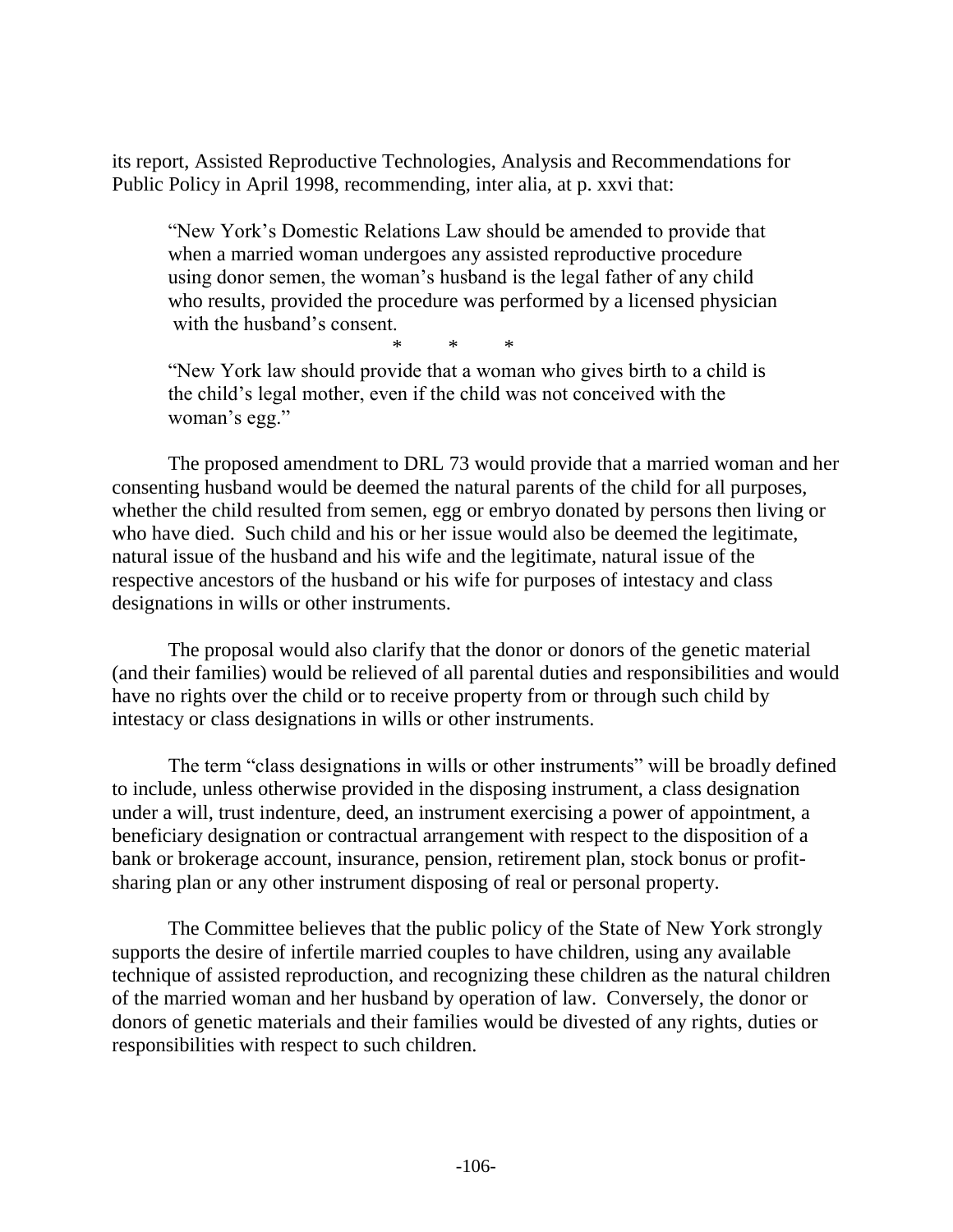its report, Assisted Reproductive Technologies, Analysis and Recommendations for Public Policy in April 1998, recommending, inter alia, at p. xxvi that:

> "New York's Domestic Relations Law should be amended to provide that when a married woman undergoes any assisted reproductive procedure using donor semen, the woman's husband is the legal father of any child who results, provided the procedure was performed by a licensed physician with the husband's consent.
>
> \* \* \*
>
> "New York law should provide that a woman who gives birth to a child is the child's legal mother, even if the child was not conceived with the woman's egg."

The proposed amendment to DRL 73 would provide that a married woman and her consenting husband would be deemed the natural parents of the child for all purposes, whether the child resulted from semen, egg or embryo donated by persons then living or who have died. Such child and his or her issue would also be deemed the legitimate, natural issue of the husband and his wife and the legitimate, natural issue of the respective ancestors of the husband or his wife for purposes of intestacy and class designations in wills or other instruments.

The proposal would also clarify that the donor or donors of the genetic material (and their families) would be relieved of all parental duties and responsibilities and would have no rights over the child or to receive property from or through such child by intestacy or class designations in wills or other instruments.

The term "class designations in wills or other instruments" will be broadly defined to include, unless otherwise provided in the disposing instrument, a class designation under a will, trust indenture, deed, an instrument exercising a power of appointment, a beneficiary designation or contractual arrangement with respect to the disposition of a bank or brokerage account, insurance, pension, retirement plan, stock bonus or profit-sharing plan or any other instrument disposing of real or personal property.

The Committee believes that the public policy of the State of New York strongly supports the desire of infertile married couples to have children, using any available technique of assisted reproduction, and recognizing these children as the natural children of the married woman and her husband by operation of law. Conversely, the donor or donors of genetic materials and their families would be divested of any rights, duties or responsibilities with respect to such children.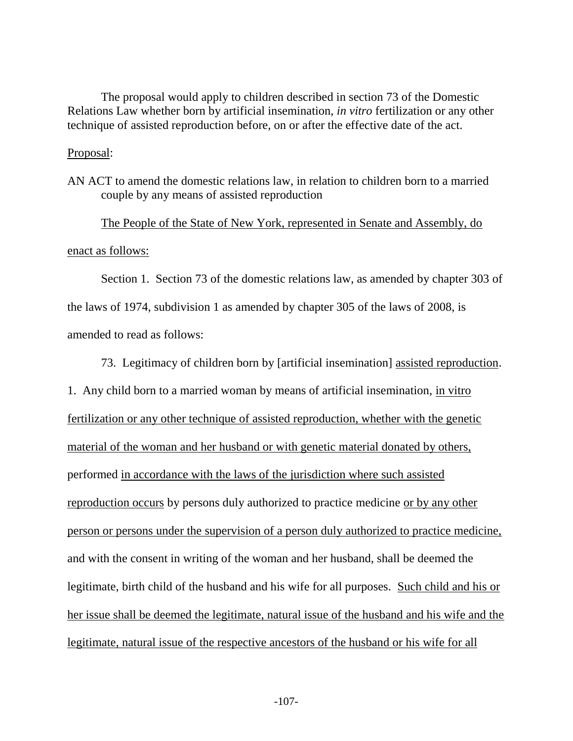The proposal would apply to children described in section 73 of the Domestic Relations Law whether born by artificial insemination, *in vitro* fertilization or any other technique of assisted reproduction before, on or after the effective date of the act.

<u>Proposal</u>:

AN ACT to amend the domestic relations law, in relation to children born to a married couple by any means of assisted reproduction

<u>The People of the State of New York, represented in Senate and Assembly, do enact as follows:</u>

Section 1. Section 73 of the domestic relations law, as amended by chapter 303 of the laws of 1974, subdivision 1 as amended by chapter 305 of the laws of 2008, is amended to read as follows:

73. Legitimacy of children born by [artificial insemination] <u>assisted reproduction</u>. 1. Any child born to a married woman by means of artificial insemination, <u>in vitro fertilization or any other technique of assisted reproduction, whether with the genetic material of the woman and her husband or with genetic material donated by others,</u> performed <u>in accordance with the laws of the jurisdiction where such assisted reproduction occurs</u> by persons duly authorized to practice medicine <u>or by any other person or persons under the supervision of a person duly authorized to practice medicine,</u> and with the consent in writing of the woman and her husband, shall be deemed the legitimate, birth child of the husband and his wife for all purposes. <u>Such child and his or her issue shall be deemed the legitimate, natural issue of the husband and his wife and the legitimate, natural issue of the respective ancestors of the husband or his wife for all</u>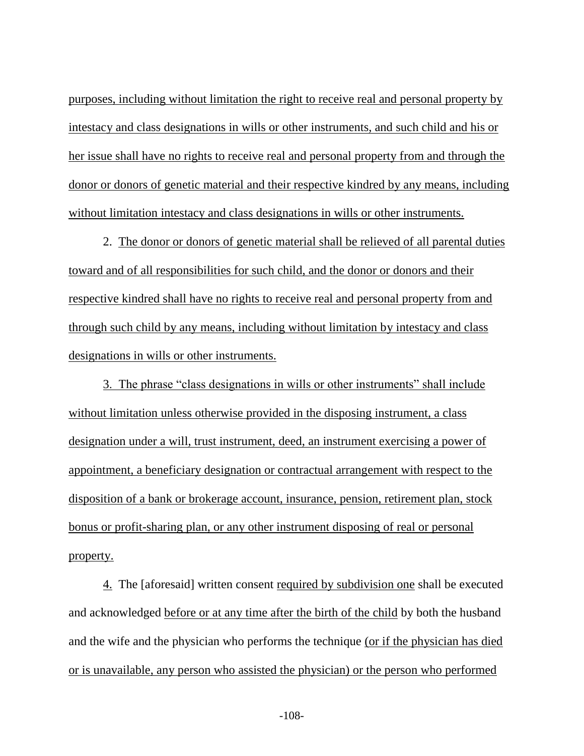purposes, including without limitation the right to receive real and personal property by intestacy and class designations in wills or other instruments, and such child and his or her issue shall have no rights to receive real and personal property from and through the donor or donors of genetic material and their respective kindred by any means, including without limitation intestacy and class designations in wills or other instruments.

2. The donor or donors of genetic material shall be relieved of all parental duties toward and of all responsibilities for such child, and the donor or donors and their respective kindred shall have no rights to receive real and personal property from and through such child by any means, including without limitation by intestacy and class designations in wills or other instruments.

3. The phrase "class designations in wills or other instruments" shall include without limitation unless otherwise provided in the disposing instrument, a class designation under a will, trust instrument, deed, an instrument exercising a power of appointment, a beneficiary designation or contractual arrangement with respect to the disposition of a bank or brokerage account, insurance, pension, retirement plan, stock bonus or profit-sharing plan, or any other instrument disposing of real or personal property.

4. The [aforesaid] written consent required by subdivision one shall be executed and acknowledged before or at any time after the birth of the child by both the husband and the wife and the physician who performs the technique (or if the physician has died or is unavailable, any person who assisted the physician) or the person who performed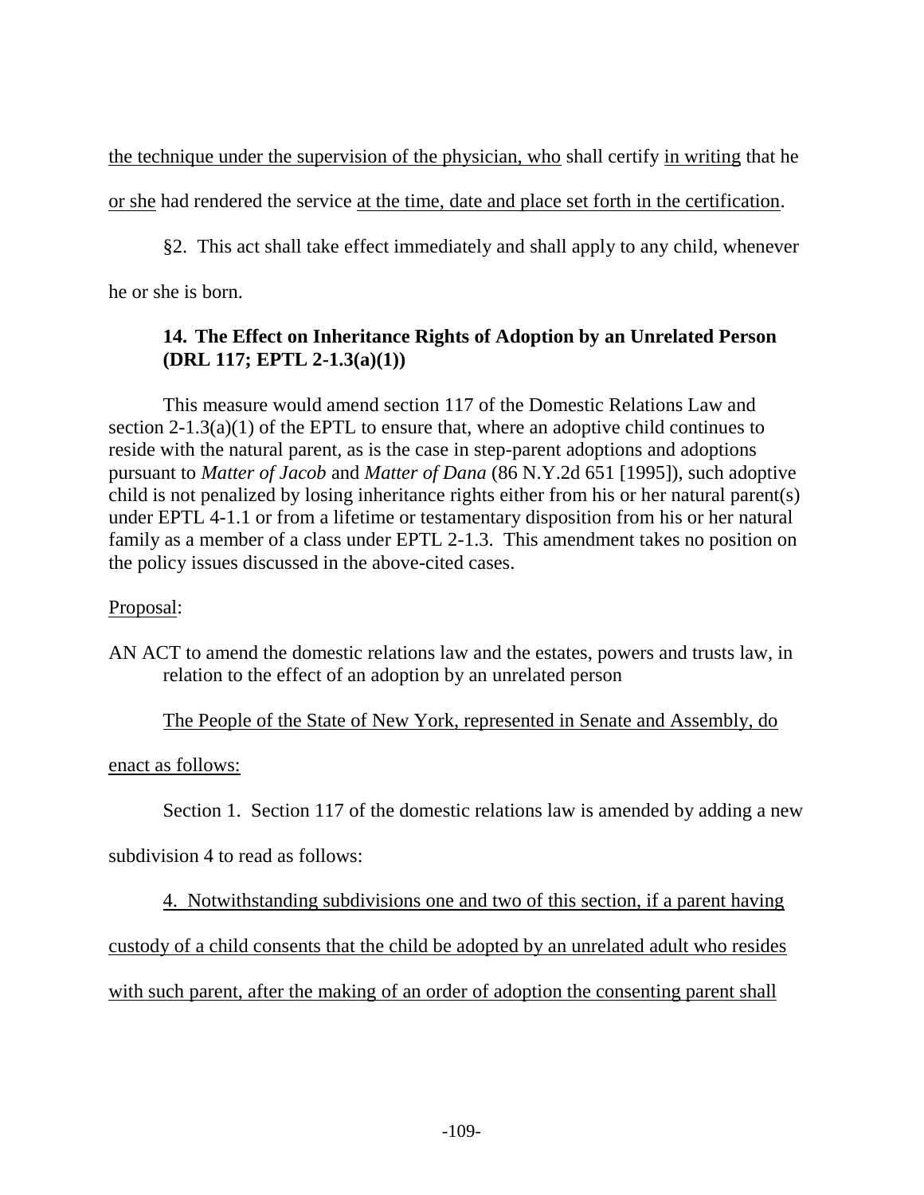the technique under the supervision of the physician, who shall certify in writing that he or she had rendered the service at the time, date and place set forth in the certification.

§2. This act shall take effect immediately and shall apply to any child, whenever he or she is born.

### 14. The Effect on Inheritance Rights of Adoption by an Unrelated Person (DRL 117; EPTL 2-1.3(a)(1))

This measure would amend section 117 of the Domestic Relations Law and section 2-1.3(a)(1) of the EPTL to ensure that, where an adoptive child continues to reside with the natural parent, as is the case in step-parent adoptions and adoptions pursuant to *Matter of Jacob* and *Matter of Dana* (86 N.Y.2d 651 [1995]), such adoptive child is not penalized by losing inheritance rights either from his or her natural parent(s) under EPTL 4-1.1 or from a lifetime or testamentary disposition from his or her natural family as a member of a class under EPTL 2-1.3. This amendment takes no position on the policy issues discussed in the above-cited cases.

Proposal:

AN ACT to amend the domestic relations law and the estates, powers and trusts law, in relation to the effect of an adoption by an unrelated person

The People of the State of New York, represented in Senate and Assembly, do enact as follows:

Section 1. Section 117 of the domestic relations law is amended by adding a new subdivision 4 to read as follows:

4. Notwithstanding subdivisions one and two of this section, if a parent having custody of a child consents that the child be adopted by an unrelated adult who resides with such parent, after the making of an order of adoption the consenting parent shall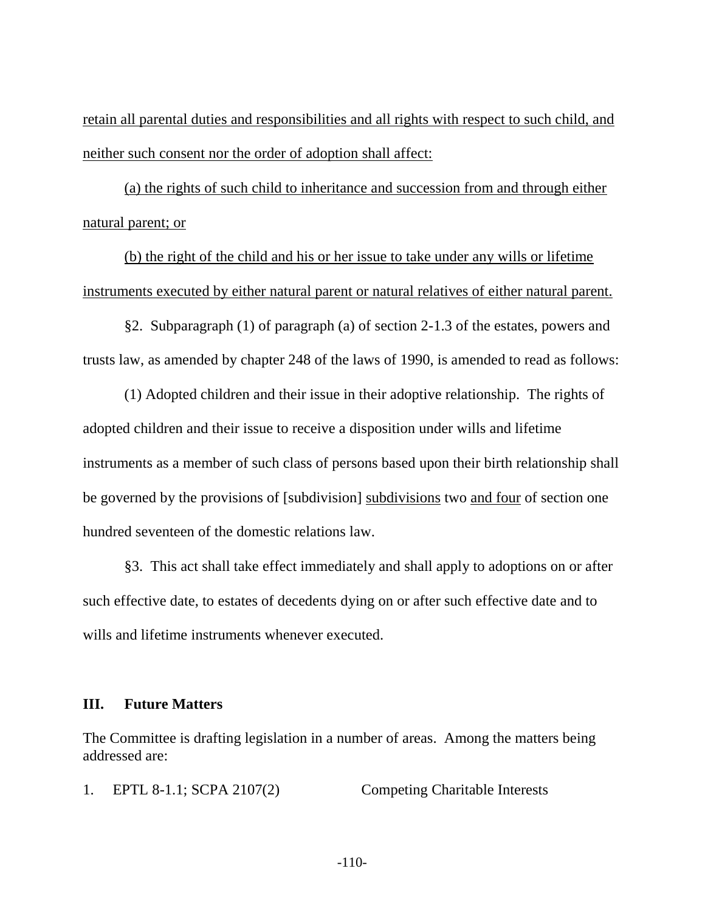<u>retain all parental duties and responsibilities and all rights with respect to such child, and neither such consent nor the order of adoption shall affect:</u>

<u>(a) the rights of such child to inheritance and succession from and through either natural parent; or</u>

<u>(b) the right of the child and his or her issue to take under any wills or lifetime instruments executed by either natural parent or natural relatives of either natural parent.</u>

§2. Subparagraph (1) of paragraph (a) of section 2-1.3 of the estates, powers and trusts law, as amended by chapter 248 of the laws of 1990, is amended to read as follows:

(1) Adopted children and their issue in their adoptive relationship. The rights of adopted children and their issue to receive a disposition under wills and lifetime instruments as a member of such class of persons based upon their birth relationship shall be governed by the provisions of [subdivision] <u>subdivisions</u> two <u>and four</u> of section one hundred seventeen of the domestic relations law.

§3. This act shall take effect immediately and shall apply to adoptions on or after such effective date, to estates of decedents dying on or after such effective date and to wills and lifetime instruments whenever executed.

## III. Future Matters

The Committee is drafting legislation in a number of areas. Among the matters being addressed are:

1. EPTL 8-1.1; SCPA 2107(2) Competing Charitable Interests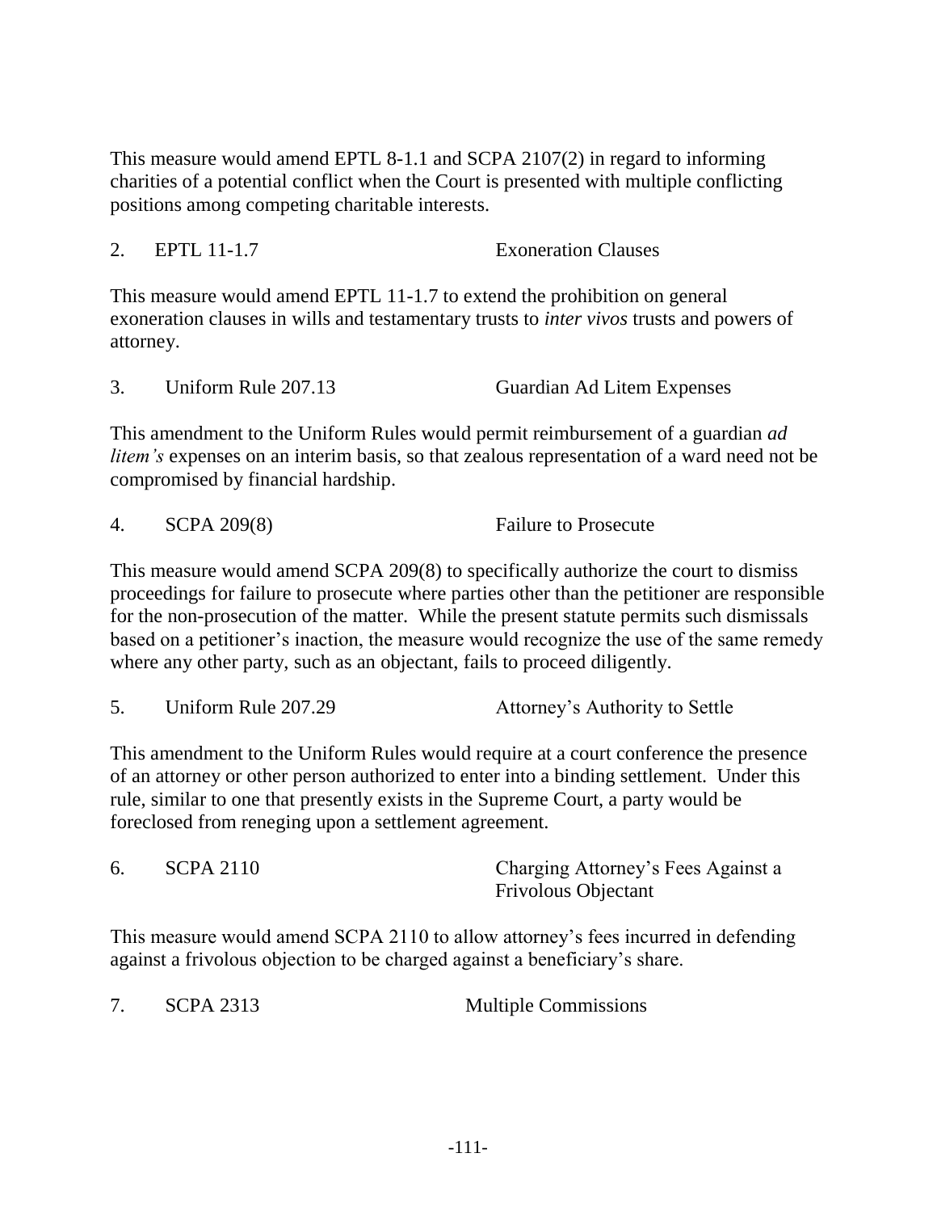This measure would amend EPTL 8-1.1 and SCPA 2107(2) in regard to informing charities of a potential conflict when the Court is presented with multiple conflicting positions among competing charitable interests.

2. EPTL 11-1.7 Exoneration Clauses

This measure would amend EPTL 11-1.7 to extend the prohibition on general exoneration clauses in wills and testamentary trusts to *inter vivos* trusts and powers of attorney.

3. Uniform Rule 207.13 Guardian Ad Litem Expenses

This amendment to the Uniform Rules would permit reimbursement of a guardian *ad litem's* expenses on an interim basis, so that zealous representation of a ward need not be compromised by financial hardship.

4. SCPA 209(8) Failure to Prosecute

This measure would amend SCPA 209(8) to specifically authorize the court to dismiss proceedings for failure to prosecute where parties other than the petitioner are responsible for the non-prosecution of the matter. While the present statute permits such dismissals based on a petitioner's inaction, the measure would recognize the use of the same remedy where any other party, such as an objectant, fails to proceed diligently.

5. Uniform Rule 207.29 Attorney's Authority to Settle

This amendment to the Uniform Rules would require at a court conference the presence of an attorney or other person authorized to enter into a binding settlement. Under this rule, similar to one that presently exists in the Supreme Court, a party would be foreclosed from reneging upon a settlement agreement.

6. SCPA 2110 Charging Attorney's Fees Against a Frivolous Objectant

This measure would amend SCPA 2110 to allow attorney's fees incurred in defending against a frivolous objection to be charged against a beneficiary's share.

7. SCPA 2313 Multiple Commissions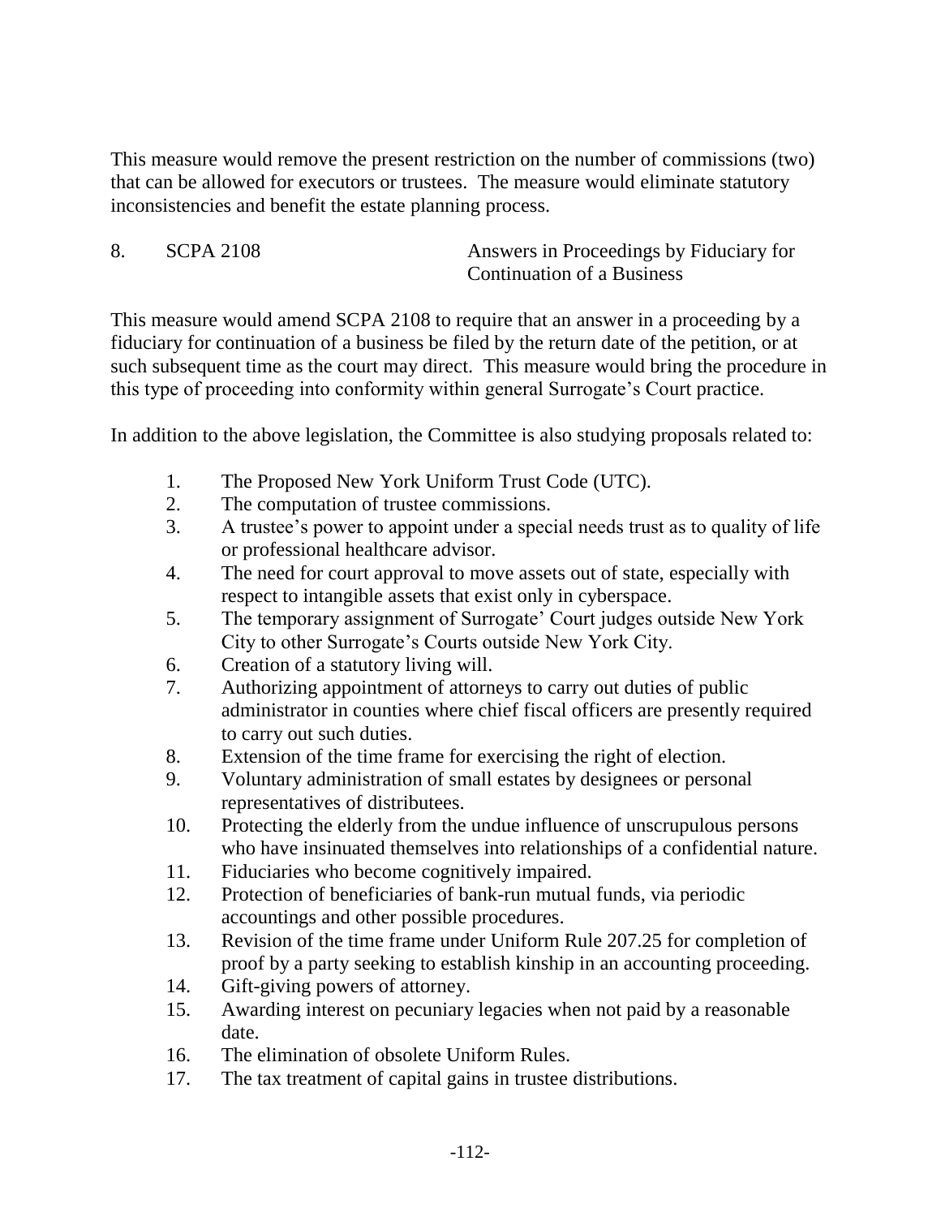This measure would remove the present restriction on the number of commissions (two) that can be allowed for executors or trustees. The measure would eliminate statutory inconsistencies and benefit the estate planning process.

8. SCPA 2108 — Answers in Proceedings by Fiduciary for Continuation of a Business

This measure would amend SCPA 2108 to require that an answer in a proceeding by a fiduciary for continuation of a business be filed by the return date of the petition, or at such subsequent time as the court may direct. This measure would bring the procedure in this type of proceeding into conformity within general Surrogate's Court practice.

In addition to the above legislation, the Committee is also studying proposals related to:

1. The Proposed New York Uniform Trust Code (UTC).
2. The computation of trustee commissions.
3. A trustee's power to appoint under a special needs trust as to quality of life or professional healthcare advisor.
4. The need for court approval to move assets out of state, especially with respect to intangible assets that exist only in cyberspace.
5. The temporary assignment of Surrogate' Court judges outside New York City to other Surrogate's Courts outside New York City.
6. Creation of a statutory living will.
7. Authorizing appointment of attorneys to carry out duties of public administrator in counties where chief fiscal officers are presently required to carry out such duties.
8. Extension of the time frame for exercising the right of election.
9. Voluntary administration of small estates by designees or personal representatives of distributees.
10. Protecting the elderly from the undue influence of unscrupulous persons who have insinuated themselves into relationships of a confidential nature.
11. Fiduciaries who become cognitively impaired.
12. Protection of beneficiaries of bank-run mutual funds, via periodic accountings and other possible procedures.
13. Revision of the time frame under Uniform Rule 207.25 for completion of proof by a party seeking to establish kinship in an accounting proceeding.
14. Gift-giving powers of attorney.
15. Awarding interest on pecuniary legacies when not paid by a reasonable date.
16. The elimination of obsolete Uniform Rules.
17. The tax treatment of capital gains in trustee distributions.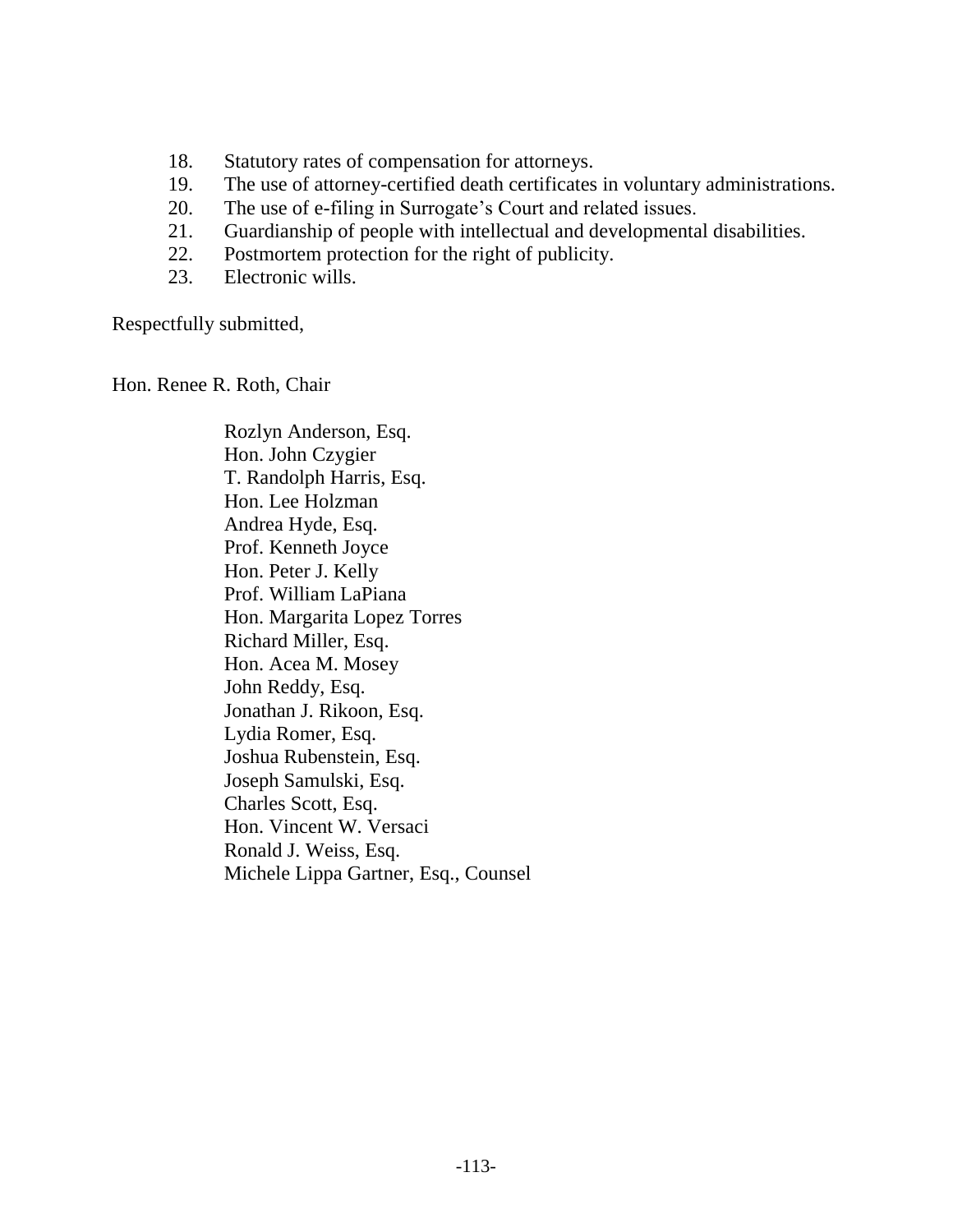18. Statutory rates of compensation for attorneys.
19. The use of attorney-certified death certificates in voluntary administrations.
20. The use of e-filing in Surrogate's Court and related issues.
21. Guardianship of people with intellectual and developmental disabilities.
22. Postmortem protection for the right of publicity.
23. Electronic wills.

Respectfully submitted,

Hon. Renee R. Roth, Chair

Rozlyn Anderson, Esq.
Hon. John Czygier
T. Randolph Harris, Esq.
Hon. Lee Holzman
Andrea Hyde, Esq.
Prof. Kenneth Joyce
Hon. Peter J. Kelly
Prof. William LaPiana
Hon. Margarita Lopez Torres
Richard Miller, Esq.
Hon. Acea M. Mosey
John Reddy, Esq.
Jonathan J. Rikoon, Esq.
Lydia Romer, Esq.
Joshua Rubenstein, Esq.
Joseph Samulski, Esq.
Charles Scott, Esq.
Hon. Vincent W. Versaci
Ronald J. Weiss, Esq.
Michele Lippa Gartner, Esq., Counsel